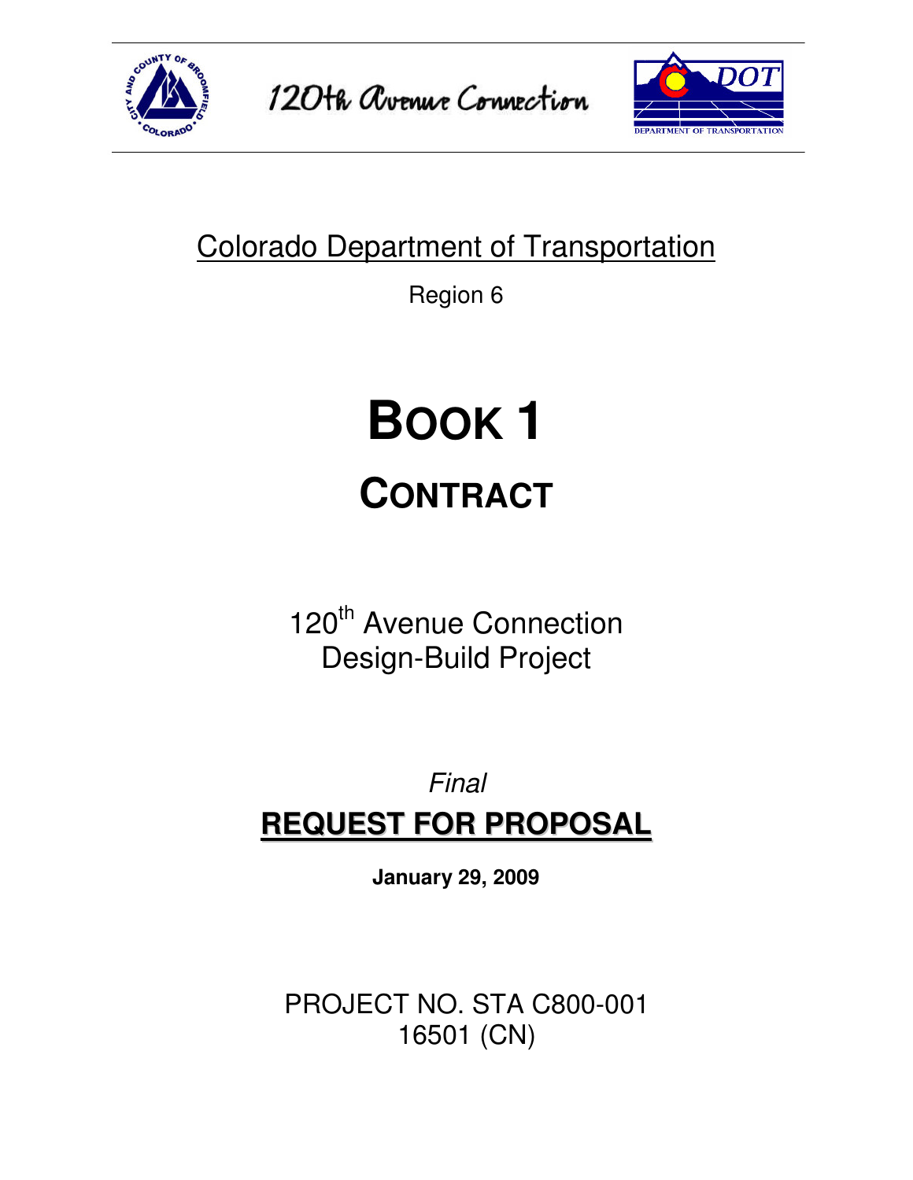120th Avenue Connection

Colorado Department of Transportation

Region 6

# BOOK 1

## CONTRACT

120th Avenue Connection
Design-Build Project

*Final*

**REQUEST FOR PROPOSAL**

**January 29, 2009**

PROJECT NO. STA C800-001
16501 (CN)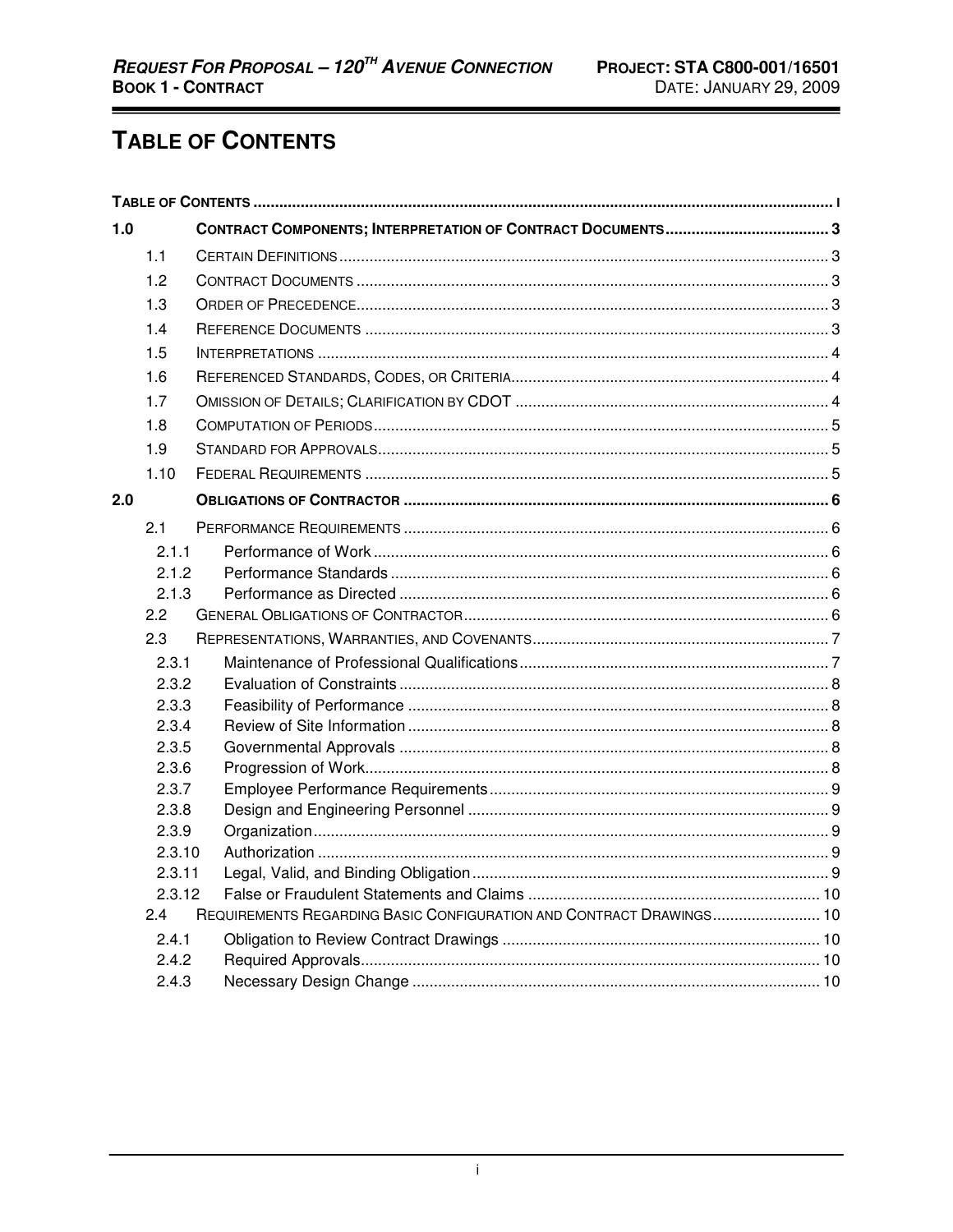# TABLE OF CONTENTS

| | | |
|---|---|---|
| **TABLE OF CONTENTS** | | **I** |
| **1.0** | **CONTRACT COMPONENTS; INTERPRETATION OF CONTRACT DOCUMENTS** | **3** |
| 1.1 | CERTAIN DEFINITIONS | 3 |
| 1.2 | CONTRACT DOCUMENTS | 3 |
| 1.3 | ORDER OF PRECEDENCE | 3 |
| 1.4 | REFERENCE DOCUMENTS | 3 |
| 1.5 | INTERPRETATIONS | 4 |
| 1.6 | REFERENCED STANDARDS, CODES, OR CRITERIA | 4 |
| 1.7 | OMISSION OF DETAILS; CLARIFICATION BY CDOT | 4 |
| 1.8 | COMPUTATION OF PERIODS | 5 |
| 1.9 | STANDARD FOR APPROVALS | 5 |
| 1.10 | FEDERAL REQUIREMENTS | 5 |
| **2.0** | **OBLIGATIONS OF CONTRACTOR** | **6** |
| 2.1 | PERFORMANCE REQUIREMENTS | 6 |
| 2.1.1 | Performance of Work | 6 |
| 2.1.2 | Performance Standards | 6 |
| 2.1.3 | Performance as Directed | 6 |
| 2.2 | GENERAL OBLIGATIONS OF CONTRACTOR | 6 |
| 2.3 | REPRESENTATIONS, WARRANTIES, AND COVENANTS | 7 |
| 2.3.1 | Maintenance of Professional Qualifications | 7 |
| 2.3.2 | Evaluation of Constraints | 8 |
| 2.3.3 | Feasibility of Performance | 8 |
| 2.3.4 | Review of Site Information | 8 |
| 2.3.5 | Governmental Approvals | 8 |
| 2.3.6 | Progression of Work | 8 |
| 2.3.7 | Employee Performance Requirements | 9 |
| 2.3.8 | Design and Engineering Personnel | 9 |
| 2.3.9 | Organization | 9 |
| 2.3.10 | Authorization | 9 |
| 2.3.11 | Legal, Valid, and Binding Obligation | 9 |
| 2.3.12 | False or Fraudulent Statements and Claims | 10 |
| 2.4 | REQUIREMENTS REGARDING BASIC CONFIGURATION AND CONTRACT DRAWINGS | 10 |
| 2.4.1 | Obligation to Review Contract Drawings | 10 |
| 2.4.2 | Required Approvals | 10 |
| 2.4.3 | Necessary Design Change | 10 |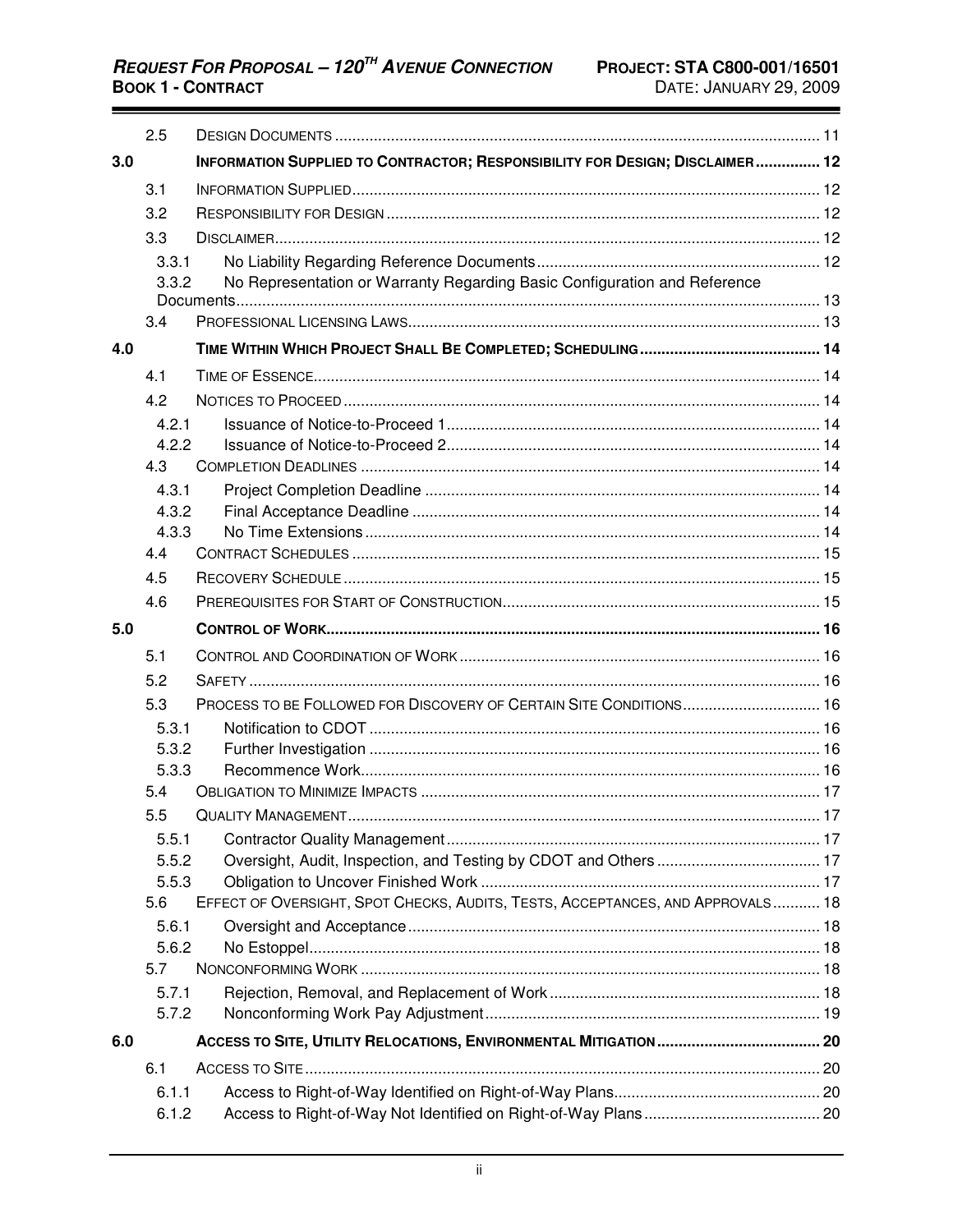| | | |
|---|---|---|
| 2.5 | DESIGN DOCUMENTS | 11 |
| **3.0** | **INFORMATION SUPPLIED TO CONTRACTOR; RESPONSIBILITY FOR DESIGN; DISCLAIMER** | **12** |
| 3.1 | INFORMATION SUPPLIED | 12 |
| 3.2 | RESPONSIBILITY FOR DESIGN | 12 |
| 3.3 | DISCLAIMER | 12 |
| 3.3.1 | No Liability Regarding Reference Documents | 12 |
| 3.3.2 | No Representation or Warranty Regarding Basic Configuration and Reference Documents | 13 |
| 3.4 | PROFESSIONAL LICENSING LAWS | 13 |
| **4.0** | **TIME WITHIN WHICH PROJECT SHALL BE COMPLETED; SCHEDULING** | **14** |
| 4.1 | TIME OF ESSENCE | 14 |
| 4.2 | NOTICES TO PROCEED | 14 |
| 4.2.1 | Issuance of Notice-to-Proceed 1 | 14 |
| 4.2.2 | Issuance of Notice-to-Proceed 2 | 14 |
| 4.3 | COMPLETION DEADLINES | 14 |
| 4.3.1 | Project Completion Deadline | 14 |
| 4.3.2 | Final Acceptance Deadline | 14 |
| 4.3.3 | No Time Extensions | 14 |
| 4.4 | CONTRACT SCHEDULES | 15 |
| 4.5 | RECOVERY SCHEDULE | 15 |
| 4.6 | PREREQUISITES FOR START OF CONSTRUCTION | 15 |
| **5.0** | **CONTROL OF WORK** | **16** |
| 5.1 | CONTROL AND COORDINATION OF WORK | 16 |
| 5.2 | SAFETY | 16 |
| 5.3 | PROCESS TO BE FOLLOWED FOR DISCOVERY OF CERTAIN SITE CONDITIONS | 16 |
| 5.3.1 | Notification to CDOT | 16 |
| 5.3.2 | Further Investigation | 16 |
| 5.3.3 | Recommence Work | 16 |
| 5.4 | OBLIGATION TO MINIMIZE IMPACTS | 17 |
| 5.5 | QUALITY MANAGEMENT | 17 |
| 5.5.1 | Contractor Quality Management | 17 |
| 5.5.2 | Oversight, Audit, Inspection, and Testing by CDOT and Others | 17 |
| 5.5.3 | Obligation to Uncover Finished Work | 17 |
| 5.6 | EFFECT OF OVERSIGHT, SPOT CHECKS, AUDITS, TESTS, ACCEPTANCES, AND APPROVALS | 18 |
| 5.6.1 | Oversight and Acceptance | 18 |
| 5.6.2 | No Estoppel | 18 |
| 5.7 | NONCONFORMING WORK | 18 |
| 5.7.1 | Rejection, Removal, and Replacement of Work | 18 |
| 5.7.2 | Nonconforming Work Pay Adjustment | 19 |
| **6.0** | **ACCESS TO SITE, UTILITY RELOCATIONS, ENVIRONMENTAL MITIGATION** | **20** |
| 6.1 | ACCESS TO SITE | 20 |
| 6.1.1 | Access to Right-of-Way Identified on Right-of-Way Plans | 20 |
| 6.1.2 | Access to Right-of-Way Not Identified on Right-of-Way Plans | 20 |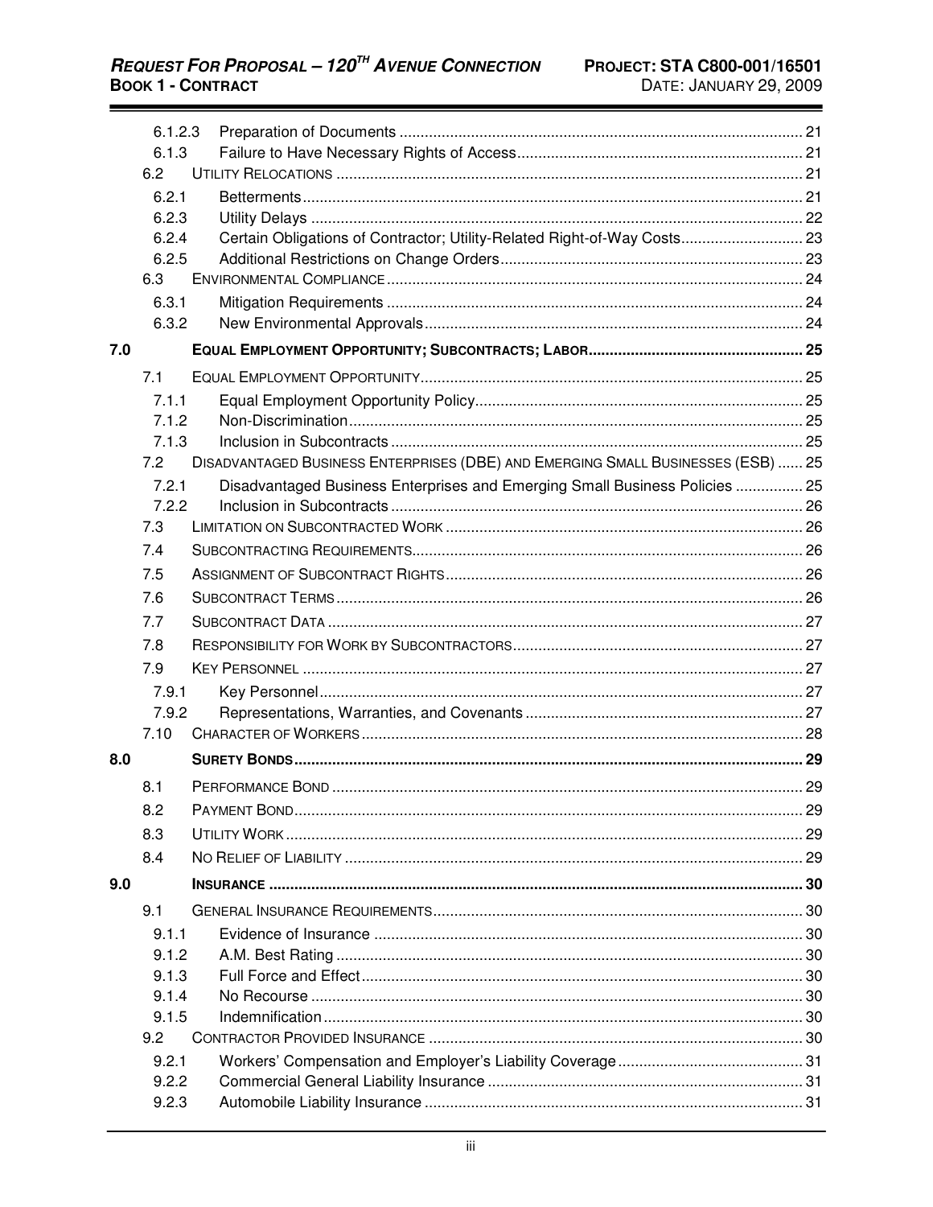| | | |
|---|---|---|
| 6.1.2.3 | Preparation of Documents | 21 |
| 6.1.3 | Failure to Have Necessary Rights of Access | 21 |
| 6.2 | UTILITY RELOCATIONS | 21 |
| 6.2.1 | Betterments | 21 |
| 6.2.3 | Utility Delays | 22 |
| 6.2.4 | Certain Obligations of Contractor; Utility-Related Right-of-Way Costs | 23 |
| 6.2.5 | Additional Restrictions on Change Orders | 23 |
| 6.3 | ENVIRONMENTAL COMPLIANCE | 24 |
| 6.3.1 | Mitigation Requirements | 24 |
| 6.3.2 | New Environmental Approvals | 24 |
| **7.0** | **EQUAL EMPLOYMENT OPPORTUNITY; SUBCONTRACTS; LABOR** | **25** |
| 7.1 | EQUAL EMPLOYMENT OPPORTUNITY | 25 |
| 7.1.1 | Equal Employment Opportunity Policy | 25 |
| 7.1.2 | Non-Discrimination | 25 |
| 7.1.3 | Inclusion in Subcontracts | 25 |
| 7.2 | DISADVANTAGED BUSINESS ENTERPRISES (DBE) AND EMERGING SMALL BUSINESSES (ESB) | 25 |
| 7.2.1 | Disadvantaged Business Enterprises and Emerging Small Business Policies | 25 |
| 7.2.2 | Inclusion in Subcontracts | 26 |
| 7.3 | LIMITATION ON SUBCONTRACTED WORK | 26 |
| 7.4 | SUBCONTRACTING REQUIREMENTS | 26 |
| 7.5 | ASSIGNMENT OF SUBCONTRACT RIGHTS | 26 |
| 7.6 | SUBCONTRACT TERMS | 26 |
| 7.7 | SUBCONTRACT DATA | 27 |
| 7.8 | RESPONSIBILITY FOR WORK BY SUBCONTRACTORS | 27 |
| 7.9 | KEY PERSONNEL | 27 |
| 7.9.1 | Key Personnel | 27 |
| 7.9.2 | Representations, Warranties, and Covenants | 27 |
| 7.10 | CHARACTER OF WORKERS | 28 |
| **8.0** | **SURETY BONDS** | **29** |
| 8.1 | PERFORMANCE BOND | 29 |
| 8.2 | PAYMENT BOND | 29 |
| 8.3 | UTILITY WORK | 29 |
| 8.4 | NO RELIEF OF LIABILITY | 29 |
| **9.0** | **INSURANCE** | **30** |
| 9.1 | GENERAL INSURANCE REQUIREMENTS | 30 |
| 9.1.1 | Evidence of Insurance | 30 |
| 9.1.2 | A.M. Best Rating | 30 |
| 9.1.3 | Full Force and Effect | 30 |
| 9.1.4 | No Recourse | 30 |
| 9.1.5 | Indemnification | 30 |
| 9.2 | CONTRACTOR PROVIDED INSURANCE | 30 |
| 9.2.1 | Workers' Compensation and Employer's Liability Coverage | 31 |
| 9.2.2 | Commercial General Liability Insurance | 31 |
| 9.2.3 | Automobile Liability Insurance | 31 |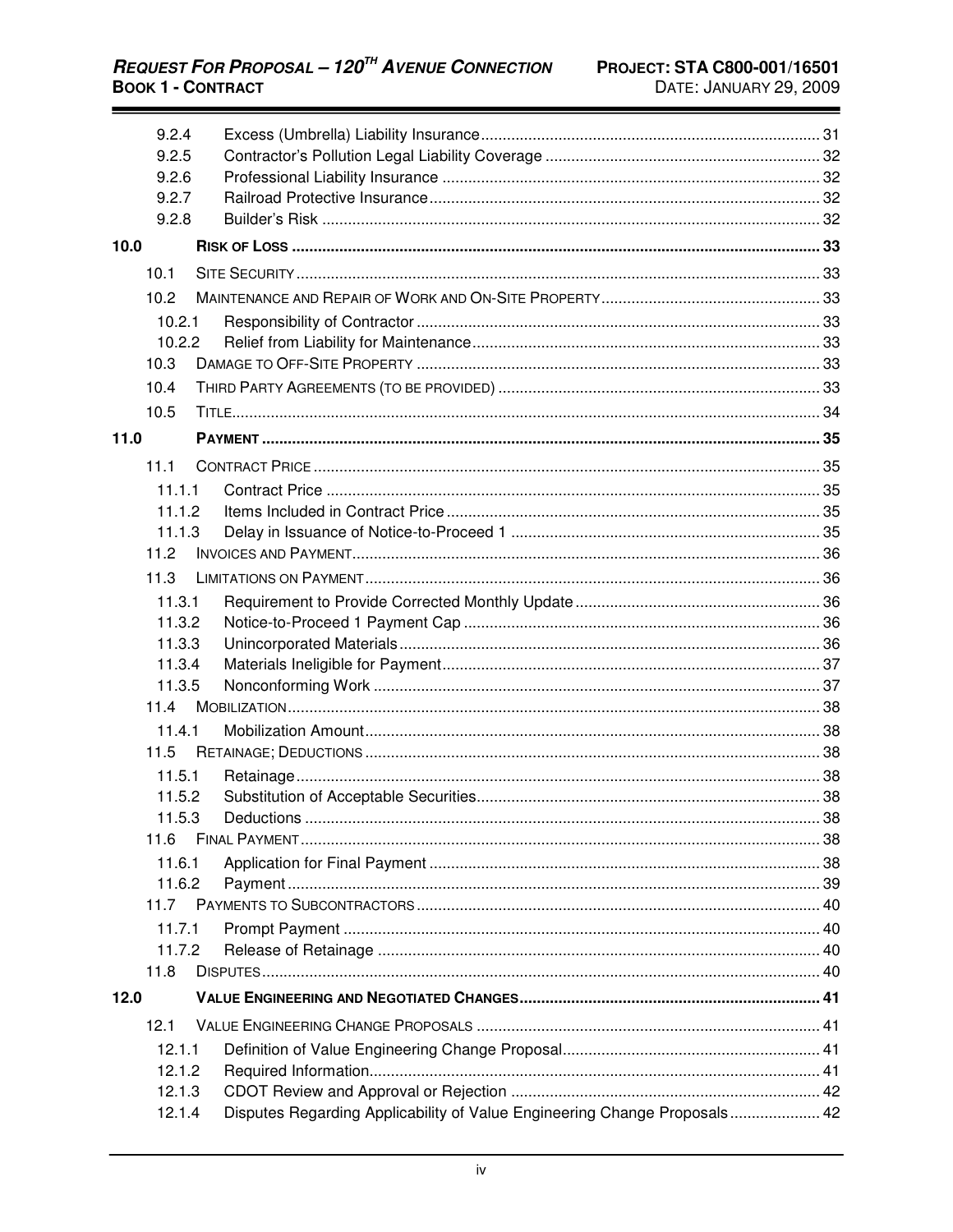| | | |
|---|---|---|
| 9.2.4 | Excess (Umbrella) Liability Insurance | 31 |
| 9.2.5 | Contractor's Pollution Legal Liability Coverage | 32 |
| 9.2.6 | Professional Liability Insurance | 32 |
| 9.2.7 | Railroad Protective Insurance | 32 |
| 9.2.8 | Builder's Risk | 32 |
| **10.0** | **RISK OF LOSS** | **33** |
| 10.1 | SITE SECURITY | 33 |
| 10.2 | MAINTENANCE AND REPAIR OF WORK AND ON-SITE PROPERTY | 33 |
| 10.2.1 | Responsibility of Contractor | 33 |
| 10.2.2 | Relief from Liability for Maintenance | 33 |
| 10.3 | DAMAGE TO OFF-SITE PROPERTY | 33 |
| 10.4 | THIRD PARTY AGREEMENTS (TO BE PROVIDED) | 33 |
| 10.5 | TITLE | 34 |
| **11.0** | **PAYMENT** | **35** |
| 11.1 | CONTRACT PRICE | 35 |
| 11.1.1 | Contract Price | 35 |
| 11.1.2 | Items Included in Contract Price | 35 |
| 11.1.3 | Delay in Issuance of Notice-to-Proceed 1 | 35 |
| 11.2 | INVOICES AND PAYMENT | 36 |
| 11.3 | LIMITATIONS ON PAYMENT | 36 |
| 11.3.1 | Requirement to Provide Corrected Monthly Update | 36 |
| 11.3.2 | Notice-to-Proceed 1 Payment Cap | 36 |
| 11.3.3 | Unincorporated Materials | 36 |
| 11.3.4 | Materials Ineligible for Payment | 37 |
| 11.3.5 | Nonconforming Work | 37 |
| 11.4 | MOBILIZATION | 38 |
| 11.4.1 | Mobilization Amount | 38 |
| 11.5 | RETAINAGE; DEDUCTIONS | 38 |
| 11.5.1 | Retainage | 38 |
| 11.5.2 | Substitution of Acceptable Securities | 38 |
| 11.5.3 | Deductions | 38 |
| 11.6 | FINAL PAYMENT | 38 |
| 11.6.1 | Application for Final Payment | 38 |
| 11.6.2 | Payment | 39 |
| 11.7 | PAYMENTS TO SUBCONTRACTORS | 40 |
| 11.7.1 | Prompt Payment | 40 |
| 11.7.2 | Release of Retainage | 40 |
| 11.8 | DISPUTES | 40 |
| **12.0** | **VALUE ENGINEERING AND NEGOTIATED CHANGES** | **41** |
| 12.1 | VALUE ENGINEERING CHANGE PROPOSALS | 41 |
| 12.1.1 | Definition of Value Engineering Change Proposal | 41 |
| 12.1.2 | Required Information | 41 |
| 12.1.3 | CDOT Review and Approval or Rejection | 42 |
| 12.1.4 | Disputes Regarding Applicability of Value Engineering Change Proposals | 42 |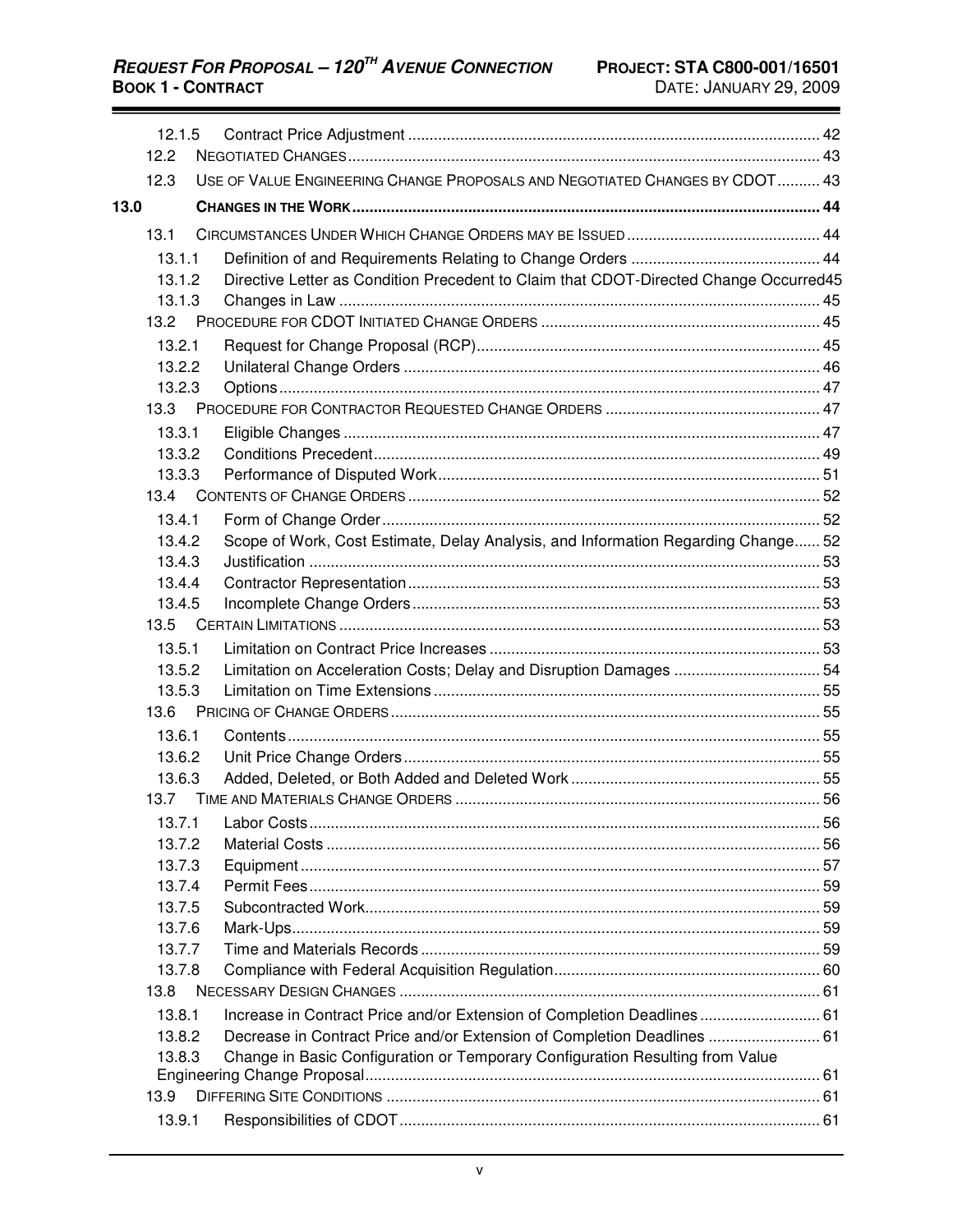12.1.5 Contract Price Adjustment ............................................................................................... 42

12.2 NEGOTIATED CHANGES............................................................................................................ 43

12.3 USE OF VALUE ENGINEERING CHANGE PROPOSALS AND NEGOTIATED CHANGES BY CDOT.......... 43

**13.0 CHANGES IN THE WORK........................................................................................................... 44**

13.1 CIRCUMSTANCES UNDER WHICH CHANGE ORDERS MAY BE ISSUED ............................................ 44

13.1.1 Definition of and Requirements Relating to Change Orders ............................................ 44

13.1.2 Directive Letter as Condition Precedent to Claim that CDOT-Directed Change Occurred45

13.1.3 Changes in Law ............................................................................................................... 45

13.2 PROCEDURE FOR CDOT INITIATED CHANGE ORDERS ................................................................ 45

13.2.1 Request for Change Proposal (RCP)............................................................................... 45

13.2.2 Unilateral Change Orders ................................................................................................ 46

13.2.3 Options............................................................................................................................. 47

13.3 PROCEDURE FOR CONTRACTOR REQUESTED CHANGE ORDERS .................................................. 47

13.3.1 Eligible Changes .............................................................................................................. 47

13.3.2 Conditions Precedent....................................................................................................... 49

13.3.3 Performance of Disputed Work........................................................................................ 51

13.4 CONTENTS OF CHANGE ORDERS............................................................................................... 52

13.4.1 Form of Change Order..................................................................................................... 52

13.4.2 Scope of Work, Cost Estimate, Delay Analysis, and Information Regarding Change...... 52

13.4.3 Justification ...................................................................................................................... 53

13.4.4 Contractor Representation............................................................................................... 53

13.4.5 Incomplete Change Orders.............................................................................................. 53

13.5 CERTAIN LIMITATIONS ............................................................................................................... 53

13.5.1 Limitation on Contract Price Increases ............................................................................ 53

13.5.2 Limitation on Acceleration Costs; Delay and Disruption Damages .................................. 54

13.5.3 Limitation on Time Extensions......................................................................................... 55

13.6 PRICING OF CHANGE ORDERS................................................................................................... 55

13.6.1 Contents........................................................................................................................... 55

13.6.2 Unit Price Change Orders................................................................................................ 55

13.6.3 Added, Deleted, or Both Added and Deleted Work.......................................................... 55

13.7 TIME AND MATERIALS CHANGE ORDERS .................................................................................... 56

13.7.1 Labor Costs...................................................................................................................... 56

13.7.2 Material Costs .................................................................................................................. 56

13.7.3 Equipment........................................................................................................................ 57

13.7.4 Permit Fees...................................................................................................................... 59

13.7.5 Subcontracted Work......................................................................................................... 59

13.7.6 Mark-Ups.......................................................................................................................... 59

13.7.7 Time and Materials Records ............................................................................................ 59

13.7.8 Compliance with Federal Acquisition Regulation............................................................. 60

13.8 NECESSARY DESIGN CHANGES ................................................................................................. 61

13.8.1 Increase in Contract Price and/or Extension of Completion Deadlines ............................ 61

13.8.2 Decrease in Contract Price and/or Extension of Completion Deadlines .......................... 61

13.8.3 Change in Basic Configuration or Temporary Configuration Resulting from Value Engineering Change Proposal......................................................................................................... 61

13.9 DIFFERING SITE CONDITIONS .................................................................................................... 61

13.9.1 Responsibilities of CDOT................................................................................................. 61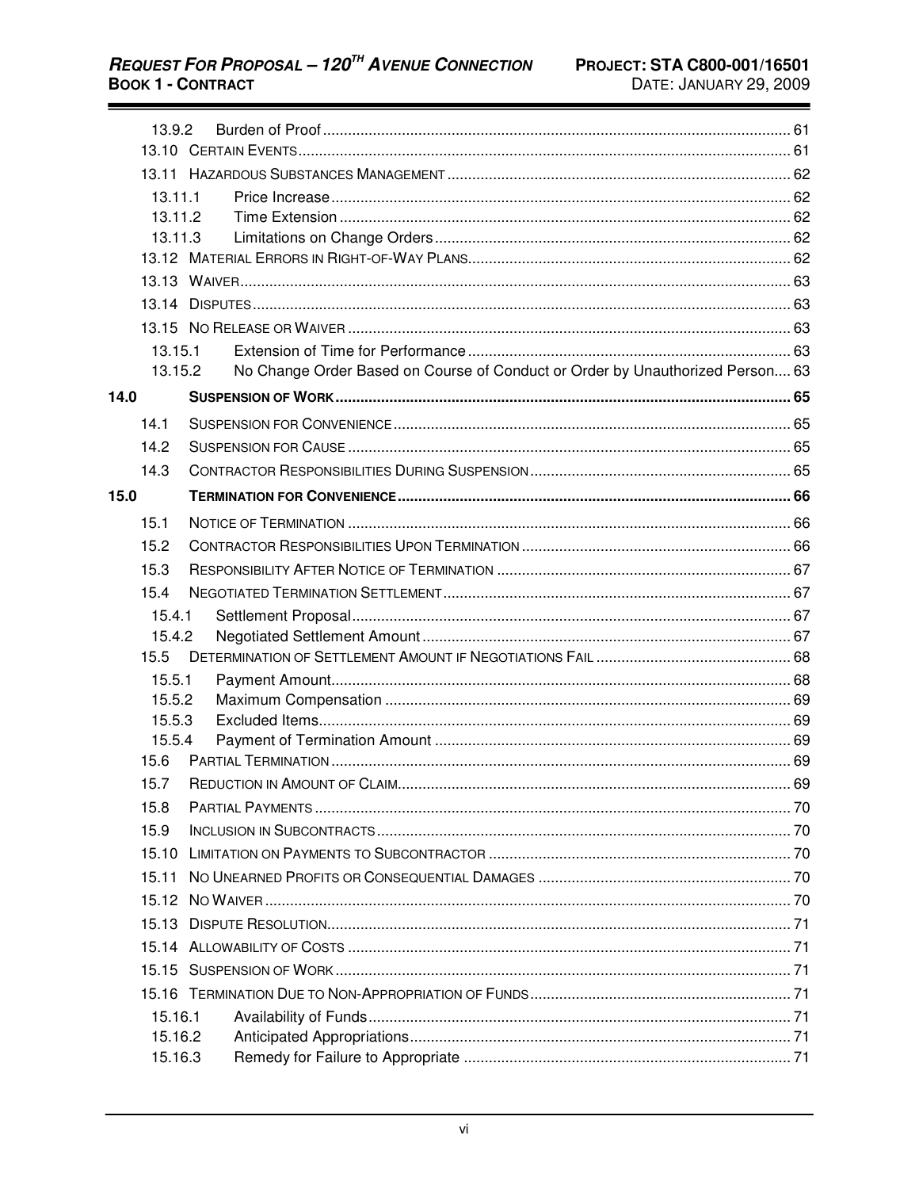13.9.2 Burden of Proof ..... 61

13.10 CERTAIN EVENTS ..... 61

13.11 HAZARDOUS SUBSTANCES MANAGEMENT ..... 62

13.11.1 Price Increase ..... 62

13.11.2 Time Extension ..... 62

13.11.3 Limitations on Change Orders ..... 62

13.12 MATERIAL ERRORS IN RIGHT-OF-WAY PLANS ..... 62

13.13 WAIVER ..... 63

13.14 DISPUTES ..... 63

13.15 NO RELEASE OR WAIVER ..... 63

13.15.1 Extension of Time for Performance ..... 63

13.15.2 No Change Order Based on Course of Conduct or Order by Unauthorized Person ..... 63

**14.0 SUSPENSION OF WORK ..... 65**

14.1 SUSPENSION FOR CONVENIENCE ..... 65

14.2 SUSPENSION FOR CAUSE ..... 65

14.3 CONTRACTOR RESPONSIBILITIES DURING SUSPENSION ..... 65

**15.0 TERMINATION FOR CONVENIENCE ..... 66**

15.1 NOTICE OF TERMINATION ..... 66

15.2 CONTRACTOR RESPONSIBILITIES UPON TERMINATION ..... 66

15.3 RESPONSIBILITY AFTER NOTICE OF TERMINATION ..... 67

15.4 NEGOTIATED TERMINATION SETTLEMENT ..... 67

15.4.1 Settlement Proposal ..... 67

15.4.2 Negotiated Settlement Amount ..... 67

15.5 DETERMINATION OF SETTLEMENT AMOUNT IF NEGOTIATIONS FAIL ..... 68

15.5.1 Payment Amount ..... 68

15.5.2 Maximum Compensation ..... 69

15.5.3 Excluded Items ..... 69

15.5.4 Payment of Termination Amount ..... 69

15.6 PARTIAL TERMINATION ..... 69

15.7 REDUCTION IN AMOUNT OF CLAIM ..... 69

15.8 PARTIAL PAYMENTS ..... 70

15.9 INCLUSION IN SUBCONTRACTS ..... 70

15.10 LIMITATION ON PAYMENTS TO SUBCONTRACTOR ..... 70

15.11 NO UNEARNED PROFITS OR CONSEQUENTIAL DAMAGES ..... 70

15.12 NO WAIVER ..... 70

15.13 DISPUTE RESOLUTION ..... 71

15.14 ALLOWABILITY OF COSTS ..... 71

15.15 SUSPENSION OF WORK ..... 71

15.16 TERMINATION DUE TO NON-APPROPRIATION OF FUNDS ..... 71

15.16.1 Availability of Funds ..... 71

15.16.2 Anticipated Appropriations ..... 71

15.16.3 Remedy for Failure to Appropriate ..... 71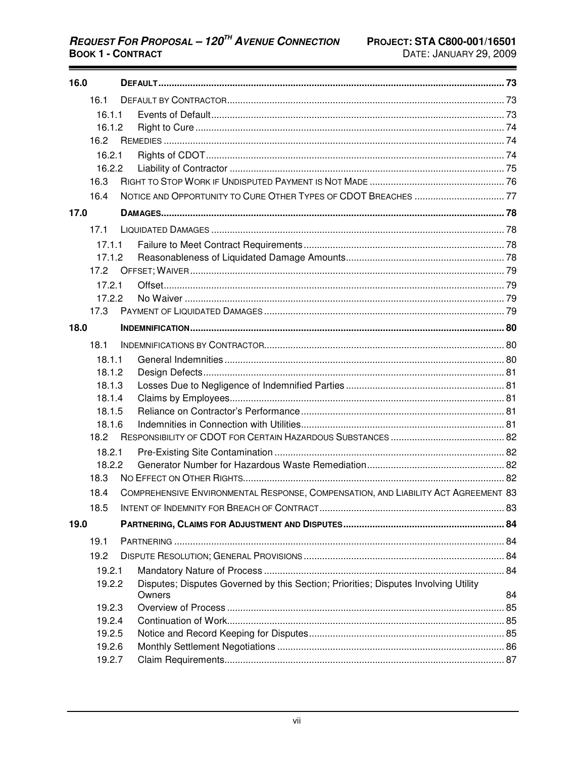| | | |
|---|---|---|
| **16.0** | **DEFAULT** | **73** |
| 16.1 | DEFAULT BY CONTRACTOR | 73 |
| 16.1.1 | Events of Default | 73 |
| 16.1.2 | Right to Cure | 74 |
| 16.2 | REMEDIES | 74 |
| 16.2.1 | Rights of CDOT | 74 |
| 16.2.2 | Liability of Contractor | 75 |
| 16.3 | RIGHT TO STOP WORK IF UNDISPUTED PAYMENT IS NOT MADE | 76 |
| 16.4 | NOTICE AND OPPORTUNITY TO CURE OTHER TYPES OF CDOT BREACHES | 77 |
| **17.0** | **DAMAGES** | **78** |
| 17.1 | LIQUIDATED DAMAGES | 78 |
| 17.1.1 | Failure to Meet Contract Requirements | 78 |
| 17.1.2 | Reasonableness of Liquidated Damage Amounts | 78 |
| 17.2 | OFFSET; WAIVER | 79 |
| 17.2.1 | Offset | 79 |
| 17.2.2 | No Waiver | 79 |
| 17.3 | PAYMENT OF LIQUIDATED DAMAGES | 79 |
| **18.0** | **INDEMNIFICATION** | **80** |
| 18.1 | INDEMNIFICATIONS BY CONTRACTOR | 80 |
| 18.1.1 | General Indemnities | 80 |
| 18.1.2 | Design Defects | 81 |
| 18.1.3 | Losses Due to Negligence of Indemnified Parties | 81 |
| 18.1.4 | Claims by Employees | 81 |
| 18.1.5 | Reliance on Contractor's Performance | 81 |
| 18.1.6 | Indemnities in Connection with Utilities | 81 |
| 18.2 | RESPONSIBILITY OF CDOT FOR CERTAIN HAZARDOUS SUBSTANCES | 82 |
| 18.2.1 | Pre-Existing Site Contamination | 82 |
| 18.2.2 | Generator Number for Hazardous Waste Remediation | 82 |
| 18.3 | NO EFFECT ON OTHER RIGHTS | 82 |
| 18.4 | COMPREHENSIVE ENVIRONMENTAL RESPONSE, COMPENSATION, AND LIABILITY ACT AGREEMENT | 83 |
| 18.5 | INTENT OF INDEMNITY FOR BREACH OF CONTRACT | 83 |
| **19.0** | **PARTNERING, CLAIMS FOR ADJUSTMENT AND DISPUTES** | **84** |
| 19.1 | PARTNERING | 84 |
| 19.2 | DISPUTE RESOLUTION; GENERAL PROVISIONS | 84 |
| 19.2.1 | Mandatory Nature of Process | 84 |
| 19.2.2 | Disputes; Disputes Governed by this Section; Priorities; Disputes Involving Utility Owners | 84 |
| 19.2.3 | Overview of Process | 85 |
| 19.2.4 | Continuation of Work | 85 |
| 19.2.5 | Notice and Record Keeping for Disputes | 85 |
| 19.2.6 | Monthly Settlement Negotiations | 86 |
| 19.2.7 | Claim Requirements | 87 |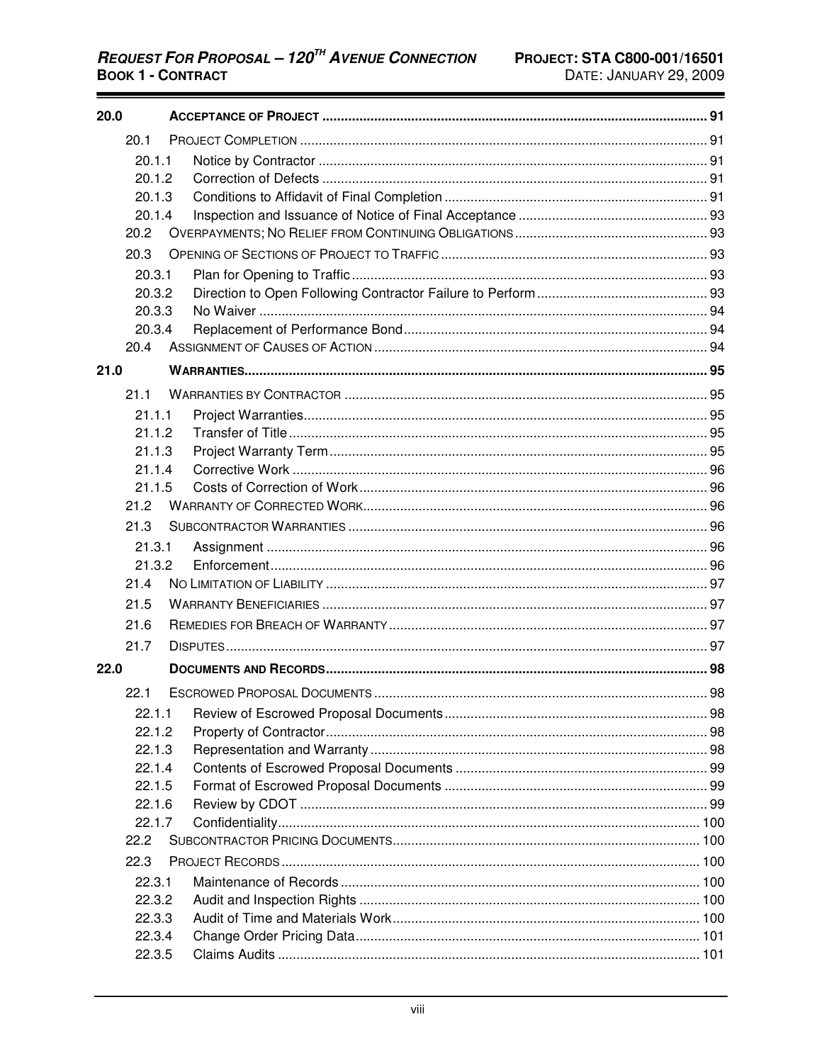| | | |
|---|---|---|
| **20.0** | **ACCEPTANCE OF PROJECT** | **91** |
| 20.1 | PROJECT COMPLETION | 91 |
| 20.1.1 | Notice by Contractor | 91 |
| 20.1.2 | Correction of Defects | 91 |
| 20.1.3 | Conditions to Affidavit of Final Completion | 91 |
| 20.1.4 | Inspection and Issuance of Notice of Final Acceptance | 93 |
| 20.2 | OVERPAYMENTS; NO RELIEF FROM CONTINUING OBLIGATIONS | 93 |
| 20.3 | OPENING OF SECTIONS OF PROJECT TO TRAFFIC | 93 |
| 20.3.1 | Plan for Opening to Traffic | 93 |
| 20.3.2 | Direction to Open Following Contractor Failure to Perform | 93 |
| 20.3.3 | No Waiver | 94 |
| 20.3.4 | Replacement of Performance Bond | 94 |
| 20.4 | ASSIGNMENT OF CAUSES OF ACTION | 94 |
| **21.0** | **WARRANTIES** | **95** |
| 21.1 | WARRANTIES BY CONTRACTOR | 95 |
| 21.1.1 | Project Warranties | 95 |
| 21.1.2 | Transfer of Title | 95 |
| 21.1.3 | Project Warranty Term | 95 |
| 21.1.4 | Corrective Work | 96 |
| 21.1.5 | Costs of Correction of Work | 96 |
| 21.2 | WARRANTY OF CORRECTED WORK | 96 |
| 21.3 | SUBCONTRACTOR WARRANTIES | 96 |
| 21.3.1 | Assignment | 96 |
| 21.3.2 | Enforcement | 96 |
| 21.4 | NO LIMITATION OF LIABILITY | 97 |
| 21.5 | WARRANTY BENEFICIARIES | 97 |
| 21.6 | REMEDIES FOR BREACH OF WARRANTY | 97 |
| 21.7 | DISPUTES | 97 |
| **22.0** | **DOCUMENTS AND RECORDS** | **98** |
| 22.1 | ESCROWED PROPOSAL DOCUMENTS | 98 |
| 22.1.1 | Review of Escrowed Proposal Documents | 98 |
| 22.1.2 | Property of Contractor | 98 |
| 22.1.3 | Representation and Warranty | 98 |
| 22.1.4 | Contents of Escrowed Proposal Documents | 99 |
| 22.1.5 | Format of Escrowed Proposal Documents | 99 |
| 22.1.6 | Review by CDOT | 99 |
| 22.1.7 | Confidentiality | 100 |
| 22.2 | SUBCONTRACTOR PRICING DOCUMENTS | 100 |
| 22.3 | PROJECT RECORDS | 100 |
| 22.3.1 | Maintenance of Records | 100 |
| 22.3.2 | Audit and Inspection Rights | 100 |
| 22.3.3 | Audit of Time and Materials Work | 100 |
| 22.3.4 | Change Order Pricing Data | 101 |
| 22.3.5 | Claims Audits | 101 |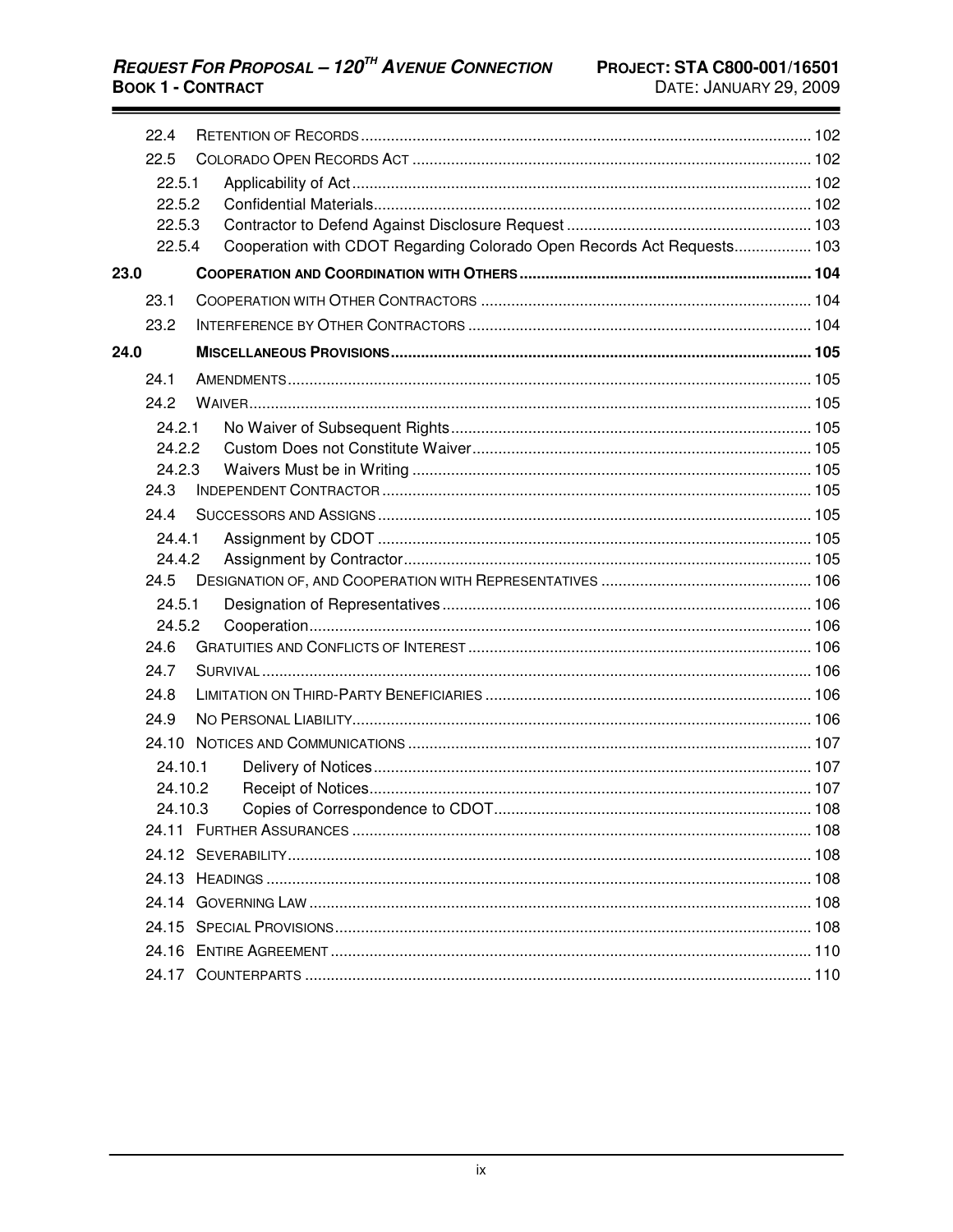22.4 RETENTION OF RECORDS ........ 102

22.5 COLORADO OPEN RECORDS ACT ........ 102

22.5.1 Applicability of Act ........ 102
22.5.2 Confidential Materials ........ 102
22.5.3 Contractor to Defend Against Disclosure Request ........ 103
22.5.4 Cooperation with CDOT Regarding Colorado Open Records Act Requests ........ 103

**23.0 COOPERATION AND COORDINATION WITH OTHERS ........ 104**

23.1 COOPERATION WITH OTHER CONTRACTORS ........ 104

23.2 INTERFERENCE BY OTHER CONTRACTORS ........ 104

**24.0 MISCELLANEOUS PROVISIONS ........ 105**

24.1 AMENDMENTS ........ 105

24.2 WAIVER ........ 105

24.2.1 No Waiver of Subsequent Rights ........ 105
24.2.2 Custom Does not Constitute Waiver ........ 105
24.2.3 Waivers Must be in Writing ........ 105

24.3 INDEPENDENT CONTRACTOR ........ 105

24.4 SUCCESSORS AND ASSIGNS ........ 105

24.4.1 Assignment by CDOT ........ 105
24.4.2 Assignment by Contractor ........ 105

24.5 DESIGNATION OF, AND COOPERATION WITH REPRESENTATIVES ........ 106

24.5.1 Designation of Representatives ........ 106
24.5.2 Cooperation ........ 106

24.6 GRATUITIES AND CONFLICTS OF INTEREST ........ 106

24.7 SURVIVAL ........ 106

24.8 LIMITATION ON THIRD-PARTY BENEFICIARIES ........ 106

24.9 NO PERSONAL LIABILITY ........ 106

24.10 NOTICES AND COMMUNICATIONS ........ 107

24.10.1 Delivery of Notices ........ 107
24.10.2 Receipt of Notices ........ 107
24.10.3 Copies of Correspondence to CDOT ........ 108

24.11 FURTHER ASSURANCES ........ 108

24.12 SEVERABILITY ........ 108

24.13 HEADINGS ........ 108

24.14 GOVERNING LAW ........ 108

24.15 SPECIAL PROVISIONS ........ 108

24.16 ENTIRE AGREEMENT ........ 110

24.17 COUNTERPARTS ........ 110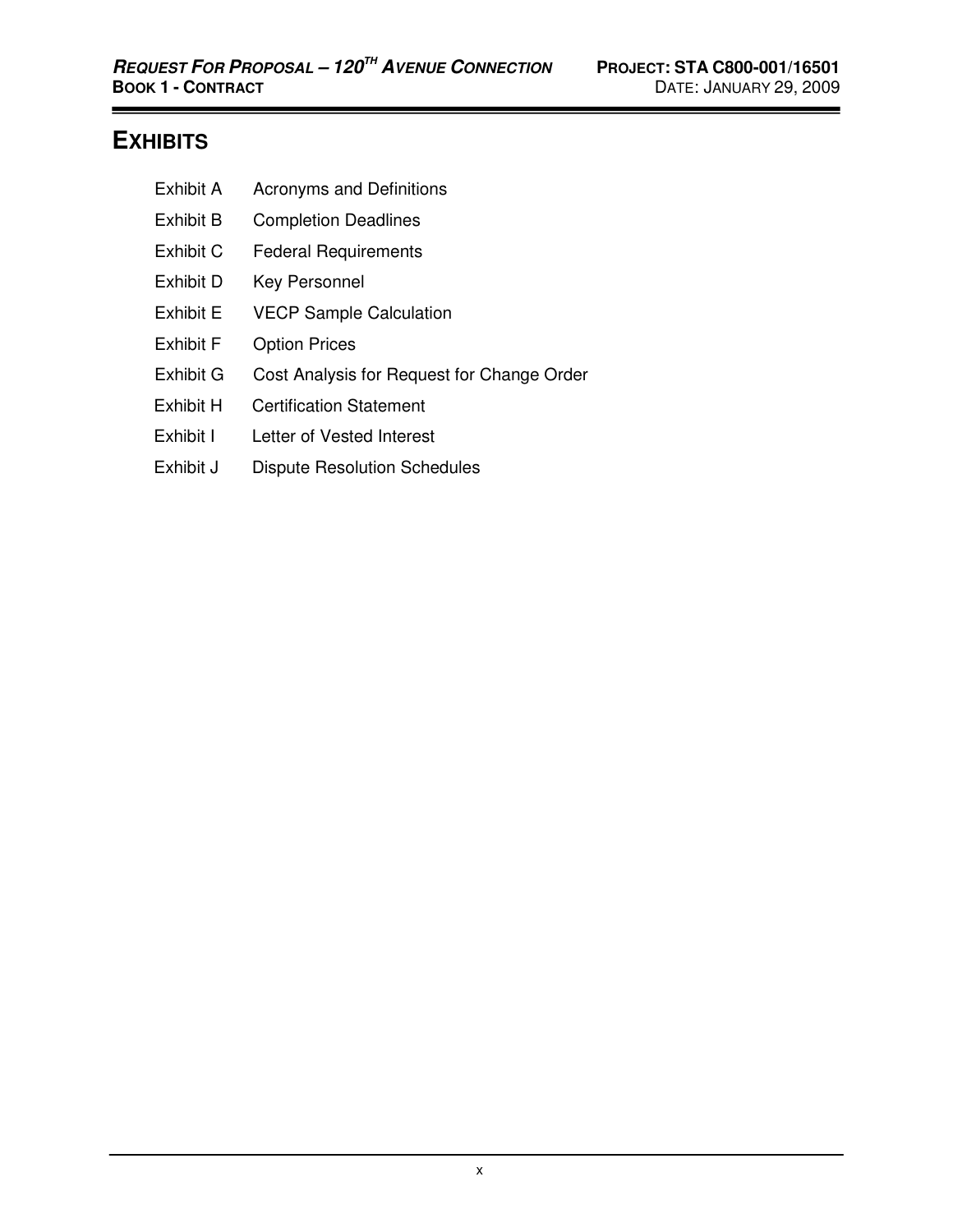# EXHIBITS

| | |
|---|---|
| Exhibit A | Acronyms and Definitions |
| Exhibit B | Completion Deadlines |
| Exhibit C | Federal Requirements |
| Exhibit D | Key Personnel |
| Exhibit E | VECP Sample Calculation |
| Exhibit F | Option Prices |
| Exhibit G | Cost Analysis for Request for Change Order |
| Exhibit H | Certification Statement |
| Exhibit I | Letter of Vested Interest |
| Exhibit J | Dispute Resolution Schedules |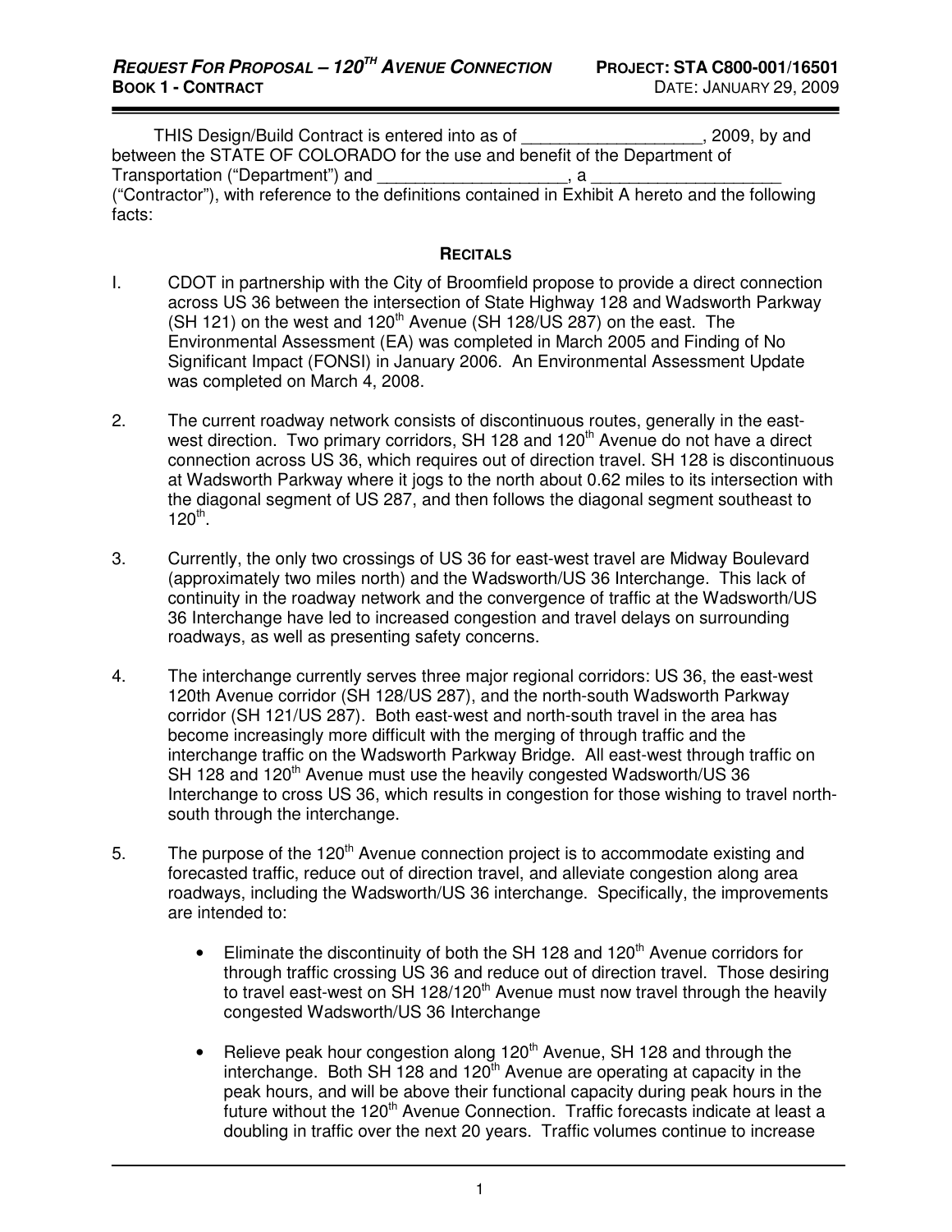THIS Design/Build Contract is entered into as of ___________________, 2009, by and between the STATE OF COLORADO for the use and benefit of the Department of Transportation ("Department") and ____________________, a ____________________ ("Contractor"), with reference to the definitions contained in Exhibit A hereto and the following facts:

## RECITALS

I. CDOT in partnership with the City of Broomfield propose to provide a direct connection across US 36 between the intersection of State Highway 128 and Wadsworth Parkway (SH 121) on the west and 120th Avenue (SH 128/US 287) on the east. The Environmental Assessment (EA) was completed in March 2005 and Finding of No Significant Impact (FONSI) in January 2006. An Environmental Assessment Update was completed on March 4, 2008.

2. The current roadway network consists of discontinuous routes, generally in the east-west direction. Two primary corridors, SH 128 and 120th Avenue do not have a direct connection across US 36, which requires out of direction travel. SH 128 is discontinuous at Wadsworth Parkway where it jogs to the north about 0.62 miles to its intersection with the diagonal segment of US 287, and then follows the diagonal segment southeast to 120th.

3. Currently, the only two crossings of US 36 for east-west travel are Midway Boulevard (approximately two miles north) and the Wadsworth/US 36 Interchange. This lack of continuity in the roadway network and the convergence of traffic at the Wadsworth/US 36 Interchange have led to increased congestion and travel delays on surrounding roadways, as well as presenting safety concerns.

4. The interchange currently serves three major regional corridors: US 36, the east-west 120th Avenue corridor (SH 128/US 287), and the north-south Wadsworth Parkway corridor (SH 121/US 287). Both east-west and north-south travel in the area has become increasingly more difficult with the merging of through traffic and the interchange traffic on the Wadsworth Parkway Bridge. All east-west through traffic on SH 128 and 120th Avenue must use the heavily congested Wadsworth/US 36 Interchange to cross US 36, which results in congestion for those wishing to travel north-south through the interchange.

5. The purpose of the 120th Avenue connection project is to accommodate existing and forecasted traffic, reduce out of direction travel, and alleviate congestion along area roadways, including the Wadsworth/US 36 interchange. Specifically, the improvements are intended to:

   - Eliminate the discontinuity of both the SH 128 and 120th Avenue corridors for through traffic crossing US 36 and reduce out of direction travel. Those desiring to travel east-west on SH 128/120th Avenue must now travel through the heavily congested Wadsworth/US 36 Interchange

   - Relieve peak hour congestion along 120th Avenue, SH 128 and through the interchange. Both SH 128 and 120th Avenue are operating at capacity in the peak hours, and will be above their functional capacity during peak hours in the future without the 120th Avenue Connection. Traffic forecasts indicate at least a doubling in traffic over the next 20 years. Traffic volumes continue to increase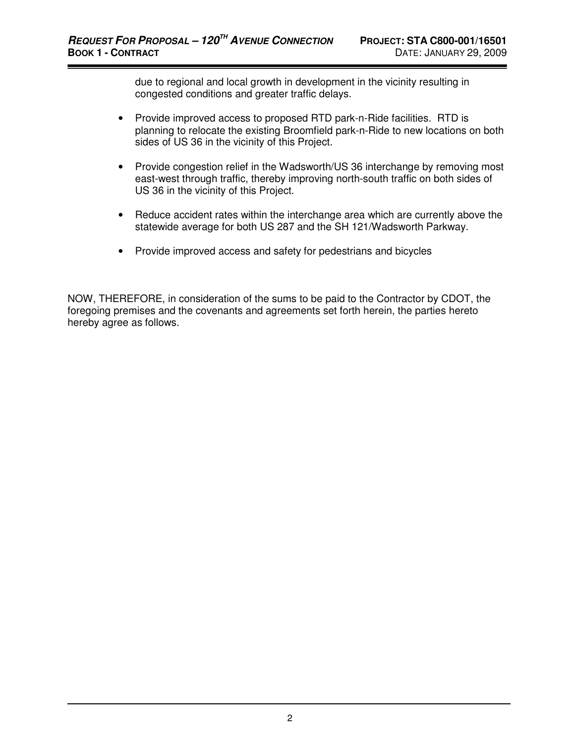due to regional and local growth in development in the vicinity resulting in congested conditions and greater traffic delays.

- Provide improved access to proposed RTD park-n-Ride facilities. RTD is planning to relocate the existing Broomfield park-n-Ride to new locations on both sides of US 36 in the vicinity of this Project.

- Provide congestion relief in the Wadsworth/US 36 interchange by removing most east-west through traffic, thereby improving north-south traffic on both sides of US 36 in the vicinity of this Project.

- Reduce accident rates within the interchange area which are currently above the statewide average for both US 287 and the SH 121/Wadsworth Parkway.

- Provide improved access and safety for pedestrians and bicycles

NOW, THEREFORE, in consideration of the sums to be paid to the Contractor by CDOT, the foregoing premises and the covenants and agreements set forth herein, the parties hereto hereby agree as follows.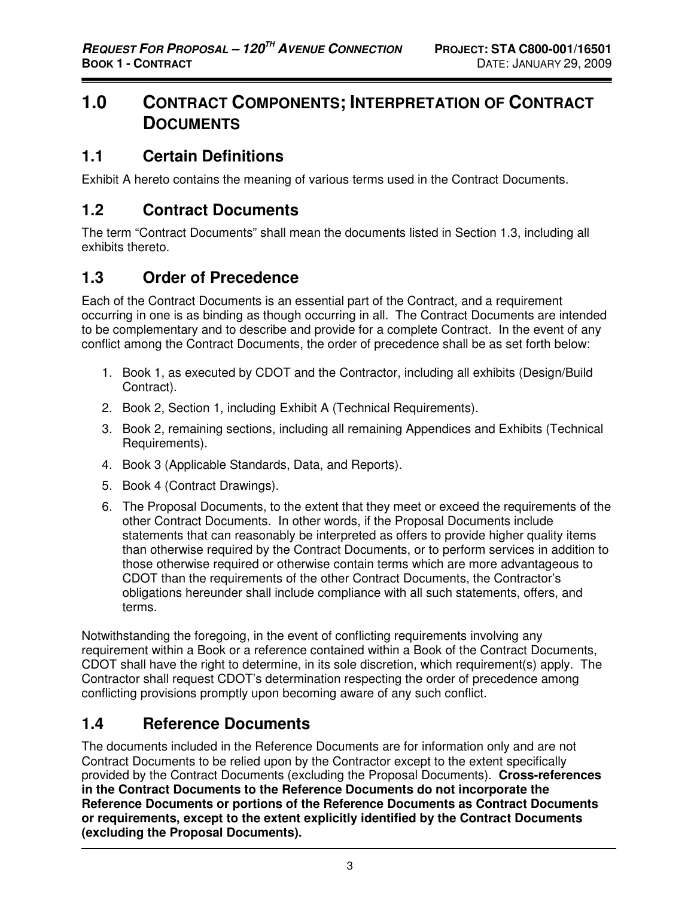# 1.0 CONTRACT COMPONENTS; INTERPRETATION OF CONTRACT DOCUMENTS

## 1.1 Certain Definitions

Exhibit A hereto contains the meaning of various terms used in the Contract Documents.

## 1.2 Contract Documents

The term "Contract Documents" shall mean the documents listed in Section 1.3, including all exhibits thereto.

## 1.3 Order of Precedence

Each of the Contract Documents is an essential part of the Contract, and a requirement occurring in one is as binding as though occurring in all. The Contract Documents are intended to be complementary and to describe and provide for a complete Contract. In the event of any conflict among the Contract Documents, the order of precedence shall be as set forth below:

1. Book 1, as executed by CDOT and the Contractor, including all exhibits (Design/Build Contract).
2. Book 2, Section 1, including Exhibit A (Technical Requirements).
3. Book 2, remaining sections, including all remaining Appendices and Exhibits (Technical Requirements).
4. Book 3 (Applicable Standards, Data, and Reports).
5. Book 4 (Contract Drawings).
6. The Proposal Documents, to the extent that they meet or exceed the requirements of the other Contract Documents. In other words, if the Proposal Documents include statements that can reasonably be interpreted as offers to provide higher quality items than otherwise required by the Contract Documents, or to perform services in addition to those otherwise required or otherwise contain terms which are more advantageous to CDOT than the requirements of the other Contract Documents, the Contractor's obligations hereunder shall include compliance with all such statements, offers, and terms.

Notwithstanding the foregoing, in the event of conflicting requirements involving any requirement within a Book or a reference contained within a Book of the Contract Documents, CDOT shall have the right to determine, in its sole discretion, which requirement(s) apply. The Contractor shall request CDOT's determination respecting the order of precedence among conflicting provisions promptly upon becoming aware of any such conflict.

## 1.4 Reference Documents

The documents included in the Reference Documents are for information only and are not Contract Documents to be relied upon by the Contractor except to the extent specifically provided by the Contract Documents (excluding the Proposal Documents). **Cross-references in the Contract Documents to the Reference Documents do not incorporate the Reference Documents or portions of the Reference Documents as Contract Documents or requirements, except to the extent explicitly identified by the Contract Documents (excluding the Proposal Documents).**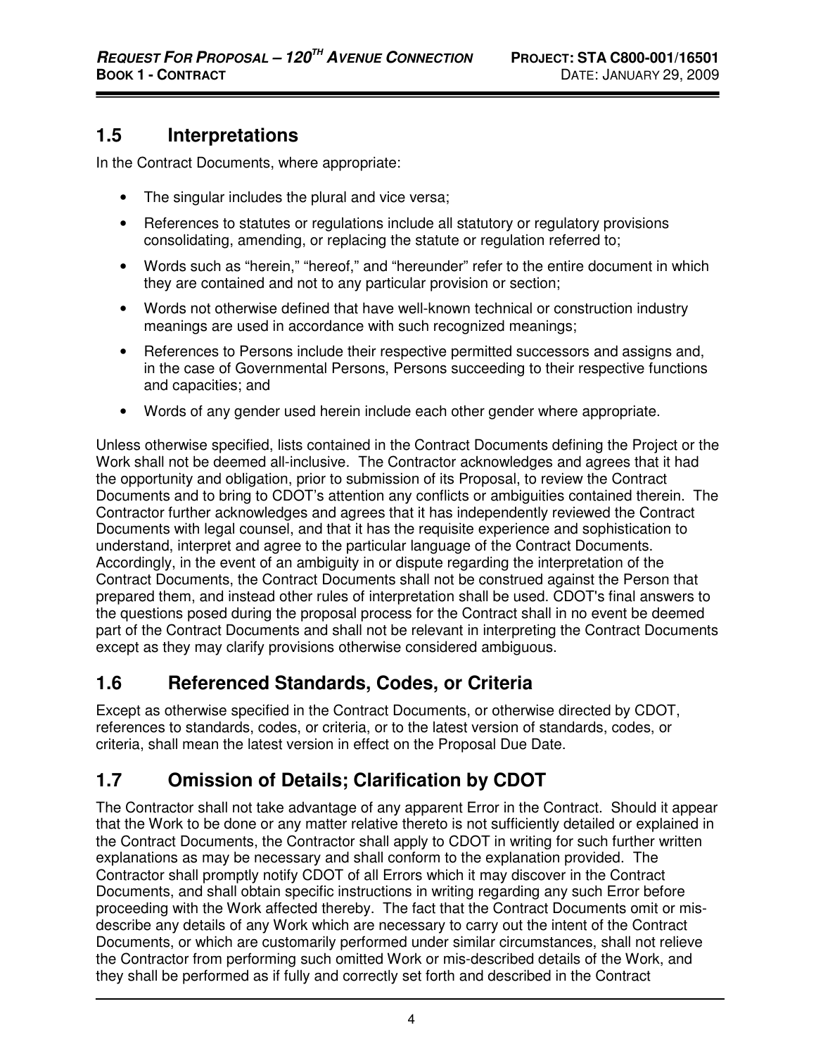## 1.5 Interpretations

In the Contract Documents, where appropriate:

- The singular includes the plural and vice versa;
- References to statutes or regulations include all statutory or regulatory provisions consolidating, amending, or replacing the statute or regulation referred to;
- Words such as "herein," "hereof," and "hereunder" refer to the entire document in which they are contained and not to any particular provision or section;
- Words not otherwise defined that have well-known technical or construction industry meanings are used in accordance with such recognized meanings;
- References to Persons include their respective permitted successors and assigns and, in the case of Governmental Persons, Persons succeeding to their respective functions and capacities; and
- Words of any gender used herein include each other gender where appropriate.

Unless otherwise specified, lists contained in the Contract Documents defining the Project or the Work shall not be deemed all-inclusive. The Contractor acknowledges and agrees that it had the opportunity and obligation, prior to submission of its Proposal, to review the Contract Documents and to bring to CDOT's attention any conflicts or ambiguities contained therein. The Contractor further acknowledges and agrees that it has independently reviewed the Contract Documents with legal counsel, and that it has the requisite experience and sophistication to understand, interpret and agree to the particular language of the Contract Documents. Accordingly, in the event of an ambiguity in or dispute regarding the interpretation of the Contract Documents, the Contract Documents shall not be construed against the Person that prepared them, and instead other rules of interpretation shall be used. CDOT's final answers to the questions posed during the proposal process for the Contract shall in no event be deemed part of the Contract Documents and shall not be relevant in interpreting the Contract Documents except as they may clarify provisions otherwise considered ambiguous.

## 1.6 Referenced Standards, Codes, or Criteria

Except as otherwise specified in the Contract Documents, or otherwise directed by CDOT, references to standards, codes, or criteria, or to the latest version of standards, codes, or criteria, shall mean the latest version in effect on the Proposal Due Date.

## 1.7 Omission of Details; Clarification by CDOT

The Contractor shall not take advantage of any apparent Error in the Contract. Should it appear that the Work to be done or any matter relative thereto is not sufficiently detailed or explained in the Contract Documents, the Contractor shall apply to CDOT in writing for such further written explanations as may be necessary and shall conform to the explanation provided. The Contractor shall promptly notify CDOT of all Errors which it may discover in the Contract Documents, and shall obtain specific instructions in writing regarding any such Error before proceeding with the Work affected thereby. The fact that the Contract Documents omit or mis-describe any details of any Work which are necessary to carry out the intent of the Contract Documents, or which are customarily performed under similar circumstances, shall not relieve the Contractor from performing such omitted Work or mis-described details of the Work, and they shall be performed as if fully and correctly set forth and described in the Contract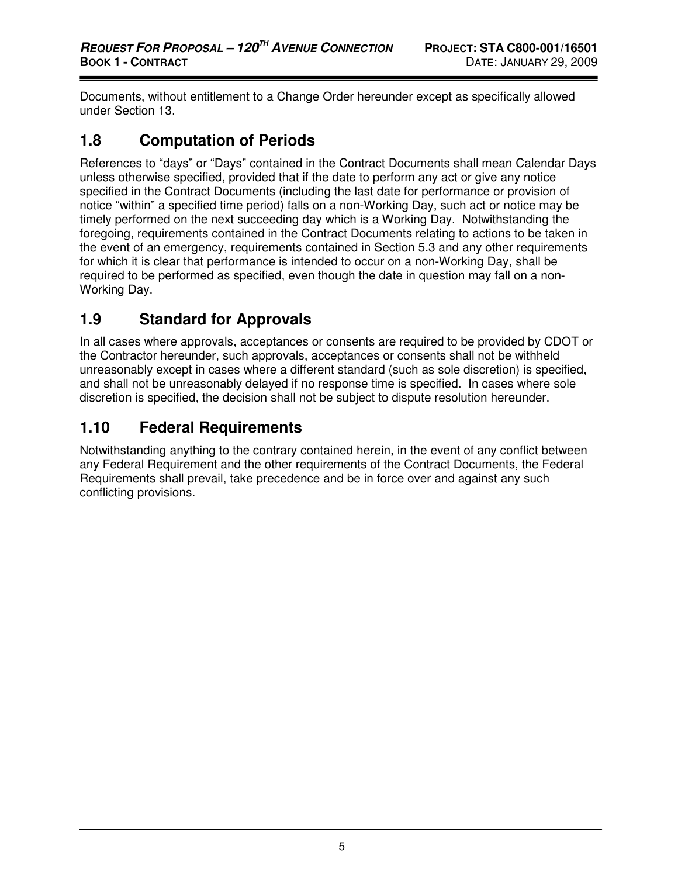Documents, without entitlement to a Change Order hereunder except as specifically allowed under Section 13.

## 1.8 Computation of Periods

References to "days" or "Days" contained in the Contract Documents shall mean Calendar Days unless otherwise specified, provided that if the date to perform any act or give any notice specified in the Contract Documents (including the last date for performance or provision of notice "within" a specified time period) falls on a non-Working Day, such act or notice may be timely performed on the next succeeding day which is a Working Day. Notwithstanding the foregoing, requirements contained in the Contract Documents relating to actions to be taken in the event of an emergency, requirements contained in Section 5.3 and any other requirements for which it is clear that performance is intended to occur on a non-Working Day, shall be required to be performed as specified, even though the date in question may fall on a non-Working Day.

## 1.9 Standard for Approvals

In all cases where approvals, acceptances or consents are required to be provided by CDOT or the Contractor hereunder, such approvals, acceptances or consents shall not be withheld unreasonably except in cases where a different standard (such as sole discretion) is specified, and shall not be unreasonably delayed if no response time is specified. In cases where sole discretion is specified, the decision shall not be subject to dispute resolution hereunder.

## 1.10 Federal Requirements

Notwithstanding anything to the contrary contained herein, in the event of any conflict between any Federal Requirement and the other requirements of the Contract Documents, the Federal Requirements shall prevail, take precedence and be in force over and against any such conflicting provisions.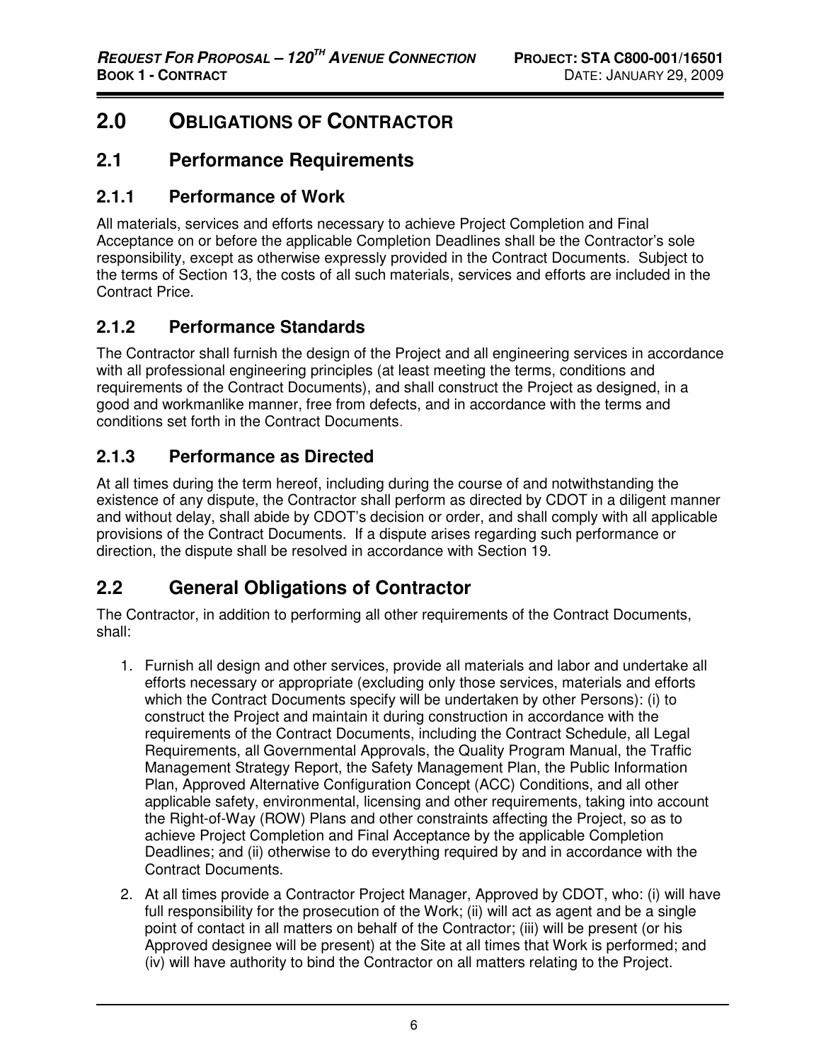# 2.0 OBLIGATIONS OF CONTRACTOR

## 2.1 Performance Requirements

### 2.1.1 Performance of Work

All materials, services and efforts necessary to achieve Project Completion and Final Acceptance on or before the applicable Completion Deadlines shall be the Contractor's sole responsibility, except as otherwise expressly provided in the Contract Documents. Subject to the terms of Section 13, the costs of all such materials, services and efforts are included in the Contract Price.

### 2.1.2 Performance Standards

The Contractor shall furnish the design of the Project and all engineering services in accordance with all professional engineering principles (at least meeting the terms, conditions and requirements of the Contract Documents), and shall construct the Project as designed, in a good and workmanlike manner, free from defects, and in accordance with the terms and conditions set forth in the Contract Documents.

### 2.1.3 Performance as Directed

At all times during the term hereof, including during the course of and notwithstanding the existence of any dispute, the Contractor shall perform as directed by CDOT in a diligent manner and without delay, shall abide by CDOT's decision or order, and shall comply with all applicable provisions of the Contract Documents. If a dispute arises regarding such performance or direction, the dispute shall be resolved in accordance with Section 19.

## 2.2 General Obligations of Contractor

The Contractor, in addition to performing all other requirements of the Contract Documents, shall:

1. Furnish all design and other services, provide all materials and labor and undertake all efforts necessary or appropriate (excluding only those services, materials and efforts which the Contract Documents specify will be undertaken by other Persons): (i) to construct the Project and maintain it during construction in accordance with the requirements of the Contract Documents, including the Contract Schedule, all Legal Requirements, all Governmental Approvals, the Quality Program Manual, the Traffic Management Strategy Report, the Safety Management Plan, the Public Information Plan, Approved Alternative Configuration Concept (ACC) Conditions, and all other applicable safety, environmental, licensing and other requirements, taking into account the Right-of-Way (ROW) Plans and other constraints affecting the Project, so as to achieve Project Completion and Final Acceptance by the applicable Completion Deadlines; and (ii) otherwise to do everything required by and in accordance with the Contract Documents.
2. At all times provide a Contractor Project Manager, Approved by CDOT, who: (i) will have full responsibility for the prosecution of the Work; (ii) will act as agent and be a single point of contact in all matters on behalf of the Contractor; (iii) will be present (or his Approved designee will be present) at the Site at all times that Work is performed; and (iv) will have authority to bind the Contractor on all matters relating to the Project.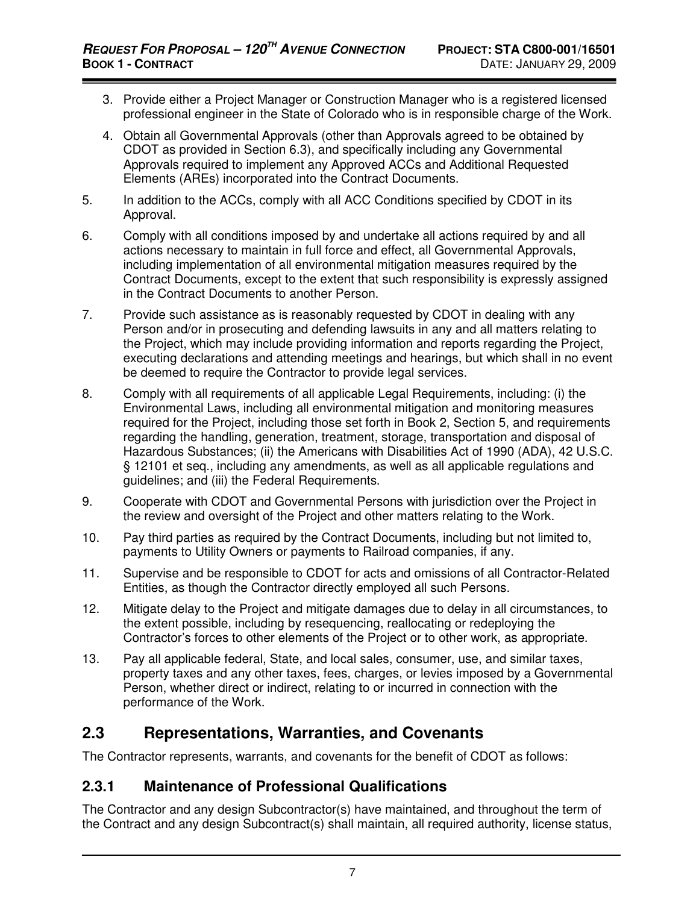3. Provide either a Project Manager or Construction Manager who is a registered licensed professional engineer in the State of Colorado who is in responsible charge of the Work.
4. Obtain all Governmental Approvals (other than Approvals agreed to be obtained by CDOT as provided in Section 6.3), and specifically including any Governmental Approvals required to implement any Approved ACCs and Additional Requested Elements (AREs) incorporated into the Contract Documents.
5. In addition to the ACCs, comply with all ACC Conditions specified by CDOT in its Approval.
6. Comply with all conditions imposed by and undertake all actions required by and all actions necessary to maintain in full force and effect, all Governmental Approvals, including implementation of all environmental mitigation measures required by the Contract Documents, except to the extent that such responsibility is expressly assigned in the Contract Documents to another Person.
7. Provide such assistance as is reasonably requested by CDOT in dealing with any Person and/or in prosecuting and defending lawsuits in any and all matters relating to the Project, which may include providing information and reports regarding the Project, executing declarations and attending meetings and hearings, but which shall in no event be deemed to require the Contractor to provide legal services.
8. Comply with all requirements of all applicable Legal Requirements, including: (i) the Environmental Laws, including all environmental mitigation and monitoring measures required for the Project, including those set forth in Book 2, Section 5, and requirements regarding the handling, generation, treatment, storage, transportation and disposal of Hazardous Substances; (ii) the Americans with Disabilities Act of 1990 (ADA), 42 U.S.C. § 12101 et seq., including any amendments, as well as all applicable regulations and guidelines; and (iii) the Federal Requirements.
9. Cooperate with CDOT and Governmental Persons with jurisdiction over the Project in the review and oversight of the Project and other matters relating to the Work.
10. Pay third parties as required by the Contract Documents, including but not limited to, payments to Utility Owners or payments to Railroad companies, if any.
11. Supervise and be responsible to CDOT for acts and omissions of all Contractor-Related Entities, as though the Contractor directly employed all such Persons.
12. Mitigate delay to the Project and mitigate damages due to delay in all circumstances, to the extent possible, including by resequencing, reallocating or redeploying the Contractor's forces to other elements of the Project or to other work, as appropriate.
13. Pay all applicable federal, State, and local sales, consumer, use, and similar taxes, property taxes and any other taxes, fees, charges, or levies imposed by a Governmental Person, whether direct or indirect, relating to or incurred in connection with the performance of the Work.

## 2.3 Representations, Warranties, and Covenants

The Contractor represents, warrants, and covenants for the benefit of CDOT as follows:

### 2.3.1 Maintenance of Professional Qualifications

The Contractor and any design Subcontractor(s) have maintained, and throughout the term of the Contract and any design Subcontract(s) shall maintain, all required authority, license status,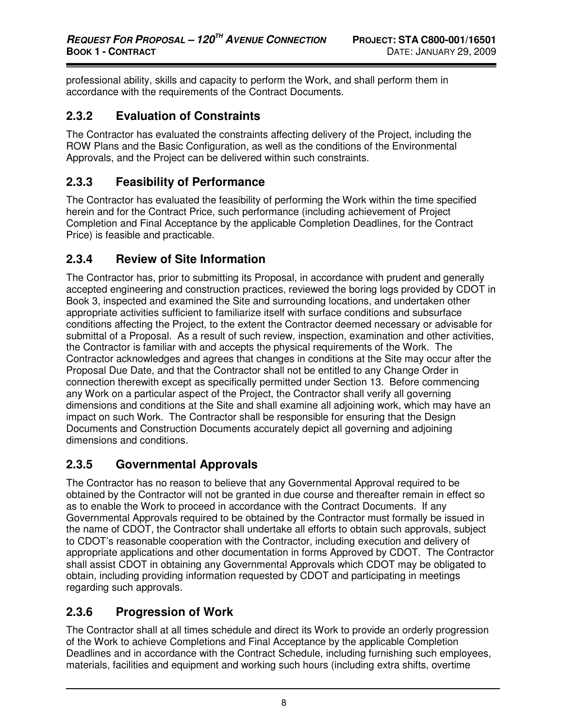professional ability, skills and capacity to perform the Work, and shall perform them in accordance with the requirements of the Contract Documents.

## 2.3.2 Evaluation of Constraints

The Contractor has evaluated the constraints affecting delivery of the Project, including the ROW Plans and the Basic Configuration, as well as the conditions of the Environmental Approvals, and the Project can be delivered within such constraints.

## 2.3.3 Feasibility of Performance

The Contractor has evaluated the feasibility of performing the Work within the time specified herein and for the Contract Price, such performance (including achievement of Project Completion and Final Acceptance by the applicable Completion Deadlines, for the Contract Price) is feasible and practicable.

## 2.3.4 Review of Site Information

The Contractor has, prior to submitting its Proposal, in accordance with prudent and generally accepted engineering and construction practices, reviewed the boring logs provided by CDOT in Book 3, inspected and examined the Site and surrounding locations, and undertaken other appropriate activities sufficient to familiarize itself with surface conditions and subsurface conditions affecting the Project, to the extent the Contractor deemed necessary or advisable for submittal of a Proposal. As a result of such review, inspection, examination and other activities, the Contractor is familiar with and accepts the physical requirements of the Work. The Contractor acknowledges and agrees that changes in conditions at the Site may occur after the Proposal Due Date, and that the Contractor shall not be entitled to any Change Order in connection therewith except as specifically permitted under Section 13. Before commencing any Work on a particular aspect of the Project, the Contractor shall verify all governing dimensions and conditions at the Site and shall examine all adjoining work, which may have an impact on such Work. The Contractor shall be responsible for ensuring that the Design Documents and Construction Documents accurately depict all governing and adjoining dimensions and conditions.

## 2.3.5 Governmental Approvals

The Contractor has no reason to believe that any Governmental Approval required to be obtained by the Contractor will not be granted in due course and thereafter remain in effect so as to enable the Work to proceed in accordance with the Contract Documents. If any Governmental Approvals required to be obtained by the Contractor must formally be issued in the name of CDOT, the Contractor shall undertake all efforts to obtain such approvals, subject to CDOT's reasonable cooperation with the Contractor, including execution and delivery of appropriate applications and other documentation in forms Approved by CDOT. The Contractor shall assist CDOT in obtaining any Governmental Approvals which CDOT may be obligated to obtain, including providing information requested by CDOT and participating in meetings regarding such approvals.

## 2.3.6 Progression of Work

The Contractor shall at all times schedule and direct its Work to provide an orderly progression of the Work to achieve Completions and Final Acceptance by the applicable Completion Deadlines and in accordance with the Contract Schedule, including furnishing such employees, materials, facilities and equipment and working such hours (including extra shifts, overtime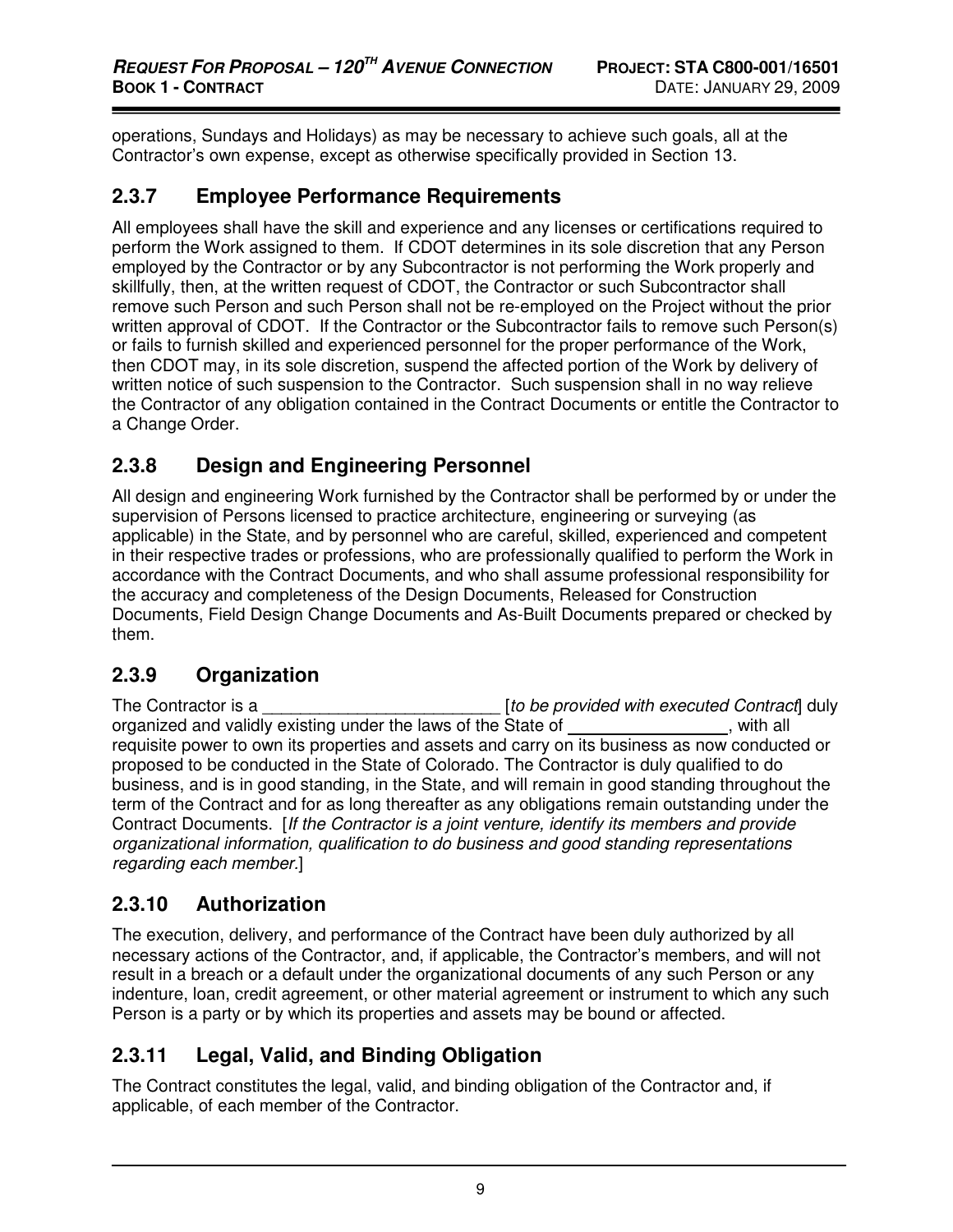operations, Sundays and Holidays) as may be necessary to achieve such goals, all at the Contractor's own expense, except as otherwise specifically provided in Section 13.

## 2.3.7 Employee Performance Requirements

All employees shall have the skill and experience and any licenses or certifications required to perform the Work assigned to them. If CDOT determines in its sole discretion that any Person employed by the Contractor or by any Subcontractor is not performing the Work properly and skillfully, then, at the written request of CDOT, the Contractor or such Subcontractor shall remove such Person and such Person shall not be re-employed on the Project without the prior written approval of CDOT. If the Contractor or the Subcontractor fails to remove such Person(s) or fails to furnish skilled and experienced personnel for the proper performance of the Work, then CDOT may, in its sole discretion, suspend the affected portion of the Work by delivery of written notice of such suspension to the Contractor. Such suspension shall in no way relieve the Contractor of any obligation contained in the Contract Documents or entitle the Contractor to a Change Order.

## 2.3.8 Design and Engineering Personnel

All design and engineering Work furnished by the Contractor shall be performed by or under the supervision of Persons licensed to practice architecture, engineering or surveying (as applicable) in the State, and by personnel who are careful, skilled, experienced and competent in their respective trades or professions, who are professionally qualified to perform the Work in accordance with the Contract Documents, and who shall assume professional responsibility for the accuracy and completeness of the Design Documents, Released for Construction Documents, Field Design Change Documents and As-Built Documents prepared or checked by them.

## 2.3.9 Organization

The Contractor is a _________________________ [*to be provided with executed Contract*] duly organized and validly existing under the laws of the State of _________________, with all requisite power to own its properties and assets and carry on its business as now conducted or proposed to be conducted in the State of Colorado. The Contractor is duly qualified to do business, and is in good standing, in the State, and will remain in good standing throughout the term of the Contract and for as long thereafter as any obligations remain outstanding under the Contract Documents. [*If the Contractor is a joint venture, identify its members and provide organizational information, qualification to do business and good standing representations regarding each member.*]

## 2.3.10 Authorization

The execution, delivery, and performance of the Contract have been duly authorized by all necessary actions of the Contractor, and, if applicable, the Contractor's members, and will not result in a breach or a default under the organizational documents of any such Person or any indenture, loan, credit agreement, or other material agreement or instrument to which any such Person is a party or by which its properties and assets may be bound or affected.

## 2.3.11 Legal, Valid, and Binding Obligation

The Contract constitutes the legal, valid, and binding obligation of the Contractor and, if applicable, of each member of the Contractor.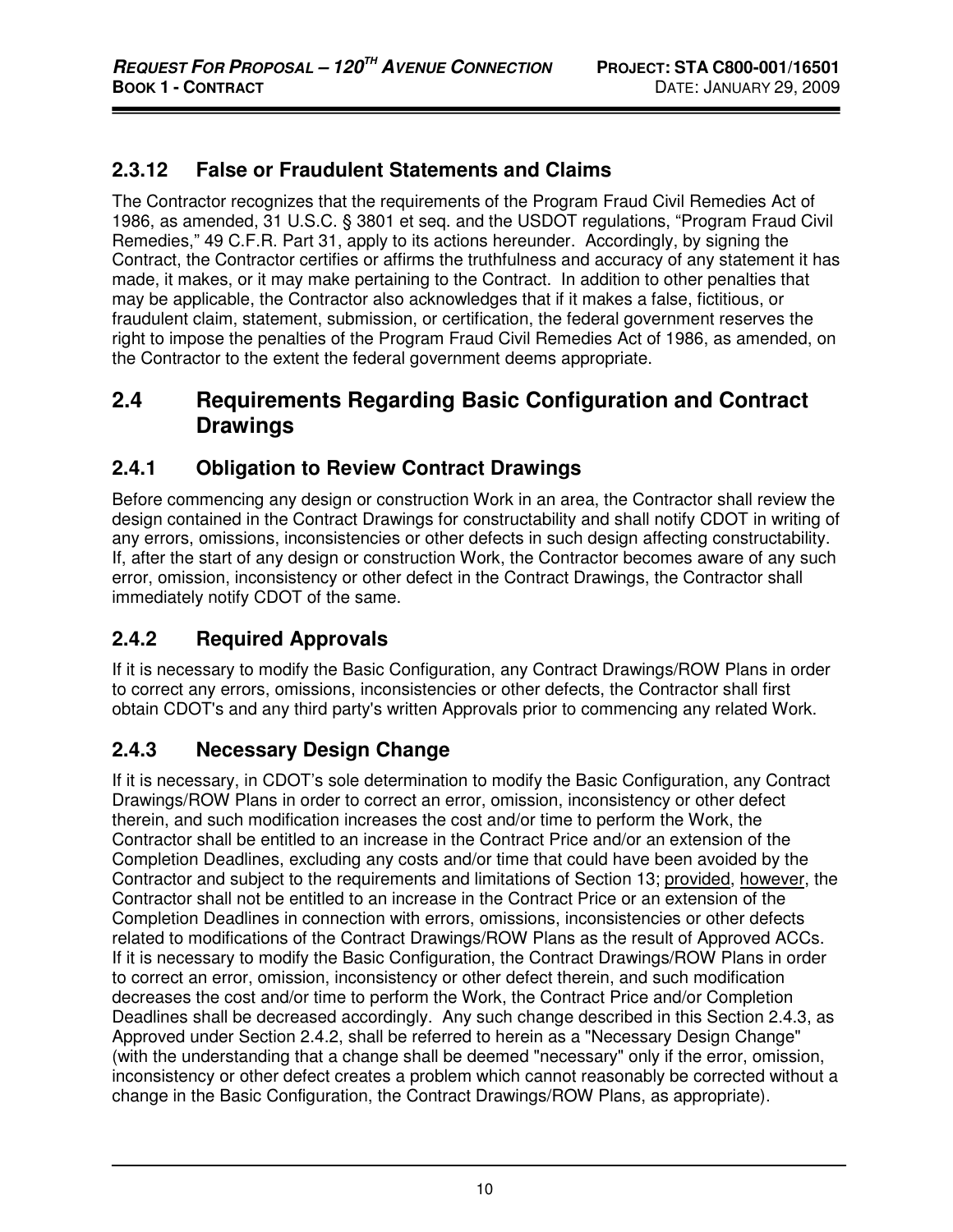### 2.3.12 False or Fraudulent Statements and Claims

The Contractor recognizes that the requirements of the Program Fraud Civil Remedies Act of 1986, as amended, 31 U.S.C. § 3801 et seq. and the USDOT regulations, "Program Fraud Civil Remedies," 49 C.F.R. Part 31, apply to its actions hereunder. Accordingly, by signing the Contract, the Contractor certifies or affirms the truthfulness and accuracy of any statement it has made, it makes, or it may make pertaining to the Contract. In addition to other penalties that may be applicable, the Contractor also acknowledges that if it makes a false, fictitious, or fraudulent claim, statement, submission, or certification, the federal government reserves the right to impose the penalties of the Program Fraud Civil Remedies Act of 1986, as amended, on the Contractor to the extent the federal government deems appropriate.

## 2.4 Requirements Regarding Basic Configuration and Contract Drawings

### 2.4.1 Obligation to Review Contract Drawings

Before commencing any design or construction Work in an area, the Contractor shall review the design contained in the Contract Drawings for constructability and shall notify CDOT in writing of any errors, omissions, inconsistencies or other defects in such design affecting constructability. If, after the start of any design or construction Work, the Contractor becomes aware of any such error, omission, inconsistency or other defect in the Contract Drawings, the Contractor shall immediately notify CDOT of the same.

### 2.4.2 Required Approvals

If it is necessary to modify the Basic Configuration, any Contract Drawings/ROW Plans in order to correct any errors, omissions, inconsistencies or other defects, the Contractor shall first obtain CDOT's and any third party's written Approvals prior to commencing any related Work.

### 2.4.3 Necessary Design Change

If it is necessary, in CDOT's sole determination to modify the Basic Configuration, any Contract Drawings/ROW Plans in order to correct an error, omission, inconsistency or other defect therein, and such modification increases the cost and/or time to perform the Work, the Contractor shall be entitled to an increase in the Contract Price and/or an extension of the Completion Deadlines, excluding any costs and/or time that could have been avoided by the Contractor and subject to the requirements and limitations of Section 13; provided, however, the Contractor shall not be entitled to an increase in the Contract Price or an extension of the Completion Deadlines in connection with errors, omissions, inconsistencies or other defects related to modifications of the Contract Drawings/ROW Plans as the result of Approved ACCs. If it is necessary to modify the Basic Configuration, the Contract Drawings/ROW Plans in order to correct an error, omission, inconsistency or other defect therein, and such modification decreases the cost and/or time to perform the Work, the Contract Price and/or Completion Deadlines shall be decreased accordingly. Any such change described in this Section 2.4.3, as Approved under Section 2.4.2, shall be referred to herein as a "Necessary Design Change" (with the understanding that a change shall be deemed "necessary" only if the error, omission, inconsistency or other defect creates a problem which cannot reasonably be corrected without a change in the Basic Configuration, the Contract Drawings/ROW Plans, as appropriate).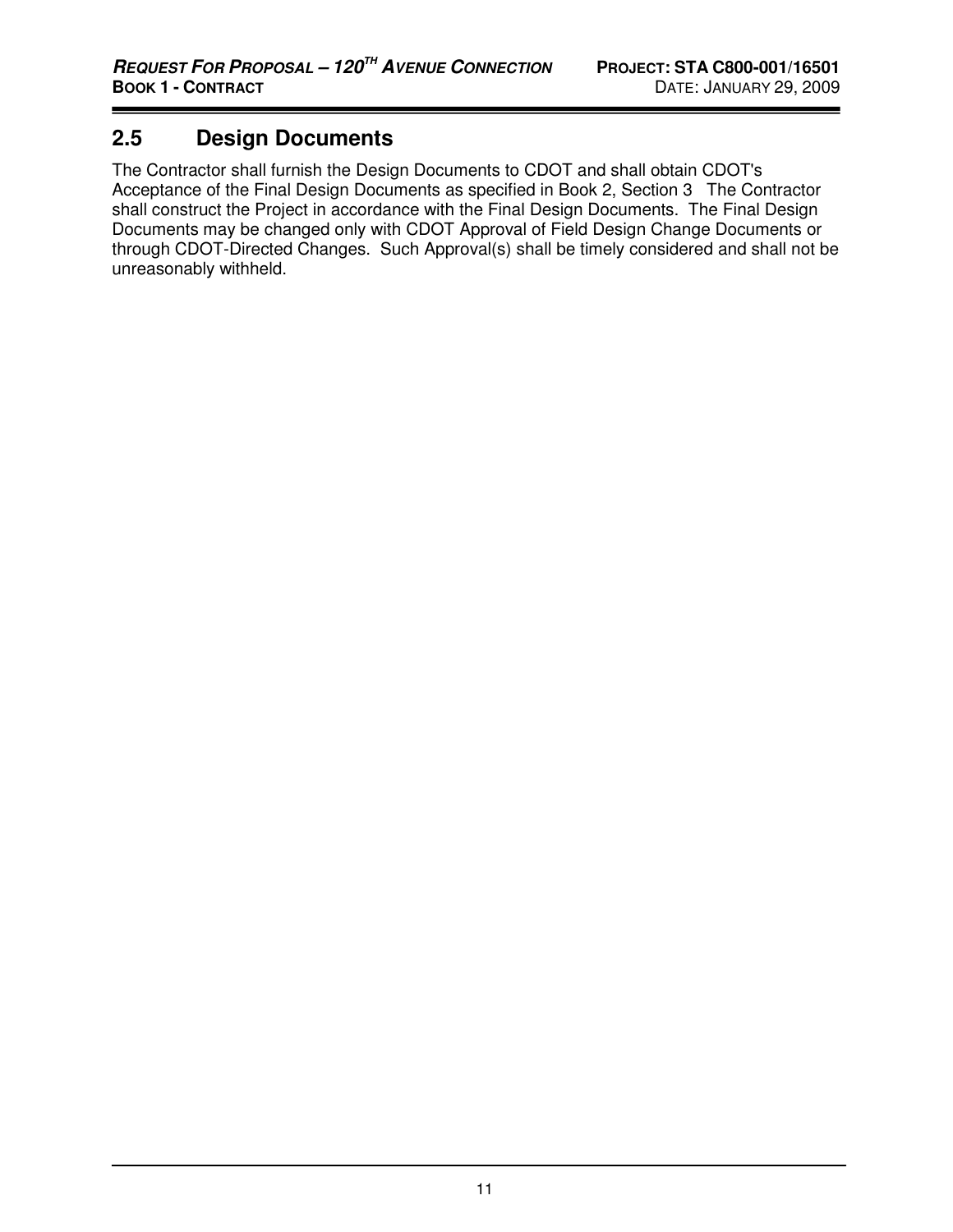## 2.5 Design Documents

The Contractor shall furnish the Design Documents to CDOT and shall obtain CDOT's Acceptance of the Final Design Documents as specified in Book 2, Section 3 The Contractor shall construct the Project in accordance with the Final Design Documents. The Final Design Documents may be changed only with CDOT Approval of Field Design Change Documents or through CDOT-Directed Changes. Such Approval(s) shall be timely considered and shall not be unreasonably withheld.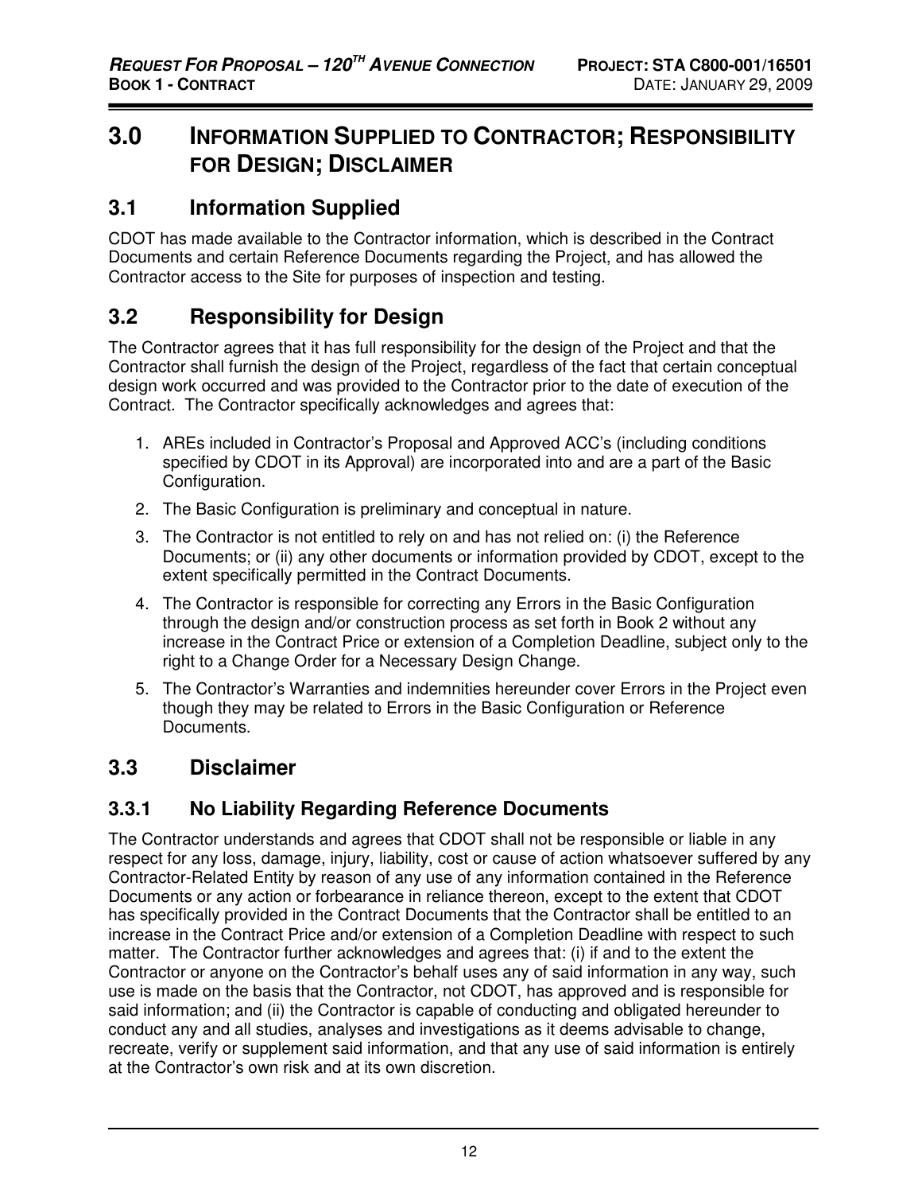# 3.0 INFORMATION SUPPLIED TO CONTRACTOR; RESPONSIBILITY FOR DESIGN; DISCLAIMER

## 3.1 Information Supplied

CDOT has made available to the Contractor information, which is described in the Contract Documents and certain Reference Documents regarding the Project, and has allowed the Contractor access to the Site for purposes of inspection and testing.

## 3.2 Responsibility for Design

The Contractor agrees that it has full responsibility for the design of the Project and that the Contractor shall furnish the design of the Project, regardless of the fact that certain conceptual design work occurred and was provided to the Contractor prior to the date of execution of the Contract. The Contractor specifically acknowledges and agrees that:

1. AREs included in Contractor's Proposal and Approved ACC's (including conditions specified by CDOT in its Approval) are incorporated into and are a part of the Basic Configuration.
2. The Basic Configuration is preliminary and conceptual in nature.
3. The Contractor is not entitled to rely on and has not relied on: (i) the Reference Documents; or (ii) any other documents or information provided by CDOT, except to the extent specifically permitted in the Contract Documents.
4. The Contractor is responsible for correcting any Errors in the Basic Configuration through the design and/or construction process as set forth in Book 2 without any increase in the Contract Price or extension of a Completion Deadline, subject only to the right to a Change Order for a Necessary Design Change.
5. The Contractor's Warranties and indemnities hereunder cover Errors in the Project even though they may be related to Errors in the Basic Configuration or Reference Documents.

## 3.3 Disclaimer

### 3.3.1 No Liability Regarding Reference Documents

The Contractor understands and agrees that CDOT shall not be responsible or liable in any respect for any loss, damage, injury, liability, cost or cause of action whatsoever suffered by any Contractor-Related Entity by reason of any use of any information contained in the Reference Documents or any action or forbearance in reliance thereon, except to the extent that CDOT has specifically provided in the Contract Documents that the Contractor shall be entitled to an increase in the Contract Price and/or extension of a Completion Deadline with respect to such matter. The Contractor further acknowledges and agrees that: (i) if and to the extent the Contractor or anyone on the Contractor's behalf uses any of said information in any way, such use is made on the basis that the Contractor, not CDOT, has approved and is responsible for said information; and (ii) the Contractor is capable of conducting and obligated hereunder to conduct any and all studies, analyses and investigations as it deems advisable to change, recreate, verify or supplement said information, and that any use of said information is entirely at the Contractor's own risk and at its own discretion.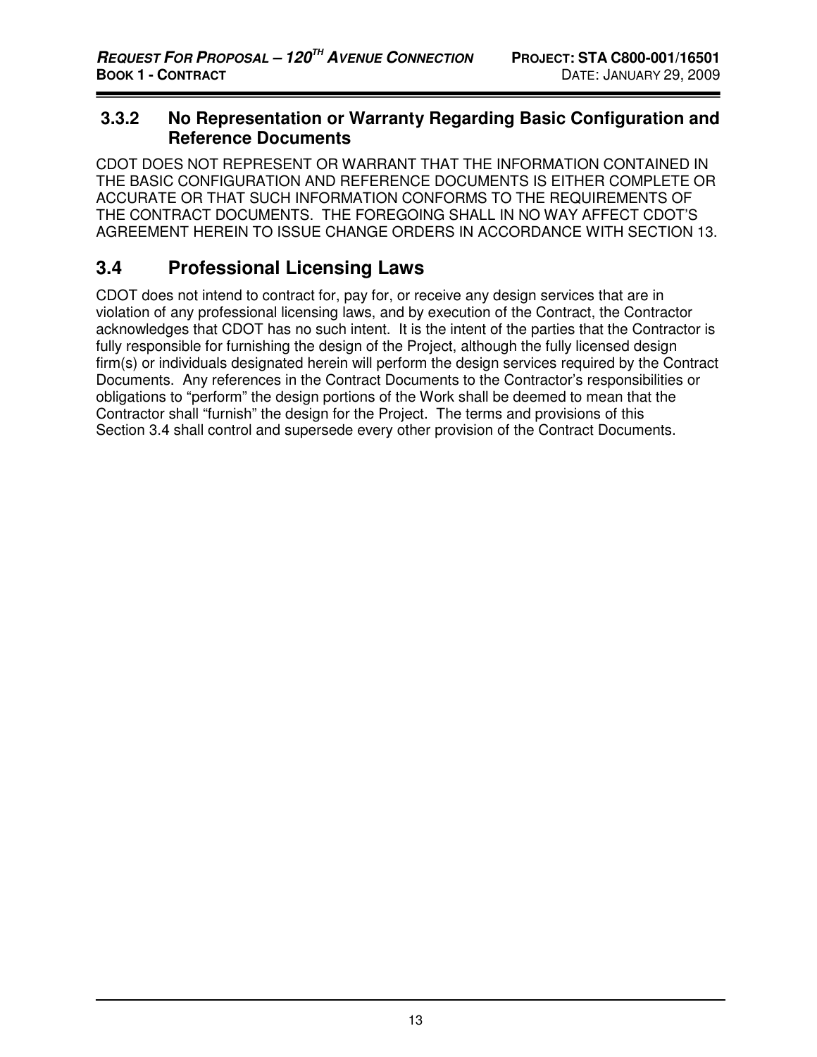### 3.3.2 No Representation or Warranty Regarding Basic Configuration and Reference Documents

CDOT DOES NOT REPRESENT OR WARRANT THAT THE INFORMATION CONTAINED IN THE BASIC CONFIGURATION AND REFERENCE DOCUMENTS IS EITHER COMPLETE OR ACCURATE OR THAT SUCH INFORMATION CONFORMS TO THE REQUIREMENTS OF THE CONTRACT DOCUMENTS. THE FOREGOING SHALL IN NO WAY AFFECT CDOT'S AGREEMENT HEREIN TO ISSUE CHANGE ORDERS IN ACCORDANCE WITH SECTION 13.

## 3.4 Professional Licensing Laws

CDOT does not intend to contract for, pay for, or receive any design services that are in violation of any professional licensing laws, and by execution of the Contract, the Contractor acknowledges that CDOT has no such intent. It is the intent of the parties that the Contractor is fully responsible for furnishing the design of the Project, although the fully licensed design firm(s) or individuals designated herein will perform the design services required by the Contract Documents. Any references in the Contract Documents to the Contractor's responsibilities or obligations to "perform" the design portions of the Work shall be deemed to mean that the Contractor shall "furnish" the design for the Project. The terms and provisions of this Section 3.4 shall control and supersede every other provision of the Contract Documents.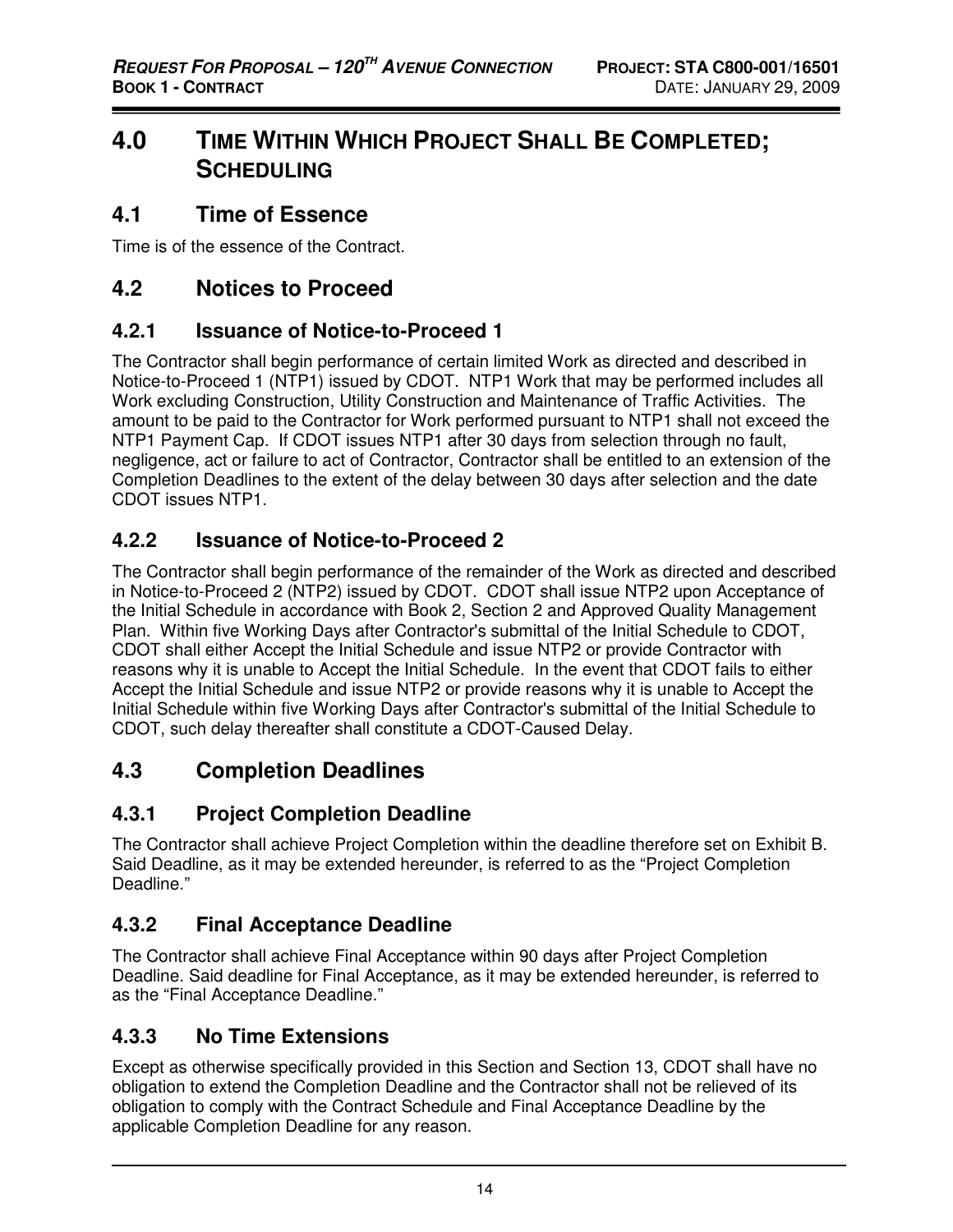# 4.0 TIME WITHIN WHICH PROJECT SHALL BE COMPLETED; SCHEDULING

## 4.1 Time of Essence

Time is of the essence of the Contract.

## 4.2 Notices to Proceed

### 4.2.1 Issuance of Notice-to-Proceed 1

The Contractor shall begin performance of certain limited Work as directed and described in Notice-to-Proceed 1 (NTP1) issued by CDOT. NTP1 Work that may be performed includes all Work excluding Construction, Utility Construction and Maintenance of Traffic Activities. The amount to be paid to the Contractor for Work performed pursuant to NTP1 shall not exceed the NTP1 Payment Cap. If CDOT issues NTP1 after 30 days from selection through no fault, negligence, act or failure to act of Contractor, Contractor shall be entitled to an extension of the Completion Deadlines to the extent of the delay between 30 days after selection and the date CDOT issues NTP1.

### 4.2.2 Issuance of Notice-to-Proceed 2

The Contractor shall begin performance of the remainder of the Work as directed and described in Notice-to-Proceed 2 (NTP2) issued by CDOT. CDOT shall issue NTP2 upon Acceptance of the Initial Schedule in accordance with Book 2, Section 2 and Approved Quality Management Plan. Within five Working Days after Contractor's submittal of the Initial Schedule to CDOT, CDOT shall either Accept the Initial Schedule and issue NTP2 or provide Contractor with reasons why it is unable to Accept the Initial Schedule. In the event that CDOT fails to either Accept the Initial Schedule and issue NTP2 or provide reasons why it is unable to Accept the Initial Schedule within five Working Days after Contractor's submittal of the Initial Schedule to CDOT, such delay thereafter shall constitute a CDOT-Caused Delay.

## 4.3 Completion Deadlines

### 4.3.1 Project Completion Deadline

The Contractor shall achieve Project Completion within the deadline therefore set on Exhibit B. Said Deadline, as it may be extended hereunder, is referred to as the “Project Completion Deadline.”

### 4.3.2 Final Acceptance Deadline

The Contractor shall achieve Final Acceptance within 90 days after Project Completion Deadline. Said deadline for Final Acceptance, as it may be extended hereunder, is referred to as the “Final Acceptance Deadline.”

### 4.3.3 No Time Extensions

Except as otherwise specifically provided in this Section and Section 13, CDOT shall have no obligation to extend the Completion Deadline and the Contractor shall not be relieved of its obligation to comply with the Contract Schedule and Final Acceptance Deadline by the applicable Completion Deadline for any reason.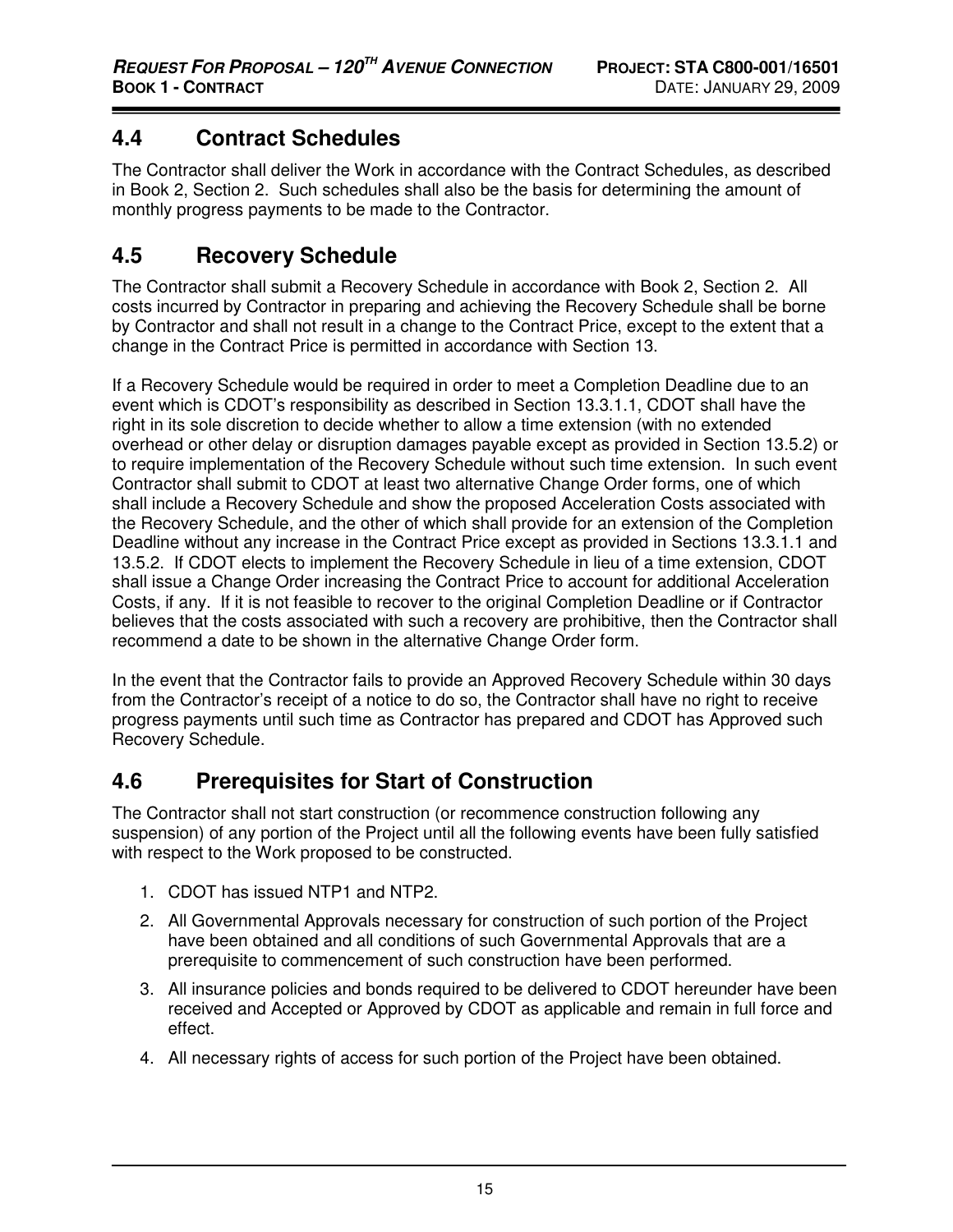## 4.4 Contract Schedules

The Contractor shall deliver the Work in accordance with the Contract Schedules, as described in Book 2, Section 2. Such schedules shall also be the basis for determining the amount of monthly progress payments to be made to the Contractor.

## 4.5 Recovery Schedule

The Contractor shall submit a Recovery Schedule in accordance with Book 2, Section 2. All costs incurred by Contractor in preparing and achieving the Recovery Schedule shall be borne by Contractor and shall not result in a change to the Contract Price, except to the extent that a change in the Contract Price is permitted in accordance with Section 13.

If a Recovery Schedule would be required in order to meet a Completion Deadline due to an event which is CDOT's responsibility as described in Section 13.3.1.1, CDOT shall have the right in its sole discretion to decide whether to allow a time extension (with no extended overhead or other delay or disruption damages payable except as provided in Section 13.5.2) or to require implementation of the Recovery Schedule without such time extension. In such event Contractor shall submit to CDOT at least two alternative Change Order forms, one of which shall include a Recovery Schedule and show the proposed Acceleration Costs associated with the Recovery Schedule, and the other of which shall provide for an extension of the Completion Deadline without any increase in the Contract Price except as provided in Sections 13.3.1.1 and 13.5.2. If CDOT elects to implement the Recovery Schedule in lieu of a time extension, CDOT shall issue a Change Order increasing the Contract Price to account for additional Acceleration Costs, if any. If it is not feasible to recover to the original Completion Deadline or if Contractor believes that the costs associated with such a recovery are prohibitive, then the Contractor shall recommend a date to be shown in the alternative Change Order form.

In the event that the Contractor fails to provide an Approved Recovery Schedule within 30 days from the Contractor's receipt of a notice to do so, the Contractor shall have no right to receive progress payments until such time as Contractor has prepared and CDOT has Approved such Recovery Schedule.

## 4.6 Prerequisites for Start of Construction

The Contractor shall not start construction (or recommence construction following any suspension) of any portion of the Project until all the following events have been fully satisfied with respect to the Work proposed to be constructed.

1. CDOT has issued NTP1 and NTP2.
2. All Governmental Approvals necessary for construction of such portion of the Project have been obtained and all conditions of such Governmental Approvals that are a prerequisite to commencement of such construction have been performed.
3. All insurance policies and bonds required to be delivered to CDOT hereunder have been received and Accepted or Approved by CDOT as applicable and remain in full force and effect.
4. All necessary rights of access for such portion of the Project have been obtained.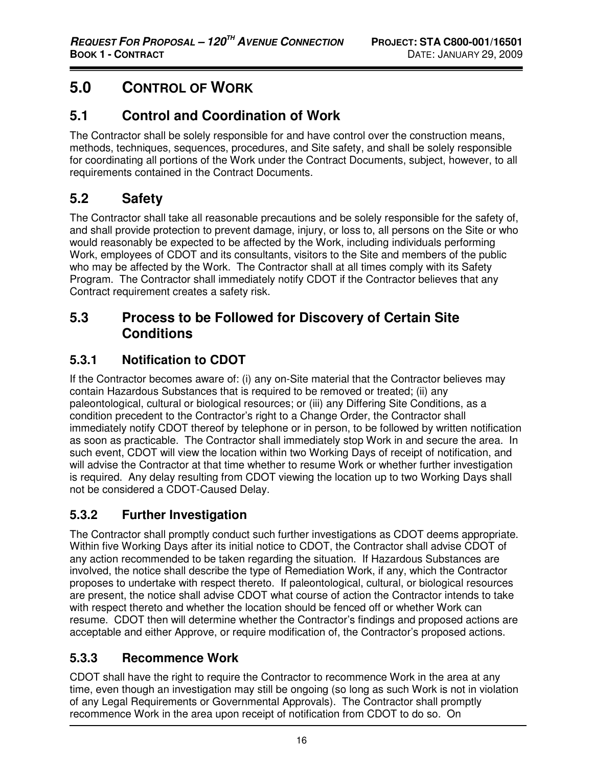# 5.0 CONTROL OF WORK

## 5.1 Control and Coordination of Work

The Contractor shall be solely responsible for and have control over the construction means, methods, techniques, sequences, procedures, and Site safety, and shall be solely responsible for coordinating all portions of the Work under the Contract Documents, subject, however, to all requirements contained in the Contract Documents.

## 5.2 Safety

The Contractor shall take all reasonable precautions and be solely responsible for the safety of, and shall provide protection to prevent damage, injury, or loss to, all persons on the Site or who would reasonably be expected to be affected by the Work, including individuals performing Work, employees of CDOT and its consultants, visitors to the Site and members of the public who may be affected by the Work. The Contractor shall at all times comply with its Safety Program. The Contractor shall immediately notify CDOT if the Contractor believes that any Contract requirement creates a safety risk.

## 5.3 Process to be Followed for Discovery of Certain Site Conditions

### 5.3.1 Notification to CDOT

If the Contractor becomes aware of: (i) any on-Site material that the Contractor believes may contain Hazardous Substances that is required to be removed or treated; (ii) any paleontological, cultural or biological resources; or (iii) any Differing Site Conditions, as a condition precedent to the Contractor's right to a Change Order, the Contractor shall immediately notify CDOT thereof by telephone or in person, to be followed by written notification as soon as practicable. The Contractor shall immediately stop Work in and secure the area. In such event, CDOT will view the location within two Working Days of receipt of notification, and will advise the Contractor at that time whether to resume Work or whether further investigation is required. Any delay resulting from CDOT viewing the location up to two Working Days shall not be considered a CDOT-Caused Delay.

### 5.3.2 Further Investigation

The Contractor shall promptly conduct such further investigations as CDOT deems appropriate. Within five Working Days after its initial notice to CDOT, the Contractor shall advise CDOT of any action recommended to be taken regarding the situation. If Hazardous Substances are involved, the notice shall describe the type of Remediation Work, if any, which the Contractor proposes to undertake with respect thereto. If paleontological, cultural, or biological resources are present, the notice shall advise CDOT what course of action the Contractor intends to take with respect thereto and whether the location should be fenced off or whether Work can resume. CDOT then will determine whether the Contractor's findings and proposed actions are acceptable and either Approve, or require modification of, the Contractor's proposed actions.

### 5.3.3 Recommence Work

CDOT shall have the right to require the Contractor to recommence Work in the area at any time, even though an investigation may still be ongoing (so long as such Work is not in violation of any Legal Requirements or Governmental Approvals). The Contractor shall promptly recommence Work in the area upon receipt of notification from CDOT to do so. On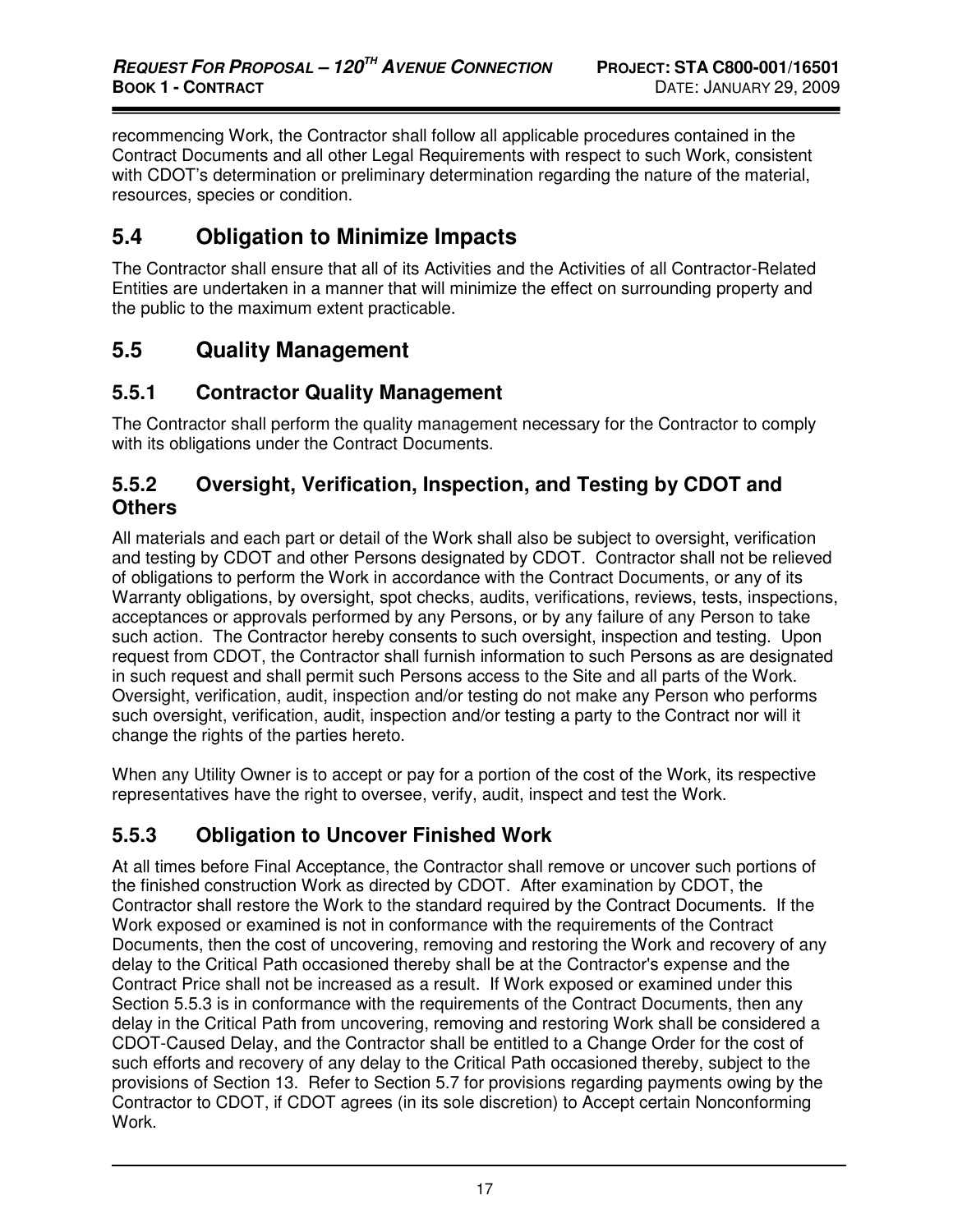recommencing Work, the Contractor shall follow all applicable procedures contained in the Contract Documents and all other Legal Requirements with respect to such Work, consistent with CDOT's determination or preliminary determination regarding the nature of the material, resources, species or condition.

## 5.4 Obligation to Minimize Impacts

The Contractor shall ensure that all of its Activities and the Activities of all Contractor-Related Entities are undertaken in a manner that will minimize the effect on surrounding property and the public to the maximum extent practicable.

## 5.5 Quality Management

### 5.5.1 Contractor Quality Management

The Contractor shall perform the quality management necessary for the Contractor to comply with its obligations under the Contract Documents.

### 5.5.2 Oversight, Verification, Inspection, and Testing by CDOT and Others

All materials and each part or detail of the Work shall also be subject to oversight, verification and testing by CDOT and other Persons designated by CDOT. Contractor shall not be relieved of obligations to perform the Work in accordance with the Contract Documents, or any of its Warranty obligations, by oversight, spot checks, audits, verifications, reviews, tests, inspections, acceptances or approvals performed by any Persons, or by any failure of any Person to take such action. The Contractor hereby consents to such oversight, inspection and testing. Upon request from CDOT, the Contractor shall furnish information to such Persons as are designated in such request and shall permit such Persons access to the Site and all parts of the Work. Oversight, verification, audit, inspection and/or testing do not make any Person who performs such oversight, verification, audit, inspection and/or testing a party to the Contract nor will it change the rights of the parties hereto.

When any Utility Owner is to accept or pay for a portion of the cost of the Work, its respective representatives have the right to oversee, verify, audit, inspect and test the Work.

### 5.5.3 Obligation to Uncover Finished Work

At all times before Final Acceptance, the Contractor shall remove or uncover such portions of the finished construction Work as directed by CDOT. After examination by CDOT, the Contractor shall restore the Work to the standard required by the Contract Documents. If the Work exposed or examined is not in conformance with the requirements of the Contract Documents, then the cost of uncovering, removing and restoring the Work and recovery of any delay to the Critical Path occasioned thereby shall be at the Contractor's expense and the Contract Price shall not be increased as a result. If Work exposed or examined under this Section 5.5.3 is in conformance with the requirements of the Contract Documents, then any delay in the Critical Path from uncovering, removing and restoring Work shall be considered a CDOT-Caused Delay, and the Contractor shall be entitled to a Change Order for the cost of such efforts and recovery of any delay to the Critical Path occasioned thereby, subject to the provisions of Section 13. Refer to Section 5.7 for provisions regarding payments owing by the Contractor to CDOT, if CDOT agrees (in its sole discretion) to Accept certain Nonconforming Work.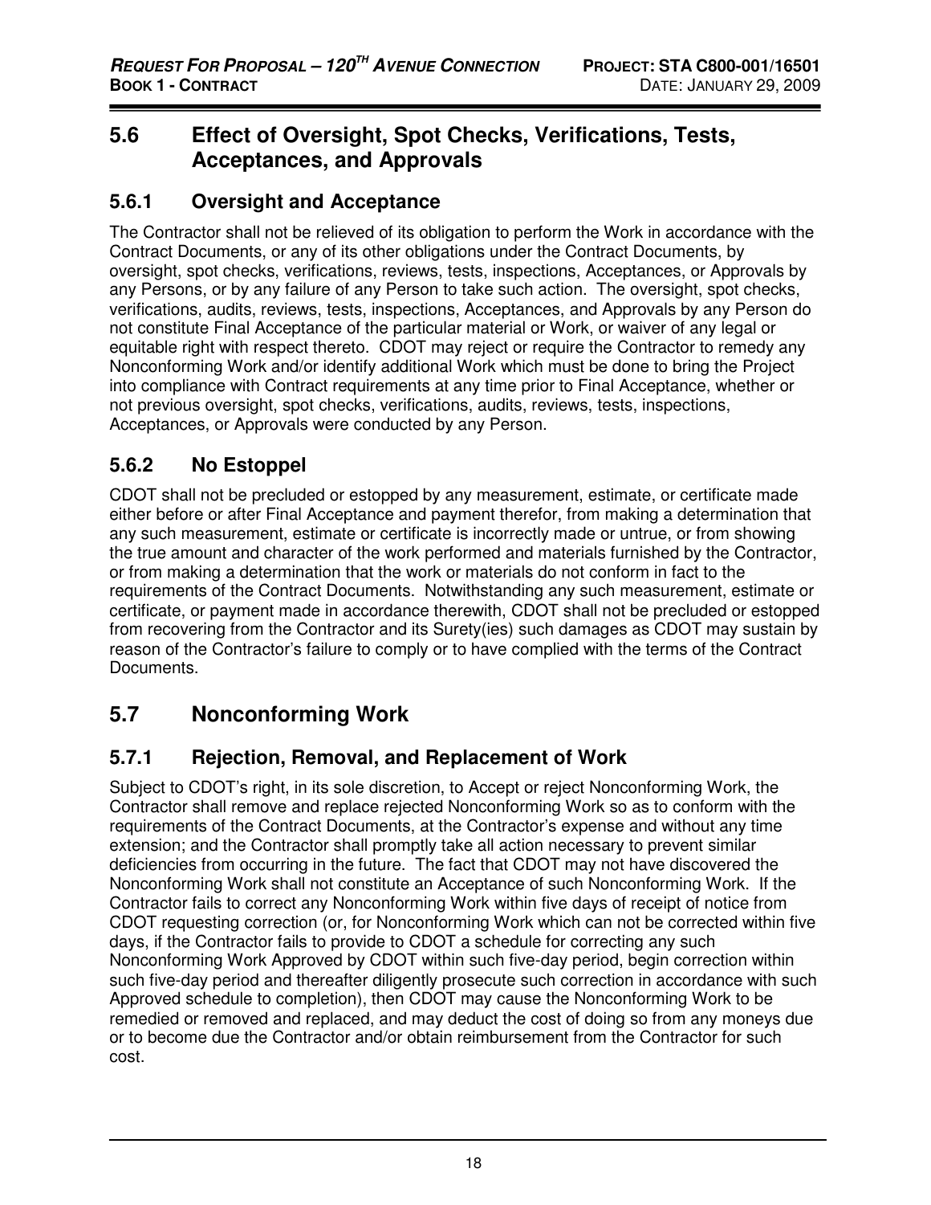## 5.6 Effect of Oversight, Spot Checks, Verifications, Tests, Acceptances, and Approvals

### 5.6.1 Oversight and Acceptance

The Contractor shall not be relieved of its obligation to perform the Work in accordance with the Contract Documents, or any of its other obligations under the Contract Documents, by oversight, spot checks, verifications, reviews, tests, inspections, Acceptances, or Approvals by any Persons, or by any failure of any Person to take such action. The oversight, spot checks, verifications, audits, reviews, tests, inspections, Acceptances, and Approvals by any Person do not constitute Final Acceptance of the particular material or Work, or waiver of any legal or equitable right with respect thereto. CDOT may reject or require the Contractor to remedy any Nonconforming Work and/or identify additional Work which must be done to bring the Project into compliance with Contract requirements at any time prior to Final Acceptance, whether or not previous oversight, spot checks, verifications, audits, reviews, tests, inspections, Acceptances, or Approvals were conducted by any Person.

### 5.6.2 No Estoppel

CDOT shall not be precluded or estopped by any measurement, estimate, or certificate made either before or after Final Acceptance and payment therefor, from making a determination that any such measurement, estimate or certificate is incorrectly made or untrue, or from showing the true amount and character of the work performed and materials furnished by the Contractor, or from making a determination that the work or materials do not conform in fact to the requirements of the Contract Documents. Notwithstanding any such measurement, estimate or certificate, or payment made in accordance therewith, CDOT shall not be precluded or estopped from recovering from the Contractor and its Surety(ies) such damages as CDOT may sustain by reason of the Contractor's failure to comply or to have complied with the terms of the Contract Documents.

## 5.7 Nonconforming Work

### 5.7.1 Rejection, Removal, and Replacement of Work

Subject to CDOT's right, in its sole discretion, to Accept or reject Nonconforming Work, the Contractor shall remove and replace rejected Nonconforming Work so as to conform with the requirements of the Contract Documents, at the Contractor's expense and without any time extension; and the Contractor shall promptly take all action necessary to prevent similar deficiencies from occurring in the future. The fact that CDOT may not have discovered the Nonconforming Work shall not constitute an Acceptance of such Nonconforming Work. If the Contractor fails to correct any Nonconforming Work within five days of receipt of notice from CDOT requesting correction (or, for Nonconforming Work which can not be corrected within five days, if the Contractor fails to provide to CDOT a schedule for correcting any such Nonconforming Work Approved by CDOT within such five-day period, begin correction within such five-day period and thereafter diligently prosecute such correction in accordance with such Approved schedule to completion), then CDOT may cause the Nonconforming Work to be remedied or removed and replaced, and may deduct the cost of doing so from any moneys due or to become due the Contractor and/or obtain reimbursement from the Contractor for such cost.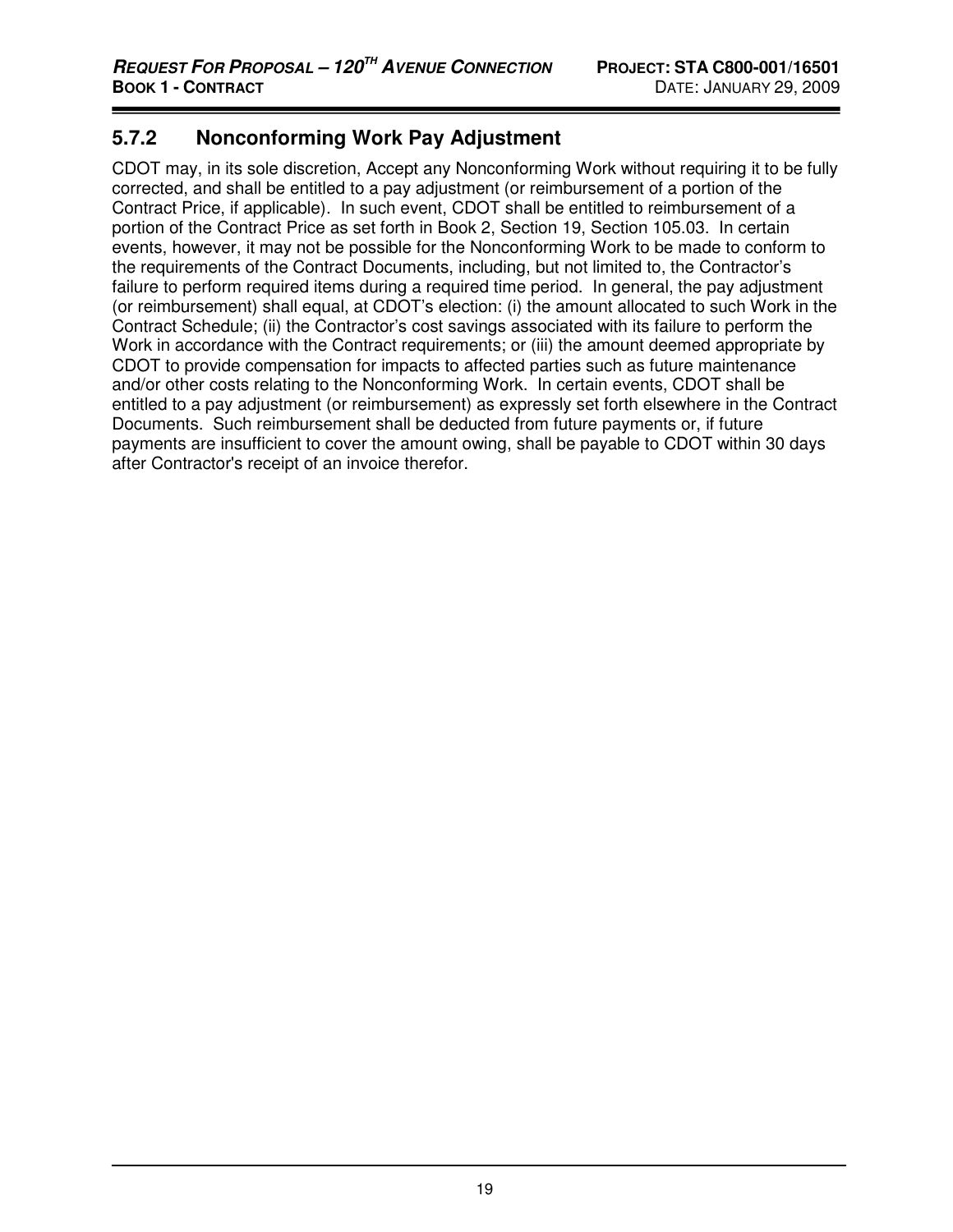### 5.7.2 Nonconforming Work Pay Adjustment

CDOT may, in its sole discretion, Accept any Nonconforming Work without requiring it to be fully corrected, and shall be entitled to a pay adjustment (or reimbursement of a portion of the Contract Price, if applicable). In such event, CDOT shall be entitled to reimbursement of a portion of the Contract Price as set forth in Book 2, Section 19, Section 105.03. In certain events, however, it may not be possible for the Nonconforming Work to be made to conform to the requirements of the Contract Documents, including, but not limited to, the Contractor's failure to perform required items during a required time period. In general, the pay adjustment (or reimbursement) shall equal, at CDOT's election: (i) the amount allocated to such Work in the Contract Schedule; (ii) the Contractor's cost savings associated with its failure to perform the Work in accordance with the Contract requirements; or (iii) the amount deemed appropriate by CDOT to provide compensation for impacts to affected parties such as future maintenance and/or other costs relating to the Nonconforming Work. In certain events, CDOT shall be entitled to a pay adjustment (or reimbursement) as expressly set forth elsewhere in the Contract Documents. Such reimbursement shall be deducted from future payments or, if future payments are insufficient to cover the amount owing, shall be payable to CDOT within 30 days after Contractor's receipt of an invoice therefor.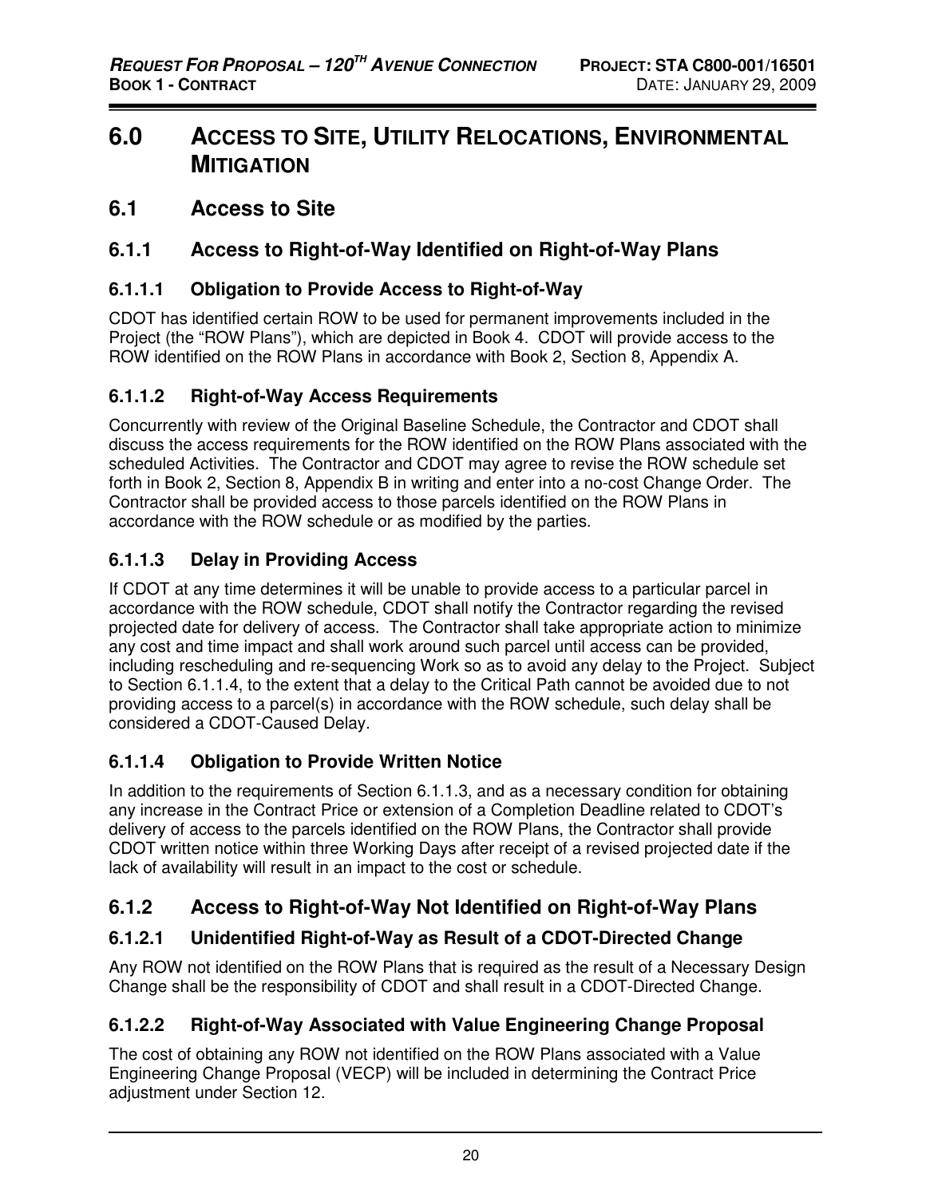# 6.0 ACCESS TO SITE, UTILITY RELOCATIONS, ENVIRONMENTAL MITIGATION

## 6.1 Access to Site

### 6.1.1 Access to Right-of-Way Identified on Right-of-Way Plans

#### 6.1.1.1 Obligation to Provide Access to Right-of-Way

CDOT has identified certain ROW to be used for permanent improvements included in the Project (the "ROW Plans"), which are depicted in Book 4. CDOT will provide access to the ROW identified on the ROW Plans in accordance with Book 2, Section 8, Appendix A.

#### 6.1.1.2 Right-of-Way Access Requirements

Concurrently with review of the Original Baseline Schedule, the Contractor and CDOT shall discuss the access requirements for the ROW identified on the ROW Plans associated with the scheduled Activities. The Contractor and CDOT may agree to revise the ROW schedule set forth in Book 2, Section 8, Appendix B in writing and enter into a no-cost Change Order. The Contractor shall be provided access to those parcels identified on the ROW Plans in accordance with the ROW schedule or as modified by the parties.

#### 6.1.1.3 Delay in Providing Access

If CDOT at any time determines it will be unable to provide access to a particular parcel in accordance with the ROW schedule, CDOT shall notify the Contractor regarding the revised projected date for delivery of access. The Contractor shall take appropriate action to minimize any cost and time impact and shall work around such parcel until access can be provided, including rescheduling and re-sequencing Work so as to avoid any delay to the Project. Subject to Section 6.1.1.4, to the extent that a delay to the Critical Path cannot be avoided due to not providing access to a parcel(s) in accordance with the ROW schedule, such delay shall be considered a CDOT-Caused Delay.

#### 6.1.1.4 Obligation to Provide Written Notice

In addition to the requirements of Section 6.1.1.3, and as a necessary condition for obtaining any increase in the Contract Price or extension of a Completion Deadline related to CDOT's delivery of access to the parcels identified on the ROW Plans, the Contractor shall provide CDOT written notice within three Working Days after receipt of a revised projected date if the lack of availability will result in an impact to the cost or schedule.

### 6.1.2 Access to Right-of-Way Not Identified on Right-of-Way Plans

#### 6.1.2.1 Unidentified Right-of-Way as Result of a CDOT-Directed Change

Any ROW not identified on the ROW Plans that is required as the result of a Necessary Design Change shall be the responsibility of CDOT and shall result in a CDOT-Directed Change.

#### 6.1.2.2 Right-of-Way Associated with Value Engineering Change Proposal

The cost of obtaining any ROW not identified on the ROW Plans associated with a Value Engineering Change Proposal (VECP) will be included in determining the Contract Price adjustment under Section 12.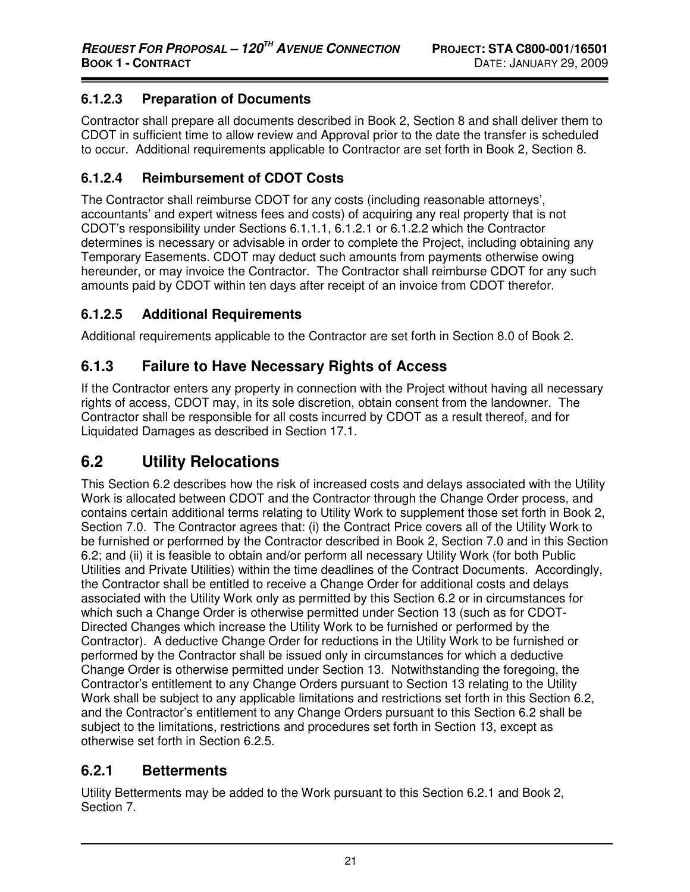### 6.1.2.3 Preparation of Documents

Contractor shall prepare all documents described in Book 2, Section 8 and shall deliver them to CDOT in sufficient time to allow review and Approval prior to the date the transfer is scheduled to occur. Additional requirements applicable to Contractor are set forth in Book 2, Section 8.

### 6.1.2.4 Reimbursement of CDOT Costs

The Contractor shall reimburse CDOT for any costs (including reasonable attorneys', accountants' and expert witness fees and costs) of acquiring any real property that is not CDOT's responsibility under Sections 6.1.1.1, 6.1.2.1 or 6.1.2.2 which the Contractor determines is necessary or advisable in order to complete the Project, including obtaining any Temporary Easements. CDOT may deduct such amounts from payments otherwise owing hereunder, or may invoice the Contractor. The Contractor shall reimburse CDOT for any such amounts paid by CDOT within ten days after receipt of an invoice from CDOT therefor.

### 6.1.2.5 Additional Requirements

Additional requirements applicable to the Contractor are set forth in Section 8.0 of Book 2.

## 6.1.3 Failure to Have Necessary Rights of Access

If the Contractor enters any property in connection with the Project without having all necessary rights of access, CDOT may, in its sole discretion, obtain consent from the landowner. The Contractor shall be responsible for all costs incurred by CDOT as a result thereof, and for Liquidated Damages as described in Section 17.1.

# 6.2 Utility Relocations

This Section 6.2 describes how the risk of increased costs and delays associated with the Utility Work is allocated between CDOT and the Contractor through the Change Order process, and contains certain additional terms relating to Utility Work to supplement those set forth in Book 2, Section 7.0. The Contractor agrees that: (i) the Contract Price covers all of the Utility Work to be furnished or performed by the Contractor described in Book 2, Section 7.0 and in this Section 6.2; and (ii) it is feasible to obtain and/or perform all necessary Utility Work (for both Public Utilities and Private Utilities) within the time deadlines of the Contract Documents. Accordingly, the Contractor shall be entitled to receive a Change Order for additional costs and delays associated with the Utility Work only as permitted by this Section 6.2 or in circumstances for which such a Change Order is otherwise permitted under Section 13 (such as for CDOT-Directed Changes which increase the Utility Work to be furnished or performed by the Contractor). A deductive Change Order for reductions in the Utility Work to be furnished or performed by the Contractor shall be issued only in circumstances for which a deductive Change Order is otherwise permitted under Section 13. Notwithstanding the foregoing, the Contractor's entitlement to any Change Orders pursuant to Section 13 relating to the Utility Work shall be subject to any applicable limitations and restrictions set forth in this Section 6.2, and the Contractor's entitlement to any Change Orders pursuant to this Section 6.2 shall be subject to the limitations, restrictions and procedures set forth in Section 13, except as otherwise set forth in Section 6.2.5.

## 6.2.1 Betterments

Utility Betterments may be added to the Work pursuant to this Section 6.2.1 and Book 2, Section 7.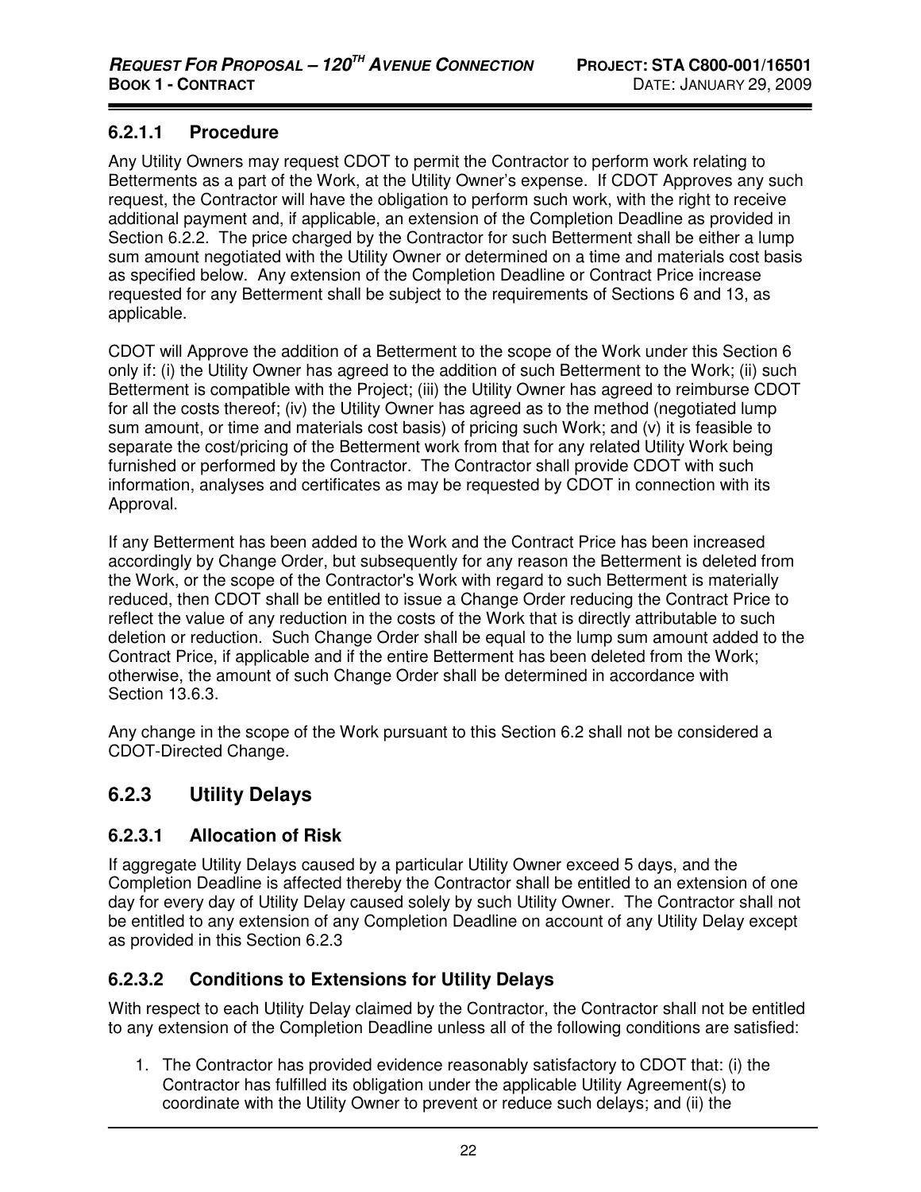### 6.2.1.1 Procedure

Any Utility Owners may request CDOT to permit the Contractor to perform work relating to Betterments as a part of the Work, at the Utility Owner's expense. If CDOT Approves any such request, the Contractor will have the obligation to perform such work, with the right to receive additional payment and, if applicable, an extension of the Completion Deadline as provided in Section 6.2.2. The price charged by the Contractor for such Betterment shall be either a lump sum amount negotiated with the Utility Owner or determined on a time and materials cost basis as specified below. Any extension of the Completion Deadline or Contract Price increase requested for any Betterment shall be subject to the requirements of Sections 6 and 13, as applicable.

CDOT will Approve the addition of a Betterment to the scope of the Work under this Section 6 only if: (i) the Utility Owner has agreed to the addition of such Betterment to the Work; (ii) such Betterment is compatible with the Project; (iii) the Utility Owner has agreed to reimburse CDOT for all the costs thereof; (iv) the Utility Owner has agreed as to the method (negotiated lump sum amount, or time and materials cost basis) of pricing such Work; and (v) it is feasible to separate the cost/pricing of the Betterment work from that for any related Utility Work being furnished or performed by the Contractor. The Contractor shall provide CDOT with such information, analyses and certificates as may be requested by CDOT in connection with its Approval.

If any Betterment has been added to the Work and the Contract Price has been increased accordingly by Change Order, but subsequently for any reason the Betterment is deleted from the Work, or the scope of the Contractor's Work with regard to such Betterment is materially reduced, then CDOT shall be entitled to issue a Change Order reducing the Contract Price to reflect the value of any reduction in the costs of the Work that is directly attributable to such deletion or reduction. Such Change Order shall be equal to the lump sum amount added to the Contract Price, if applicable and if the entire Betterment has been deleted from the Work; otherwise, the amount of such Change Order shall be determined in accordance with Section 13.6.3.

Any change in the scope of the Work pursuant to this Section 6.2 shall not be considered a CDOT-Directed Change.

## 6.2.3 Utility Delays

### 6.2.3.1 Allocation of Risk

If aggregate Utility Delays caused by a particular Utility Owner exceed 5 days, and the Completion Deadline is affected thereby the Contractor shall be entitled to an extension of one day for every day of Utility Delay caused solely by such Utility Owner. The Contractor shall not be entitled to any extension of any Completion Deadline on account of any Utility Delay except as provided in this Section 6.2.3

### 6.2.3.2 Conditions to Extensions for Utility Delays

With respect to each Utility Delay claimed by the Contractor, the Contractor shall not be entitled to any extension of the Completion Deadline unless all of the following conditions are satisfied:

1. The Contractor has provided evidence reasonably satisfactory to CDOT that: (i) the Contractor has fulfilled its obligation under the applicable Utility Agreement(s) to coordinate with the Utility Owner to prevent or reduce such delays; and (ii) the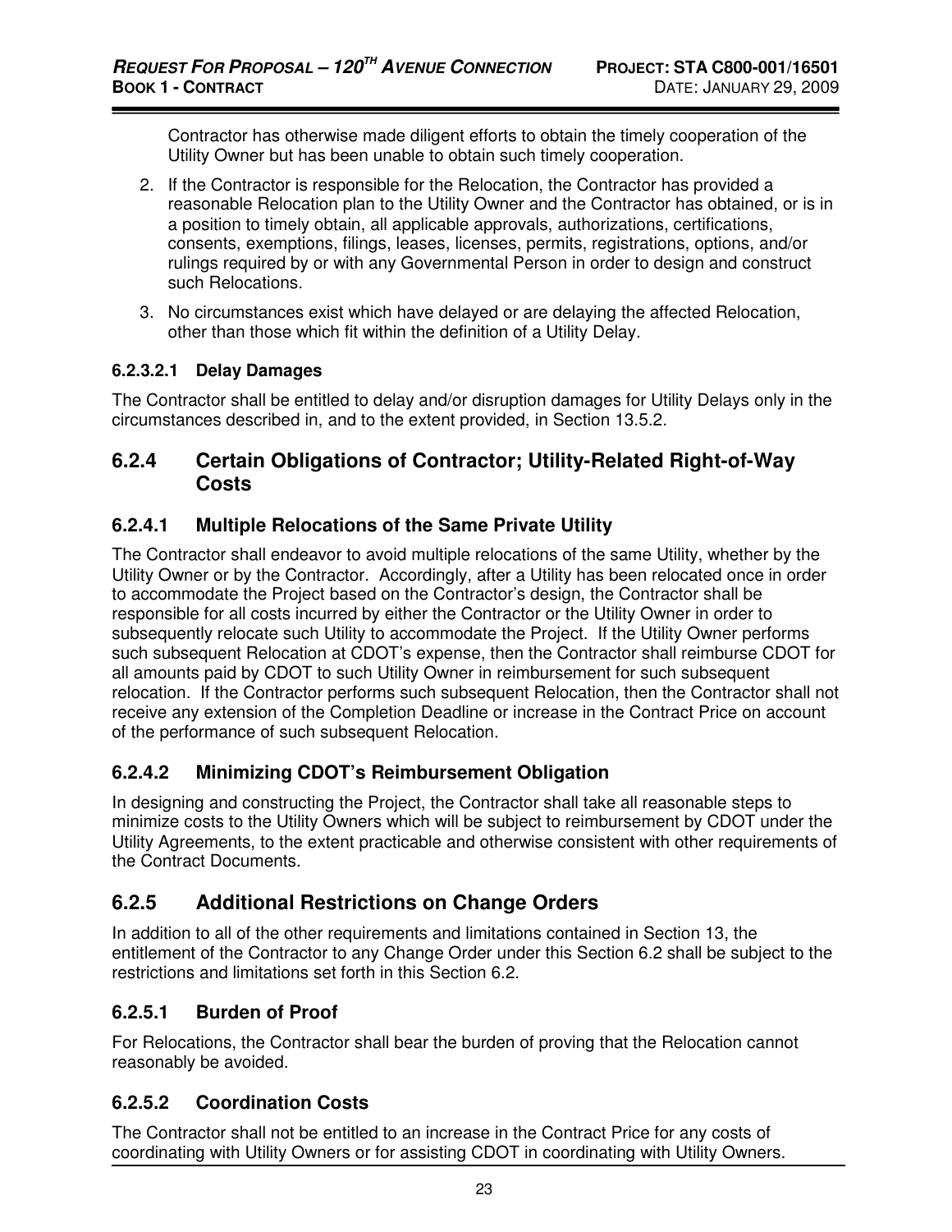Contractor has otherwise made diligent efforts to obtain the timely cooperation of the Utility Owner but has been unable to obtain such timely cooperation.

2. If the Contractor is responsible for the Relocation, the Contractor has provided a reasonable Relocation plan to the Utility Owner and the Contractor has obtained, or is in a position to timely obtain, all applicable approvals, authorizations, certifications, consents, exemptions, filings, leases, licenses, permits, registrations, options, and/or rulings required by or with any Governmental Person in order to design and construct such Relocations.
3. No circumstances exist which have delayed or are delaying the affected Relocation, other than those which fit within the definition of a Utility Delay.

#### 6.2.3.2.1 Delay Damages

The Contractor shall be entitled to delay and/or disruption damages for Utility Delays only in the circumstances described in, and to the extent provided, in Section 13.5.2.

## 6.2.4 Certain Obligations of Contractor; Utility-Related Right-of-Way Costs

### 6.2.4.1 Multiple Relocations of the Same Private Utility

The Contractor shall endeavor to avoid multiple relocations of the same Utility, whether by the Utility Owner or by the Contractor. Accordingly, after a Utility has been relocated once in order to accommodate the Project based on the Contractor's design, the Contractor shall be responsible for all costs incurred by either the Contractor or the Utility Owner in order to subsequently relocate such Utility to accommodate the Project. If the Utility Owner performs such subsequent Relocation at CDOT's expense, then the Contractor shall reimburse CDOT for all amounts paid by CDOT to such Utility Owner in reimbursement for such subsequent relocation. If the Contractor performs such subsequent Relocation, then the Contractor shall not receive any extension of the Completion Deadline or increase in the Contract Price on account of the performance of such subsequent Relocation.

### 6.2.4.2 Minimizing CDOT's Reimbursement Obligation

In designing and constructing the Project, the Contractor shall take all reasonable steps to minimize costs to the Utility Owners which will be subject to reimbursement by CDOT under the Utility Agreements, to the extent practicable and otherwise consistent with other requirements of the Contract Documents.

## 6.2.5 Additional Restrictions on Change Orders

In addition to all of the other requirements and limitations contained in Section 13, the entitlement of the Contractor to any Change Order under this Section 6.2 shall be subject to the restrictions and limitations set forth in this Section 6.2.

### 6.2.5.1 Burden of Proof

For Relocations, the Contractor shall bear the burden of proving that the Relocation cannot reasonably be avoided.

### 6.2.5.2 Coordination Costs

The Contractor shall not be entitled to an increase in the Contract Price for any costs of coordinating with Utility Owners or for assisting CDOT in coordinating with Utility Owners.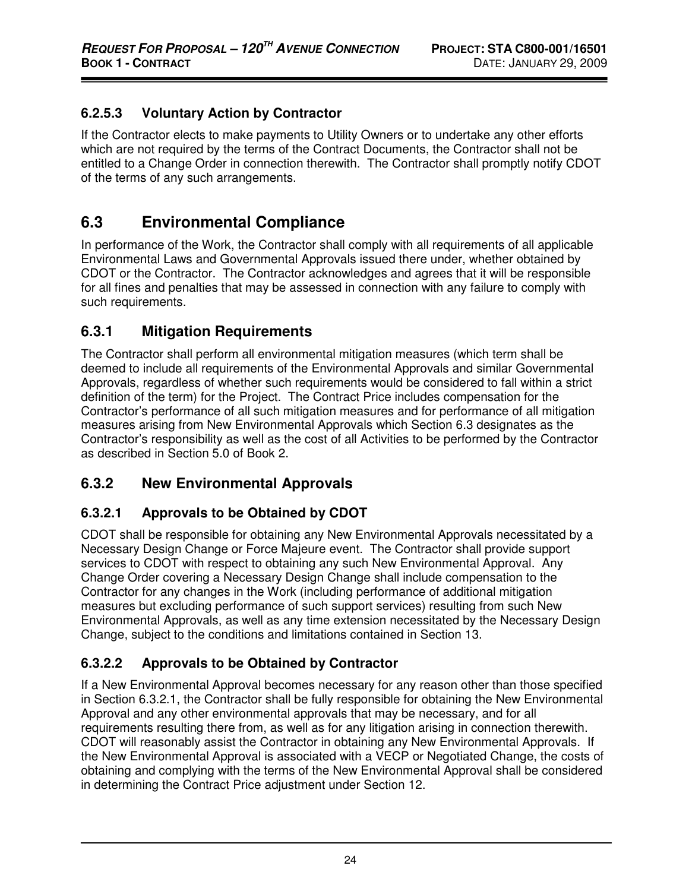### 6.2.5.3 Voluntary Action by Contractor

If the Contractor elects to make payments to Utility Owners or to undertake any other efforts which are not required by the terms of the Contract Documents, the Contractor shall not be entitled to a Change Order in connection therewith. The Contractor shall promptly notify CDOT of the terms of any such arrangements.

## 6.3 Environmental Compliance

In performance of the Work, the Contractor shall comply with all requirements of all applicable Environmental Laws and Governmental Approvals issued there under, whether obtained by CDOT or the Contractor. The Contractor acknowledges and agrees that it will be responsible for all fines and penalties that may be assessed in connection with any failure to comply with such requirements.

### 6.3.1 Mitigation Requirements

The Contractor shall perform all environmental mitigation measures (which term shall be deemed to include all requirements of the Environmental Approvals and similar Governmental Approvals, regardless of whether such requirements would be considered to fall within a strict definition of the term) for the Project. The Contract Price includes compensation for the Contractor's performance of all such mitigation measures and for performance of all mitigation measures arising from New Environmental Approvals which Section 6.3 designates as the Contractor's responsibility as well as the cost of all Activities to be performed by the Contractor as described in Section 5.0 of Book 2.

### 6.3.2 New Environmental Approvals

### 6.3.2.1 Approvals to be Obtained by CDOT

CDOT shall be responsible for obtaining any New Environmental Approvals necessitated by a Necessary Design Change or Force Majeure event. The Contractor shall provide support services to CDOT with respect to obtaining any such New Environmental Approval. Any Change Order covering a Necessary Design Change shall include compensation to the Contractor for any changes in the Work (including performance of additional mitigation measures but excluding performance of such support services) resulting from such New Environmental Approvals, as well as any time extension necessitated by the Necessary Design Change, subject to the conditions and limitations contained in Section 13.

### 6.3.2.2 Approvals to be Obtained by Contractor

If a New Environmental Approval becomes necessary for any reason other than those specified in Section 6.3.2.1, the Contractor shall be fully responsible for obtaining the New Environmental Approval and any other environmental approvals that may be necessary, and for all requirements resulting there from, as well as for any litigation arising in connection therewith. CDOT will reasonably assist the Contractor in obtaining any New Environmental Approvals. If the New Environmental Approval is associated with a VECP or Negotiated Change, the costs of obtaining and complying with the terms of the New Environmental Approval shall be considered in determining the Contract Price adjustment under Section 12.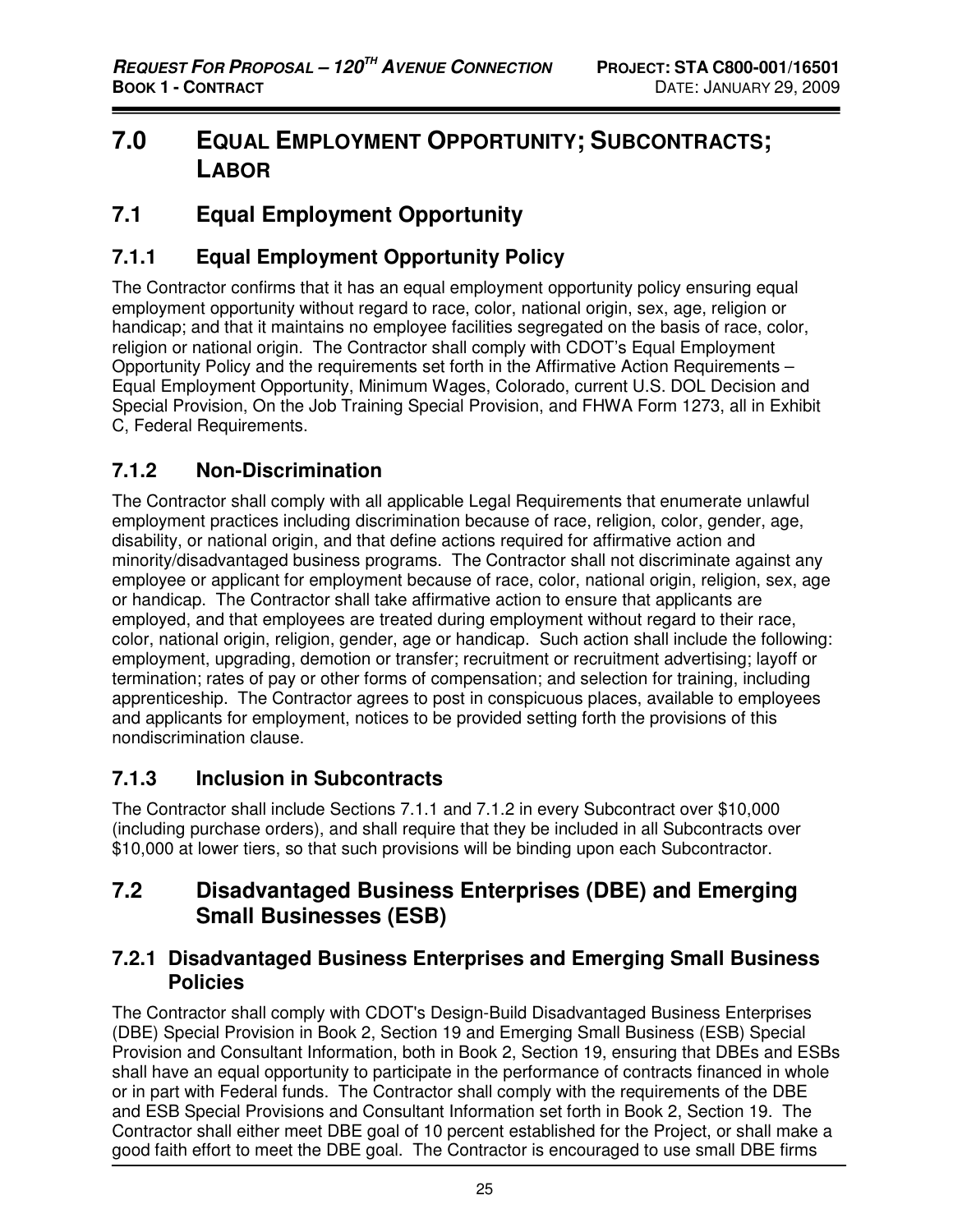# 7.0 EQUAL EMPLOYMENT OPPORTUNITY; SUBCONTRACTS; LABOR

## 7.1 Equal Employment Opportunity

### 7.1.1 Equal Employment Opportunity Policy

The Contractor confirms that it has an equal employment opportunity policy ensuring equal employment opportunity without regard to race, color, national origin, sex, age, religion or handicap; and that it maintains no employee facilities segregated on the basis of race, color, religion or national origin. The Contractor shall comply with CDOT's Equal Employment Opportunity Policy and the requirements set forth in the Affirmative Action Requirements – Equal Employment Opportunity, Minimum Wages, Colorado, current U.S. DOL Decision and Special Provision, On the Job Training Special Provision, and FHWA Form 1273, all in Exhibit C, Federal Requirements.

### 7.1.2 Non-Discrimination

The Contractor shall comply with all applicable Legal Requirements that enumerate unlawful employment practices including discrimination because of race, religion, color, gender, age, disability, or national origin, and that define actions required for affirmative action and minority/disadvantaged business programs. The Contractor shall not discriminate against any employee or applicant for employment because of race, color, national origin, religion, sex, age or handicap. The Contractor shall take affirmative action to ensure that applicants are employed, and that employees are treated during employment without regard to their race, color, national origin, religion, gender, age or handicap. Such action shall include the following: employment, upgrading, demotion or transfer; recruitment or recruitment advertising; layoff or termination; rates of pay or other forms of compensation; and selection for training, including apprenticeship. The Contractor agrees to post in conspicuous places, available to employees and applicants for employment, notices to be provided setting forth the provisions of this nondiscrimination clause.

### 7.1.3 Inclusion in Subcontracts

The Contractor shall include Sections 7.1.1 and 7.1.2 in every Subcontract over $10,000 (including purchase orders), and shall require that they be included in all Subcontracts over $10,000 at lower tiers, so that such provisions will be binding upon each Subcontractor.

## 7.2 Disadvantaged Business Enterprises (DBE) and Emerging Small Businesses (ESB)

### 7.2.1 Disadvantaged Business Enterprises and Emerging Small Business Policies

The Contractor shall comply with CDOT's Design-Build Disadvantaged Business Enterprises (DBE) Special Provision in Book 2, Section 19 and Emerging Small Business (ESB) Special Provision and Consultant Information, both in Book 2, Section 19, ensuring that DBEs and ESBs shall have an equal opportunity to participate in the performance of contracts financed in whole or in part with Federal funds. The Contractor shall comply with the requirements of the DBE and ESB Special Provisions and Consultant Information set forth in Book 2, Section 19. The Contractor shall either meet DBE goal of 10 percent established for the Project, or shall make a good faith effort to meet the DBE goal. The Contractor is encouraged to use small DBE firms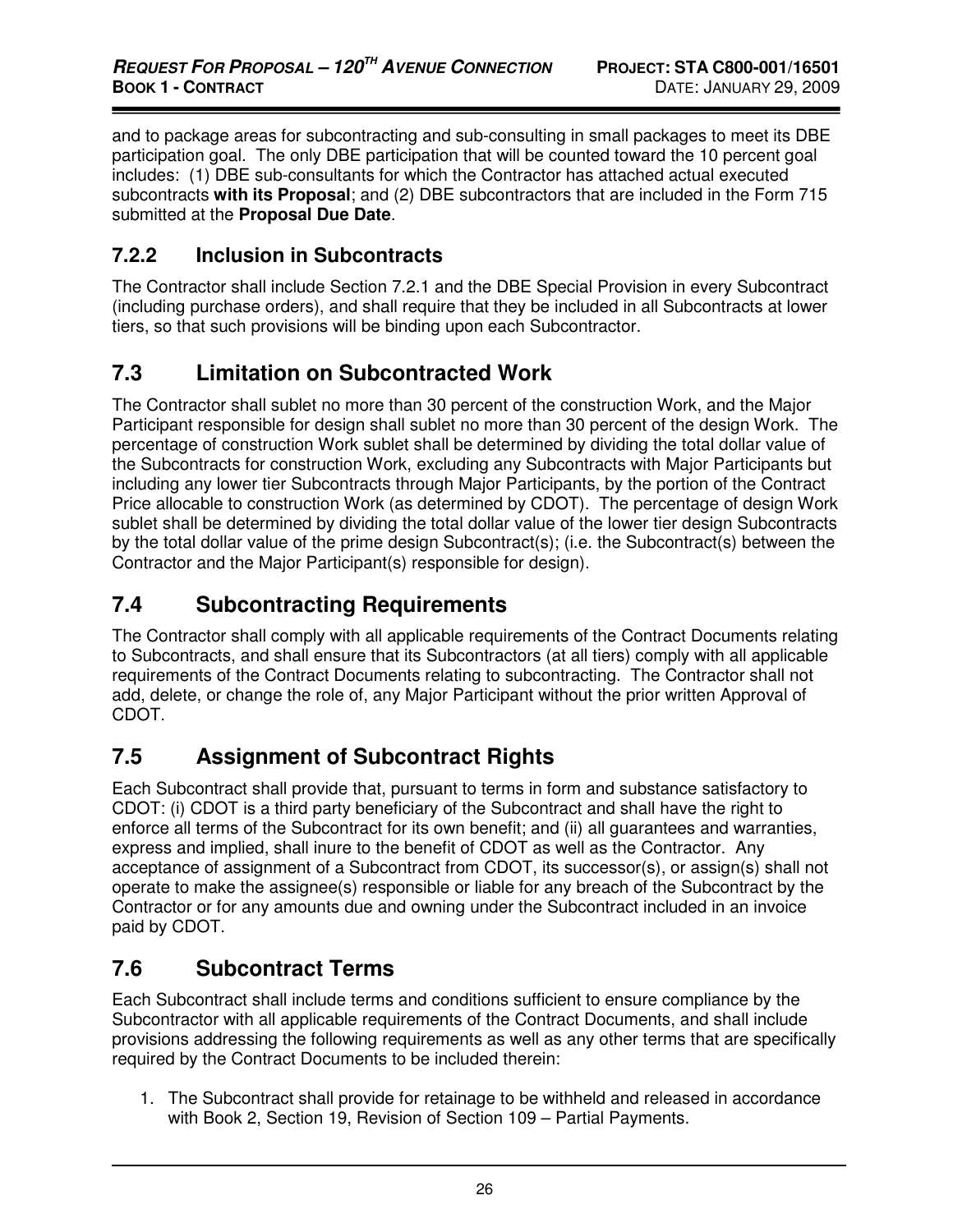and to package areas for subcontracting and sub-consulting in small packages to meet its DBE participation goal. The only DBE participation that will be counted toward the 10 percent goal includes: (1) DBE sub-consultants for which the Contractor has attached actual executed subcontracts **with its Proposal**; and (2) DBE subcontractors that are included in the Form 715 submitted at the **Proposal Due Date**.

### 7.2.2 Inclusion in Subcontracts

The Contractor shall include Section 7.2.1 and the DBE Special Provision in every Subcontract (including purchase orders), and shall require that they be included in all Subcontracts at lower tiers, so that such provisions will be binding upon each Subcontractor.

## 7.3 Limitation on Subcontracted Work

The Contractor shall sublet no more than 30 percent of the construction Work, and the Major Participant responsible for design shall sublet no more than 30 percent of the design Work. The percentage of construction Work sublet shall be determined by dividing the total dollar value of the Subcontracts for construction Work, excluding any Subcontracts with Major Participants but including any lower tier Subcontracts through Major Participants, by the portion of the Contract Price allocable to construction Work (as determined by CDOT). The percentage of design Work sublet shall be determined by dividing the total dollar value of the lower tier design Subcontracts by the total dollar value of the prime design Subcontract(s); (i.e. the Subcontract(s) between the Contractor and the Major Participant(s) responsible for design).

## 7.4 Subcontracting Requirements

The Contractor shall comply with all applicable requirements of the Contract Documents relating to Subcontracts, and shall ensure that its Subcontractors (at all tiers) comply with all applicable requirements of the Contract Documents relating to subcontracting. The Contractor shall not add, delete, or change the role of, any Major Participant without the prior written Approval of CDOT.

## 7.5 Assignment of Subcontract Rights

Each Subcontract shall provide that, pursuant to terms in form and substance satisfactory to CDOT: (i) CDOT is a third party beneficiary of the Subcontract and shall have the right to enforce all terms of the Subcontract for its own benefit; and (ii) all guarantees and warranties, express and implied, shall inure to the benefit of CDOT as well as the Contractor. Any acceptance of assignment of a Subcontract from CDOT, its successor(s), or assign(s) shall not operate to make the assignee(s) responsible or liable for any breach of the Subcontract by the Contractor or for any amounts due and owning under the Subcontract included in an invoice paid by CDOT.

## 7.6 Subcontract Terms

Each Subcontract shall include terms and conditions sufficient to ensure compliance by the Subcontractor with all applicable requirements of the Contract Documents, and shall include provisions addressing the following requirements as well as any other terms that are specifically required by the Contract Documents to be included therein:

1. The Subcontract shall provide for retainage to be withheld and released in accordance with Book 2, Section 19, Revision of Section 109 – Partial Payments.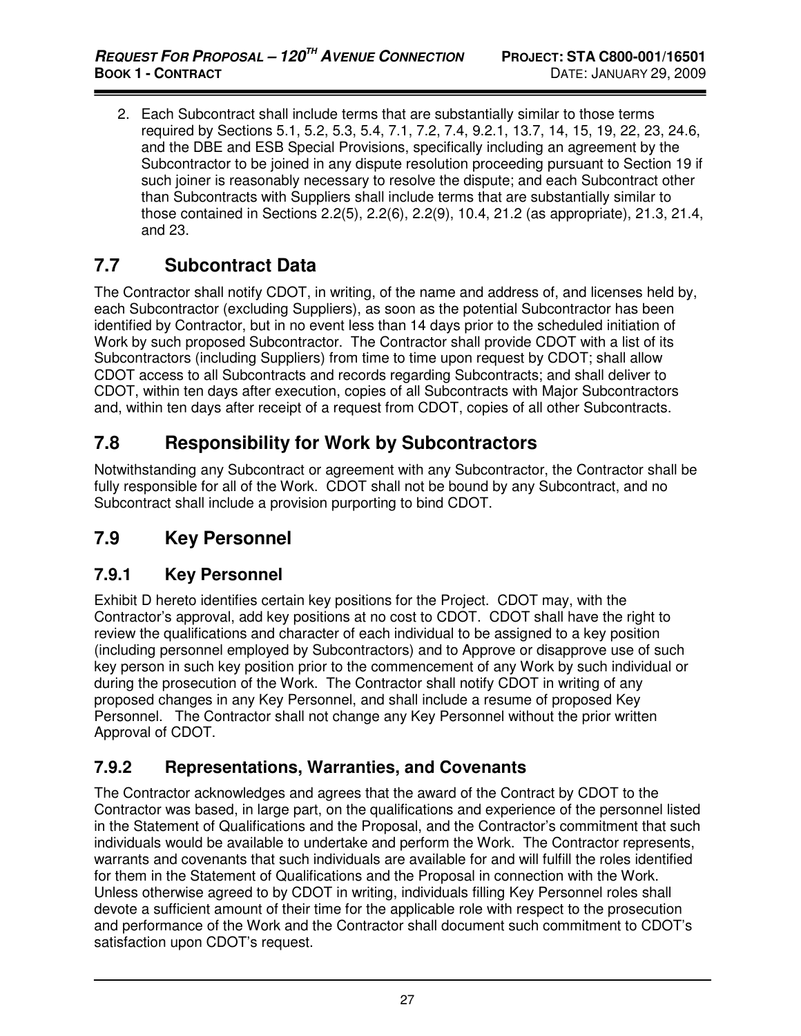2. Each Subcontract shall include terms that are substantially similar to those terms required by Sections 5.1, 5.2, 5.3, 5.4, 7.1, 7.2, 7.4, 9.2.1, 13.7, 14, 15, 19, 22, 23, 24.6, and the DBE and ESB Special Provisions, specifically including an agreement by the Subcontractor to be joined in any dispute resolution proceeding pursuant to Section 19 if such joiner is reasonably necessary to resolve the dispute; and each Subcontract other than Subcontracts with Suppliers shall include terms that are substantially similar to those contained in Sections 2.2(5), 2.2(6), 2.2(9), 10.4, 21.2 (as appropriate), 21.3, 21.4, and 23.

## 7.7 Subcontract Data

The Contractor shall notify CDOT, in writing, of the name and address of, and licenses held by, each Subcontractor (excluding Suppliers), as soon as the potential Subcontractor has been identified by Contractor, but in no event less than 14 days prior to the scheduled initiation of Work by such proposed Subcontractor. The Contractor shall provide CDOT with a list of its Subcontractors (including Suppliers) from time to time upon request by CDOT; shall allow CDOT access to all Subcontracts and records regarding Subcontracts; and shall deliver to CDOT, within ten days after execution, copies of all Subcontracts with Major Subcontractors and, within ten days after receipt of a request from CDOT, copies of all other Subcontracts.

## 7.8 Responsibility for Work by Subcontractors

Notwithstanding any Subcontract or agreement with any Subcontractor, the Contractor shall be fully responsible for all of the Work. CDOT shall not be bound by any Subcontract, and no Subcontract shall include a provision purporting to bind CDOT.

## 7.9 Key Personnel

### 7.9.1 Key Personnel

Exhibit D hereto identifies certain key positions for the Project. CDOT may, with the Contractor's approval, add key positions at no cost to CDOT. CDOT shall have the right to review the qualifications and character of each individual to be assigned to a key position (including personnel employed by Subcontractors) and to Approve or disapprove use of such key person in such key position prior to the commencement of any Work by such individual or during the prosecution of the Work. The Contractor shall notify CDOT in writing of any proposed changes in any Key Personnel, and shall include a resume of proposed Key Personnel. The Contractor shall not change any Key Personnel without the prior written Approval of CDOT.

### 7.9.2 Representations, Warranties, and Covenants

The Contractor acknowledges and agrees that the award of the Contract by CDOT to the Contractor was based, in large part, on the qualifications and experience of the personnel listed in the Statement of Qualifications and the Proposal, and the Contractor's commitment that such individuals would be available to undertake and perform the Work. The Contractor represents, warrants and covenants that such individuals are available for and will fulfill the roles identified for them in the Statement of Qualifications and the Proposal in connection with the Work. Unless otherwise agreed to by CDOT in writing, individuals filling Key Personnel roles shall devote a sufficient amount of their time for the applicable role with respect to the prosecution and performance of the Work and the Contractor shall document such commitment to CDOT's satisfaction upon CDOT's request.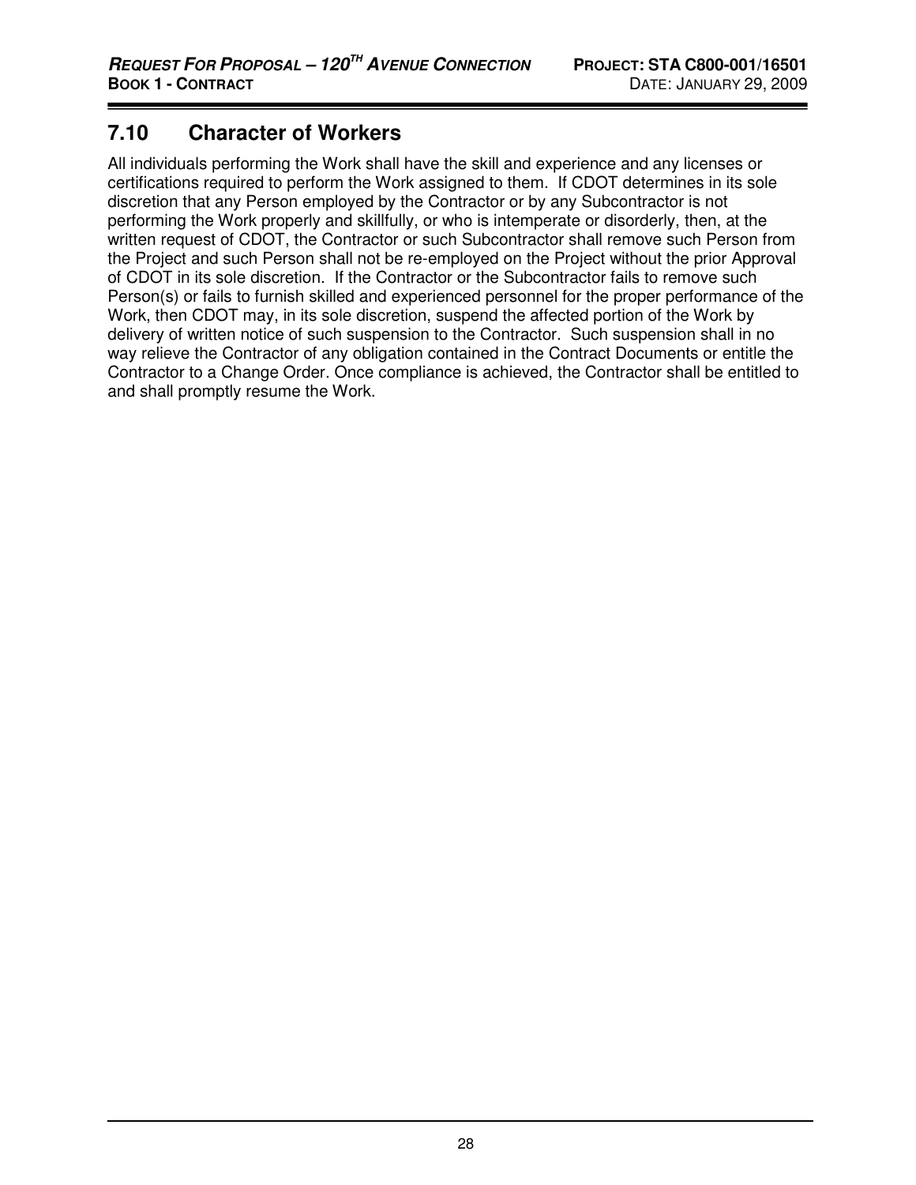## 7.10 Character of Workers

All individuals performing the Work shall have the skill and experience and any licenses or certifications required to perform the Work assigned to them. If CDOT determines in its sole discretion that any Person employed by the Contractor or by any Subcontractor is not performing the Work properly and skillfully, or who is intemperate or disorderly, then, at the written request of CDOT, the Contractor or such Subcontractor shall remove such Person from the Project and such Person shall not be re-employed on the Project without the prior Approval of CDOT in its sole discretion. If the Contractor or the Subcontractor fails to remove such Person(s) or fails to furnish skilled and experienced personnel for the proper performance of the Work, then CDOT may, in its sole discretion, suspend the affected portion of the Work by delivery of written notice of such suspension to the Contractor. Such suspension shall in no way relieve the Contractor of any obligation contained in the Contract Documents or entitle the Contractor to a Change Order. Once compliance is achieved, the Contractor shall be entitled to and shall promptly resume the Work.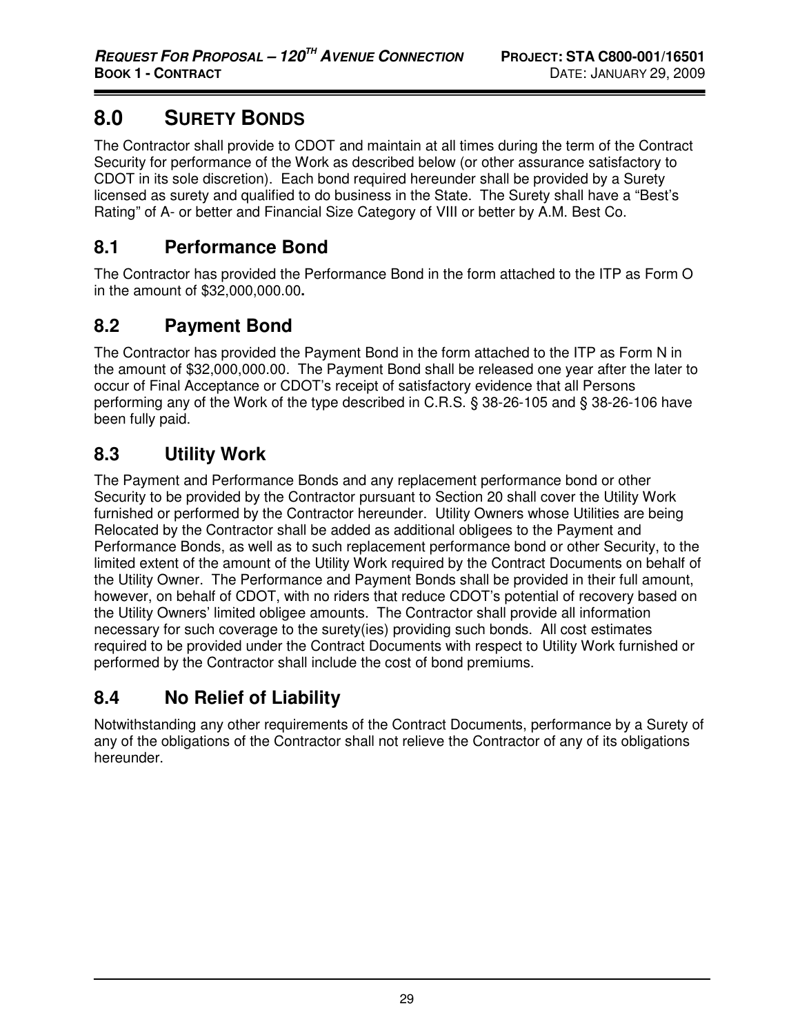# 8.0 SURETY BONDS

The Contractor shall provide to CDOT and maintain at all times during the term of the Contract Security for performance of the Work as described below (or other assurance satisfactory to CDOT in its sole discretion). Each bond required hereunder shall be provided by a Surety licensed as surety and qualified to do business in the State. The Surety shall have a "Best's Rating" of A- or better and Financial Size Category of VIII or better by A.M. Best Co.

## 8.1 Performance Bond

The Contractor has provided the Performance Bond in the form attached to the ITP as Form O in the amount of $32,000,000.00**.**

## 8.2 Payment Bond

The Contractor has provided the Payment Bond in the form attached to the ITP as Form N in the amount of $32,000,000.00. The Payment Bond shall be released one year after the later to occur of Final Acceptance or CDOT's receipt of satisfactory evidence that all Persons performing any of the Work of the type described in C.R.S. § 38-26-105 and § 38-26-106 have been fully paid.

## 8.3 Utility Work

The Payment and Performance Bonds and any replacement performance bond or other Security to be provided by the Contractor pursuant to Section 20 shall cover the Utility Work furnished or performed by the Contractor hereunder. Utility Owners whose Utilities are being Relocated by the Contractor shall be added as additional obligees to the Payment and Performance Bonds, as well as to such replacement performance bond or other Security, to the limited extent of the amount of the Utility Work required by the Contract Documents on behalf of the Utility Owner. The Performance and Payment Bonds shall be provided in their full amount, however, on behalf of CDOT, with no riders that reduce CDOT's potential of recovery based on the Utility Owners' limited obligee amounts. The Contractor shall provide all information necessary for such coverage to the surety(ies) providing such bonds. All cost estimates required to be provided under the Contract Documents with respect to Utility Work furnished or performed by the Contractor shall include the cost of bond premiums.

## 8.4 No Relief of Liability

Notwithstanding any other requirements of the Contract Documents, performance by a Surety of any of the obligations of the Contractor shall not relieve the Contractor of any of its obligations hereunder.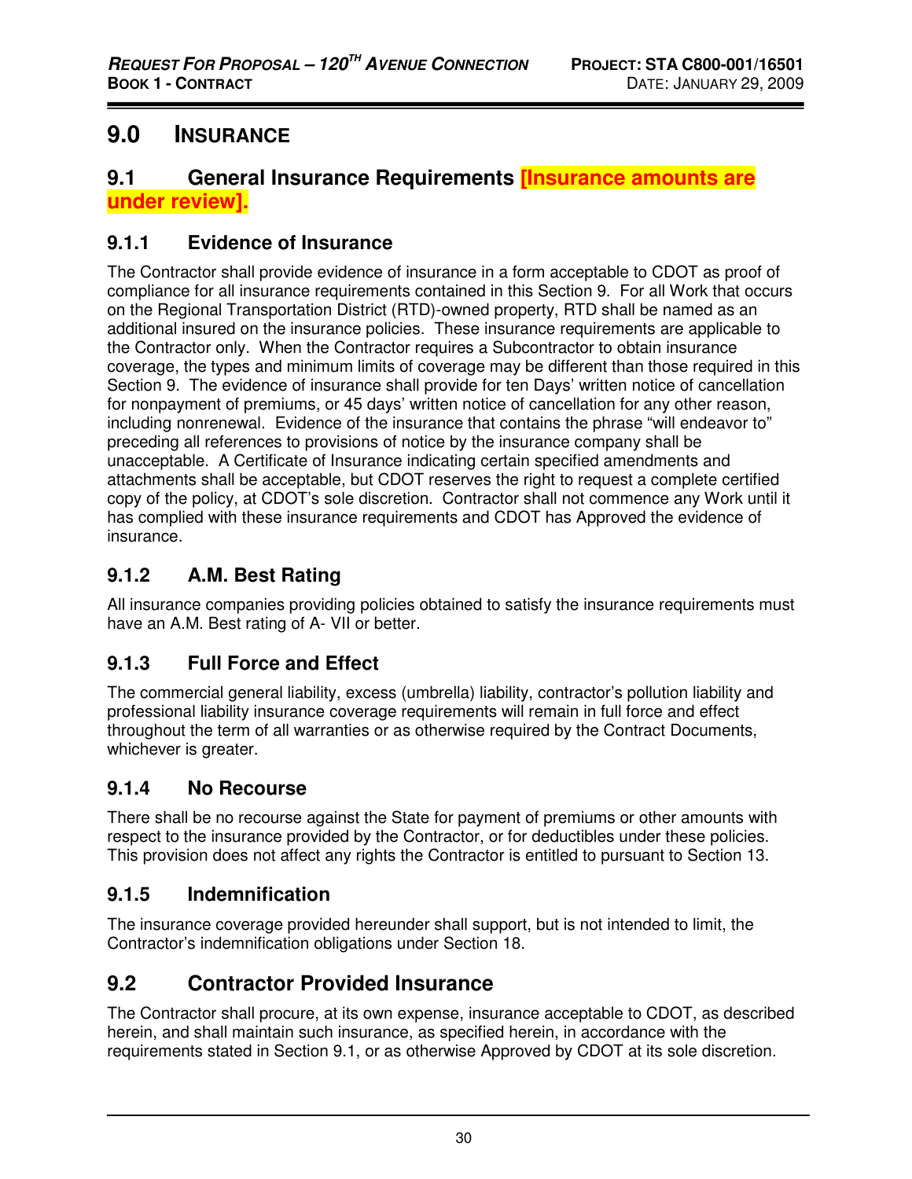# 9.0 INSURANCE

## 9.1 General Insurance Requirements **[Insurance amounts are under review].**

### 9.1.1 Evidence of Insurance

The Contractor shall provide evidence of insurance in a form acceptable to CDOT as proof of compliance for all insurance requirements contained in this Section 9. For all Work that occurs on the Regional Transportation District (RTD)-owned property, RTD shall be named as an additional insured on the insurance policies. These insurance requirements are applicable to the Contractor only. When the Contractor requires a Subcontractor to obtain insurance coverage, the types and minimum limits of coverage may be different than those required in this Section 9. The evidence of insurance shall provide for ten Days' written notice of cancellation for nonpayment of premiums, or 45 days' written notice of cancellation for any other reason, including nonrenewal. Evidence of the insurance that contains the phrase "will endeavor to" preceding all references to provisions of notice by the insurance company shall be unacceptable. A Certificate of Insurance indicating certain specified amendments and attachments shall be acceptable, but CDOT reserves the right to request a complete certified copy of the policy, at CDOT's sole discretion. Contractor shall not commence any Work until it has complied with these insurance requirements and CDOT has Approved the evidence of insurance.

### 9.1.2 A.M. Best Rating

All insurance companies providing policies obtained to satisfy the insurance requirements must have an A.M. Best rating of A- VII or better.

### 9.1.3 Full Force and Effect

The commercial general liability, excess (umbrella) liability, contractor's pollution liability and professional liability insurance coverage requirements will remain in full force and effect throughout the term of all warranties or as otherwise required by the Contract Documents, whichever is greater.

### 9.1.4 No Recourse

There shall be no recourse against the State for payment of premiums or other amounts with respect to the insurance provided by the Contractor, or for deductibles under these policies. This provision does not affect any rights the Contractor is entitled to pursuant to Section 13.

### 9.1.5 Indemnification

The insurance coverage provided hereunder shall support, but is not intended to limit, the Contractor's indemnification obligations under Section 18.

## 9.2 Contractor Provided Insurance

The Contractor shall procure, at its own expense, insurance acceptable to CDOT, as described herein, and shall maintain such insurance, as specified herein, in accordance with the requirements stated in Section 9.1, or as otherwise Approved by CDOT at its sole discretion.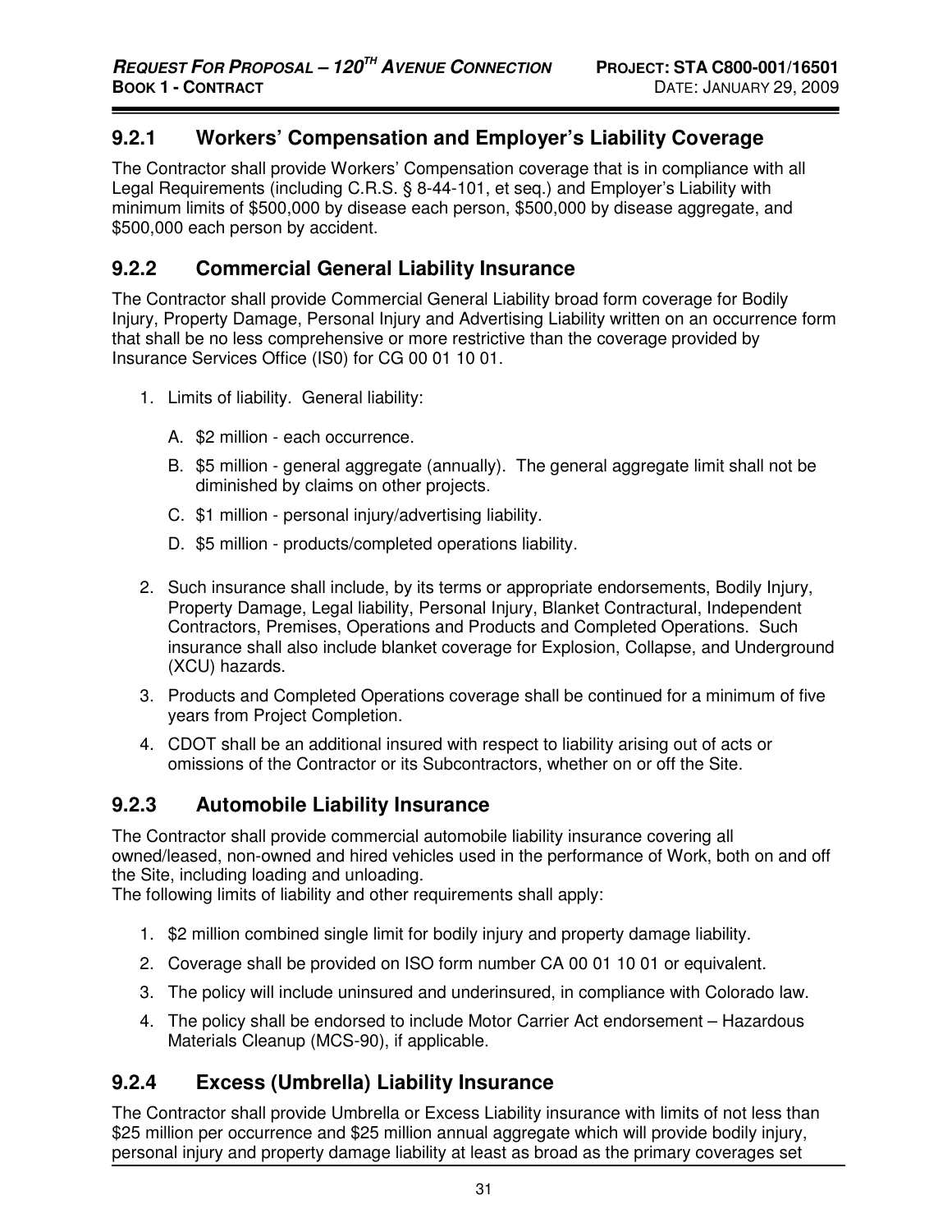### 9.2.1 Workers' Compensation and Employer's Liability Coverage

The Contractor shall provide Workers' Compensation coverage that is in compliance with all Legal Requirements (including C.R.S. § 8-44-101, et seq.) and Employer's Liability with minimum limits of $500,000 by disease each person, $500,000 by disease aggregate, and $500,000 each person by accident.

### 9.2.2 Commercial General Liability Insurance

The Contractor shall provide Commercial General Liability broad form coverage for Bodily Injury, Property Damage, Personal Injury and Advertising Liability written on an occurrence form that shall be no less comprehensive or more restrictive than the coverage provided by Insurance Services Office (IS0) for CG 00 01 10 01.

1. Limits of liability. General liability:
   
   A. $2 million - each occurrence.
   
   B. $5 million - general aggregate (annually). The general aggregate limit shall not be diminished by claims on other projects.
   
   C. $1 million - personal injury/advertising liability.
   
   D. $5 million - products/completed operations liability.

2. Such insurance shall include, by its terms or appropriate endorsements, Bodily Injury, Property Damage, Legal liability, Personal Injury, Blanket Contractural, Independent Contractors, Premises, Operations and Products and Completed Operations. Such insurance shall also include blanket coverage for Explosion, Collapse, and Underground (XCU) hazards.

3. Products and Completed Operations coverage shall be continued for a minimum of five years from Project Completion.

4. CDOT shall be an additional insured with respect to liability arising out of acts or omissions of the Contractor or its Subcontractors, whether on or off the Site.

### 9.2.3 Automobile Liability Insurance

The Contractor shall provide commercial automobile liability insurance covering all owned/leased, non-owned and hired vehicles used in the performance of Work, both on and off the Site, including loading and unloading.
The following limits of liability and other requirements shall apply:

1. $2 million combined single limit for bodily injury and property damage liability.
2. Coverage shall be provided on ISO form number CA 00 01 10 01 or equivalent.
3. The policy will include uninsured and underinsured, in compliance with Colorado law.
4. The policy shall be endorsed to include Motor Carrier Act endorsement – Hazardous Materials Cleanup (MCS-90), if applicable.

### 9.2.4 Excess (Umbrella) Liability Insurance

The Contractor shall provide Umbrella or Excess Liability insurance with limits of not less than $25 million per occurrence and $25 million annual aggregate which will provide bodily injury, personal injury and property damage liability at least as broad as the primary coverages set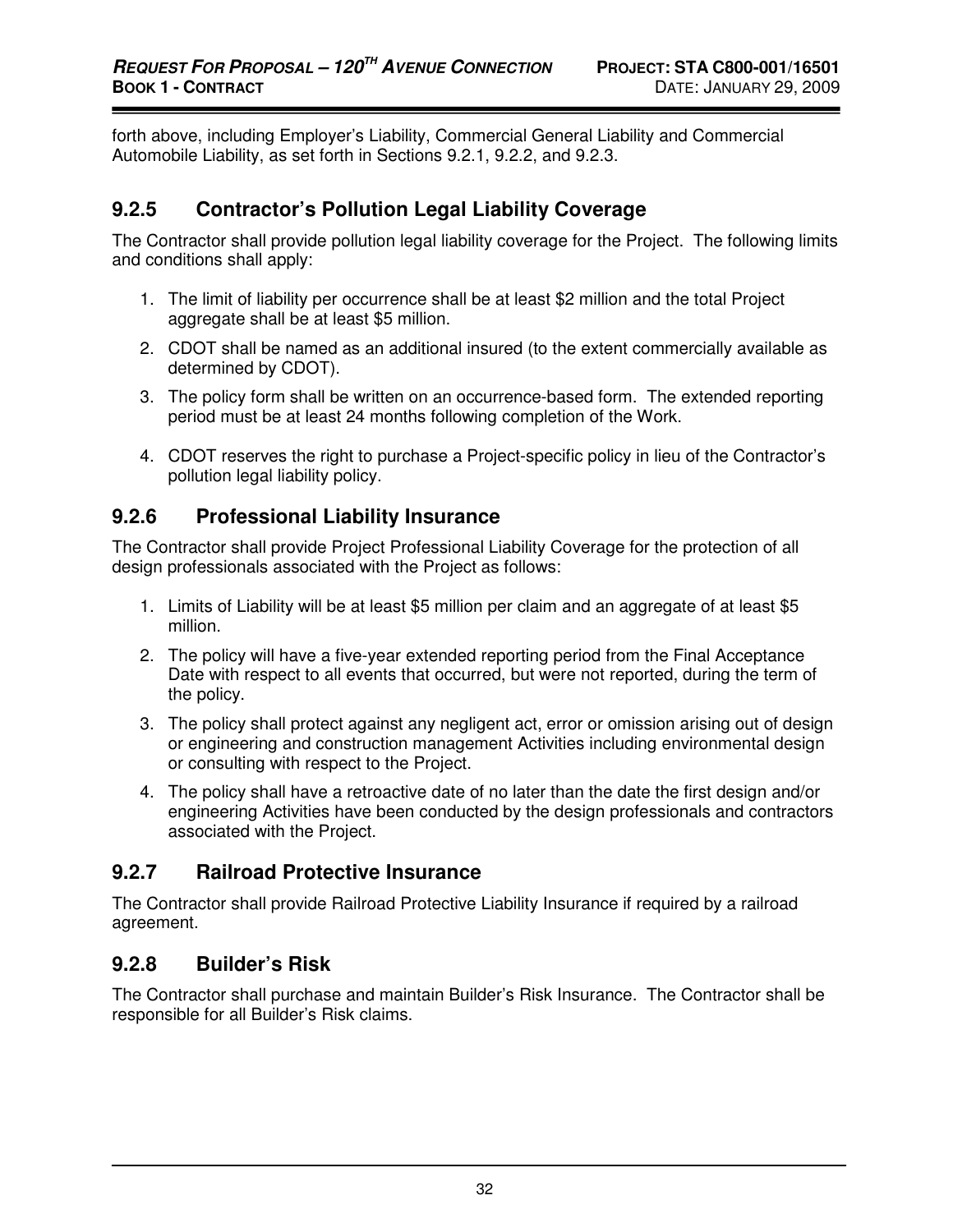forth above, including Employer's Liability, Commercial General Liability and Commercial Automobile Liability, as set forth in Sections 9.2.1, 9.2.2, and 9.2.3.

### 9.2.5 Contractor's Pollution Legal Liability Coverage

The Contractor shall provide pollution legal liability coverage for the Project. The following limits and conditions shall apply:

1. The limit of liability per occurrence shall be at least $2 million and the total Project aggregate shall be at least $5 million.
2. CDOT shall be named as an additional insured (to the extent commercially available as determined by CDOT).
3. The policy form shall be written on an occurrence-based form. The extended reporting period must be at least 24 months following completion of the Work.
4. CDOT reserves the right to purchase a Project-specific policy in lieu of the Contractor's pollution legal liability policy.

### 9.2.6 Professional Liability Insurance

The Contractor shall provide Project Professional Liability Coverage for the protection of all design professionals associated with the Project as follows:

1. Limits of Liability will be at least $5 million per claim and an aggregate of at least $5 million.
2. The policy will have a five-year extended reporting period from the Final Acceptance Date with respect to all events that occurred, but were not reported, during the term of the policy.
3. The policy shall protect against any negligent act, error or omission arising out of design or engineering and construction management Activities including environmental design or consulting with respect to the Project.
4. The policy shall have a retroactive date of no later than the date the first design and/or engineering Activities have been conducted by the design professionals and contractors associated with the Project.

### 9.2.7 Railroad Protective Insurance

The Contractor shall provide Railroad Protective Liability Insurance if required by a railroad agreement.

### 9.2.8 Builder's Risk

The Contractor shall purchase and maintain Builder's Risk Insurance. The Contractor shall be responsible for all Builder's Risk claims.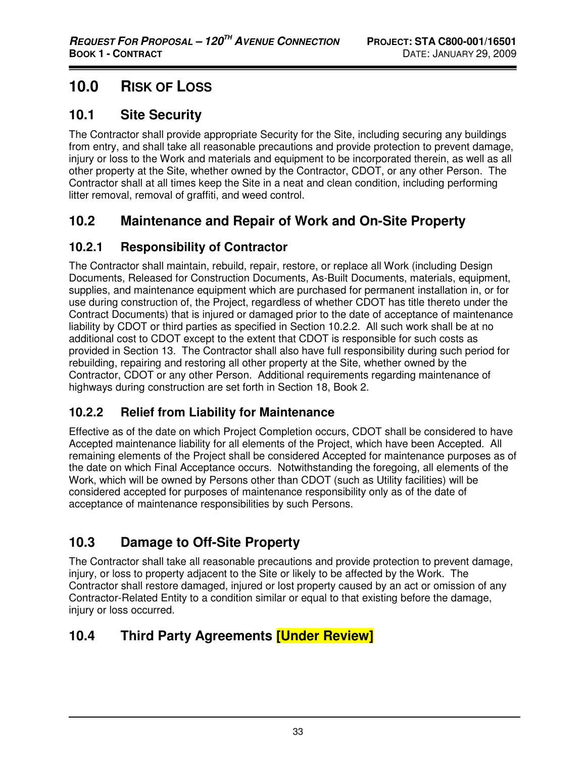# 10.0 RISK OF LOSS

## 10.1 Site Security

The Contractor shall provide appropriate Security for the Site, including securing any buildings from entry, and shall take all reasonable precautions and provide protection to prevent damage, injury or loss to the Work and materials and equipment to be incorporated therein, as well as all other property at the Site, whether owned by the Contractor, CDOT, or any other Person. The Contractor shall at all times keep the Site in a neat and clean condition, including performing litter removal, removal of graffiti, and weed control.

## 10.2 Maintenance and Repair of Work and On-Site Property

### 10.2.1 Responsibility of Contractor

The Contractor shall maintain, rebuild, repair, restore, or replace all Work (including Design Documents, Released for Construction Documents, As-Built Documents, materials, equipment, supplies, and maintenance equipment which are purchased for permanent installation in, or for use during construction of, the Project, regardless of whether CDOT has title thereto under the Contract Documents) that is injured or damaged prior to the date of acceptance of maintenance liability by CDOT or third parties as specified in Section 10.2.2. All such work shall be at no additional cost to CDOT except to the extent that CDOT is responsible for such costs as provided in Section 13. The Contractor shall also have full responsibility during such period for rebuilding, repairing and restoring all other property at the Site, whether owned by the Contractor, CDOT or any other Person. Additional requirements regarding maintenance of highways during construction are set forth in Section 18, Book 2.

### 10.2.2 Relief from Liability for Maintenance

Effective as of the date on which Project Completion occurs, CDOT shall be considered to have Accepted maintenance liability for all elements of the Project, which have been Accepted. All remaining elements of the Project shall be considered Accepted for maintenance purposes as of the date on which Final Acceptance occurs. Notwithstanding the foregoing, all elements of the Work, which will be owned by Persons other than CDOT (such as Utility facilities) will be considered accepted for purposes of maintenance responsibility only as of the date of acceptance of maintenance responsibilities by such Persons.

## 10.3 Damage to Off-Site Property

The Contractor shall take all reasonable precautions and provide protection to prevent damage, injury, or loss to property adjacent to the Site or likely to be affected by the Work. The Contractor shall restore damaged, injured or lost property caused by an act or omission of any Contractor-Related Entity to a condition similar or equal to that existing before the damage, injury or loss occurred.

## 10.4 Third Party Agreements [Under Review]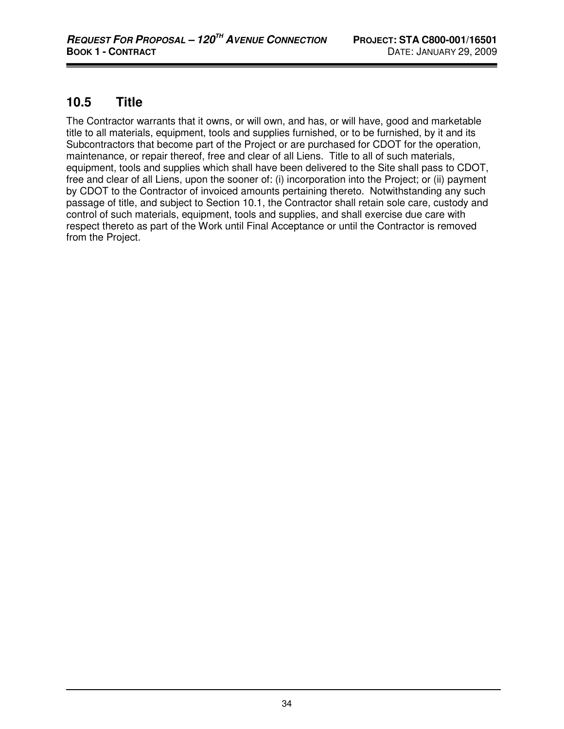## 10.5 Title

The Contractor warrants that it owns, or will own, and has, or will have, good and marketable title to all materials, equipment, tools and supplies furnished, or to be furnished, by it and its Subcontractors that become part of the Project or are purchased for CDOT for the operation, maintenance, or repair thereof, free and clear of all Liens. Title to all of such materials, equipment, tools and supplies which shall have been delivered to the Site shall pass to CDOT, free and clear of all Liens, upon the sooner of: (i) incorporation into the Project; or (ii) payment by CDOT to the Contractor of invoiced amounts pertaining thereto. Notwithstanding any such passage of title, and subject to Section 10.1, the Contractor shall retain sole care, custody and control of such materials, equipment, tools and supplies, and shall exercise due care with respect thereto as part of the Work until Final Acceptance or until the Contractor is removed from the Project.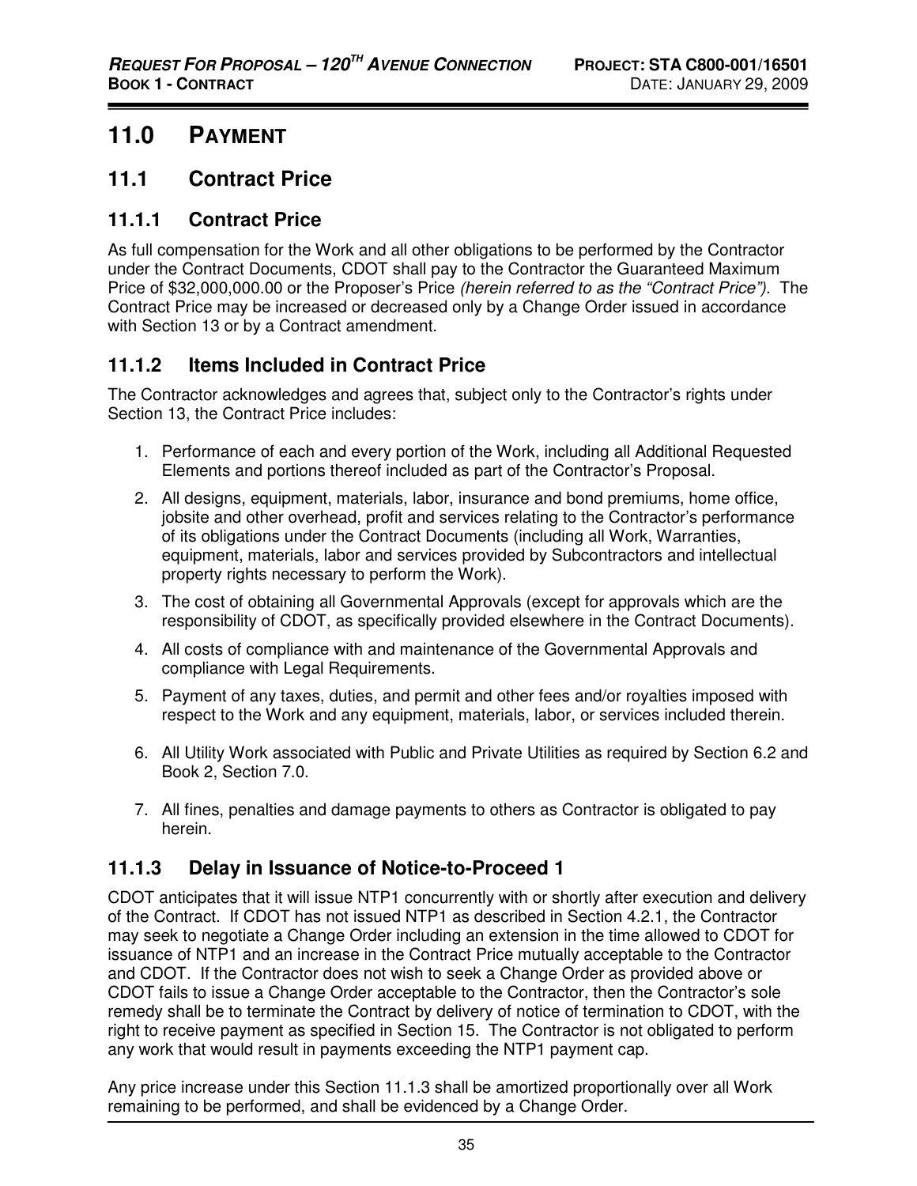# 11.0 PAYMENT

## 11.1 Contract Price

### 11.1.1 Contract Price

As full compensation for the Work and all other obligations to be performed by the Contractor under the Contract Documents, CDOT shall pay to the Contractor the Guaranteed Maximum Price of $32,000,000.00 or the Proposer's Price *(herein referred to as the "Contract Price").* The Contract Price may be increased or decreased only by a Change Order issued in accordance with Section 13 or by a Contract amendment.

### 11.1.2 Items Included in Contract Price

The Contractor acknowledges and agrees that, subject only to the Contractor's rights under Section 13, the Contract Price includes:

1. Performance of each and every portion of the Work, including all Additional Requested Elements and portions thereof included as part of the Contractor's Proposal.
2. All designs, equipment, materials, labor, insurance and bond premiums, home office, jobsite and other overhead, profit and services relating to the Contractor's performance of its obligations under the Contract Documents (including all Work, Warranties, equipment, materials, labor and services provided by Subcontractors and intellectual property rights necessary to perform the Work).
3. The cost of obtaining all Governmental Approvals (except for approvals which are the responsibility of CDOT, as specifically provided elsewhere in the Contract Documents).
4. All costs of compliance with and maintenance of the Governmental Approvals and compliance with Legal Requirements.
5. Payment of any taxes, duties, and permit and other fees and/or royalties imposed with respect to the Work and any equipment, materials, labor, or services included therein.
6. All Utility Work associated with Public and Private Utilities as required by Section 6.2 and Book 2, Section 7.0.
7. All fines, penalties and damage payments to others as Contractor is obligated to pay herein.

### 11.1.3 Delay in Issuance of Notice-to-Proceed 1

CDOT anticipates that it will issue NTP1 concurrently with or shortly after execution and delivery of the Contract. If CDOT has not issued NTP1 as described in Section 4.2.1, the Contractor may seek to negotiate a Change Order including an extension in the time allowed to CDOT for issuance of NTP1 and an increase in the Contract Price mutually acceptable to the Contractor and CDOT. If the Contractor does not wish to seek a Change Order as provided above or CDOT fails to issue a Change Order acceptable to the Contractor, then the Contractor's sole remedy shall be to terminate the Contract by delivery of notice of termination to CDOT, with the right to receive payment as specified in Section 15. The Contractor is not obligated to perform any work that would result in payments exceeding the NTP1 payment cap.

Any price increase under this Section 11.1.3 shall be amortized proportionally over all Work remaining to be performed, and shall be evidenced by a Change Order.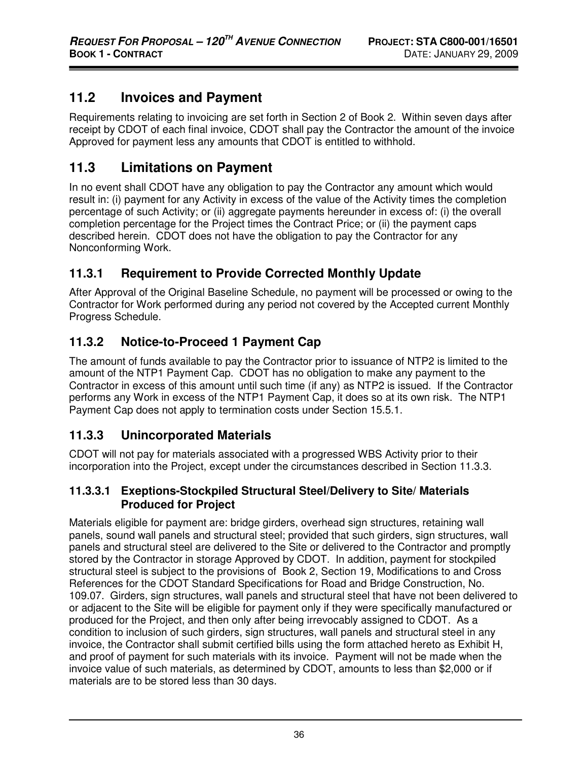## 11.2 Invoices and Payment

Requirements relating to invoicing are set forth in Section 2 of Book 2. Within seven days after receipt by CDOT of each final invoice, CDOT shall pay the Contractor the amount of the invoice Approved for payment less any amounts that CDOT is entitled to withhold.

## 11.3 Limitations on Payment

In no event shall CDOT have any obligation to pay the Contractor any amount which would result in: (i) payment for any Activity in excess of the value of the Activity times the completion percentage of such Activity; or (ii) aggregate payments hereunder in excess of: (i) the overall completion percentage for the Project times the Contract Price; or (ii) the payment caps described herein. CDOT does not have the obligation to pay the Contractor for any Nonconforming Work.

### 11.3.1 Requirement to Provide Corrected Monthly Update

After Approval of the Original Baseline Schedule, no payment will be processed or owing to the Contractor for Work performed during any period not covered by the Accepted current Monthly Progress Schedule.

### 11.3.2 Notice-to-Proceed 1 Payment Cap

The amount of funds available to pay the Contractor prior to issuance of NTP2 is limited to the amount of the NTP1 Payment Cap. CDOT has no obligation to make any payment to the Contractor in excess of this amount until such time (if any) as NTP2 is issued. If the Contractor performs any Work in excess of the NTP1 Payment Cap, it does so at its own risk. The NTP1 Payment Cap does not apply to termination costs under Section 15.5.1.

### 11.3.3 Unincorporated Materials

CDOT will not pay for materials associated with a progressed WBS Activity prior to their incorporation into the Project, except under the circumstances described in Section 11.3.3.

#### 11.3.3.1 Exeptions-Stockpiled Structural Steel/Delivery to Site/ Materials Produced for Project

Materials eligible for payment are: bridge girders, overhead sign structures, retaining wall panels, sound wall panels and structural steel; provided that such girders, sign structures, wall panels and structural steel are delivered to the Site or delivered to the Contractor and promptly stored by the Contractor in storage Approved by CDOT. In addition, payment for stockpiled structural steel is subject to the provisions of Book 2, Section 19, Modifications to and Cross References for the CDOT Standard Specifications for Road and Bridge Construction, No. 109.07. Girders, sign structures, wall panels and structural steel that have not been delivered to or adjacent to the Site will be eligible for payment only if they were specifically manufactured or produced for the Project, and then only after being irrevocably assigned to CDOT. As a condition to inclusion of such girders, sign structures, wall panels and structural steel in any invoice, the Contractor shall submit certified bills using the form attached hereto as Exhibit H, and proof of payment for such materials with its invoice. Payment will not be made when the invoice value of such materials, as determined by CDOT, amounts to less than $2,000 or if materials are to be stored less than 30 days.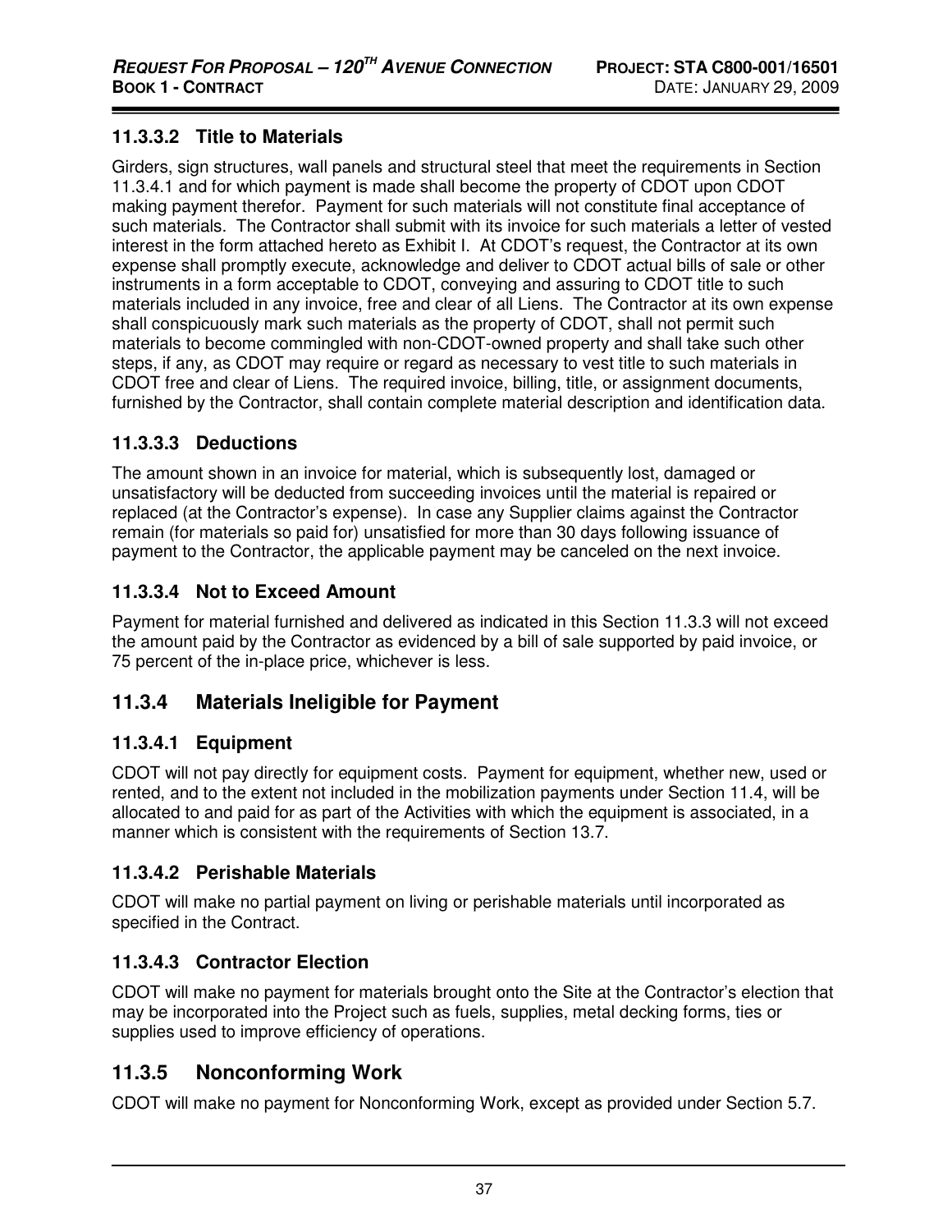#### 11.3.3.2 Title to Materials

Girders, sign structures, wall panels and structural steel that meet the requirements in Section 11.3.4.1 and for which payment is made shall become the property of CDOT upon CDOT making payment therefor. Payment for such materials will not constitute final acceptance of such materials. The Contractor shall submit with its invoice for such materials a letter of vested interest in the form attached hereto as Exhibit I. At CDOT's request, the Contractor at its own expense shall promptly execute, acknowledge and deliver to CDOT actual bills of sale or other instruments in a form acceptable to CDOT, conveying and assuring to CDOT title to such materials included in any invoice, free and clear of all Liens. The Contractor at its own expense shall conspicuously mark such materials as the property of CDOT, shall not permit such materials to become commingled with non-CDOT-owned property and shall take such other steps, if any, as CDOT may require or regard as necessary to vest title to such materials in CDOT free and clear of Liens. The required invoice, billing, title, or assignment documents, furnished by the Contractor, shall contain complete material description and identification data.

#### 11.3.3.3 Deductions

The amount shown in an invoice for material, which is subsequently lost, damaged or unsatisfactory will be deducted from succeeding invoices until the material is repaired or replaced (at the Contractor's expense). In case any Supplier claims against the Contractor remain (for materials so paid for) unsatisfied for more than 30 days following issuance of payment to the Contractor, the applicable payment may be canceled on the next invoice.

#### 11.3.3.4 Not to Exceed Amount

Payment for material furnished and delivered as indicated in this Section 11.3.3 will not exceed the amount paid by the Contractor as evidenced by a bill of sale supported by paid invoice, or 75 percent of the in-place price, whichever is less.

### 11.3.4 Materials Ineligible for Payment

#### 11.3.4.1 Equipment

CDOT will not pay directly for equipment costs. Payment for equipment, whether new, used or rented, and to the extent not included in the mobilization payments under Section 11.4, will be allocated to and paid for as part of the Activities with which the equipment is associated, in a manner which is consistent with the requirements of Section 13.7.

#### 11.3.4.2 Perishable Materials

CDOT will make no partial payment on living or perishable materials until incorporated as specified in the Contract.

#### 11.3.4.3 Contractor Election

CDOT will make no payment for materials brought onto the Site at the Contractor's election that may be incorporated into the Project such as fuels, supplies, metal decking forms, ties or supplies used to improve efficiency of operations.

### 11.3.5 Nonconforming Work

CDOT will make no payment for Nonconforming Work, except as provided under Section 5.7.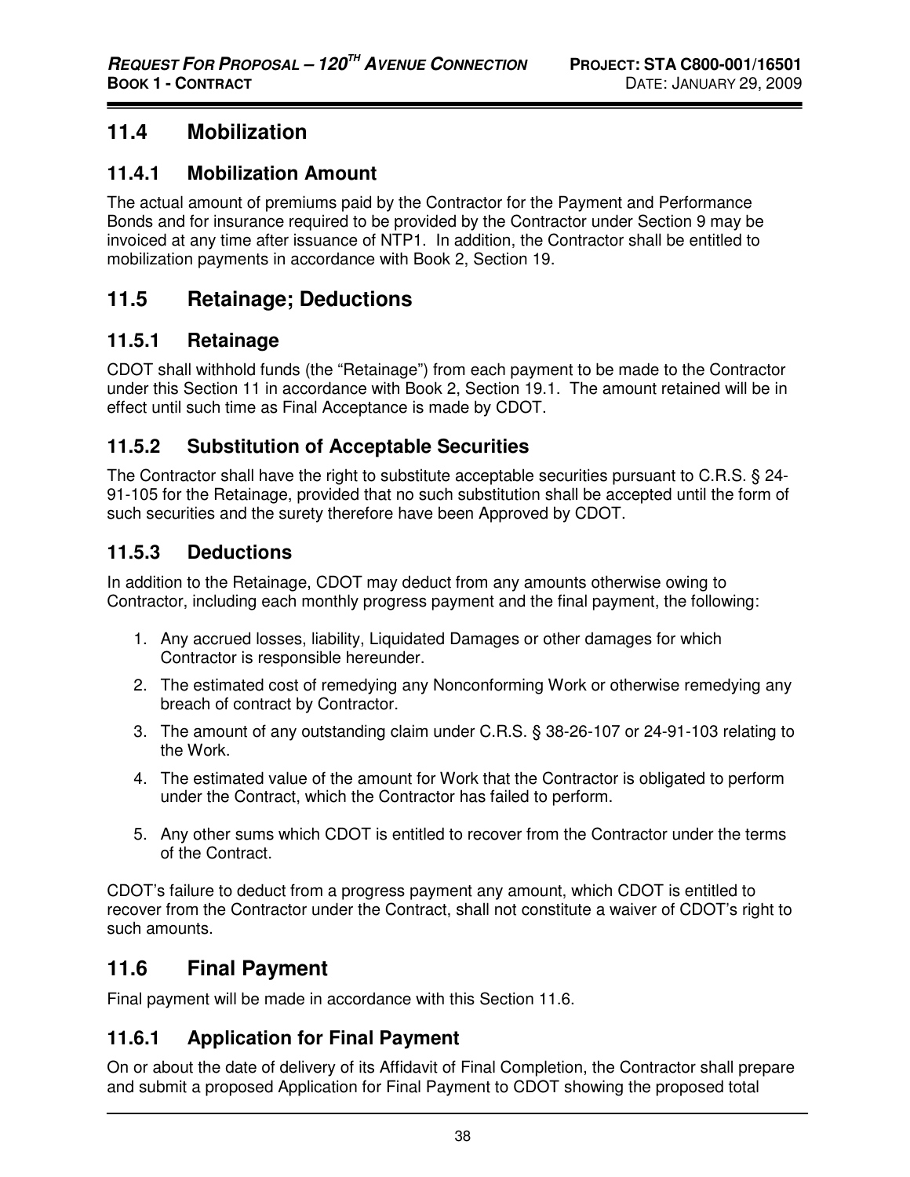## 11.4 Mobilization

### 11.4.1 Mobilization Amount

The actual amount of premiums paid by the Contractor for the Payment and Performance Bonds and for insurance required to be provided by the Contractor under Section 9 may be invoiced at any time after issuance of NTP1. In addition, the Contractor shall be entitled to mobilization payments in accordance with Book 2, Section 19.

## 11.5 Retainage; Deductions

### 11.5.1 Retainage

CDOT shall withhold funds (the "Retainage") from each payment to be made to the Contractor under this Section 11 in accordance with Book 2, Section 19.1. The amount retained will be in effect until such time as Final Acceptance is made by CDOT.

### 11.5.2 Substitution of Acceptable Securities

The Contractor shall have the right to substitute acceptable securities pursuant to C.R.S. § 24-91-105 for the Retainage, provided that no such substitution shall be accepted until the form of such securities and the surety therefore have been Approved by CDOT.

### 11.5.3 Deductions

In addition to the Retainage, CDOT may deduct from any amounts otherwise owing to Contractor, including each monthly progress payment and the final payment, the following:

1. Any accrued losses, liability, Liquidated Damages or other damages for which Contractor is responsible hereunder.
2. The estimated cost of remedying any Nonconforming Work or otherwise remedying any breach of contract by Contractor.
3. The amount of any outstanding claim under C.R.S. § 38-26-107 or 24-91-103 relating to the Work.
4. The estimated value of the amount for Work that the Contractor is obligated to perform under the Contract, which the Contractor has failed to perform.
5. Any other sums which CDOT is entitled to recover from the Contractor under the terms of the Contract.

CDOT's failure to deduct from a progress payment any amount, which CDOT is entitled to recover from the Contractor under the Contract, shall not constitute a waiver of CDOT's right to such amounts.

## 11.6 Final Payment

Final payment will be made in accordance with this Section 11.6.

### 11.6.1 Application for Final Payment

On or about the date of delivery of its Affidavit of Final Completion, the Contractor shall prepare and submit a proposed Application for Final Payment to CDOT showing the proposed total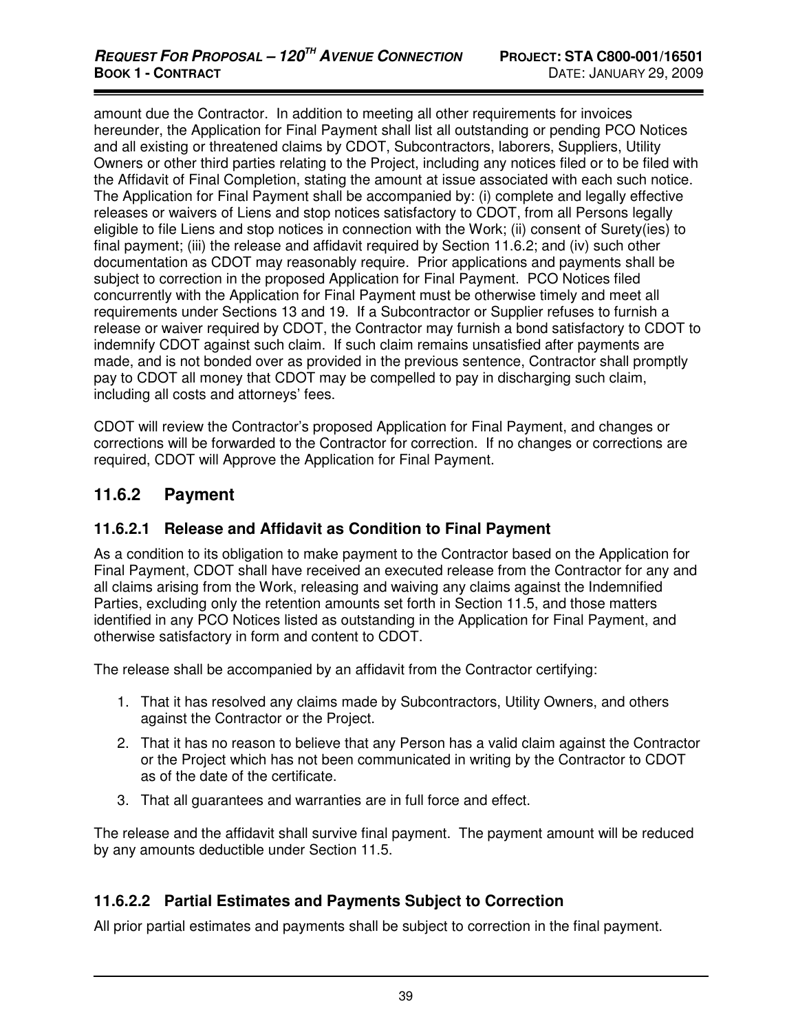amount due the Contractor. In addition to meeting all other requirements for invoices hereunder, the Application for Final Payment shall list all outstanding or pending PCO Notices and all existing or threatened claims by CDOT, Subcontractors, laborers, Suppliers, Utility Owners or other third parties relating to the Project, including any notices filed or to be filed with the Affidavit of Final Completion, stating the amount at issue associated with each such notice. The Application for Final Payment shall be accompanied by: (i) complete and legally effective releases or waivers of Liens and stop notices satisfactory to CDOT, from all Persons legally eligible to file Liens and stop notices in connection with the Work; (ii) consent of Surety(ies) to final payment; (iii) the release and affidavit required by Section 11.6.2; and (iv) such other documentation as CDOT may reasonably require. Prior applications and payments shall be subject to correction in the proposed Application for Final Payment. PCO Notices filed concurrently with the Application for Final Payment must be otherwise timely and meet all requirements under Sections 13 and 19. If a Subcontractor or Supplier refuses to furnish a release or waiver required by CDOT, the Contractor may furnish a bond satisfactory to CDOT to indemnify CDOT against such claim. If such claim remains unsatisfied after payments are made, and is not bonded over as provided in the previous sentence, Contractor shall promptly pay to CDOT all money that CDOT may be compelled to pay in discharging such claim, including all costs and attorneys' fees.

CDOT will review the Contractor's proposed Application for Final Payment, and changes or corrections will be forwarded to the Contractor for correction. If no changes or corrections are required, CDOT will Approve the Application for Final Payment.

## 11.6.2 Payment

### 11.6.2.1 Release and Affidavit as Condition to Final Payment

As a condition to its obligation to make payment to the Contractor based on the Application for Final Payment, CDOT shall have received an executed release from the Contractor for any and all claims arising from the Work, releasing and waiving any claims against the Indemnified Parties, excluding only the retention amounts set forth in Section 11.5, and those matters identified in any PCO Notices listed as outstanding in the Application for Final Payment, and otherwise satisfactory in form and content to CDOT.

The release shall be accompanied by an affidavit from the Contractor certifying:

1. That it has resolved any claims made by Subcontractors, Utility Owners, and others against the Contractor or the Project.
2. That it has no reason to believe that any Person has a valid claim against the Contractor or the Project which has not been communicated in writing by the Contractor to CDOT as of the date of the certificate.
3. That all guarantees and warranties are in full force and effect.

The release and the affidavit shall survive final payment. The payment amount will be reduced by any amounts deductible under Section 11.5.

### 11.6.2.2 Partial Estimates and Payments Subject to Correction

All prior partial estimates and payments shall be subject to correction in the final payment.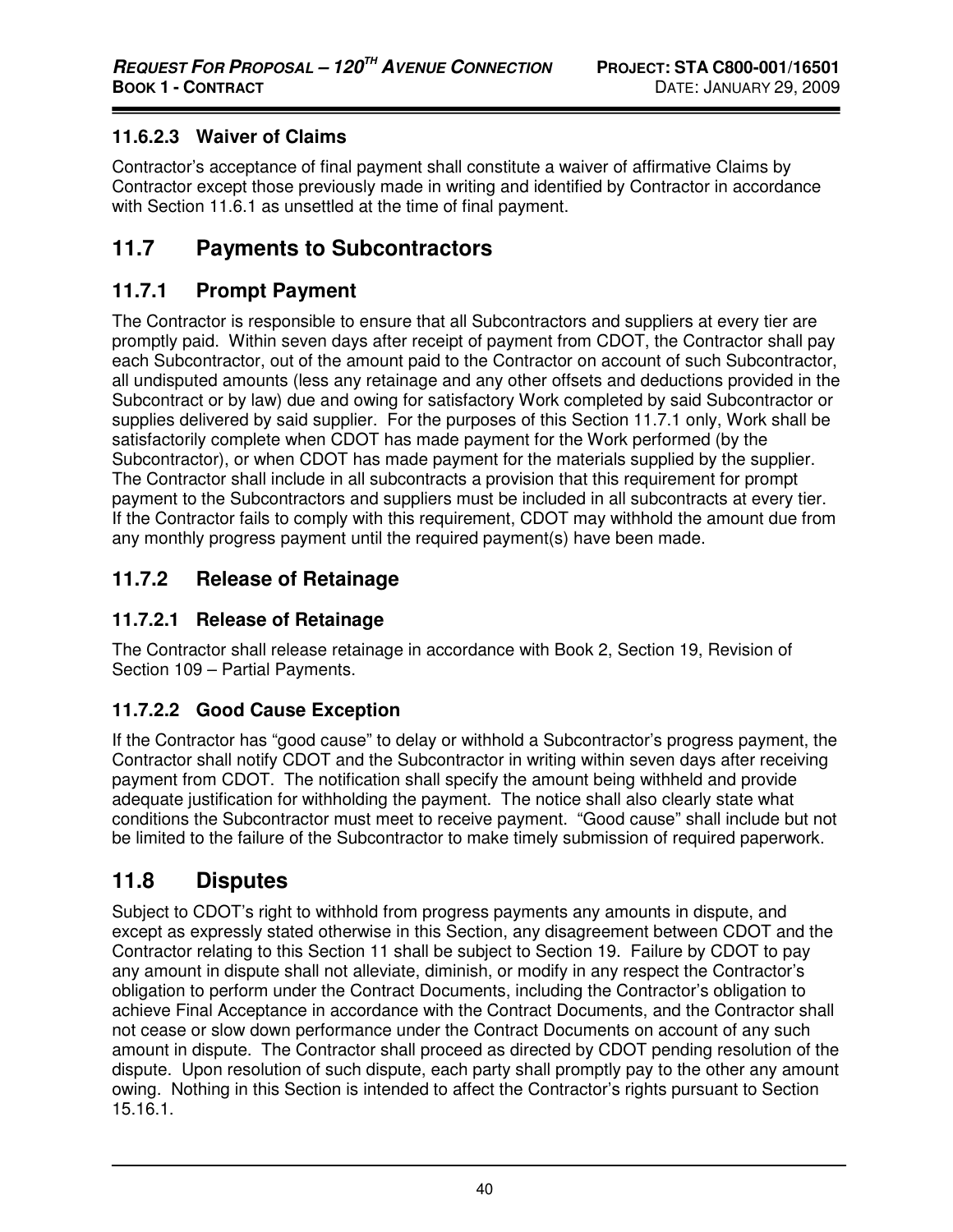#### 11.6.2.3 Waiver of Claims

Contractor's acceptance of final payment shall constitute a waiver of affirmative Claims by Contractor except those previously made in writing and identified by Contractor in accordance with Section 11.6.1 as unsettled at the time of final payment.

## 11.7 Payments to Subcontractors

### 11.7.1 Prompt Payment

The Contractor is responsible to ensure that all Subcontractors and suppliers at every tier are promptly paid. Within seven days after receipt of payment from CDOT, the Contractor shall pay each Subcontractor, out of the amount paid to the Contractor on account of such Subcontractor, all undisputed amounts (less any retainage and any other offsets and deductions provided in the Subcontract or by law) due and owing for satisfactory Work completed by said Subcontractor or supplies delivered by said supplier. For the purposes of this Section 11.7.1 only, Work shall be satisfactorily complete when CDOT has made payment for the Work performed (by the Subcontractor), or when CDOT has made payment for the materials supplied by the supplier. The Contractor shall include in all subcontracts a provision that this requirement for prompt payment to the Subcontractors and suppliers must be included in all subcontracts at every tier. If the Contractor fails to comply with this requirement, CDOT may withhold the amount due from any monthly progress payment until the required payment(s) have been made.

### 11.7.2 Release of Retainage

#### 11.7.2.1 Release of Retainage

The Contractor shall release retainage in accordance with Book 2, Section 19, Revision of Section 109 – Partial Payments.

#### 11.7.2.2 Good Cause Exception

If the Contractor has "good cause" to delay or withhold a Subcontractor's progress payment, the Contractor shall notify CDOT and the Subcontractor in writing within seven days after receiving payment from CDOT. The notification shall specify the amount being withheld and provide adequate justification for withholding the payment. The notice shall also clearly state what conditions the Subcontractor must meet to receive payment. "Good cause" shall include but not be limited to the failure of the Subcontractor to make timely submission of required paperwork.

## 11.8 Disputes

Subject to CDOT's right to withhold from progress payments any amounts in dispute, and except as expressly stated otherwise in this Section, any disagreement between CDOT and the Contractor relating to this Section 11 shall be subject to Section 19. Failure by CDOT to pay any amount in dispute shall not alleviate, diminish, or modify in any respect the Contractor's obligation to perform under the Contract Documents, including the Contractor's obligation to achieve Final Acceptance in accordance with the Contract Documents, and the Contractor shall not cease or slow down performance under the Contract Documents on account of any such amount in dispute. The Contractor shall proceed as directed by CDOT pending resolution of the dispute. Upon resolution of such dispute, each party shall promptly pay to the other any amount owing. Nothing in this Section is intended to affect the Contractor's rights pursuant to Section 15.16.1.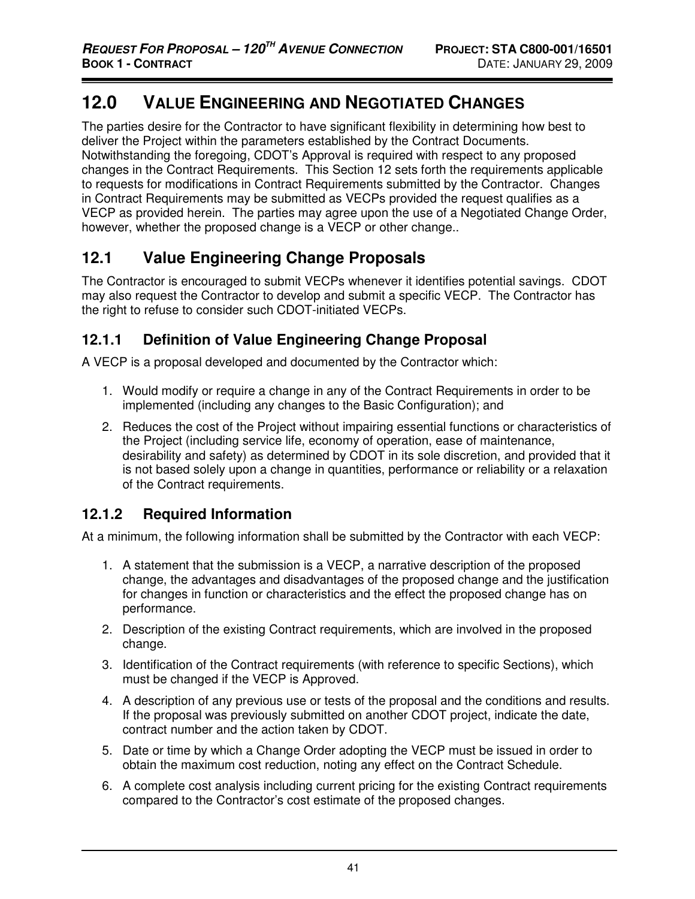# 12.0 VALUE ENGINEERING AND NEGOTIATED CHANGES

The parties desire for the Contractor to have significant flexibility in determining how best to deliver the Project within the parameters established by the Contract Documents. Notwithstanding the foregoing, CDOT's Approval is required with respect to any proposed changes in the Contract Requirements. This Section 12 sets forth the requirements applicable to requests for modifications in Contract Requirements submitted by the Contractor. Changes in Contract Requirements may be submitted as VECPs provided the request qualifies as a VECP as provided herein. The parties may agree upon the use of a Negotiated Change Order, however, whether the proposed change is a VECP or other change..

## 12.1 Value Engineering Change Proposals

The Contractor is encouraged to submit VECPs whenever it identifies potential savings. CDOT may also request the Contractor to develop and submit a specific VECP. The Contractor has the right to refuse to consider such CDOT-initiated VECPs.

### 12.1.1 Definition of Value Engineering Change Proposal

A VECP is a proposal developed and documented by the Contractor which:

1. Would modify or require a change in any of the Contract Requirements in order to be implemented (including any changes to the Basic Configuration); and
2. Reduces the cost of the Project without impairing essential functions or characteristics of the Project (including service life, economy of operation, ease of maintenance, desirability and safety) as determined by CDOT in its sole discretion, and provided that it is not based solely upon a change in quantities, performance or reliability or a relaxation of the Contract requirements.

### 12.1.2 Required Information

At a minimum, the following information shall be submitted by the Contractor with each VECP:

1. A statement that the submission is a VECP, a narrative description of the proposed change, the advantages and disadvantages of the proposed change and the justification for changes in function or characteristics and the effect the proposed change has on performance.
2. Description of the existing Contract requirements, which are involved in the proposed change.
3. Identification of the Contract requirements (with reference to specific Sections), which must be changed if the VECP is Approved.
4. A description of any previous use or tests of the proposal and the conditions and results. If the proposal was previously submitted on another CDOT project, indicate the date, contract number and the action taken by CDOT.
5. Date or time by which a Change Order adopting the VECP must be issued in order to obtain the maximum cost reduction, noting any effect on the Contract Schedule.
6. A complete cost analysis including current pricing for the existing Contract requirements compared to the Contractor's cost estimate of the proposed changes.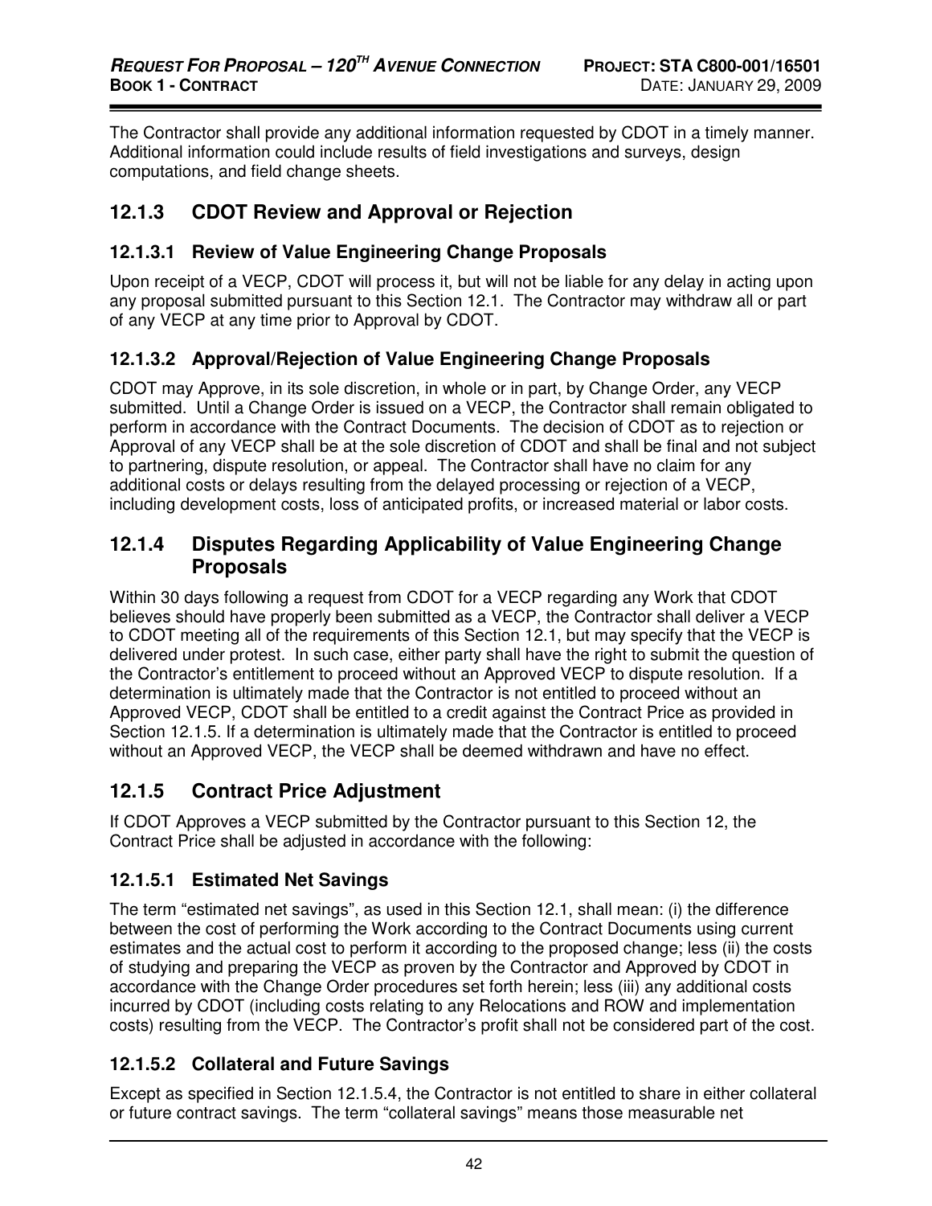The Contractor shall provide any additional information requested by CDOT in a timely manner. Additional information could include results of field investigations and surveys, design computations, and field change sheets.

### 12.1.3 CDOT Review and Approval or Rejection

#### 12.1.3.1 Review of Value Engineering Change Proposals

Upon receipt of a VECP, CDOT will process it, but will not be liable for any delay in acting upon any proposal submitted pursuant to this Section 12.1. The Contractor may withdraw all or part of any VECP at any time prior to Approval by CDOT.

#### 12.1.3.2 Approval/Rejection of Value Engineering Change Proposals

CDOT may Approve, in its sole discretion, in whole or in part, by Change Order, any VECP submitted. Until a Change Order is issued on a VECP, the Contractor shall remain obligated to perform in accordance with the Contract Documents. The decision of CDOT as to rejection or Approval of any VECP shall be at the sole discretion of CDOT and shall be final and not subject to partnering, dispute resolution, or appeal. The Contractor shall have no claim for any additional costs or delays resulting from the delayed processing or rejection of a VECP, including development costs, loss of anticipated profits, or increased material or labor costs.

### 12.1.4 Disputes Regarding Applicability of Value Engineering Change Proposals

Within 30 days following a request from CDOT for a VECP regarding any Work that CDOT believes should have properly been submitted as a VECP, the Contractor shall deliver a VECP to CDOT meeting all of the requirements of this Section 12.1, but may specify that the VECP is delivered under protest. In such case, either party shall have the right to submit the question of the Contractor's entitlement to proceed without an Approved VECP to dispute resolution. If a determination is ultimately made that the Contractor is not entitled to proceed without an Approved VECP, CDOT shall be entitled to a credit against the Contract Price as provided in Section 12.1.5. If a determination is ultimately made that the Contractor is entitled to proceed without an Approved VECP, the VECP shall be deemed withdrawn and have no effect.

### 12.1.5 Contract Price Adjustment

If CDOT Approves a VECP submitted by the Contractor pursuant to this Section 12, the Contract Price shall be adjusted in accordance with the following:

#### 12.1.5.1 Estimated Net Savings

The term "estimated net savings", as used in this Section 12.1, shall mean: (i) the difference between the cost of performing the Work according to the Contract Documents using current estimates and the actual cost to perform it according to the proposed change; less (ii) the costs of studying and preparing the VECP as proven by the Contractor and Approved by CDOT in accordance with the Change Order procedures set forth herein; less (iii) any additional costs incurred by CDOT (including costs relating to any Relocations and ROW and implementation costs) resulting from the VECP. The Contractor's profit shall not be considered part of the cost.

#### 12.1.5.2 Collateral and Future Savings

Except as specified in Section 12.1.5.4, the Contractor is not entitled to share in either collateral or future contract savings. The term "collateral savings" means those measurable net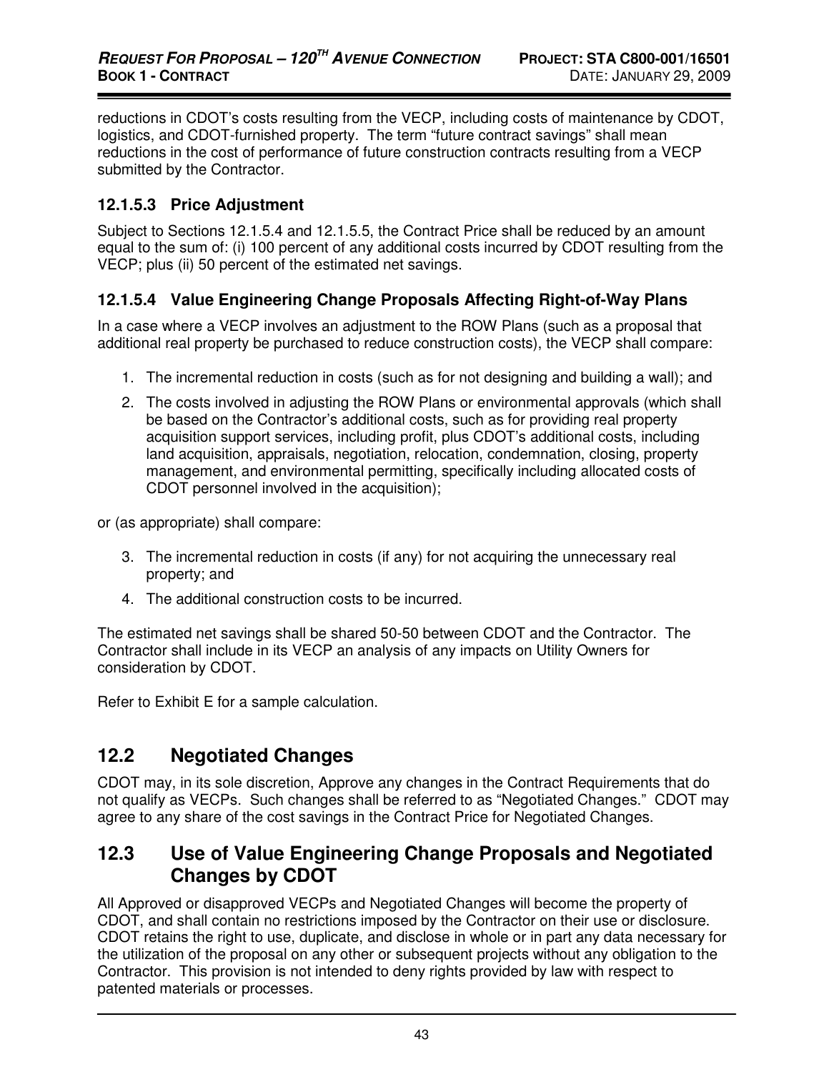reductions in CDOT's costs resulting from the VECP, including costs of maintenance by CDOT, logistics, and CDOT-furnished property. The term "future contract savings" shall mean reductions in the cost of performance of future construction contracts resulting from a VECP submitted by the Contractor.

### 12.1.5.3 Price Adjustment

Subject to Sections 12.1.5.4 and 12.1.5.5, the Contract Price shall be reduced by an amount equal to the sum of: (i) 100 percent of any additional costs incurred by CDOT resulting from the VECP; plus (ii) 50 percent of the estimated net savings.

### 12.1.5.4 Value Engineering Change Proposals Affecting Right-of-Way Plans

In a case where a VECP involves an adjustment to the ROW Plans (such as a proposal that additional real property be purchased to reduce construction costs), the VECP shall compare:

1. The incremental reduction in costs (such as for not designing and building a wall); and
2. The costs involved in adjusting the ROW Plans or environmental approvals (which shall be based on the Contractor's additional costs, such as for providing real property acquisition support services, including profit, plus CDOT's additional costs, including land acquisition, appraisals, negotiation, relocation, condemnation, closing, property management, and environmental permitting, specifically including allocated costs of CDOT personnel involved in the acquisition);

or (as appropriate) shall compare:

3. The incremental reduction in costs (if any) for not acquiring the unnecessary real property; and
4. The additional construction costs to be incurred.

The estimated net savings shall be shared 50-50 between CDOT and the Contractor. The Contractor shall include in its VECP an analysis of any impacts on Utility Owners for consideration by CDOT.

Refer to Exhibit E for a sample calculation.

## 12.2 Negotiated Changes

CDOT may, in its sole discretion, Approve any changes in the Contract Requirements that do not qualify as VECPs. Such changes shall be referred to as "Negotiated Changes." CDOT may agree to any share of the cost savings in the Contract Price for Negotiated Changes.

## 12.3 Use of Value Engineering Change Proposals and Negotiated Changes by CDOT

All Approved or disapproved VECPs and Negotiated Changes will become the property of CDOT, and shall contain no restrictions imposed by the Contractor on their use or disclosure. CDOT retains the right to use, duplicate, and disclose in whole or in part any data necessary for the utilization of the proposal on any other or subsequent projects without any obligation to the Contractor. This provision is not intended to deny rights provided by law with respect to patented materials or processes.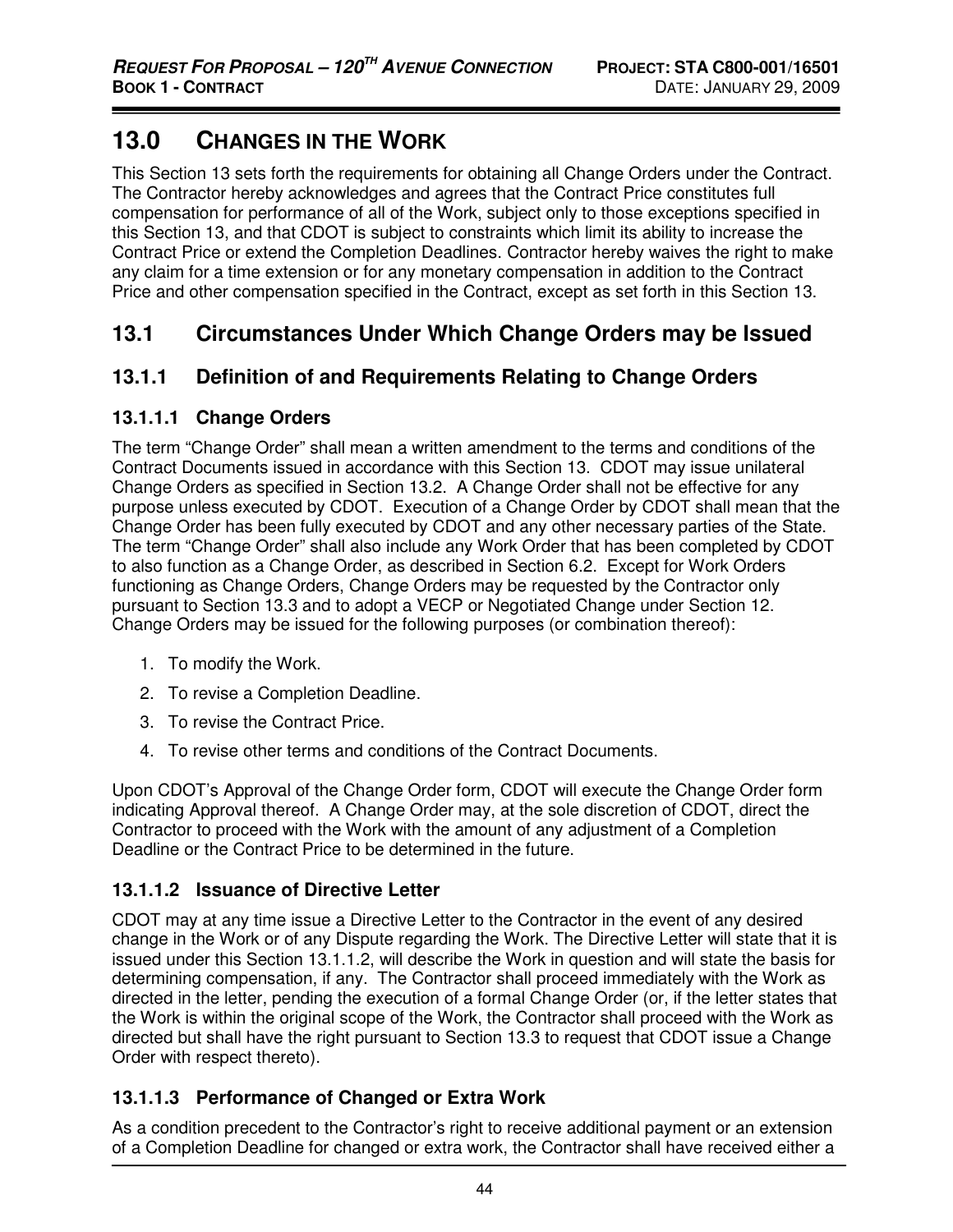# 13.0 CHANGES IN THE WORK

This Section 13 sets forth the requirements for obtaining all Change Orders under the Contract. The Contractor hereby acknowledges and agrees that the Contract Price constitutes full compensation for performance of all of the Work, subject only to those exceptions specified in this Section 13, and that CDOT is subject to constraints which limit its ability to increase the Contract Price or extend the Completion Deadlines. Contractor hereby waives the right to make any claim for a time extension or for any monetary compensation in addition to the Contract Price and other compensation specified in the Contract, except as set forth in this Section 13.

## 13.1 Circumstances Under Which Change Orders may be Issued

### 13.1.1 Definition of and Requirements Relating to Change Orders

#### 13.1.1.1 Change Orders

The term "Change Order" shall mean a written amendment to the terms and conditions of the Contract Documents issued in accordance with this Section 13. CDOT may issue unilateral Change Orders as specified in Section 13.2. A Change Order shall not be effective for any purpose unless executed by CDOT. Execution of a Change Order by CDOT shall mean that the Change Order has been fully executed by CDOT and any other necessary parties of the State. The term "Change Order" shall also include any Work Order that has been completed by CDOT to also function as a Change Order, as described in Section 6.2. Except for Work Orders functioning as Change Orders, Change Orders may be requested by the Contractor only pursuant to Section 13.3 and to adopt a VECP or Negotiated Change under Section 12. Change Orders may be issued for the following purposes (or combination thereof):

1. To modify the Work.
2. To revise a Completion Deadline.
3. To revise the Contract Price.
4. To revise other terms and conditions of the Contract Documents.

Upon CDOT's Approval of the Change Order form, CDOT will execute the Change Order form indicating Approval thereof. A Change Order may, at the sole discretion of CDOT, direct the Contractor to proceed with the Work with the amount of any adjustment of a Completion Deadline or the Contract Price to be determined in the future.

#### 13.1.1.2 Issuance of Directive Letter

CDOT may at any time issue a Directive Letter to the Contractor in the event of any desired change in the Work or of any Dispute regarding the Work. The Directive Letter will state that it is issued under this Section 13.1.1.2, will describe the Work in question and will state the basis for determining compensation, if any. The Contractor shall proceed immediately with the Work as directed in the letter, pending the execution of a formal Change Order (or, if the letter states that the Work is within the original scope of the Work, the Contractor shall proceed with the Work as directed but shall have the right pursuant to Section 13.3 to request that CDOT issue a Change Order with respect thereto).

#### 13.1.1.3 Performance of Changed or Extra Work

As a condition precedent to the Contractor's right to receive additional payment or an extension of a Completion Deadline for changed or extra work, the Contractor shall have received either a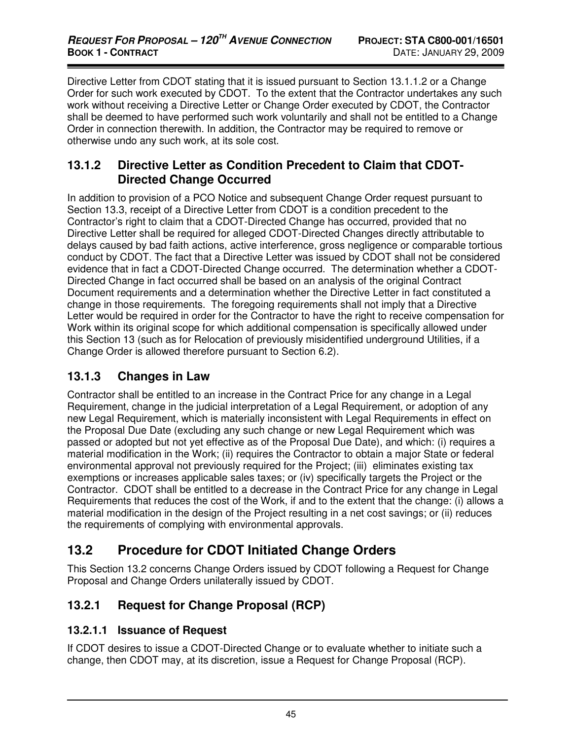Directive Letter from CDOT stating that it is issued pursuant to Section 13.1.1.2 or a Change Order for such work executed by CDOT. To the extent that the Contractor undertakes any such work without receiving a Directive Letter or Change Order executed by CDOT, the Contractor shall be deemed to have performed such work voluntarily and shall not be entitled to a Change Order in connection therewith. In addition, the Contractor may be required to remove or otherwise undo any such work, at its sole cost.

### 13.1.2 Directive Letter as Condition Precedent to Claim that CDOT-Directed Change Occurred

In addition to provision of a PCO Notice and subsequent Change Order request pursuant to Section 13.3, receipt of a Directive Letter from CDOT is a condition precedent to the Contractor's right to claim that a CDOT-Directed Change has occurred, provided that no Directive Letter shall be required for alleged CDOT-Directed Changes directly attributable to delays caused by bad faith actions, active interference, gross negligence or comparable tortious conduct by CDOT. The fact that a Directive Letter was issued by CDOT shall not be considered evidence that in fact a CDOT-Directed Change occurred. The determination whether a CDOT-Directed Change in fact occurred shall be based on an analysis of the original Contract Document requirements and a determination whether the Directive Letter in fact constituted a change in those requirements. The foregoing requirements shall not imply that a Directive Letter would be required in order for the Contractor to have the right to receive compensation for Work within its original scope for which additional compensation is specifically allowed under this Section 13 (such as for Relocation of previously misidentified underground Utilities, if a Change Order is allowed therefore pursuant to Section 6.2).

### 13.1.3 Changes in Law

Contractor shall be entitled to an increase in the Contract Price for any change in a Legal Requirement, change in the judicial interpretation of a Legal Requirement, or adoption of any new Legal Requirement, which is materially inconsistent with Legal Requirements in effect on the Proposal Due Date (excluding any such change or new Legal Requirement which was passed or adopted but not yet effective as of the Proposal Due Date), and which: (i) requires a material modification in the Work; (ii) requires the Contractor to obtain a major State or federal environmental approval not previously required for the Project; (iii) eliminates existing tax exemptions or increases applicable sales taxes; or (iv) specifically targets the Project or the Contractor. CDOT shall be entitled to a decrease in the Contract Price for any change in Legal Requirements that reduces the cost of the Work, if and to the extent that the change: (i) allows a material modification in the design of the Project resulting in a net cost savings; or (ii) reduces the requirements of complying with environmental approvals.

## 13.2 Procedure for CDOT Initiated Change Orders

This Section 13.2 concerns Change Orders issued by CDOT following a Request for Change Proposal and Change Orders unilaterally issued by CDOT.

### 13.2.1 Request for Change Proposal (RCP)

#### 13.2.1.1 Issuance of Request

If CDOT desires to issue a CDOT-Directed Change or to evaluate whether to initiate such a change, then CDOT may, at its discretion, issue a Request for Change Proposal (RCP).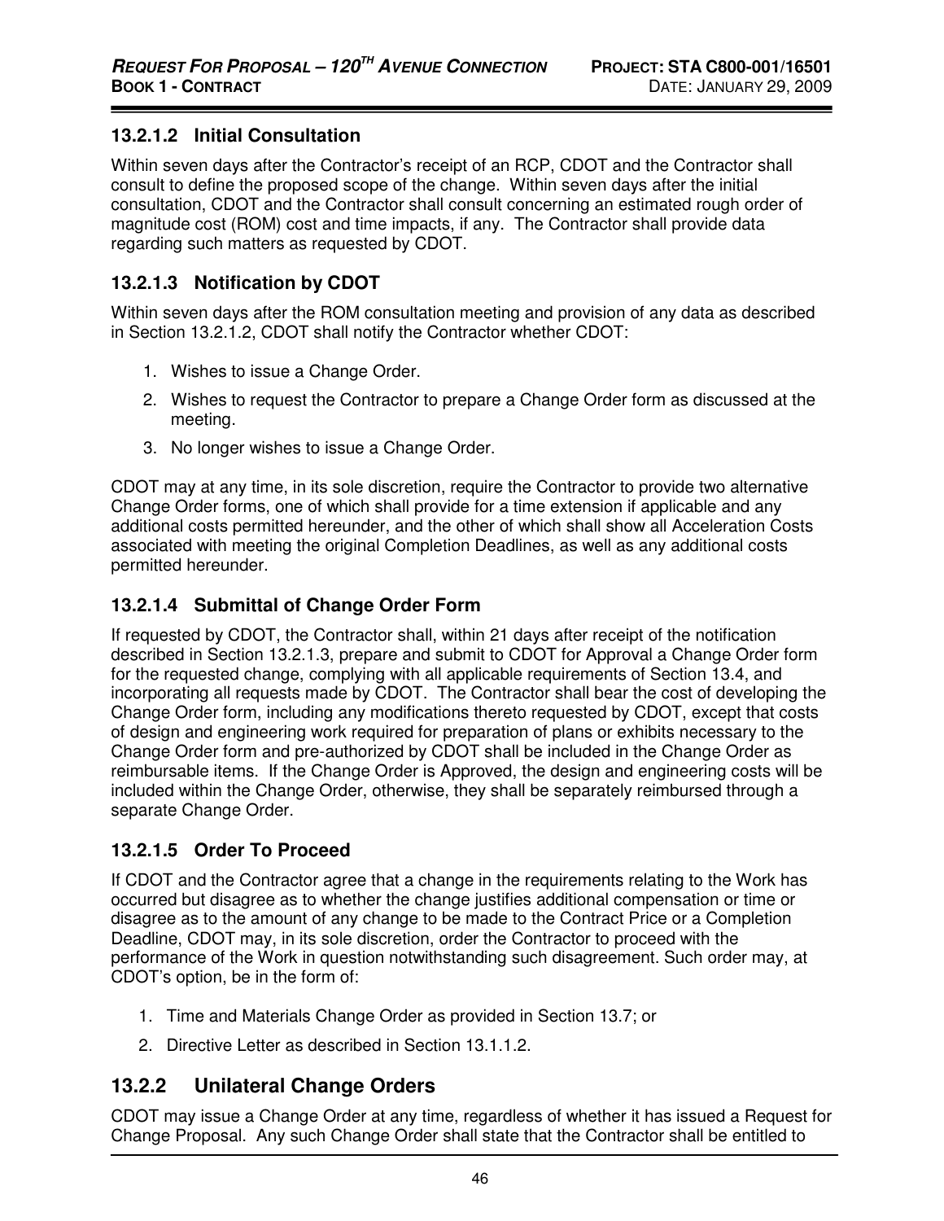#### 13.2.1.2 Initial Consultation

Within seven days after the Contractor's receipt of an RCP, CDOT and the Contractor shall consult to define the proposed scope of the change. Within seven days after the initial consultation, CDOT and the Contractor shall consult concerning an estimated rough order of magnitude cost (ROM) cost and time impacts, if any. The Contractor shall provide data regarding such matters as requested by CDOT.

#### 13.2.1.3 Notification by CDOT

Within seven days after the ROM consultation meeting and provision of any data as described in Section 13.2.1.2, CDOT shall notify the Contractor whether CDOT:

1. Wishes to issue a Change Order.
2. Wishes to request the Contractor to prepare a Change Order form as discussed at the meeting.
3. No longer wishes to issue a Change Order.

CDOT may at any time, in its sole discretion, require the Contractor to provide two alternative Change Order forms, one of which shall provide for a time extension if applicable and any additional costs permitted hereunder, and the other of which shall show all Acceleration Costs associated with meeting the original Completion Deadlines, as well as any additional costs permitted hereunder.

#### 13.2.1.4 Submittal of Change Order Form

If requested by CDOT, the Contractor shall, within 21 days after receipt of the notification described in Section 13.2.1.3, prepare and submit to CDOT for Approval a Change Order form for the requested change, complying with all applicable requirements of Section 13.4, and incorporating all requests made by CDOT. The Contractor shall bear the cost of developing the Change Order form, including any modifications thereto requested by CDOT, except that costs of design and engineering work required for preparation of plans or exhibits necessary to the Change Order form and pre-authorized by CDOT shall be included in the Change Order as reimbursable items. If the Change Order is Approved, the design and engineering costs will be included within the Change Order, otherwise, they shall be separately reimbursed through a separate Change Order.

#### 13.2.1.5 Order To Proceed

If CDOT and the Contractor agree that a change in the requirements relating to the Work has occurred but disagree as to whether the change justifies additional compensation or time or disagree as to the amount of any change to be made to the Contract Price or a Completion Deadline, CDOT may, in its sole discretion, order the Contractor to proceed with the performance of the Work in question notwithstanding such disagreement. Such order may, at CDOT's option, be in the form of:

1. Time and Materials Change Order as provided in Section 13.7; or
2. Directive Letter as described in Section 13.1.1.2.

### 13.2.2 Unilateral Change Orders

CDOT may issue a Change Order at any time, regardless of whether it has issued a Request for Change Proposal. Any such Change Order shall state that the Contractor shall be entitled to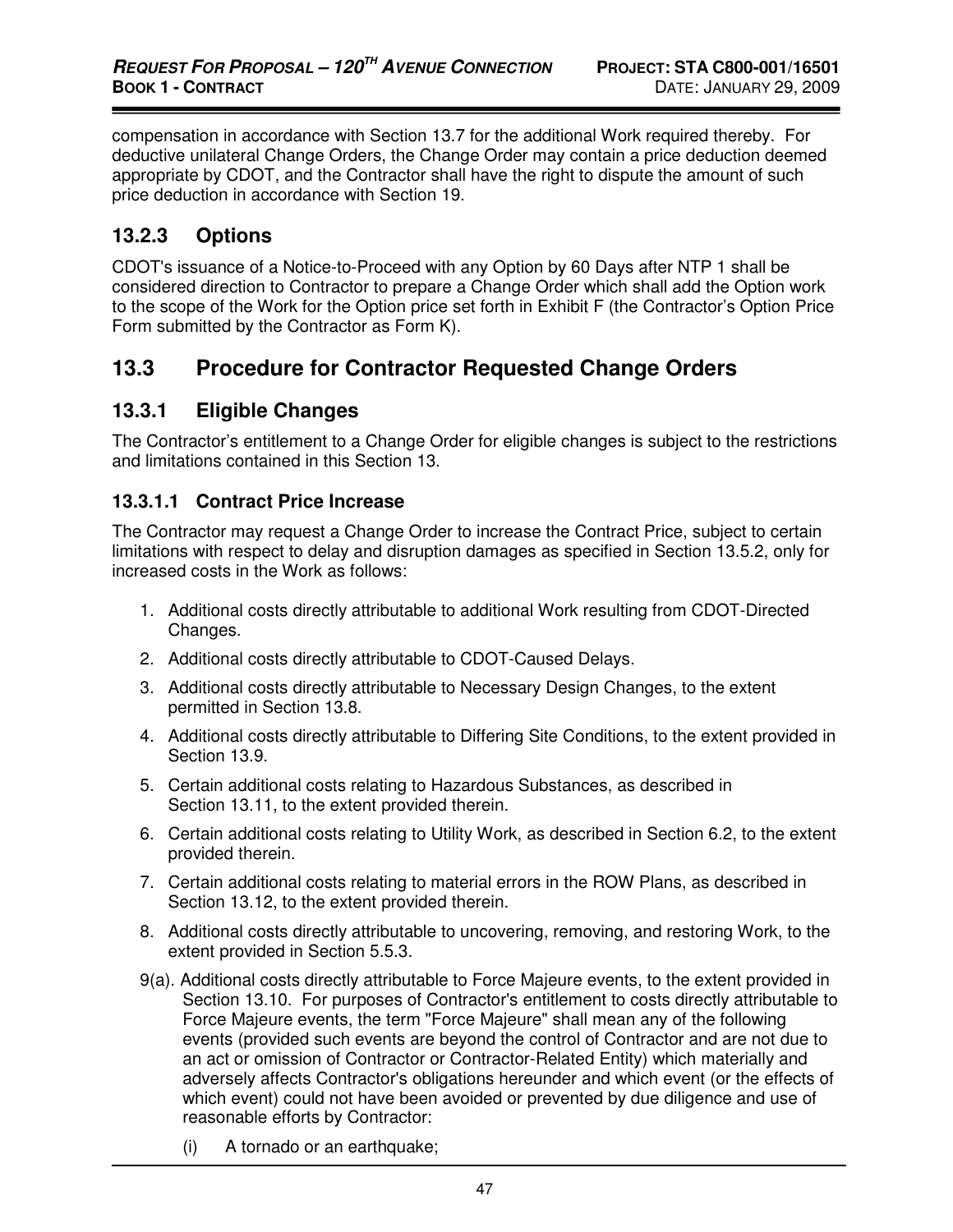compensation in accordance with Section 13.7 for the additional Work required thereby. For deductive unilateral Change Orders, the Change Order may contain a price deduction deemed appropriate by CDOT, and the Contractor shall have the right to dispute the amount of such price deduction in accordance with Section 19.

### 13.2.3 Options

CDOT's issuance of a Notice-to-Proceed with any Option by 60 Days after NTP 1 shall be considered direction to Contractor to prepare a Change Order which shall add the Option work to the scope of the Work for the Option price set forth in Exhibit F (the Contractor's Option Price Form submitted by the Contractor as Form K).

## 13.3 Procedure for Contractor Requested Change Orders

### 13.3.1 Eligible Changes

The Contractor's entitlement to a Change Order for eligible changes is subject to the restrictions and limitations contained in this Section 13.

#### 13.3.1.1 Contract Price Increase

The Contractor may request a Change Order to increase the Contract Price, subject to certain limitations with respect to delay and disruption damages as specified in Section 13.5.2, only for increased costs in the Work as follows:

1. Additional costs directly attributable to additional Work resulting from CDOT-Directed Changes.
2. Additional costs directly attributable to CDOT-Caused Delays.
3. Additional costs directly attributable to Necessary Design Changes, to the extent permitted in Section 13.8.
4. Additional costs directly attributable to Differing Site Conditions, to the extent provided in Section 13.9.
5. Certain additional costs relating to Hazardous Substances, as described in Section 13.11, to the extent provided therein.
6. Certain additional costs relating to Utility Work, as described in Section 6.2, to the extent provided therein.
7. Certain additional costs relating to material errors in the ROW Plans, as described in Section 13.12, to the extent provided therein.
8. Additional costs directly attributable to uncovering, removing, and restoring Work, to the extent provided in Section 5.5.3.

9(a). Additional costs directly attributable to Force Majeure events, to the extent provided in Section 13.10. For purposes of Contractor's entitlement to costs directly attributable to Force Majeure events, the term "Force Majeure" shall mean any of the following events (provided such events are beyond the control of Contractor and are not due to an act or omission of Contractor or Contractor-Related Entity) which materially and adversely affects Contractor's obligations hereunder and which event (or the effects of which event) could not have been avoided or prevented by due diligence and use of reasonable efforts by Contractor:

(i) A tornado or an earthquake;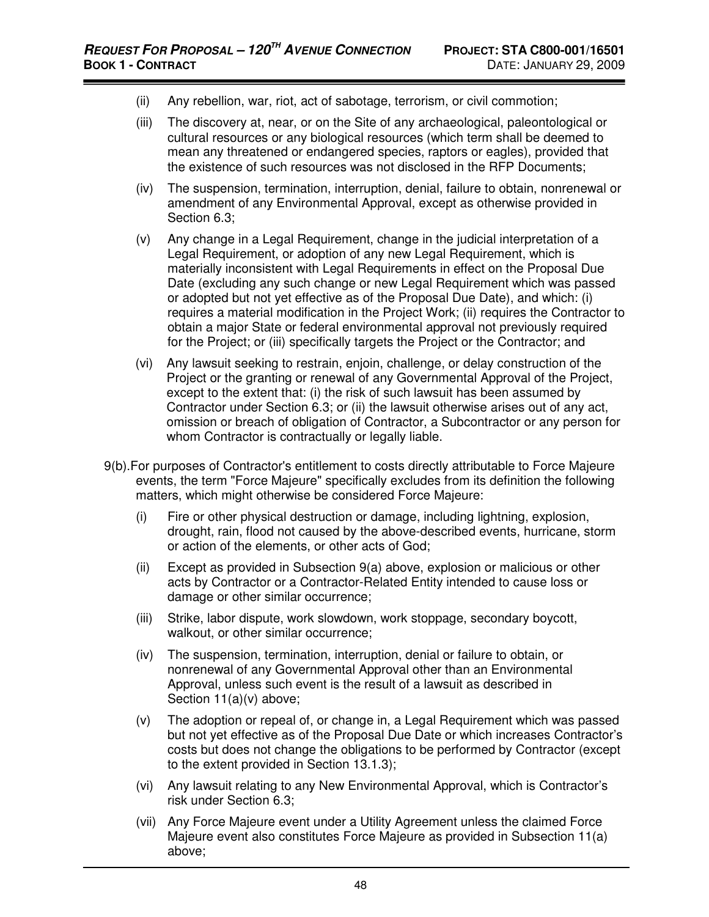(ii) Any rebellion, war, riot, act of sabotage, terrorism, or civil commotion;

(iii) The discovery at, near, or on the Site of any archaeological, paleontological or cultural resources or any biological resources (which term shall be deemed to mean any threatened or endangered species, raptors or eagles), provided that the existence of such resources was not disclosed in the RFP Documents;

(iv) The suspension, termination, interruption, denial, failure to obtain, nonrenewal or amendment of any Environmental Approval, except as otherwise provided in Section 6.3;

(v) Any change in a Legal Requirement, change in the judicial interpretation of a Legal Requirement, or adoption of any new Legal Requirement, which is materially inconsistent with Legal Requirements in effect on the Proposal Due Date (excluding any such change or new Legal Requirement which was passed or adopted but not yet effective as of the Proposal Due Date), and which: (i) requires a material modification in the Project Work; (ii) requires the Contractor to obtain a major State or federal environmental approval not previously required for the Project; or (iii) specifically targets the Project or the Contractor; and

(vi) Any lawsuit seeking to restrain, enjoin, challenge, or delay construction of the Project or the granting or renewal of any Governmental Approval of the Project, except to the extent that: (i) the risk of such lawsuit has been assumed by Contractor under Section 6.3; or (ii) the lawsuit otherwise arises out of any act, omission or breach of obligation of Contractor, a Subcontractor or any person for whom Contractor is contractually or legally liable.

9(b). For purposes of Contractor's entitlement to costs directly attributable to Force Majeure events, the term "Force Majeure" specifically excludes from its definition the following matters, which might otherwise be considered Force Majeure:

(i) Fire or other physical destruction or damage, including lightning, explosion, drought, rain, flood not caused by the above-described events, hurricane, storm or action of the elements, or other acts of God;

(ii) Except as provided in Subsection 9(a) above, explosion or malicious or other acts by Contractor or a Contractor-Related Entity intended to cause loss or damage or other similar occurrence;

(iii) Strike, labor dispute, work slowdown, work stoppage, secondary boycott, walkout, or other similar occurrence;

(iv) The suspension, termination, interruption, denial or failure to obtain, or nonrenewal of any Governmental Approval other than an Environmental Approval, unless such event is the result of a lawsuit as described in Section 11(a)(v) above;

(v) The adoption or repeal of, or change in, a Legal Requirement which was passed but not yet effective as of the Proposal Due Date or which increases Contractor's costs but does not change the obligations to be performed by Contractor (except to the extent provided in Section 13.1.3);

(vi) Any lawsuit relating to any New Environmental Approval, which is Contractor's risk under Section 6.3;

(vii) Any Force Majeure event under a Utility Agreement unless the claimed Force Majeure event also constitutes Force Majeure as provided in Subsection 11(a) above;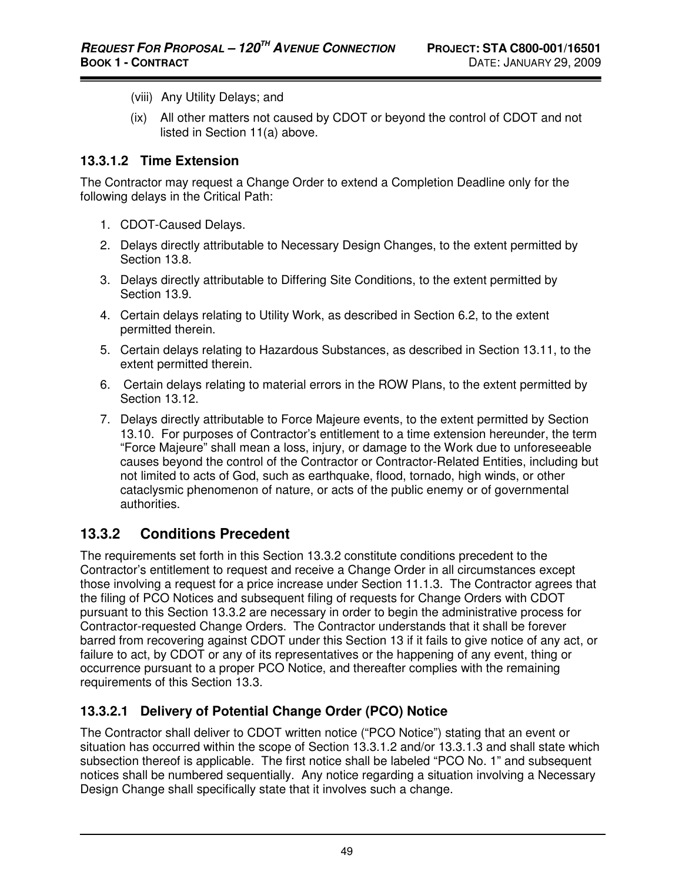(viii) Any Utility Delays; and

(ix) All other matters not caused by CDOT or beyond the control of CDOT and not listed in Section 11(a) above.

#### 13.3.1.2 Time Extension

The Contractor may request a Change Order to extend a Completion Deadline only for the following delays in the Critical Path:

1. CDOT-Caused Delays.
2. Delays directly attributable to Necessary Design Changes, to the extent permitted by Section 13.8.
3. Delays directly attributable to Differing Site Conditions, to the extent permitted by Section 13.9.
4. Certain delays relating to Utility Work, as described in Section 6.2, to the extent permitted therein.
5. Certain delays relating to Hazardous Substances, as described in Section 13.11, to the extent permitted therein.
6. Certain delays relating to material errors in the ROW Plans, to the extent permitted by Section 13.12.
7. Delays directly attributable to Force Majeure events, to the extent permitted by Section 13.10. For purposes of Contractor's entitlement to a time extension hereunder, the term "Force Majeure" shall mean a loss, injury, or damage to the Work due to unforeseeable causes beyond the control of the Contractor or Contractor-Related Entities, including but not limited to acts of God, such as earthquake, flood, tornado, high winds, or other cataclysmic phenomenon of nature, or acts of the public enemy or of governmental authorities.

### 13.3.2 Conditions Precedent

The requirements set forth in this Section 13.3.2 constitute conditions precedent to the Contractor's entitlement to request and receive a Change Order in all circumstances except those involving a request for a price increase under Section 11.1.3. The Contractor agrees that the filing of PCO Notices and subsequent filing of requests for Change Orders with CDOT pursuant to this Section 13.3.2 are necessary in order to begin the administrative process for Contractor-requested Change Orders. The Contractor understands that it shall be forever barred from recovering against CDOT under this Section 13 if it fails to give notice of any act, or failure to act, by CDOT or any of its representatives or the happening of any event, thing or occurrence pursuant to a proper PCO Notice, and thereafter complies with the remaining requirements of this Section 13.3.

#### 13.3.2.1 Delivery of Potential Change Order (PCO) Notice

The Contractor shall deliver to CDOT written notice ("PCO Notice") stating that an event or situation has occurred within the scope of Section 13.3.1.2 and/or 13.3.1.3 and shall state which subsection thereof is applicable. The first notice shall be labeled "PCO No. 1" and subsequent notices shall be numbered sequentially. Any notice regarding a situation involving a Necessary Design Change shall specifically state that it involves such a change.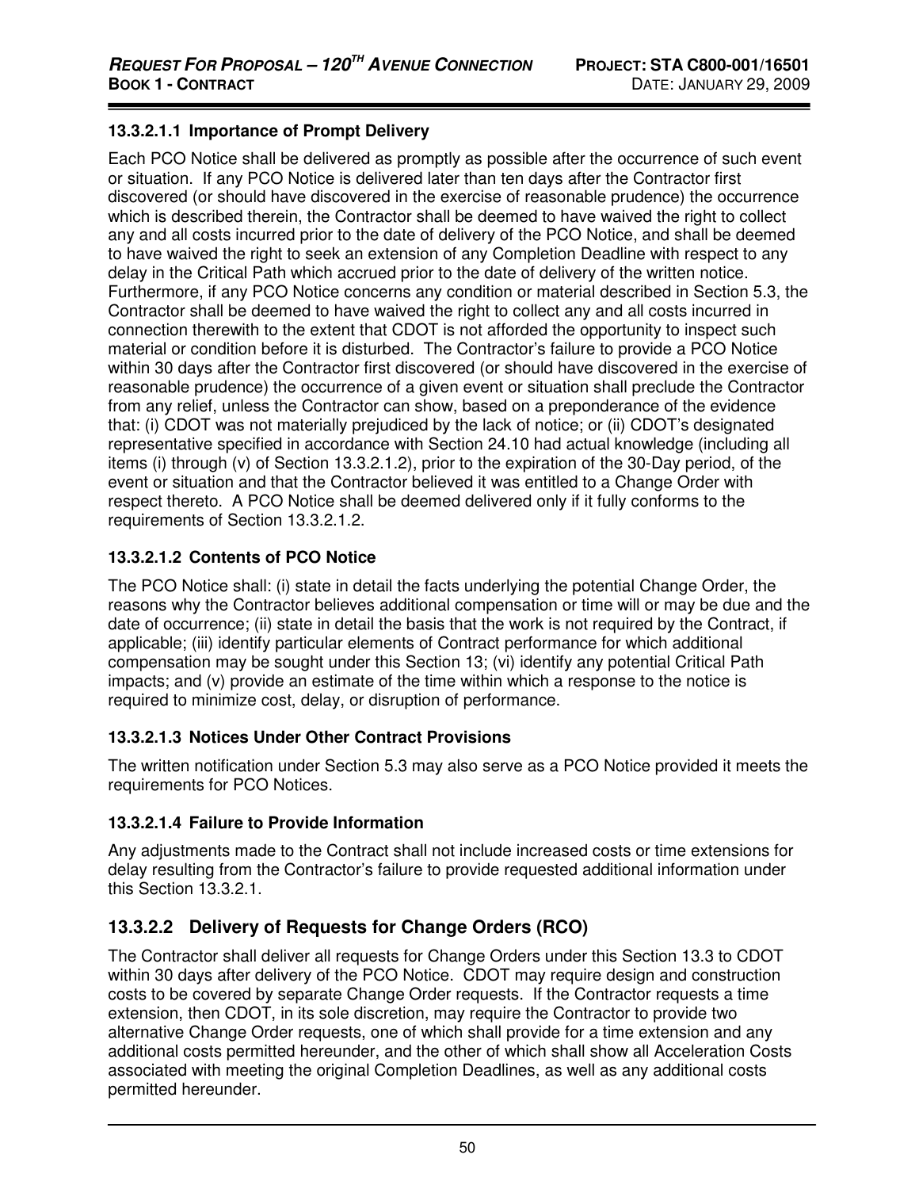#### 13.3.2.1.1 Importance of Prompt Delivery

Each PCO Notice shall be delivered as promptly as possible after the occurrence of such event or situation. If any PCO Notice is delivered later than ten days after the Contractor first discovered (or should have discovered in the exercise of reasonable prudence) the occurrence which is described therein, the Contractor shall be deemed to have waived the right to collect any and all costs incurred prior to the date of delivery of the PCO Notice, and shall be deemed to have waived the right to seek an extension of any Completion Deadline with respect to any delay in the Critical Path which accrued prior to the date of delivery of the written notice. Furthermore, if any PCO Notice concerns any condition or material described in Section 5.3, the Contractor shall be deemed to have waived the right to collect any and all costs incurred in connection therewith to the extent that CDOT is not afforded the opportunity to inspect such material or condition before it is disturbed. The Contractor's failure to provide a PCO Notice within 30 days after the Contractor first discovered (or should have discovered in the exercise of reasonable prudence) the occurrence of a given event or situation shall preclude the Contractor from any relief, unless the Contractor can show, based on a preponderance of the evidence that: (i) CDOT was not materially prejudiced by the lack of notice; or (ii) CDOT's designated representative specified in accordance with Section 24.10 had actual knowledge (including all items (i) through (v) of Section 13.3.2.1.2), prior to the expiration of the 30-Day period, of the event or situation and that the Contractor believed it was entitled to a Change Order with respect thereto. A PCO Notice shall be deemed delivered only if it fully conforms to the requirements of Section 13.3.2.1.2.

#### 13.3.2.1.2 Contents of PCO Notice

The PCO Notice shall: (i) state in detail the facts underlying the potential Change Order, the reasons why the Contractor believes additional compensation or time will or may be due and the date of occurrence; (ii) state in detail the basis that the work is not required by the Contract, if applicable; (iii) identify particular elements of Contract performance for which additional compensation may be sought under this Section 13; (vi) identify any potential Critical Path impacts; and (v) provide an estimate of the time within which a response to the notice is required to minimize cost, delay, or disruption of performance.

#### 13.3.2.1.3 Notices Under Other Contract Provisions

The written notification under Section 5.3 may also serve as a PCO Notice provided it meets the requirements for PCO Notices.

#### 13.3.2.1.4 Failure to Provide Information

Any adjustments made to the Contract shall not include increased costs or time extensions for delay resulting from the Contractor's failure to provide requested additional information under this Section 13.3.2.1.

### 13.3.2.2 Delivery of Requests for Change Orders (RCO)

The Contractor shall deliver all requests for Change Orders under this Section 13.3 to CDOT within 30 days after delivery of the PCO Notice. CDOT may require design and construction costs to be covered by separate Change Order requests. If the Contractor requests a time extension, then CDOT, in its sole discretion, may require the Contractor to provide two alternative Change Order requests, one of which shall provide for a time extension and any additional costs permitted hereunder, and the other of which shall show all Acceleration Costs associated with meeting the original Completion Deadlines, as well as any additional costs permitted hereunder.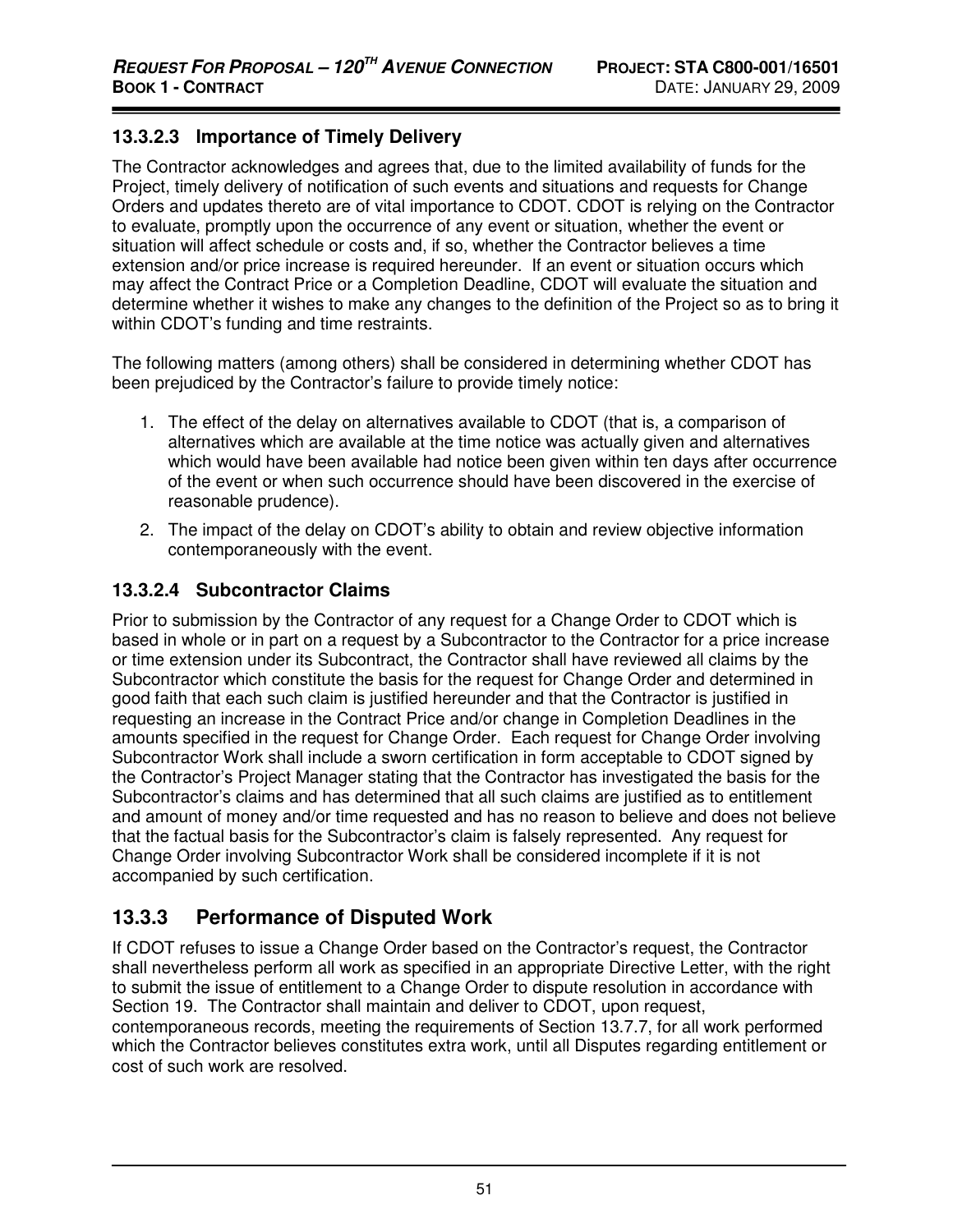#### 13.3.2.3 Importance of Timely Delivery

The Contractor acknowledges and agrees that, due to the limited availability of funds for the Project, timely delivery of notification of such events and situations and requests for Change Orders and updates thereto are of vital importance to CDOT. CDOT is relying on the Contractor to evaluate, promptly upon the occurrence of any event or situation, whether the event or situation will affect schedule or costs and, if so, whether the Contractor believes a time extension and/or price increase is required hereunder. If an event or situation occurs which may affect the Contract Price or a Completion Deadline, CDOT will evaluate the situation and determine whether it wishes to make any changes to the definition of the Project so as to bring it within CDOT's funding and time restraints.

The following matters (among others) shall be considered in determining whether CDOT has been prejudiced by the Contractor's failure to provide timely notice:

1. The effect of the delay on alternatives available to CDOT (that is, a comparison of alternatives which are available at the time notice was actually given and alternatives which would have been available had notice been given within ten days after occurrence of the event or when such occurrence should have been discovered in the exercise of reasonable prudence).
2. The impact of the delay on CDOT's ability to obtain and review objective information contemporaneously with the event.

#### 13.3.2.4 Subcontractor Claims

Prior to submission by the Contractor of any request for a Change Order to CDOT which is based in whole or in part on a request by a Subcontractor to the Contractor for a price increase or time extension under its Subcontract, the Contractor shall have reviewed all claims by the Subcontractor which constitute the basis for the request for Change Order and determined in good faith that each such claim is justified hereunder and that the Contractor is justified in requesting an increase in the Contract Price and/or change in Completion Deadlines in the amounts specified in the request for Change Order. Each request for Change Order involving Subcontractor Work shall include a sworn certification in form acceptable to CDOT signed by the Contractor's Project Manager stating that the Contractor has investigated the basis for the Subcontractor's claims and has determined that all such claims are justified as to entitlement and amount of money and/or time requested and has no reason to believe and does not believe that the factual basis for the Subcontractor's claim is falsely represented. Any request for Change Order involving Subcontractor Work shall be considered incomplete if it is not accompanied by such certification.

### 13.3.3 Performance of Disputed Work

If CDOT refuses to issue a Change Order based on the Contractor's request, the Contractor shall nevertheless perform all work as specified in an appropriate Directive Letter, with the right to submit the issue of entitlement to a Change Order to dispute resolution in accordance with Section 19. The Contractor shall maintain and deliver to CDOT, upon request, contemporaneous records, meeting the requirements of Section 13.7.7, for all work performed which the Contractor believes constitutes extra work, until all Disputes regarding entitlement or cost of such work are resolved.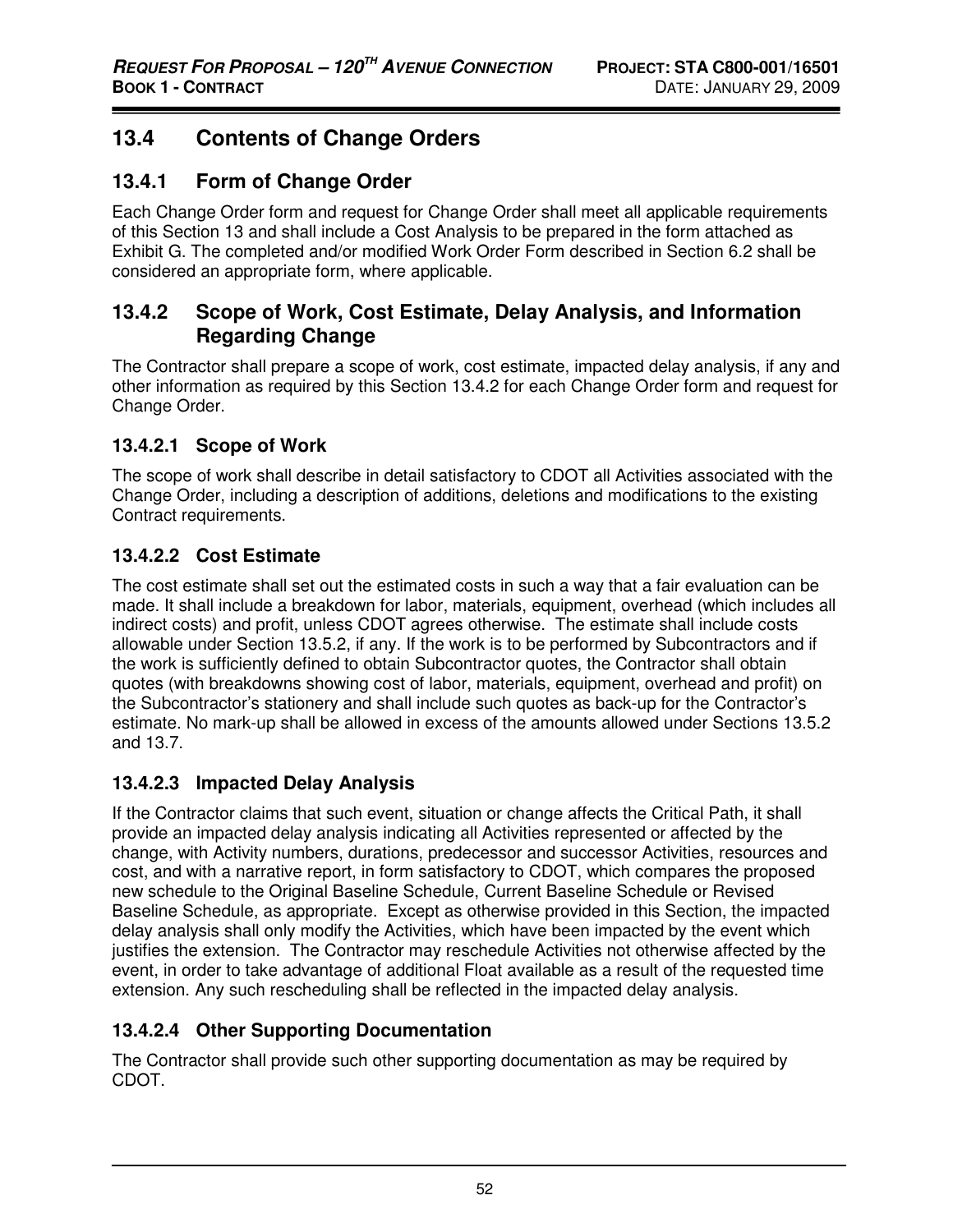## 13.4 Contents of Change Orders

### 13.4.1 Form of Change Order

Each Change Order form and request for Change Order shall meet all applicable requirements of this Section 13 and shall include a Cost Analysis to be prepared in the form attached as Exhibit G. The completed and/or modified Work Order Form described in Section 6.2 shall be considered an appropriate form, where applicable.

### 13.4.2 Scope of Work, Cost Estimate, Delay Analysis, and Information Regarding Change

The Contractor shall prepare a scope of work, cost estimate, impacted delay analysis, if any and other information as required by this Section 13.4.2 for each Change Order form and request for Change Order.

#### 13.4.2.1 Scope of Work

The scope of work shall describe in detail satisfactory to CDOT all Activities associated with the Change Order, including a description of additions, deletions and modifications to the existing Contract requirements.

#### 13.4.2.2 Cost Estimate

The cost estimate shall set out the estimated costs in such a way that a fair evaluation can be made. It shall include a breakdown for labor, materials, equipment, overhead (which includes all indirect costs) and profit, unless CDOT agrees otherwise. The estimate shall include costs allowable under Section 13.5.2, if any. If the work is to be performed by Subcontractors and if the work is sufficiently defined to obtain Subcontractor quotes, the Contractor shall obtain quotes (with breakdowns showing cost of labor, materials, equipment, overhead and profit) on the Subcontractor's stationery and shall include such quotes as back-up for the Contractor's estimate. No mark-up shall be allowed in excess of the amounts allowed under Sections 13.5.2 and 13.7.

#### 13.4.2.3 Impacted Delay Analysis

If the Contractor claims that such event, situation or change affects the Critical Path, it shall provide an impacted delay analysis indicating all Activities represented or affected by the change, with Activity numbers, durations, predecessor and successor Activities, resources and cost, and with a narrative report, in form satisfactory to CDOT, which compares the proposed new schedule to the Original Baseline Schedule, Current Baseline Schedule or Revised Baseline Schedule, as appropriate. Except as otherwise provided in this Section, the impacted delay analysis shall only modify the Activities, which have been impacted by the event which justifies the extension. The Contractor may reschedule Activities not otherwise affected by the event, in order to take advantage of additional Float available as a result of the requested time extension. Any such rescheduling shall be reflected in the impacted delay analysis.

#### 13.4.2.4 Other Supporting Documentation

The Contractor shall provide such other supporting documentation as may be required by CDOT.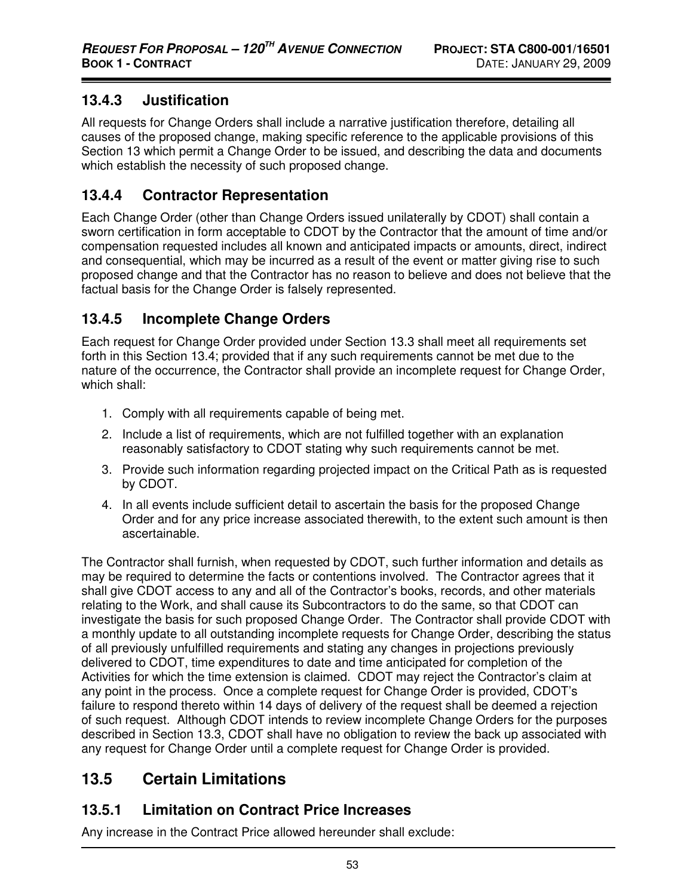### 13.4.3 Justification

All requests for Change Orders shall include a narrative justification therefore, detailing all causes of the proposed change, making specific reference to the applicable provisions of this Section 13 which permit a Change Order to be issued, and describing the data and documents which establish the necessity of such proposed change.

### 13.4.4 Contractor Representation

Each Change Order (other than Change Orders issued unilaterally by CDOT) shall contain a sworn certification in form acceptable to CDOT by the Contractor that the amount of time and/or compensation requested includes all known and anticipated impacts or amounts, direct, indirect and consequential, which may be incurred as a result of the event or matter giving rise to such proposed change and that the Contractor has no reason to believe and does not believe that the factual basis for the Change Order is falsely represented.

### 13.4.5 Incomplete Change Orders

Each request for Change Order provided under Section 13.3 shall meet all requirements set forth in this Section 13.4; provided that if any such requirements cannot be met due to the nature of the occurrence, the Contractor shall provide an incomplete request for Change Order, which shall:

1. Comply with all requirements capable of being met.
2. Include a list of requirements, which are not fulfilled together with an explanation reasonably satisfactory to CDOT stating why such requirements cannot be met.
3. Provide such information regarding projected impact on the Critical Path as is requested by CDOT.
4. In all events include sufficient detail to ascertain the basis for the proposed Change Order and for any price increase associated therewith, to the extent such amount is then ascertainable.

The Contractor shall furnish, when requested by CDOT, such further information and details as may be required to determine the facts or contentions involved. The Contractor agrees that it shall give CDOT access to any and all of the Contractor's books, records, and other materials relating to the Work, and shall cause its Subcontractors to do the same, so that CDOT can investigate the basis for such proposed Change Order. The Contractor shall provide CDOT with a monthly update to all outstanding incomplete requests for Change Order, describing the status of all previously unfulfilled requirements and stating any changes in projections previously delivered to CDOT, time expenditures to date and time anticipated for completion of the Activities for which the time extension is claimed. CDOT may reject the Contractor's claim at any point in the process. Once a complete request for Change Order is provided, CDOT's failure to respond thereto within 14 days of delivery of the request shall be deemed a rejection of such request. Although CDOT intends to review incomplete Change Orders for the purposes described in Section 13.3, CDOT shall have no obligation to review the back up associated with any request for Change Order until a complete request for Change Order is provided.

## 13.5 Certain Limitations

### 13.5.1 Limitation on Contract Price Increases

Any increase in the Contract Price allowed hereunder shall exclude: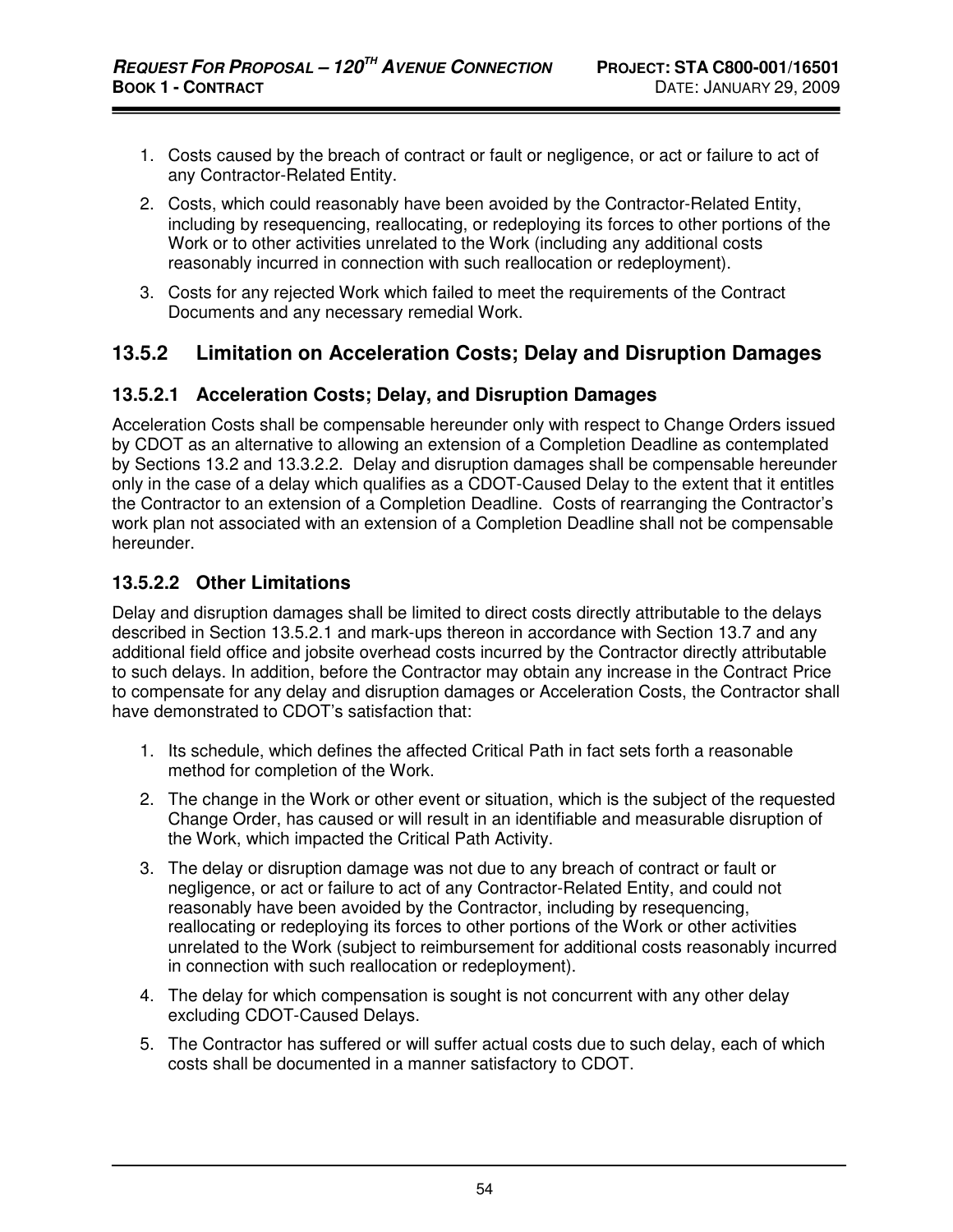1. Costs caused by the breach of contract or fault or negligence, or act or failure to act of any Contractor-Related Entity.
2. Costs, which could reasonably have been avoided by the Contractor-Related Entity, including by resequencing, reallocating, or redeploying its forces to other portions of the Work or to other activities unrelated to the Work (including any additional costs reasonably incurred in connection with such reallocation or redeployment).
3. Costs for any rejected Work which failed to meet the requirements of the Contract Documents and any necessary remedial Work.

## 13.5.2 Limitation on Acceleration Costs; Delay and Disruption Damages

### 13.5.2.1 Acceleration Costs; Delay, and Disruption Damages

Acceleration Costs shall be compensable hereunder only with respect to Change Orders issued by CDOT as an alternative to allowing an extension of a Completion Deadline as contemplated by Sections 13.2 and 13.3.2.2. Delay and disruption damages shall be compensable hereunder only in the case of a delay which qualifies as a CDOT-Caused Delay to the extent that it entitles the Contractor to an extension of a Completion Deadline. Costs of rearranging the Contractor's work plan not associated with an extension of a Completion Deadline shall not be compensable hereunder.

### 13.5.2.2 Other Limitations

Delay and disruption damages shall be limited to direct costs directly attributable to the delays described in Section 13.5.2.1 and mark-ups thereon in accordance with Section 13.7 and any additional field office and jobsite overhead costs incurred by the Contractor directly attributable to such delays. In addition, before the Contractor may obtain any increase in the Contract Price to compensate for any delay and disruption damages or Acceleration Costs, the Contractor shall have demonstrated to CDOT's satisfaction that:

1. Its schedule, which defines the affected Critical Path in fact sets forth a reasonable method for completion of the Work.
2. The change in the Work or other event or situation, which is the subject of the requested Change Order, has caused or will result in an identifiable and measurable disruption of the Work, which impacted the Critical Path Activity.
3. The delay or disruption damage was not due to any breach of contract or fault or negligence, or act or failure to act of any Contractor-Related Entity, and could not reasonably have been avoided by the Contractor, including by resequencing, reallocating or redeploying its forces to other portions of the Work or other activities unrelated to the Work (subject to reimbursement for additional costs reasonably incurred in connection with such reallocation or redeployment).
4. The delay for which compensation is sought is not concurrent with any other delay excluding CDOT-Caused Delays.
5. The Contractor has suffered or will suffer actual costs due to such delay, each of which costs shall be documented in a manner satisfactory to CDOT.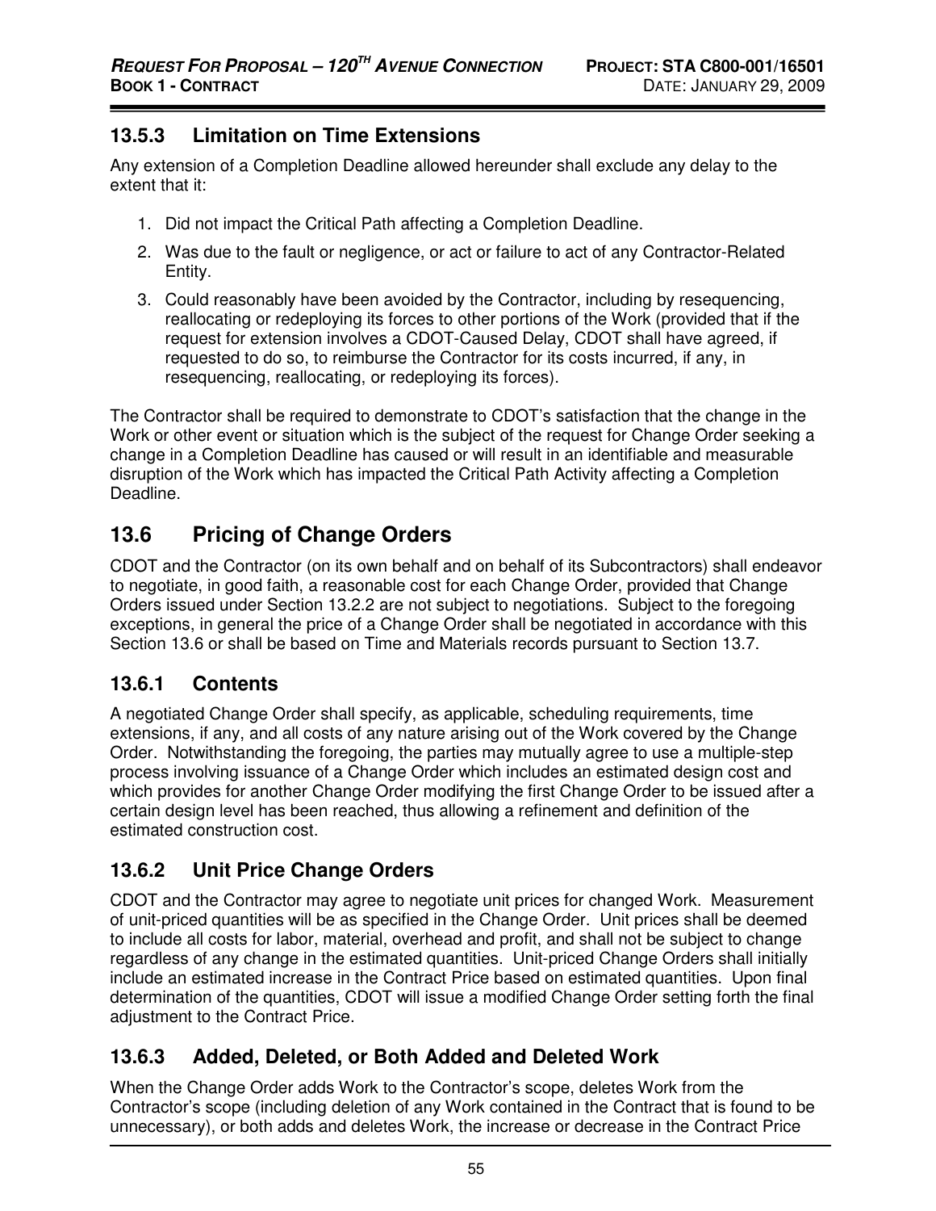### 13.5.3 Limitation on Time Extensions

Any extension of a Completion Deadline allowed hereunder shall exclude any delay to the extent that it:

1. Did not impact the Critical Path affecting a Completion Deadline.
2. Was due to the fault or negligence, or act or failure to act of any Contractor-Related Entity.
3. Could reasonably have been avoided by the Contractor, including by resequencing, reallocating or redeploying its forces to other portions of the Work (provided that if the request for extension involves a CDOT-Caused Delay, CDOT shall have agreed, if requested to do so, to reimburse the Contractor for its costs incurred, if any, in resequencing, reallocating, or redeploying its forces).

The Contractor shall be required to demonstrate to CDOT's satisfaction that the change in the Work or other event or situation which is the subject of the request for Change Order seeking a change in a Completion Deadline has caused or will result in an identifiable and measurable disruption of the Work which has impacted the Critical Path Activity affecting a Completion Deadline.

## 13.6 Pricing of Change Orders

CDOT and the Contractor (on its own behalf and on behalf of its Subcontractors) shall endeavor to negotiate, in good faith, a reasonable cost for each Change Order, provided that Change Orders issued under Section 13.2.2 are not subject to negotiations. Subject to the foregoing exceptions, in general the price of a Change Order shall be negotiated in accordance with this Section 13.6 or shall be based on Time and Materials records pursuant to Section 13.7.

### 13.6.1 Contents

A negotiated Change Order shall specify, as applicable, scheduling requirements, time extensions, if any, and all costs of any nature arising out of the Work covered by the Change Order. Notwithstanding the foregoing, the parties may mutually agree to use a multiple-step process involving issuance of a Change Order which includes an estimated design cost and which provides for another Change Order modifying the first Change Order to be issued after a certain design level has been reached, thus allowing a refinement and definition of the estimated construction cost.

### 13.6.2 Unit Price Change Orders

CDOT and the Contractor may agree to negotiate unit prices for changed Work. Measurement of unit-priced quantities will be as specified in the Change Order. Unit prices shall be deemed to include all costs for labor, material, overhead and profit, and shall not be subject to change regardless of any change in the estimated quantities. Unit-priced Change Orders shall initially include an estimated increase in the Contract Price based on estimated quantities. Upon final determination of the quantities, CDOT will issue a modified Change Order setting forth the final adjustment to the Contract Price.

### 13.6.3 Added, Deleted, or Both Added and Deleted Work

When the Change Order adds Work to the Contractor's scope, deletes Work from the Contractor's scope (including deletion of any Work contained in the Contract that is found to be unnecessary), or both adds and deletes Work, the increase or decrease in the Contract Price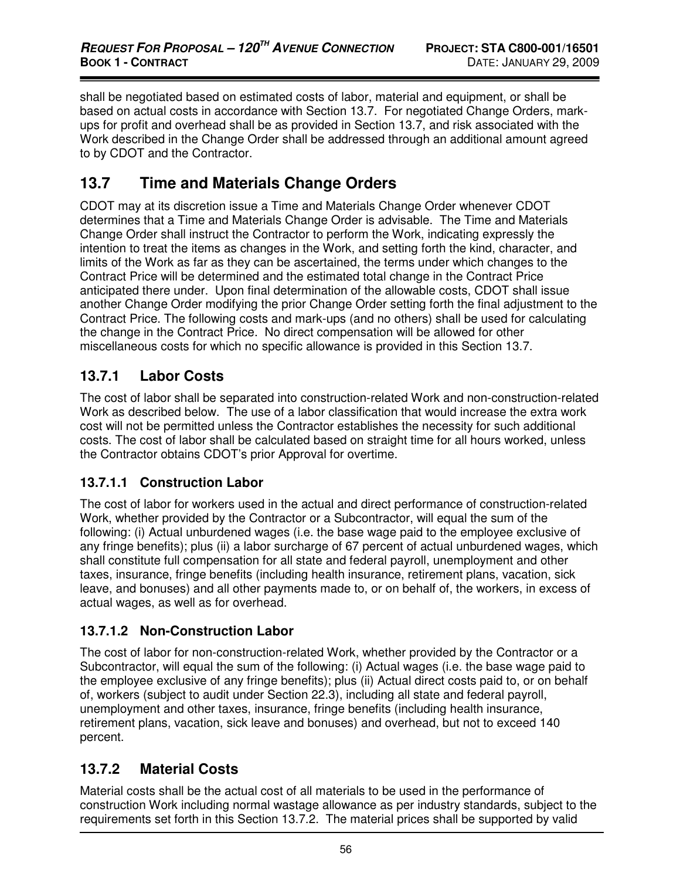shall be negotiated based on estimated costs of labor, material and equipment, or shall be based on actual costs in accordance with Section 13.7. For negotiated Change Orders, mark-ups for profit and overhead shall be as provided in Section 13.7, and risk associated with the Work described in the Change Order shall be addressed through an additional amount agreed to by CDOT and the Contractor.

## 13.7 Time and Materials Change Orders

CDOT may at its discretion issue a Time and Materials Change Order whenever CDOT determines that a Time and Materials Change Order is advisable. The Time and Materials Change Order shall instruct the Contractor to perform the Work, indicating expressly the intention to treat the items as changes in the Work, and setting forth the kind, character, and limits of the Work as far as they can be ascertained, the terms under which changes to the Contract Price will be determined and the estimated total change in the Contract Price anticipated there under. Upon final determination of the allowable costs, CDOT shall issue another Change Order modifying the prior Change Order setting forth the final adjustment to the Contract Price. The following costs and mark-ups (and no others) shall be used for calculating the change in the Contract Price. No direct compensation will be allowed for other miscellaneous costs for which no specific allowance is provided in this Section 13.7.

### 13.7.1 Labor Costs

The cost of labor shall be separated into construction-related Work and non-construction-related Work as described below. The use of a labor classification that would increase the extra work cost will not be permitted unless the Contractor establishes the necessity for such additional costs. The cost of labor shall be calculated based on straight time for all hours worked, unless the Contractor obtains CDOT's prior Approval for overtime.

#### 13.7.1.1 Construction Labor

The cost of labor for workers used in the actual and direct performance of construction-related Work, whether provided by the Contractor or a Subcontractor, will equal the sum of the following: (i) Actual unburdened wages (i.e. the base wage paid to the employee exclusive of any fringe benefits); plus (ii) a labor surcharge of 67 percent of actual unburdened wages, which shall constitute full compensation for all state and federal payroll, unemployment and other taxes, insurance, fringe benefits (including health insurance, retirement plans, vacation, sick leave, and bonuses) and all other payments made to, or on behalf of, the workers, in excess of actual wages, as well as for overhead.

#### 13.7.1.2 Non-Construction Labor

The cost of labor for non-construction-related Work, whether provided by the Contractor or a Subcontractor, will equal the sum of the following: (i) Actual wages (i.e. the base wage paid to the employee exclusive of any fringe benefits); plus (ii) Actual direct costs paid to, or on behalf of, workers (subject to audit under Section 22.3), including all state and federal payroll, unemployment and other taxes, insurance, fringe benefits (including health insurance, retirement plans, vacation, sick leave and bonuses) and overhead, but not to exceed 140 percent.

### 13.7.2 Material Costs

Material costs shall be the actual cost of all materials to be used in the performance of construction Work including normal wastage allowance as per industry standards, subject to the requirements set forth in this Section 13.7.2. The material prices shall be supported by valid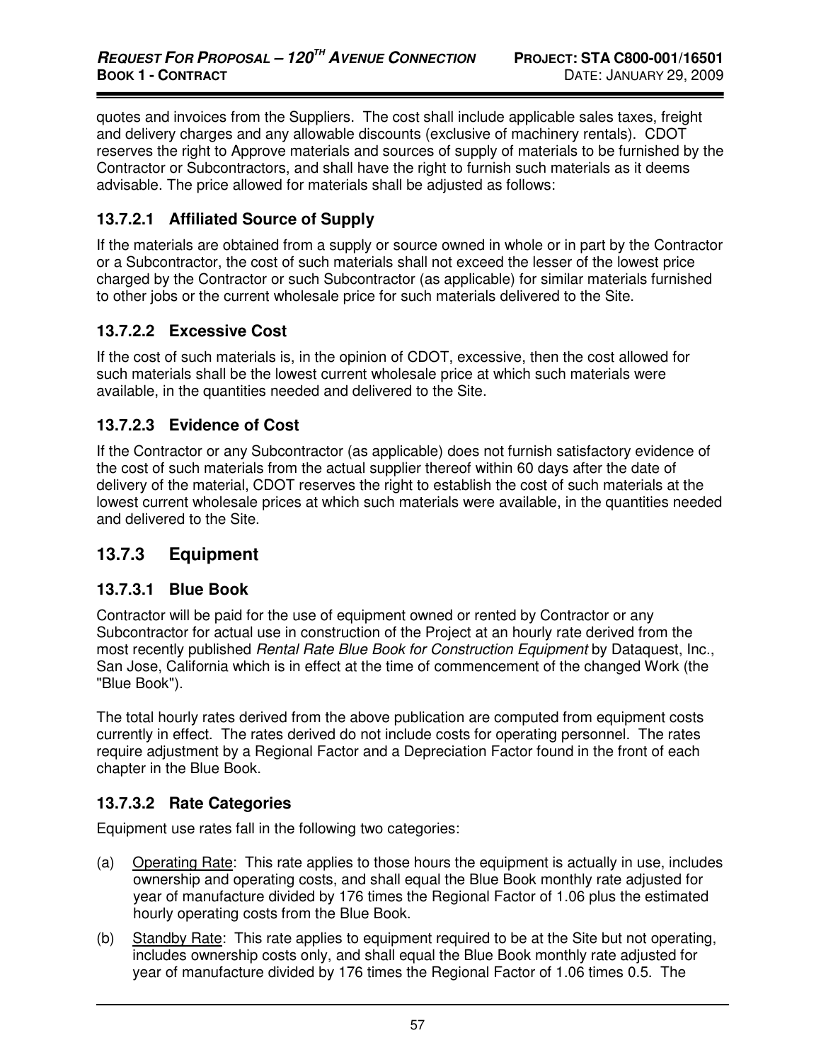quotes and invoices from the Suppliers. The cost shall include applicable sales taxes, freight and delivery charges and any allowable discounts (exclusive of machinery rentals). CDOT reserves the right to Approve materials and sources of supply of materials to be furnished by the Contractor or Subcontractors, and shall have the right to furnish such materials as it deems advisable. The price allowed for materials shall be adjusted as follows:

#### 13.7.2.1 Affiliated Source of Supply

If the materials are obtained from a supply or source owned in whole or in part by the Contractor or a Subcontractor, the cost of such materials shall not exceed the lesser of the lowest price charged by the Contractor or such Subcontractor (as applicable) for similar materials furnished to other jobs or the current wholesale price for such materials delivered to the Site.

#### 13.7.2.2 Excessive Cost

If the cost of such materials is, in the opinion of CDOT, excessive, then the cost allowed for such materials shall be the lowest current wholesale price at which such materials were available, in the quantities needed and delivered to the Site.

#### 13.7.2.3 Evidence of Cost

If the Contractor or any Subcontractor (as applicable) does not furnish satisfactory evidence of the cost of such materials from the actual supplier thereof within 60 days after the date of delivery of the material, CDOT reserves the right to establish the cost of such materials at the lowest current wholesale prices at which such materials were available, in the quantities needed and delivered to the Site.

### 13.7.3 Equipment

#### 13.7.3.1 Blue Book

Contractor will be paid for the use of equipment owned or rented by Contractor or any Subcontractor for actual use in construction of the Project at an hourly rate derived from the most recently published *Rental Rate Blue Book for Construction Equipment* by Dataquest, Inc., San Jose, California which is in effect at the time of commencement of the changed Work (the "Blue Book").

The total hourly rates derived from the above publication are computed from equipment costs currently in effect. The rates derived do not include costs for operating personnel. The rates require adjustment by a Regional Factor and a Depreciation Factor found in the front of each chapter in the Blue Book.

#### 13.7.3.2 Rate Categories

Equipment use rates fall in the following two categories:

(a) Operating Rate: This rate applies to those hours the equipment is actually in use, includes ownership and operating costs, and shall equal the Blue Book monthly rate adjusted for year of manufacture divided by 176 times the Regional Factor of 1.06 plus the estimated hourly operating costs from the Blue Book.

(b) Standby Rate: This rate applies to equipment required to be at the Site but not operating, includes ownership costs only, and shall equal the Blue Book monthly rate adjusted for year of manufacture divided by 176 times the Regional Factor of 1.06 times 0.5. The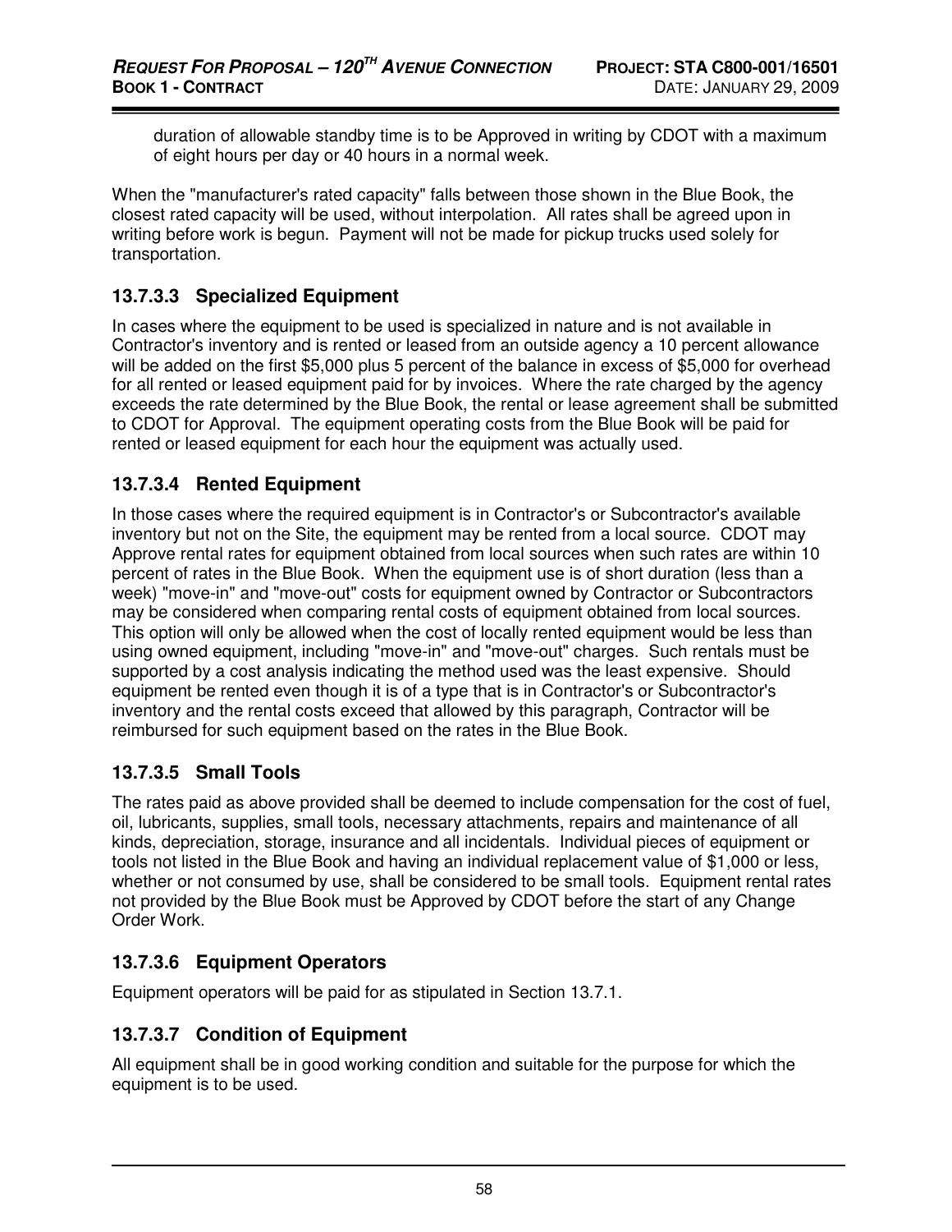duration of allowable standby time is to be Approved in writing by CDOT with a maximum of eight hours per day or 40 hours in a normal week.

When the "manufacturer's rated capacity" falls between those shown in the Blue Book, the closest rated capacity will be used, without interpolation. All rates shall be agreed upon in writing before work is begun. Payment will not be made for pickup trucks used solely for transportation.

### 13.7.3.3 Specialized Equipment

In cases where the equipment to be used is specialized in nature and is not available in Contractor's inventory and is rented or leased from an outside agency a 10 percent allowance will be added on the first $5,000 plus 5 percent of the balance in excess of $5,000 for overhead for all rented or leased equipment paid for by invoices. Where the rate charged by the agency exceeds the rate determined by the Blue Book, the rental or lease agreement shall be submitted to CDOT for Approval. The equipment operating costs from the Blue Book will be paid for rented or leased equipment for each hour the equipment was actually used.

### 13.7.3.4 Rented Equipment

In those cases where the required equipment is in Contractor's or Subcontractor's available inventory but not on the Site, the equipment may be rented from a local source. CDOT may Approve rental rates for equipment obtained from local sources when such rates are within 10 percent of rates in the Blue Book. When the equipment use is of short duration (less than a week) "move-in" and "move-out" costs for equipment owned by Contractor or Subcontractors may be considered when comparing rental costs of equipment obtained from local sources. This option will only be allowed when the cost of locally rented equipment would be less than using owned equipment, including "move-in" and "move-out" charges. Such rentals must be supported by a cost analysis indicating the method used was the least expensive. Should equipment be rented even though it is of a type that is in Contractor's or Subcontractor's inventory and the rental costs exceed that allowed by this paragraph, Contractor will be reimbursed for such equipment based on the rates in the Blue Book.

### 13.7.3.5 Small Tools

The rates paid as above provided shall be deemed to include compensation for the cost of fuel, oil, lubricants, supplies, small tools, necessary attachments, repairs and maintenance of all kinds, depreciation, storage, insurance and all incidentals. Individual pieces of equipment or tools not listed in the Blue Book and having an individual replacement value of $1,000 or less, whether or not consumed by use, shall be considered to be small tools. Equipment rental rates not provided by the Blue Book must be Approved by CDOT before the start of any Change Order Work.

### 13.7.3.6 Equipment Operators

Equipment operators will be paid for as stipulated in Section 13.7.1.

### 13.7.3.7 Condition of Equipment

All equipment shall be in good working condition and suitable for the purpose for which the equipment is to be used.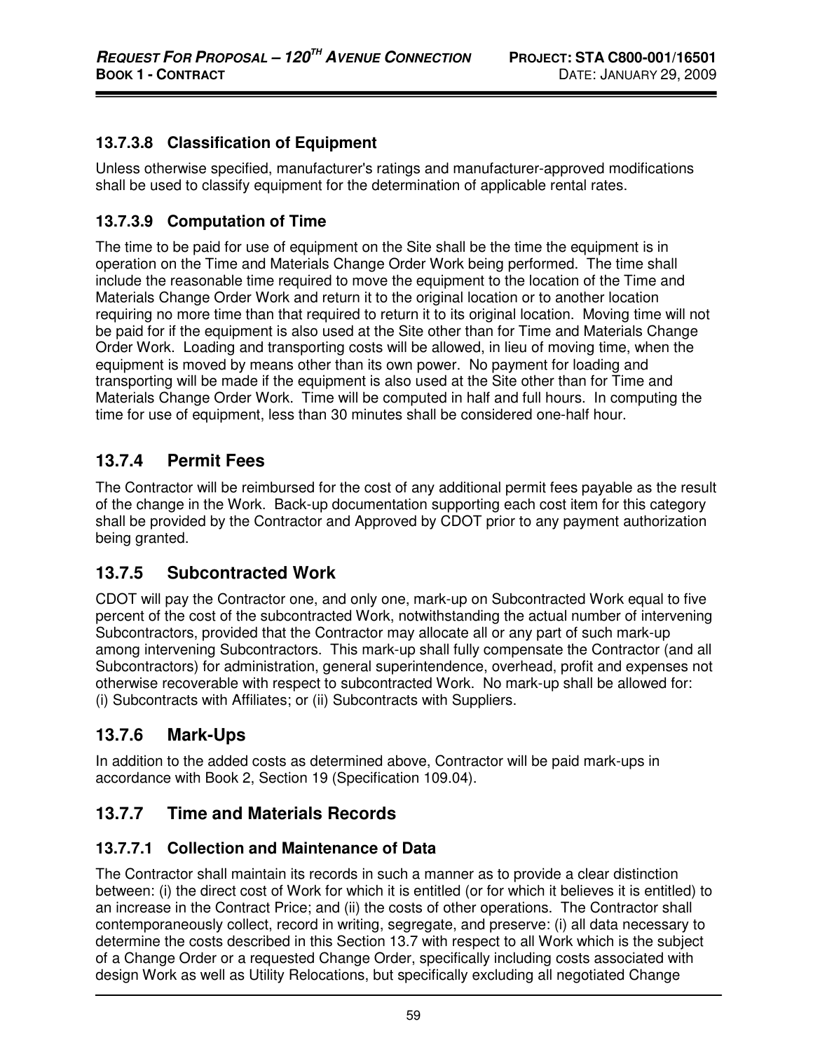#### 13.7.3.8 Classification of Equipment

Unless otherwise specified, manufacturer's ratings and manufacturer-approved modifications shall be used to classify equipment for the determination of applicable rental rates.

#### 13.7.3.9 Computation of Time

The time to be paid for use of equipment on the Site shall be the time the equipment is in operation on the Time and Materials Change Order Work being performed. The time shall include the reasonable time required to move the equipment to the location of the Time and Materials Change Order Work and return it to the original location or to another location requiring no more time than that required to return it to its original location. Moving time will not be paid for if the equipment is also used at the Site other than for Time and Materials Change Order Work. Loading and transporting costs will be allowed, in lieu of moving time, when the equipment is moved by means other than its own power. No payment for loading and transporting will be made if the equipment is also used at the Site other than for Time and Materials Change Order Work. Time will be computed in half and full hours. In computing the time for use of equipment, less than 30 minutes shall be considered one-half hour.

### 13.7.4 Permit Fees

The Contractor will be reimbursed for the cost of any additional permit fees payable as the result of the change in the Work. Back-up documentation supporting each cost item for this category shall be provided by the Contractor and Approved by CDOT prior to any payment authorization being granted.

### 13.7.5 Subcontracted Work

CDOT will pay the Contractor one, and only one, mark-up on Subcontracted Work equal to five percent of the cost of the subcontracted Work, notwithstanding the actual number of intervening Subcontractors, provided that the Contractor may allocate all or any part of such mark-up among intervening Subcontractors. This mark-up shall fully compensate the Contractor (and all Subcontractors) for administration, general superintendence, overhead, profit and expenses not otherwise recoverable with respect to subcontracted Work. No mark-up shall be allowed for: (i) Subcontracts with Affiliates; or (ii) Subcontracts with Suppliers.

### 13.7.6 Mark-Ups

In addition to the added costs as determined above, Contractor will be paid mark-ups in accordance with Book 2, Section 19 (Specification 109.04).

### 13.7.7 Time and Materials Records

#### 13.7.7.1 Collection and Maintenance of Data

The Contractor shall maintain its records in such a manner as to provide a clear distinction between: (i) the direct cost of Work for which it is entitled (or for which it believes it is entitled) to an increase in the Contract Price; and (ii) the costs of other operations. The Contractor shall contemporaneously collect, record in writing, segregate, and preserve: (i) all data necessary to determine the costs described in this Section 13.7 with respect to all Work which is the subject of a Change Order or a requested Change Order, specifically including costs associated with design Work as well as Utility Relocations, but specifically excluding all negotiated Change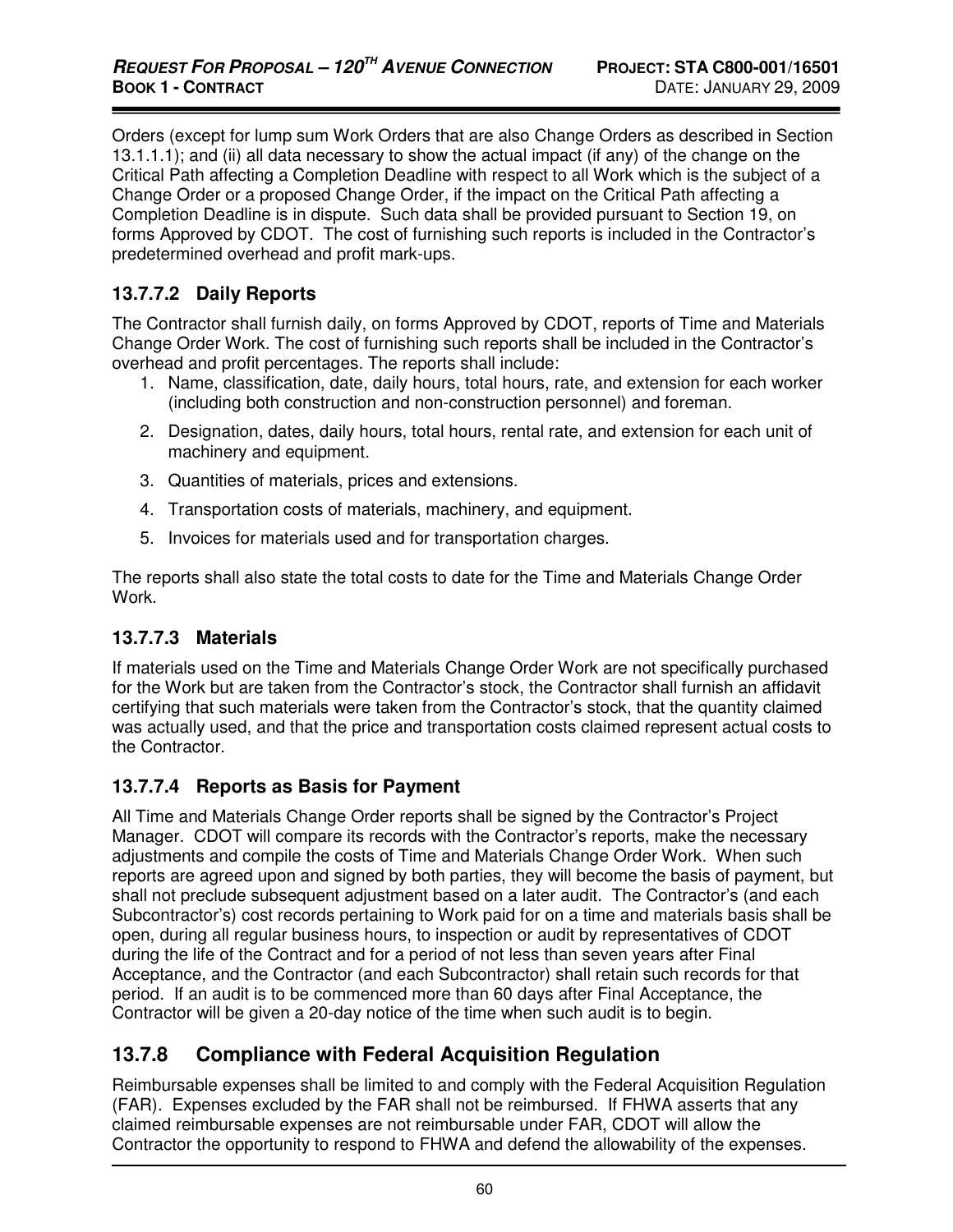Orders (except for lump sum Work Orders that are also Change Orders as described in Section 13.1.1.1); and (ii) all data necessary to show the actual impact (if any) of the change on the Critical Path affecting a Completion Deadline with respect to all Work which is the subject of a Change Order or a proposed Change Order, if the impact on the Critical Path affecting a Completion Deadline is in dispute. Such data shall be provided pursuant to Section 19, on forms Approved by CDOT. The cost of furnishing such reports is included in the Contractor's predetermined overhead and profit mark-ups.

### 13.7.7.2 Daily Reports

The Contractor shall furnish daily, on forms Approved by CDOT, reports of Time and Materials Change Order Work. The cost of furnishing such reports shall be included in the Contractor's overhead and profit percentages. The reports shall include:

1. Name, classification, date, daily hours, total hours, rate, and extension for each worker (including both construction and non-construction personnel) and foreman.
2. Designation, dates, daily hours, total hours, rental rate, and extension for each unit of machinery and equipment.
3. Quantities of materials, prices and extensions.
4. Transportation costs of materials, machinery, and equipment.
5. Invoices for materials used and for transportation charges.

The reports shall also state the total costs to date for the Time and Materials Change Order Work.

### 13.7.7.3 Materials

If materials used on the Time and Materials Change Order Work are not specifically purchased for the Work but are taken from the Contractor's stock, the Contractor shall furnish an affidavit certifying that such materials were taken from the Contractor's stock, that the quantity claimed was actually used, and that the price and transportation costs claimed represent actual costs to the Contractor.

### 13.7.7.4 Reports as Basis for Payment

All Time and Materials Change Order reports shall be signed by the Contractor's Project Manager. CDOT will compare its records with the Contractor's reports, make the necessary adjustments and compile the costs of Time and Materials Change Order Work. When such reports are agreed upon and signed by both parties, they will become the basis of payment, but shall not preclude subsequent adjustment based on a later audit. The Contractor's (and each Subcontractor's) cost records pertaining to Work paid for on a time and materials basis shall be open, during all regular business hours, to inspection or audit by representatives of CDOT during the life of the Contract and for a period of not less than seven years after Final Acceptance, and the Contractor (and each Subcontractor) shall retain such records for that period. If an audit is to be commenced more than 60 days after Final Acceptance, the Contractor will be given a 20-day notice of the time when such audit is to begin.

## 13.7.8 Compliance with Federal Acquisition Regulation

Reimbursable expenses shall be limited to and comply with the Federal Acquisition Regulation (FAR). Expenses excluded by the FAR shall not be reimbursed. If FHWA asserts that any claimed reimbursable expenses are not reimbursable under FAR, CDOT will allow the Contractor the opportunity to respond to FHWA and defend the allowability of the expenses.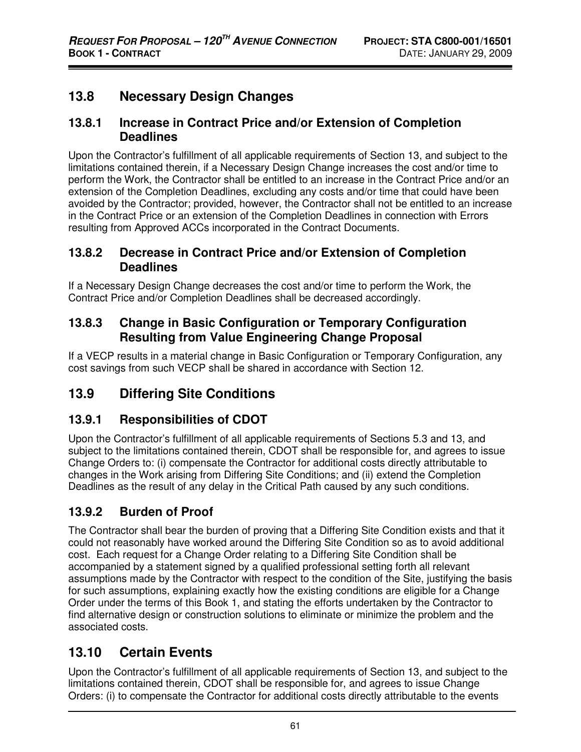## 13.8 Necessary Design Changes

### 13.8.1 Increase in Contract Price and/or Extension of Completion Deadlines

Upon the Contractor's fulfillment of all applicable requirements of Section 13, and subject to the limitations contained therein, if a Necessary Design Change increases the cost and/or time to perform the Work, the Contractor shall be entitled to an increase in the Contract Price and/or an extension of the Completion Deadlines, excluding any costs and/or time that could have been avoided by the Contractor; provided, however, the Contractor shall not be entitled to an increase in the Contract Price or an extension of the Completion Deadlines in connection with Errors resulting from Approved ACCs incorporated in the Contract Documents.

### 13.8.2 Decrease in Contract Price and/or Extension of Completion Deadlines

If a Necessary Design Change decreases the cost and/or time to perform the Work, the Contract Price and/or Completion Deadlines shall be decreased accordingly.

### 13.8.3 Change in Basic Configuration or Temporary Configuration Resulting from Value Engineering Change Proposal

If a VECP results in a material change in Basic Configuration or Temporary Configuration, any cost savings from such VECP shall be shared in accordance with Section 12.

## 13.9 Differing Site Conditions

### 13.9.1 Responsibilities of CDOT

Upon the Contractor's fulfillment of all applicable requirements of Sections 5.3 and 13, and subject to the limitations contained therein, CDOT shall be responsible for, and agrees to issue Change Orders to: (i) compensate the Contractor for additional costs directly attributable to changes in the Work arising from Differing Site Conditions; and (ii) extend the Completion Deadlines as the result of any delay in the Critical Path caused by any such conditions.

### 13.9.2 Burden of Proof

The Contractor shall bear the burden of proving that a Differing Site Condition exists and that it could not reasonably have worked around the Differing Site Condition so as to avoid additional cost. Each request for a Change Order relating to a Differing Site Condition shall be accompanied by a statement signed by a qualified professional setting forth all relevant assumptions made by the Contractor with respect to the condition of the Site, justifying the basis for such assumptions, explaining exactly how the existing conditions are eligible for a Change Order under the terms of this Book 1, and stating the efforts undertaken by the Contractor to find alternative design or construction solutions to eliminate or minimize the problem and the associated costs.

## 13.10 Certain Events

Upon the Contractor's fulfillment of all applicable requirements of Section 13, and subject to the limitations contained therein, CDOT shall be responsible for, and agrees to issue Change Orders: (i) to compensate the Contractor for additional costs directly attributable to the events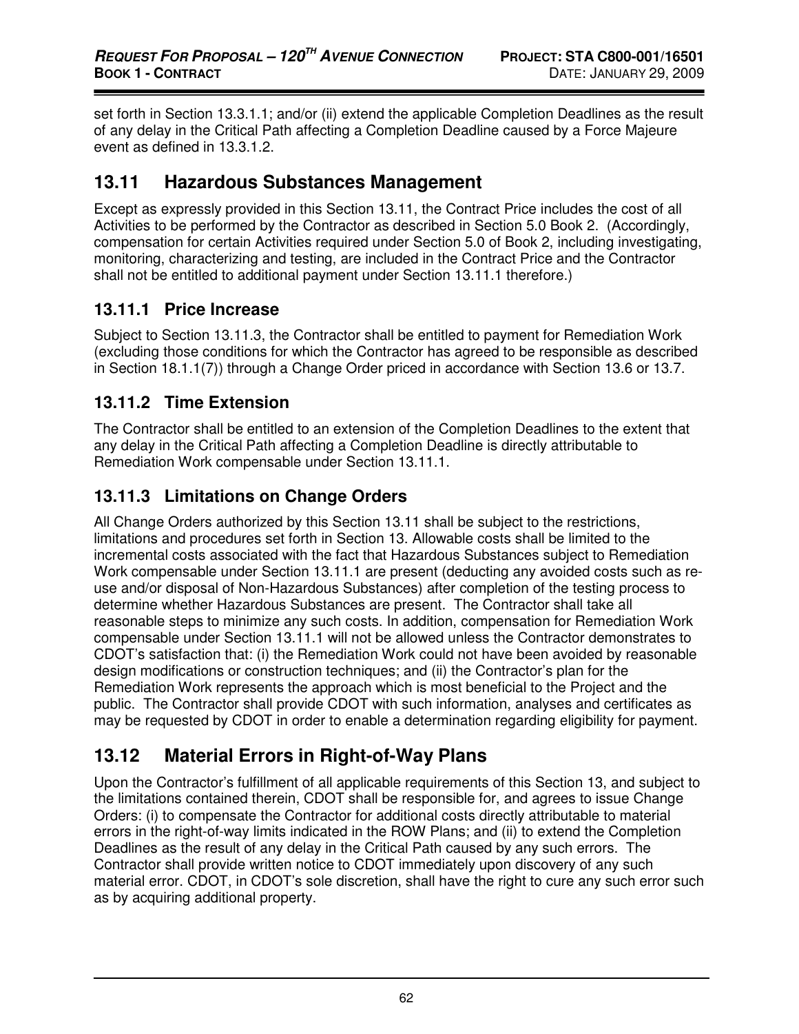set forth in Section 13.3.1.1; and/or (ii) extend the applicable Completion Deadlines as the result of any delay in the Critical Path affecting a Completion Deadline caused by a Force Majeure event as defined in 13.3.1.2.

## 13.11 Hazardous Substances Management

Except as expressly provided in this Section 13.11, the Contract Price includes the cost of all Activities to be performed by the Contractor as described in Section 5.0 Book 2. (Accordingly, compensation for certain Activities required under Section 5.0 of Book 2, including investigating, monitoring, characterizing and testing, are included in the Contract Price and the Contractor shall not be entitled to additional payment under Section 13.11.1 therefore.)

### 13.11.1 Price Increase

Subject to Section 13.11.3, the Contractor shall be entitled to payment for Remediation Work (excluding those conditions for which the Contractor has agreed to be responsible as described in Section 18.1.1(7)) through a Change Order priced in accordance with Section 13.6 or 13.7.

### 13.11.2 Time Extension

The Contractor shall be entitled to an extension of the Completion Deadlines to the extent that any delay in the Critical Path affecting a Completion Deadline is directly attributable to Remediation Work compensable under Section 13.11.1.

### 13.11.3 Limitations on Change Orders

All Change Orders authorized by this Section 13.11 shall be subject to the restrictions, limitations and procedures set forth in Section 13. Allowable costs shall be limited to the incremental costs associated with the fact that Hazardous Substances subject to Remediation Work compensable under Section 13.11.1 are present (deducting any avoided costs such as re-use and/or disposal of Non-Hazardous Substances) after completion of the testing process to determine whether Hazardous Substances are present. The Contractor shall take all reasonable steps to minimize any such costs. In addition, compensation for Remediation Work compensable under Section 13.11.1 will not be allowed unless the Contractor demonstrates to CDOT's satisfaction that: (i) the Remediation Work could not have been avoided by reasonable design modifications or construction techniques; and (ii) the Contractor's plan for the Remediation Work represents the approach which is most beneficial to the Project and the public. The Contractor shall provide CDOT with such information, analyses and certificates as may be requested by CDOT in order to enable a determination regarding eligibility for payment.

## 13.12 Material Errors in Right-of-Way Plans

Upon the Contractor's fulfillment of all applicable requirements of this Section 13, and subject to the limitations contained therein, CDOT shall be responsible for, and agrees to issue Change Orders: (i) to compensate the Contractor for additional costs directly attributable to material errors in the right-of-way limits indicated in the ROW Plans; and (ii) to extend the Completion Deadlines as the result of any delay in the Critical Path caused by any such errors. The Contractor shall provide written notice to CDOT immediately upon discovery of any such material error. CDOT, in CDOT's sole discretion, shall have the right to cure any such error such as by acquiring additional property.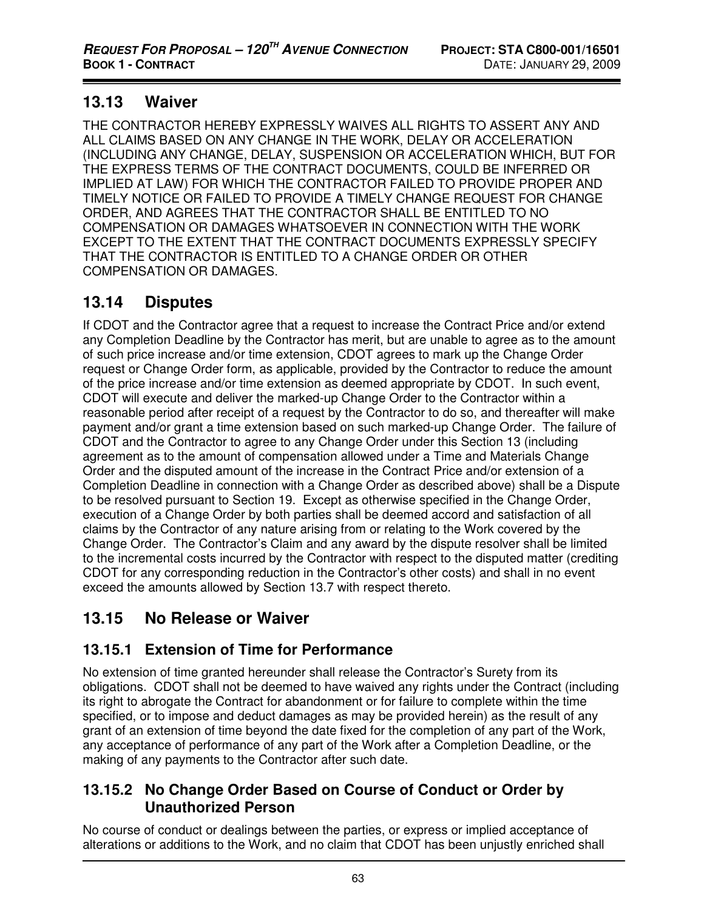## 13.13 Waiver

THE CONTRACTOR HEREBY EXPRESSLY WAIVES ALL RIGHTS TO ASSERT ANY AND ALL CLAIMS BASED ON ANY CHANGE IN THE WORK, DELAY OR ACCELERATION (INCLUDING ANY CHANGE, DELAY, SUSPENSION OR ACCELERATION WHICH, BUT FOR THE EXPRESS TERMS OF THE CONTRACT DOCUMENTS, COULD BE INFERRED OR IMPLIED AT LAW) FOR WHICH THE CONTRACTOR FAILED TO PROVIDE PROPER AND TIMELY NOTICE OR FAILED TO PROVIDE A TIMELY CHANGE REQUEST FOR CHANGE ORDER, AND AGREES THAT THE CONTRACTOR SHALL BE ENTITLED TO NO COMPENSATION OR DAMAGES WHATSOEVER IN CONNECTION WITH THE WORK EXCEPT TO THE EXTENT THAT THE CONTRACT DOCUMENTS EXPRESSLY SPECIFY THAT THE CONTRACTOR IS ENTITLED TO A CHANGE ORDER OR OTHER COMPENSATION OR DAMAGES.

## 13.14 Disputes

If CDOT and the Contractor agree that a request to increase the Contract Price and/or extend any Completion Deadline by the Contractor has merit, but are unable to agree as to the amount of such price increase and/or time extension, CDOT agrees to mark up the Change Order request or Change Order form, as applicable, provided by the Contractor to reduce the amount of the price increase and/or time extension as deemed appropriate by CDOT. In such event, CDOT will execute and deliver the marked-up Change Order to the Contractor within a reasonable period after receipt of a request by the Contractor to do so, and thereafter will make payment and/or grant a time extension based on such marked-up Change Order. The failure of CDOT and the Contractor to agree to any Change Order under this Section 13 (including agreement as to the amount of compensation allowed under a Time and Materials Change Order and the disputed amount of the increase in the Contract Price and/or extension of a Completion Deadline in connection with a Change Order as described above) shall be a Dispute to be resolved pursuant to Section 19. Except as otherwise specified in the Change Order, execution of a Change Order by both parties shall be deemed accord and satisfaction of all claims by the Contractor of any nature arising from or relating to the Work covered by the Change Order. The Contractor's Claim and any award by the dispute resolver shall be limited to the incremental costs incurred by the Contractor with respect to the disputed matter (crediting CDOT for any corresponding reduction in the Contractor's other costs) and shall in no event exceed the amounts allowed by Section 13.7 with respect thereto.

## 13.15 No Release or Waiver

### 13.15.1 Extension of Time for Performance

No extension of time granted hereunder shall release the Contractor's Surety from its obligations. CDOT shall not be deemed to have waived any rights under the Contract (including its right to abrogate the Contract for abandonment or for failure to complete within the time specified, or to impose and deduct damages as may be provided herein) as the result of any grant of an extension of time beyond the date fixed for the completion of any part of the Work, any acceptance of performance of any part of the Work after a Completion Deadline, or the making of any payments to the Contractor after such date.

### 13.15.2 No Change Order Based on Course of Conduct or Order by Unauthorized Person

No course of conduct or dealings between the parties, or express or implied acceptance of alterations or additions to the Work, and no claim that CDOT has been unjustly enriched shall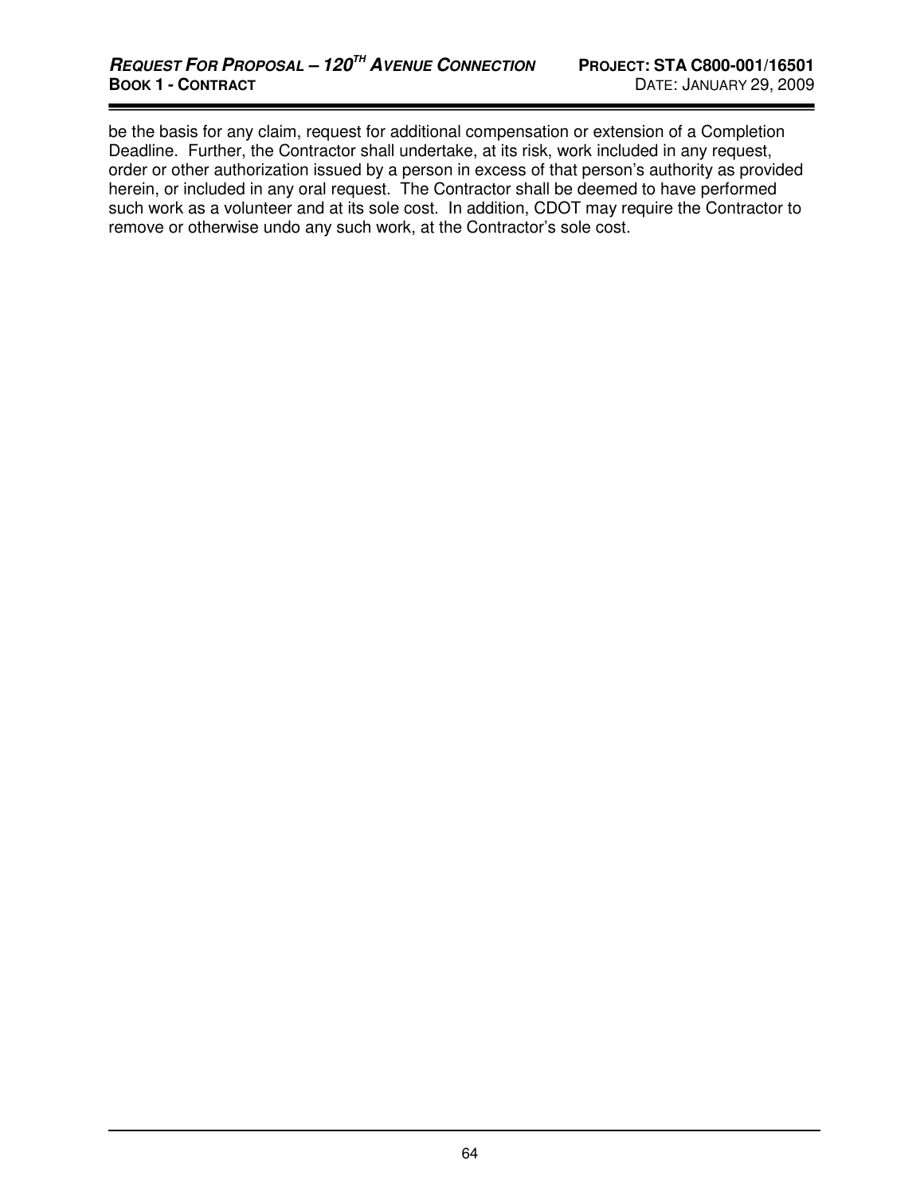be the basis for any claim, request for additional compensation or extension of a Completion Deadline. Further, the Contractor shall undertake, at its risk, work included in any request, order or other authorization issued by a person in excess of that person's authority as provided herein, or included in any oral request. The Contractor shall be deemed to have performed such work as a volunteer and at its sole cost. In addition, CDOT may require the Contractor to remove or otherwise undo any such work, at the Contractor's sole cost.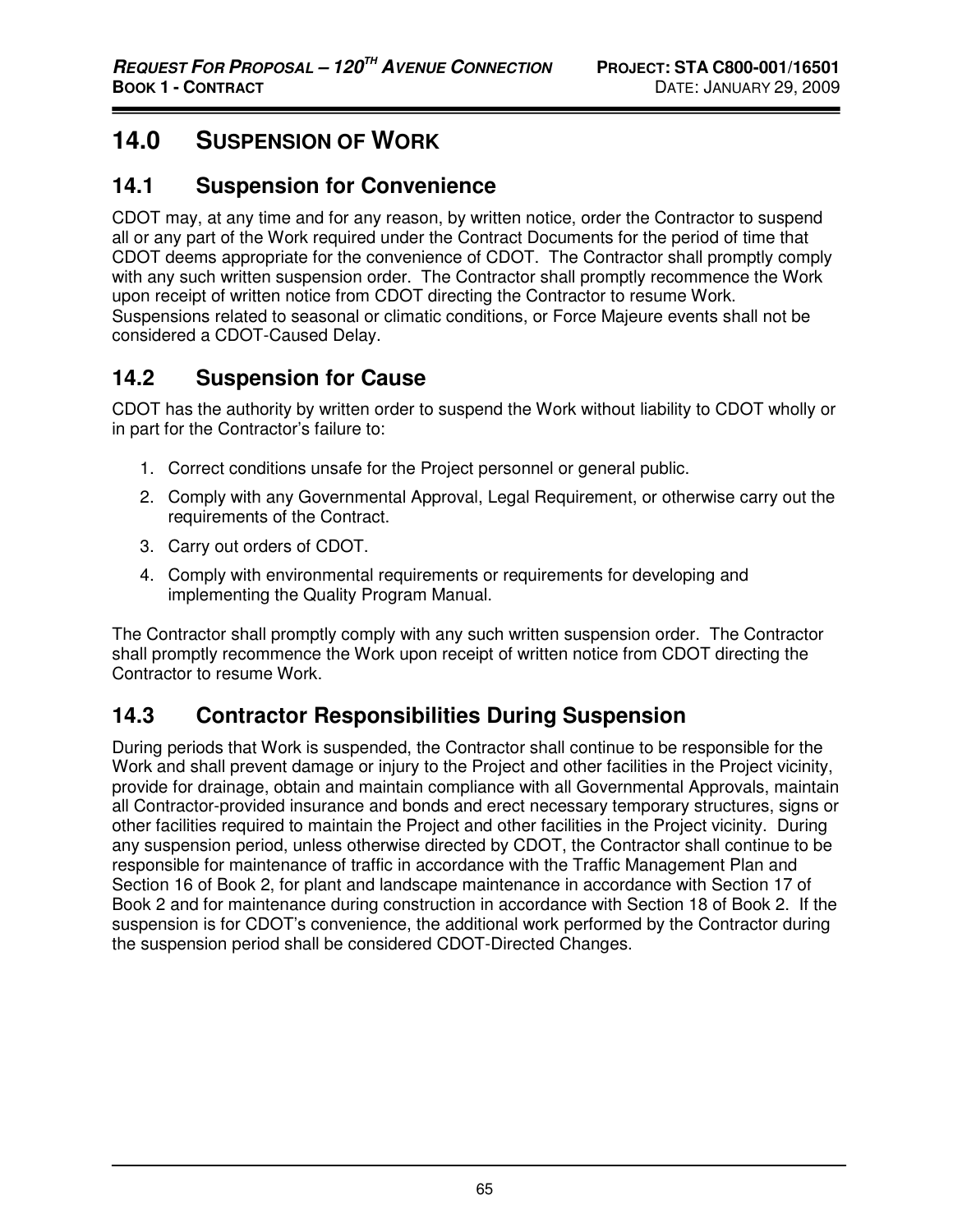# 14.0 SUSPENSION OF WORK

## 14.1 Suspension for Convenience

CDOT may, at any time and for any reason, by written notice, order the Contractor to suspend all or any part of the Work required under the Contract Documents for the period of time that CDOT deems appropriate for the convenience of CDOT. The Contractor shall promptly comply with any such written suspension order. The Contractor shall promptly recommence the Work upon receipt of written notice from CDOT directing the Contractor to resume Work. Suspensions related to seasonal or climatic conditions, or Force Majeure events shall not be considered a CDOT-Caused Delay.

## 14.2 Suspension for Cause

CDOT has the authority by written order to suspend the Work without liability to CDOT wholly or in part for the Contractor's failure to:

1. Correct conditions unsafe for the Project personnel or general public.
2. Comply with any Governmental Approval, Legal Requirement, or otherwise carry out the requirements of the Contract.
3. Carry out orders of CDOT.
4. Comply with environmental requirements or requirements for developing and implementing the Quality Program Manual.

The Contractor shall promptly comply with any such written suspension order. The Contractor shall promptly recommence the Work upon receipt of written notice from CDOT directing the Contractor to resume Work.

## 14.3 Contractor Responsibilities During Suspension

During periods that Work is suspended, the Contractor shall continue to be responsible for the Work and shall prevent damage or injury to the Project and other facilities in the Project vicinity, provide for drainage, obtain and maintain compliance with all Governmental Approvals, maintain all Contractor-provided insurance and bonds and erect necessary temporary structures, signs or other facilities required to maintain the Project and other facilities in the Project vicinity. During any suspension period, unless otherwise directed by CDOT, the Contractor shall continue to be responsible for maintenance of traffic in accordance with the Traffic Management Plan and Section 16 of Book 2, for plant and landscape maintenance in accordance with Section 17 of Book 2 and for maintenance during construction in accordance with Section 18 of Book 2. If the suspension is for CDOT's convenience, the additional work performed by the Contractor during the suspension period shall be considered CDOT-Directed Changes.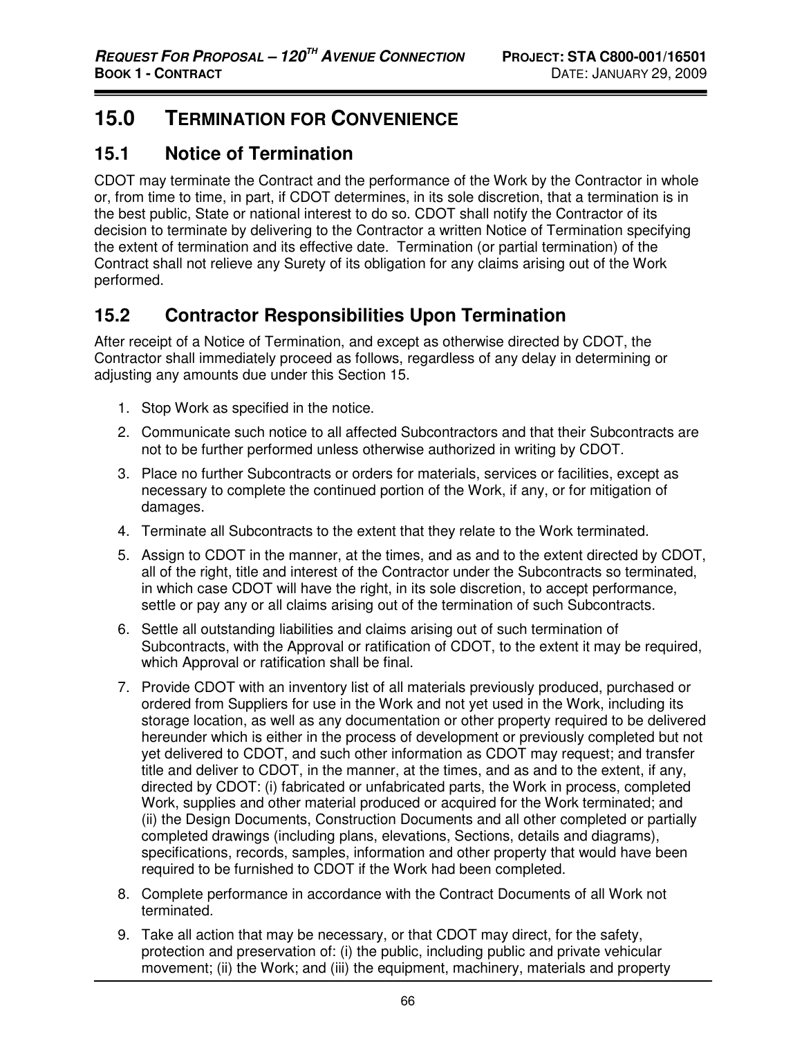# 15.0 TERMINATION FOR CONVENIENCE

## 15.1 Notice of Termination

CDOT may terminate the Contract and the performance of the Work by the Contractor in whole or, from time to time, in part, if CDOT determines, in its sole discretion, that a termination is in the best public, State or national interest to do so. CDOT shall notify the Contractor of its decision to terminate by delivering to the Contractor a written Notice of Termination specifying the extent of termination and its effective date. Termination (or partial termination) of the Contract shall not relieve any Surety of its obligation for any claims arising out of the Work performed.

## 15.2 Contractor Responsibilities Upon Termination

After receipt of a Notice of Termination, and except as otherwise directed by CDOT, the Contractor shall immediately proceed as follows, regardless of any delay in determining or adjusting any amounts due under this Section 15.

1. Stop Work as specified in the notice.
2. Communicate such notice to all affected Subcontractors and that their Subcontracts are not to be further performed unless otherwise authorized in writing by CDOT.
3. Place no further Subcontracts or orders for materials, services or facilities, except as necessary to complete the continued portion of the Work, if any, or for mitigation of damages.
4. Terminate all Subcontracts to the extent that they relate to the Work terminated.
5. Assign to CDOT in the manner, at the times, and as and to the extent directed by CDOT, all of the right, title and interest of the Contractor under the Subcontracts so terminated, in which case CDOT will have the right, in its sole discretion, to accept performance, settle or pay any or all claims arising out of the termination of such Subcontracts.
6. Settle all outstanding liabilities and claims arising out of such termination of Subcontracts, with the Approval or ratification of CDOT, to the extent it may be required, which Approval or ratification shall be final.
7. Provide CDOT with an inventory list of all materials previously produced, purchased or ordered from Suppliers for use in the Work and not yet used in the Work, including its storage location, as well as any documentation or other property required to be delivered hereunder which is either in the process of development or previously completed but not yet delivered to CDOT, and such other information as CDOT may request; and transfer title and deliver to CDOT, in the manner, at the times, and as and to the extent, if any, directed by CDOT: (i) fabricated or unfabricated parts, the Work in process, completed Work, supplies and other material produced or acquired for the Work terminated; and (ii) the Design Documents, Construction Documents and all other completed or partially completed drawings (including plans, elevations, Sections, details and diagrams), specifications, records, samples, information and other property that would have been required to be furnished to CDOT if the Work had been completed.
8. Complete performance in accordance with the Contract Documents of all Work not terminated.
9. Take all action that may be necessary, or that CDOT may direct, for the safety, protection and preservation of: (i) the public, including public and private vehicular movement; (ii) the Work; and (iii) the equipment, machinery, materials and property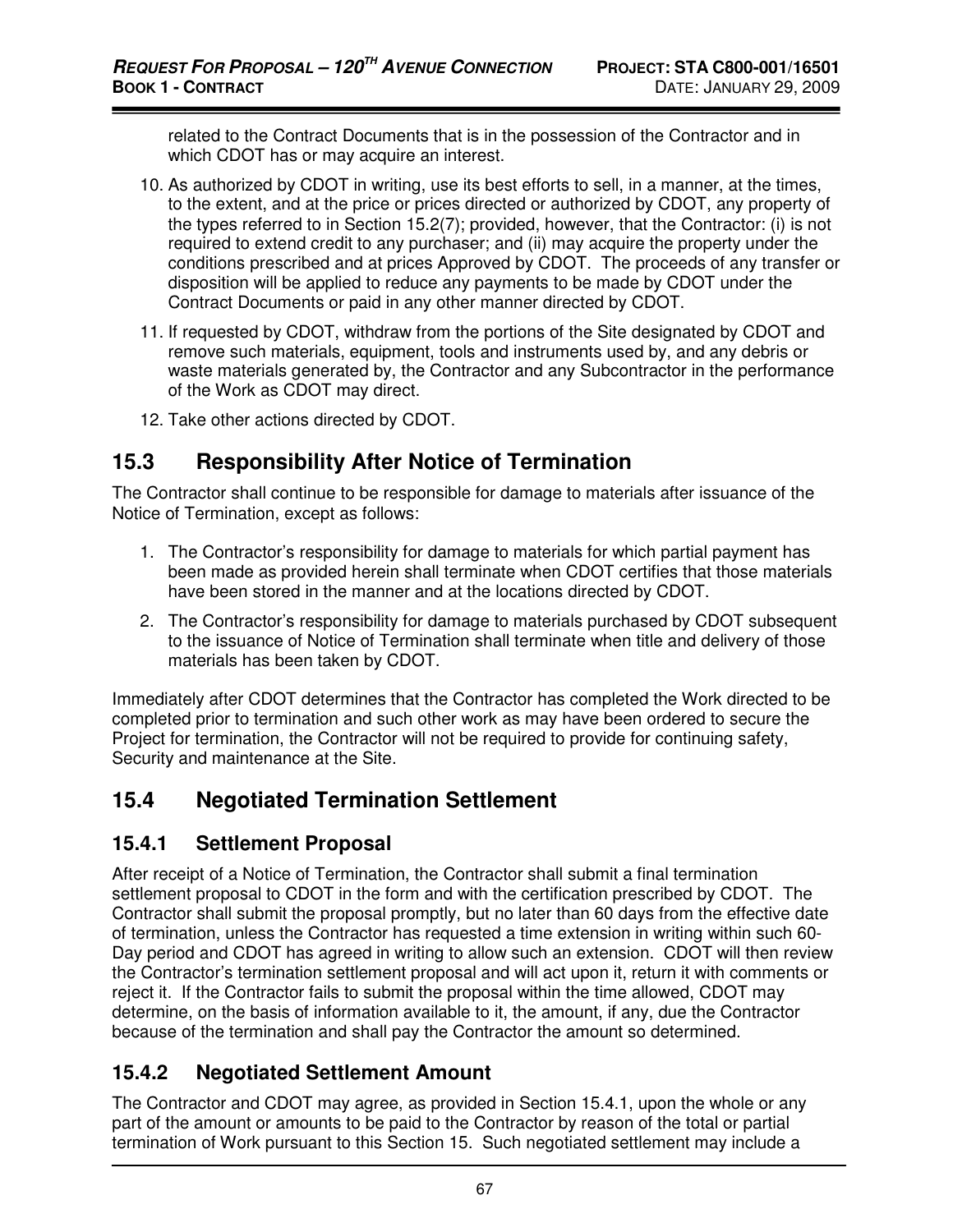related to the Contract Documents that is in the possession of the Contractor and in which CDOT has or may acquire an interest.

10. As authorized by CDOT in writing, use its best efforts to sell, in a manner, at the times, to the extent, and at the price or prices directed or authorized by CDOT, any property of the types referred to in Section 15.2(7); provided, however, that the Contractor: (i) is not required to extend credit to any purchaser; and (ii) may acquire the property under the conditions prescribed and at prices Approved by CDOT. The proceeds of any transfer or disposition will be applied to reduce any payments to be made by CDOT under the Contract Documents or paid in any other manner directed by CDOT.
11. If requested by CDOT, withdraw from the portions of the Site designated by CDOT and remove such materials, equipment, tools and instruments used by, and any debris or waste materials generated by, the Contractor and any Subcontractor in the performance of the Work as CDOT may direct.
12. Take other actions directed by CDOT.

## 15.3 Responsibility After Notice of Termination

The Contractor shall continue to be responsible for damage to materials after issuance of the Notice of Termination, except as follows:

1. The Contractor's responsibility for damage to materials for which partial payment has been made as provided herein shall terminate when CDOT certifies that those materials have been stored in the manner and at the locations directed by CDOT.
2. The Contractor's responsibility for damage to materials purchased by CDOT subsequent to the issuance of Notice of Termination shall terminate when title and delivery of those materials has been taken by CDOT.

Immediately after CDOT determines that the Contractor has completed the Work directed to be completed prior to termination and such other work as may have been ordered to secure the Project for termination, the Contractor will not be required to provide for continuing safety, Security and maintenance at the Site.

## 15.4 Negotiated Termination Settlement

### 15.4.1 Settlement Proposal

After receipt of a Notice of Termination, the Contractor shall submit a final termination settlement proposal to CDOT in the form and with the certification prescribed by CDOT. The Contractor shall submit the proposal promptly, but no later than 60 days from the effective date of termination, unless the Contractor has requested a time extension in writing within such 60-Day period and CDOT has agreed in writing to allow such an extension. CDOT will then review the Contractor's termination settlement proposal and will act upon it, return it with comments or reject it. If the Contractor fails to submit the proposal within the time allowed, CDOT may determine, on the basis of information available to it, the amount, if any, due the Contractor because of the termination and shall pay the Contractor the amount so determined.

### 15.4.2 Negotiated Settlement Amount

The Contractor and CDOT may agree, as provided in Section 15.4.1, upon the whole or any part of the amount or amounts to be paid to the Contractor by reason of the total or partial termination of Work pursuant to this Section 15. Such negotiated settlement may include a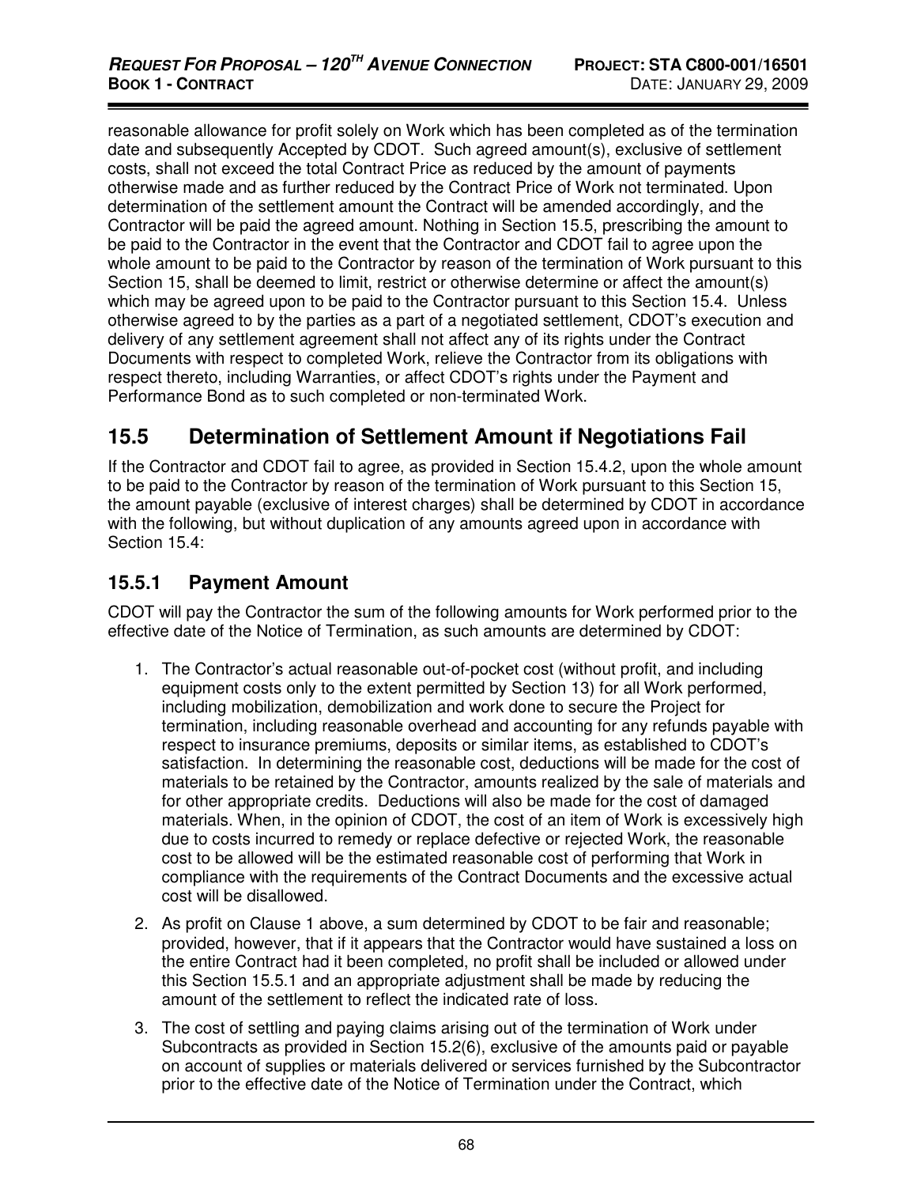reasonable allowance for profit solely on Work which has been completed as of the termination date and subsequently Accepted by CDOT. Such agreed amount(s), exclusive of settlement costs, shall not exceed the total Contract Price as reduced by the amount of payments otherwise made and as further reduced by the Contract Price of Work not terminated. Upon determination of the settlement amount the Contract will be amended accordingly, and the Contractor will be paid the agreed amount. Nothing in Section 15.5, prescribing the amount to be paid to the Contractor in the event that the Contractor and CDOT fail to agree upon the whole amount to be paid to the Contractor by reason of the termination of Work pursuant to this Section 15, shall be deemed to limit, restrict or otherwise determine or affect the amount(s) which may be agreed upon to be paid to the Contractor pursuant to this Section 15.4. Unless otherwise agreed to by the parties as a part of a negotiated settlement, CDOT's execution and delivery of any settlement agreement shall not affect any of its rights under the Contract Documents with respect to completed Work, relieve the Contractor from its obligations with respect thereto, including Warranties, or affect CDOT's rights under the Payment and Performance Bond as to such completed or non-terminated Work.

## 15.5 Determination of Settlement Amount if Negotiations Fail

If the Contractor and CDOT fail to agree, as provided in Section 15.4.2, upon the whole amount to be paid to the Contractor by reason of the termination of Work pursuant to this Section 15, the amount payable (exclusive of interest charges) shall be determined by CDOT in accordance with the following, but without duplication of any amounts agreed upon in accordance with Section 15.4:

### 15.5.1 Payment Amount

CDOT will pay the Contractor the sum of the following amounts for Work performed prior to the effective date of the Notice of Termination, as such amounts are determined by CDOT:

1. The Contractor's actual reasonable out-of-pocket cost (without profit, and including equipment costs only to the extent permitted by Section 13) for all Work performed, including mobilization, demobilization and work done to secure the Project for termination, including reasonable overhead and accounting for any refunds payable with respect to insurance premiums, deposits or similar items, as established to CDOT's satisfaction. In determining the reasonable cost, deductions will be made for the cost of materials to be retained by the Contractor, amounts realized by the sale of materials and for other appropriate credits. Deductions will also be made for the cost of damaged materials. When, in the opinion of CDOT, the cost of an item of Work is excessively high due to costs incurred to remedy or replace defective or rejected Work, the reasonable cost to be allowed will be the estimated reasonable cost of performing that Work in compliance with the requirements of the Contract Documents and the excessive actual cost will be disallowed.
2. As profit on Clause 1 above, a sum determined by CDOT to be fair and reasonable; provided, however, that if it appears that the Contractor would have sustained a loss on the entire Contract had it been completed, no profit shall be included or allowed under this Section 15.5.1 and an appropriate adjustment shall be made by reducing the amount of the settlement to reflect the indicated rate of loss.
3. The cost of settling and paying claims arising out of the termination of Work under Subcontracts as provided in Section 15.2(6), exclusive of the amounts paid or payable on account of supplies or materials delivered or services furnished by the Subcontractor prior to the effective date of the Notice of Termination under the Contract, which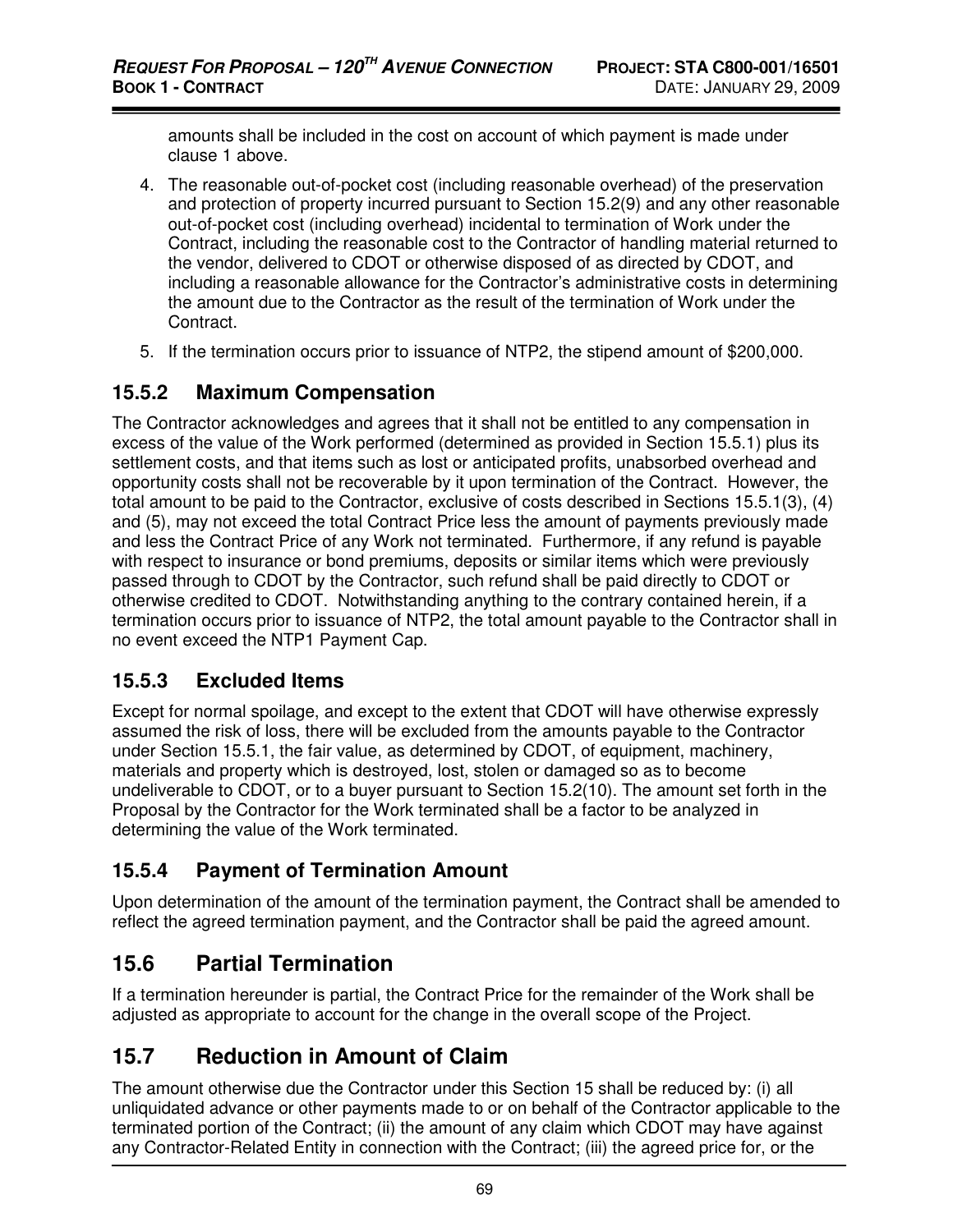amounts shall be included in the cost on account of which payment is made under clause 1 above.

4. The reasonable out-of-pocket cost (including reasonable overhead) of the preservation and protection of property incurred pursuant to Section 15.2(9) and any other reasonable out-of-pocket cost (including overhead) incidental to termination of Work under the Contract, including the reasonable cost to the Contractor of handling material returned to the vendor, delivered to CDOT or otherwise disposed of as directed by CDOT, and including a reasonable allowance for the Contractor's administrative costs in determining the amount due to the Contractor as the result of the termination of Work under the Contract.
5. If the termination occurs prior to issuance of NTP2, the stipend amount of $200,000.

### 15.5.2 Maximum Compensation

The Contractor acknowledges and agrees that it shall not be entitled to any compensation in excess of the value of the Work performed (determined as provided in Section 15.5.1) plus its settlement costs, and that items such as lost or anticipated profits, unabsorbed overhead and opportunity costs shall not be recoverable by it upon termination of the Contract. However, the total amount to be paid to the Contractor, exclusive of costs described in Sections 15.5.1(3), (4) and (5), may not exceed the total Contract Price less the amount of payments previously made and less the Contract Price of any Work not terminated. Furthermore, if any refund is payable with respect to insurance or bond premiums, deposits or similar items which were previously passed through to CDOT by the Contractor, such refund shall be paid directly to CDOT or otherwise credited to CDOT. Notwithstanding anything to the contrary contained herein, if a termination occurs prior to issuance of NTP2, the total amount payable to the Contractor shall in no event exceed the NTP1 Payment Cap.

### 15.5.3 Excluded Items

Except for normal spoilage, and except to the extent that CDOT will have otherwise expressly assumed the risk of loss, there will be excluded from the amounts payable to the Contractor under Section 15.5.1, the fair value, as determined by CDOT, of equipment, machinery, materials and property which is destroyed, lost, stolen or damaged so as to become undeliverable to CDOT, or to a buyer pursuant to Section 15.2(10). The amount set forth in the Proposal by the Contractor for the Work terminated shall be a factor to be analyzed in determining the value of the Work terminated.

### 15.5.4 Payment of Termination Amount

Upon determination of the amount of the termination payment, the Contract shall be amended to reflect the agreed termination payment, and the Contractor shall be paid the agreed amount.

## 15.6 Partial Termination

If a termination hereunder is partial, the Contract Price for the remainder of the Work shall be adjusted as appropriate to account for the change in the overall scope of the Project.

## 15.7 Reduction in Amount of Claim

The amount otherwise due the Contractor under this Section 15 shall be reduced by: (i) all unliquidated advance or other payments made to or on behalf of the Contractor applicable to the terminated portion of the Contract; (ii) the amount of any claim which CDOT may have against any Contractor-Related Entity in connection with the Contract; (iii) the agreed price for, or the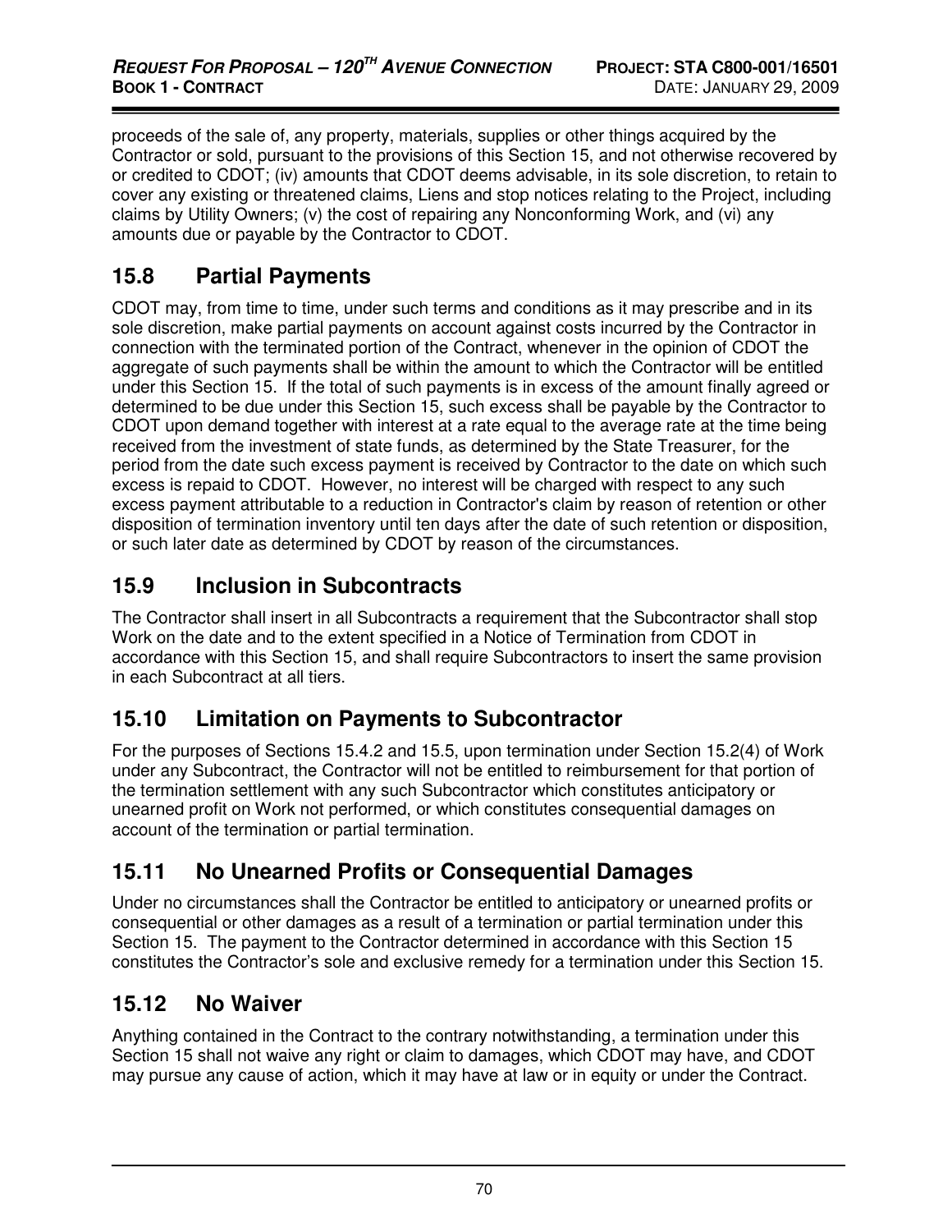proceeds of the sale of, any property, materials, supplies or other things acquired by the Contractor or sold, pursuant to the provisions of this Section 15, and not otherwise recovered by or credited to CDOT; (iv) amounts that CDOT deems advisable, in its sole discretion, to retain to cover any existing or threatened claims, Liens and stop notices relating to the Project, including claims by Utility Owners; (v) the cost of repairing any Nonconforming Work, and (vi) any amounts due or payable by the Contractor to CDOT.

## 15.8 Partial Payments

CDOT may, from time to time, under such terms and conditions as it may prescribe and in its sole discretion, make partial payments on account against costs incurred by the Contractor in connection with the terminated portion of the Contract, whenever in the opinion of CDOT the aggregate of such payments shall be within the amount to which the Contractor will be entitled under this Section 15. If the total of such payments is in excess of the amount finally agreed or determined to be due under this Section 15, such excess shall be payable by the Contractor to CDOT upon demand together with interest at a rate equal to the average rate at the time being received from the investment of state funds, as determined by the State Treasurer, for the period from the date such excess payment is received by Contractor to the date on which such excess is repaid to CDOT. However, no interest will be charged with respect to any such excess payment attributable to a reduction in Contractor's claim by reason of retention or other disposition of termination inventory until ten days after the date of such retention or disposition, or such later date as determined by CDOT by reason of the circumstances.

## 15.9 Inclusion in Subcontracts

The Contractor shall insert in all Subcontracts a requirement that the Subcontractor shall stop Work on the date and to the extent specified in a Notice of Termination from CDOT in accordance with this Section 15, and shall require Subcontractors to insert the same provision in each Subcontract at all tiers.

## 15.10 Limitation on Payments to Subcontractor

For the purposes of Sections 15.4.2 and 15.5, upon termination under Section 15.2(4) of Work under any Subcontract, the Contractor will not be entitled to reimbursement for that portion of the termination settlement with any such Subcontractor which constitutes anticipatory or unearned profit on Work not performed, or which constitutes consequential damages on account of the termination or partial termination.

## 15.11 No Unearned Profits or Consequential Damages

Under no circumstances shall the Contractor be entitled to anticipatory or unearned profits or consequential or other damages as a result of a termination or partial termination under this Section 15. The payment to the Contractor determined in accordance with this Section 15 constitutes the Contractor's sole and exclusive remedy for a termination under this Section 15.

## 15.12 No Waiver

Anything contained in the Contract to the contrary notwithstanding, a termination under this Section 15 shall not waive any right or claim to damages, which CDOT may have, and CDOT may pursue any cause of action, which it may have at law or in equity or under the Contract.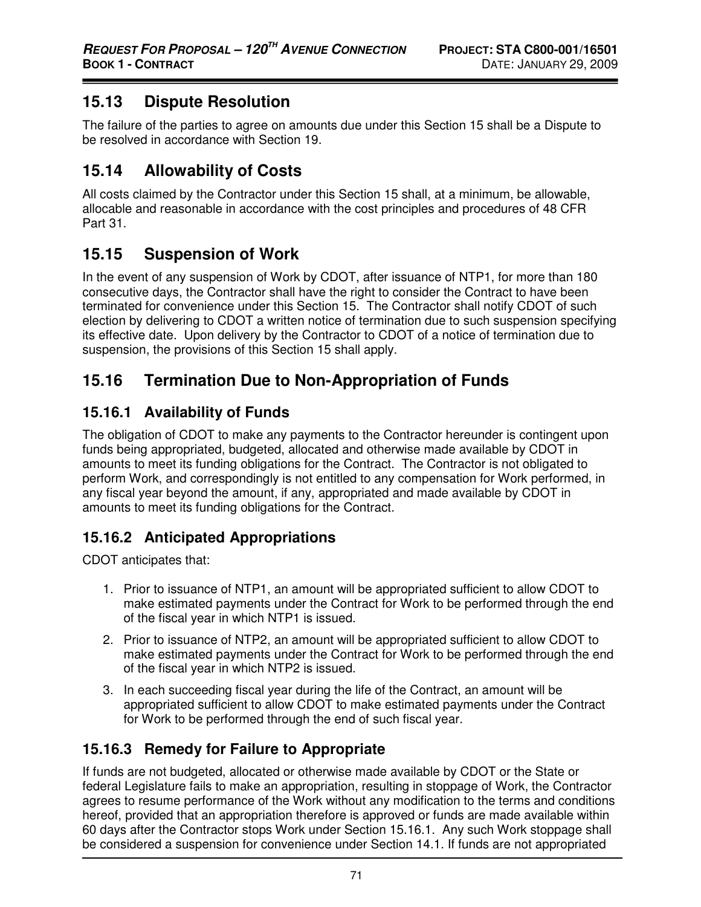## 15.13 Dispute Resolution

The failure of the parties to agree on amounts due under this Section 15 shall be a Dispute to be resolved in accordance with Section 19.

## 15.14 Allowability of Costs

All costs claimed by the Contractor under this Section 15 shall, at a minimum, be allowable, allocable and reasonable in accordance with the cost principles and procedures of 48 CFR Part 31.

## 15.15 Suspension of Work

In the event of any suspension of Work by CDOT, after issuance of NTP1, for more than 180 consecutive days, the Contractor shall have the right to consider the Contract to have been terminated for convenience under this Section 15. The Contractor shall notify CDOT of such election by delivering to CDOT a written notice of termination due to such suspension specifying its effective date. Upon delivery by the Contractor to CDOT of a notice of termination due to suspension, the provisions of this Section 15 shall apply.

## 15.16 Termination Due to Non-Appropriation of Funds

### 15.16.1 Availability of Funds

The obligation of CDOT to make any payments to the Contractor hereunder is contingent upon funds being appropriated, budgeted, allocated and otherwise made available by CDOT in amounts to meet its funding obligations for the Contract. The Contractor is not obligated to perform Work, and correspondingly is not entitled to any compensation for Work performed, in any fiscal year beyond the amount, if any, appropriated and made available by CDOT in amounts to meet its funding obligations for the Contract.

### 15.16.2 Anticipated Appropriations

CDOT anticipates that:

1. Prior to issuance of NTP1, an amount will be appropriated sufficient to allow CDOT to make estimated payments under the Contract for Work to be performed through the end of the fiscal year in which NTP1 is issued.
2. Prior to issuance of NTP2, an amount will be appropriated sufficient to allow CDOT to make estimated payments under the Contract for Work to be performed through the end of the fiscal year in which NTP2 is issued.
3. In each succeeding fiscal year during the life of the Contract, an amount will be appropriated sufficient to allow CDOT to make estimated payments under the Contract for Work to be performed through the end of such fiscal year.

### 15.16.3 Remedy for Failure to Appropriate

If funds are not budgeted, allocated or otherwise made available by CDOT or the State or federal Legislature fails to make an appropriation, resulting in stoppage of Work, the Contractor agrees to resume performance of the Work without any modification to the terms and conditions hereof, provided that an appropriation therefore is approved or funds are made available within 60 days after the Contractor stops Work under Section 15.16.1. Any such Work stoppage shall be considered a suspension for convenience under Section 14.1. If funds are not appropriated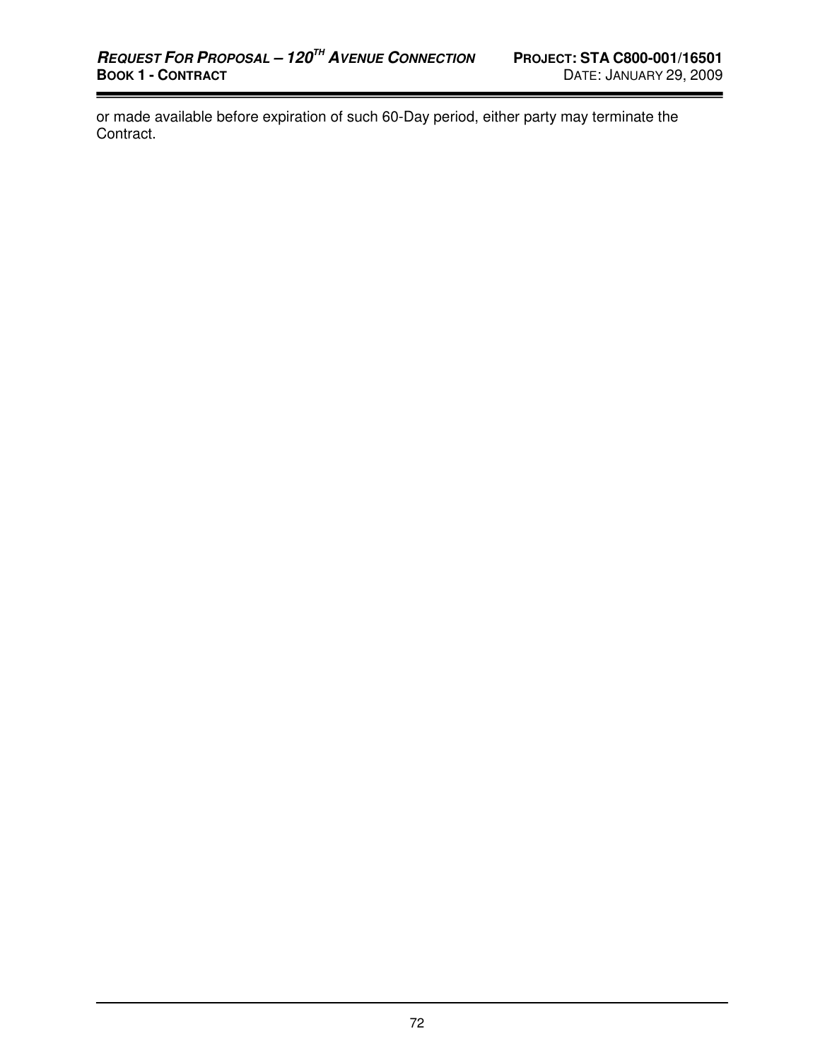or made available before expiration of such 60-Day period, either party may terminate the Contract.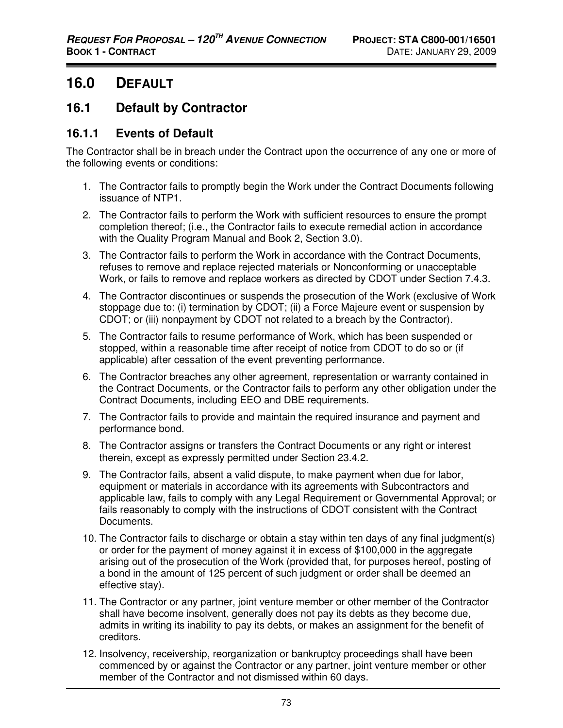# 16.0 DEFAULT

## 16.1 Default by Contractor

### 16.1.1 Events of Default

The Contractor shall be in breach under the Contract upon the occurrence of any one or more of the following events or conditions:

1. The Contractor fails to promptly begin the Work under the Contract Documents following issuance of NTP1.
2. The Contractor fails to perform the Work with sufficient resources to ensure the prompt completion thereof; (i.e., the Contractor fails to execute remedial action in accordance with the Quality Program Manual and Book 2, Section 3.0).
3. The Contractor fails to perform the Work in accordance with the Contract Documents, refuses to remove and replace rejected materials or Nonconforming or unacceptable Work, or fails to remove and replace workers as directed by CDOT under Section 7.4.3.
4. The Contractor discontinues or suspends the prosecution of the Work (exclusive of Work stoppage due to: (i) termination by CDOT; (ii) a Force Majeure event or suspension by CDOT; or (iii) nonpayment by CDOT not related to a breach by the Contractor).
5. The Contractor fails to resume performance of Work, which has been suspended or stopped, within a reasonable time after receipt of notice from CDOT to do so or (if applicable) after cessation of the event preventing performance.
6. The Contractor breaches any other agreement, representation or warranty contained in the Contract Documents, or the Contractor fails to perform any other obligation under the Contract Documents, including EEO and DBE requirements.
7. The Contractor fails to provide and maintain the required insurance and payment and performance bond.
8. The Contractor assigns or transfers the Contract Documents or any right or interest therein, except as expressly permitted under Section 23.4.2.
9. The Contractor fails, absent a valid dispute, to make payment when due for labor, equipment or materials in accordance with its agreements with Subcontractors and applicable law, fails to comply with any Legal Requirement or Governmental Approval; or fails reasonably to comply with the instructions of CDOT consistent with the Contract Documents.
10. The Contractor fails to discharge or obtain a stay within ten days of any final judgment(s) or order for the payment of money against it in excess of $100,000 in the aggregate arising out of the prosecution of the Work (provided that, for purposes hereof, posting of a bond in the amount of 125 percent of such judgment or order shall be deemed an effective stay).
11. The Contractor or any partner, joint venture member or other member of the Contractor shall have become insolvent, generally does not pay its debts as they become due, admits in writing its inability to pay its debts, or makes an assignment for the benefit of creditors.
12. Insolvency, receivership, reorganization or bankruptcy proceedings shall have been commenced by or against the Contractor or any partner, joint venture member or other member of the Contractor and not dismissed within 60 days.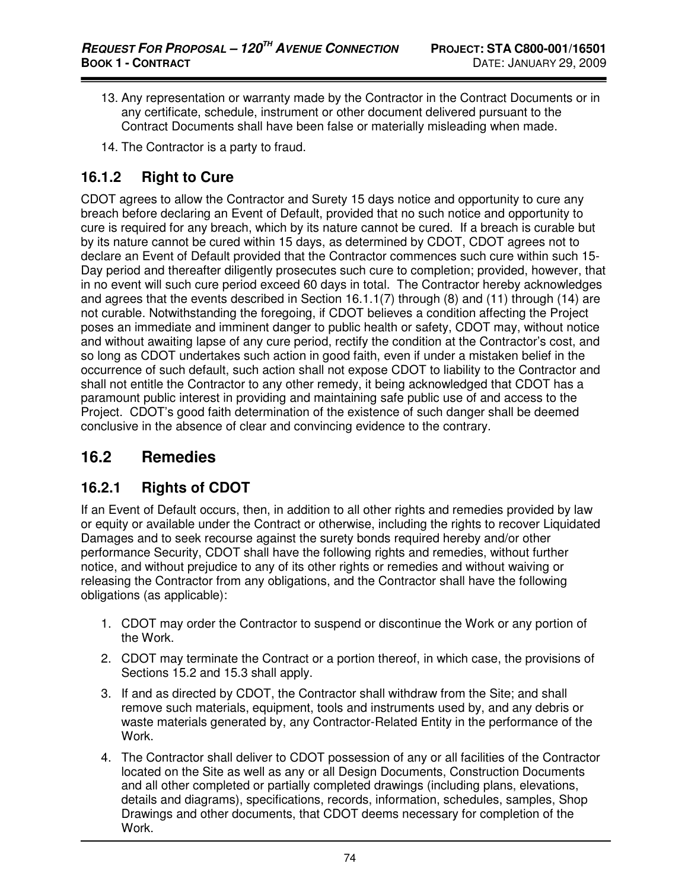13. Any representation or warranty made by the Contractor in the Contract Documents or in any certificate, schedule, instrument or other document delivered pursuant to the Contract Documents shall have been false or materially misleading when made.
14. The Contractor is a party to fraud.

### 16.1.2 Right to Cure

CDOT agrees to allow the Contractor and Surety 15 days notice and opportunity to cure any breach before declaring an Event of Default, provided that no such notice and opportunity to cure is required for any breach, which by its nature cannot be cured. If a breach is curable but by its nature cannot be cured within 15 days, as determined by CDOT, CDOT agrees not to declare an Event of Default provided that the Contractor commences such cure within such 15-Day period and thereafter diligently prosecutes such cure to completion; provided, however, that in no event will such cure period exceed 60 days in total. The Contractor hereby acknowledges and agrees that the events described in Section 16.1.1(7) through (8) and (11) through (14) are not curable. Notwithstanding the foregoing, if CDOT believes a condition affecting the Project poses an immediate and imminent danger to public health or safety, CDOT may, without notice and without awaiting lapse of any cure period, rectify the condition at the Contractor's cost, and so long as CDOT undertakes such action in good faith, even if under a mistaken belief in the occurrence of such default, such action shall not expose CDOT to liability to the Contractor and shall not entitle the Contractor to any other remedy, it being acknowledged that CDOT has a paramount public interest in providing and maintaining safe public use of and access to the Project. CDOT's good faith determination of the existence of such danger shall be deemed conclusive in the absence of clear and convincing evidence to the contrary.

## 16.2 Remedies

### 16.2.1 Rights of CDOT

If an Event of Default occurs, then, in addition to all other rights and remedies provided by law or equity or available under the Contract or otherwise, including the rights to recover Liquidated Damages and to seek recourse against the surety bonds required hereby and/or other performance Security, CDOT shall have the following rights and remedies, without further notice, and without prejudice to any of its other rights or remedies and without waiving or releasing the Contractor from any obligations, and the Contractor shall have the following obligations (as applicable):

1. CDOT may order the Contractor to suspend or discontinue the Work or any portion of the Work.
2. CDOT may terminate the Contract or a portion thereof, in which case, the provisions of Sections 15.2 and 15.3 shall apply.
3. If and as directed by CDOT, the Contractor shall withdraw from the Site; and shall remove such materials, equipment, tools and instruments used by, and any debris or waste materials generated by, any Contractor-Related Entity in the performance of the Work.
4. The Contractor shall deliver to CDOT possession of any or all facilities of the Contractor located on the Site as well as any or all Design Documents, Construction Documents and all other completed or partially completed drawings (including plans, elevations, details and diagrams), specifications, records, information, schedules, samples, Shop Drawings and other documents, that CDOT deems necessary for completion of the Work.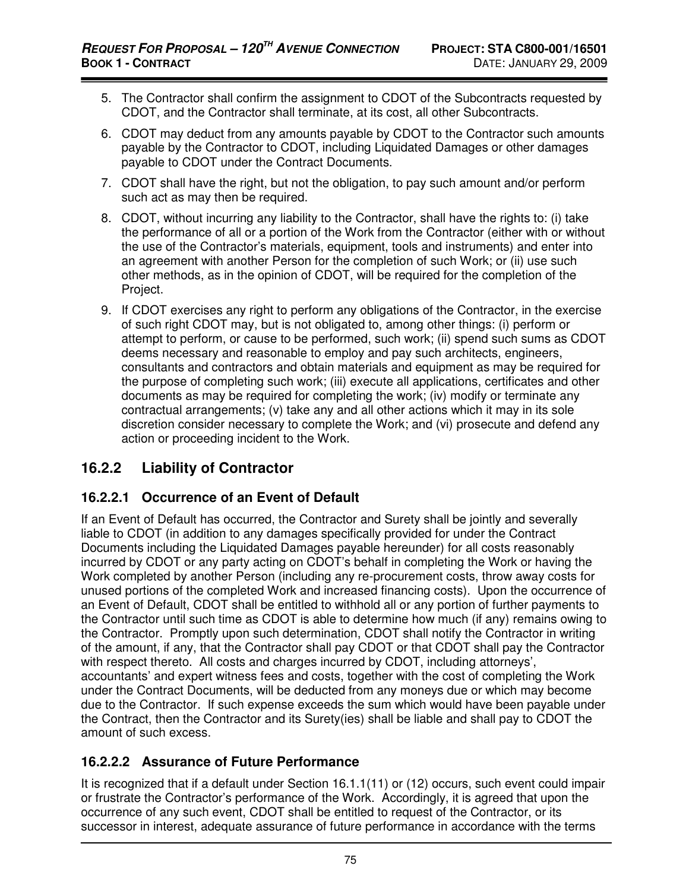5. The Contractor shall confirm the assignment to CDOT of the Subcontracts requested by CDOT, and the Contractor shall terminate, at its cost, all other Subcontracts.
6. CDOT may deduct from any amounts payable by CDOT to the Contractor such amounts payable by the Contractor to CDOT, including Liquidated Damages or other damages payable to CDOT under the Contract Documents.
7. CDOT shall have the right, but not the obligation, to pay such amount and/or perform such act as may then be required.
8. CDOT, without incurring any liability to the Contractor, shall have the rights to: (i) take the performance of all or a portion of the Work from the Contractor (either with or without the use of the Contractor's materials, equipment, tools and instruments) and enter into an agreement with another Person for the completion of such Work; or (ii) use such other methods, as in the opinion of CDOT, will be required for the completion of the Project.
9. If CDOT exercises any right to perform any obligations of the Contractor, in the exercise of such right CDOT may, but is not obligated to, among other things: (i) perform or attempt to perform, or cause to be performed, such work; (ii) spend such sums as CDOT deems necessary and reasonable to employ and pay such architects, engineers, consultants and contractors and obtain materials and equipment as may be required for the purpose of completing such work; (iii) execute all applications, certificates and other documents as may be required for completing the work; (iv) modify or terminate any contractual arrangements; (v) take any and all other actions which it may in its sole discretion consider necessary to complete the Work; and (vi) prosecute and defend any action or proceeding incident to the Work.

## 16.2.2 Liability of Contractor

### 16.2.2.1 Occurrence of an Event of Default

If an Event of Default has occurred, the Contractor and Surety shall be jointly and severally liable to CDOT (in addition to any damages specifically provided for under the Contract Documents including the Liquidated Damages payable hereunder) for all costs reasonably incurred by CDOT or any party acting on CDOT's behalf in completing the Work or having the Work completed by another Person (including any re-procurement costs, throw away costs for unused portions of the completed Work and increased financing costs). Upon the occurrence of an Event of Default, CDOT shall be entitled to withhold all or any portion of further payments to the Contractor until such time as CDOT is able to determine how much (if any) remains owing to the Contractor. Promptly upon such determination, CDOT shall notify the Contractor in writing of the amount, if any, that the Contractor shall pay CDOT or that CDOT shall pay the Contractor with respect thereto. All costs and charges incurred by CDOT, including attorneys', accountants' and expert witness fees and costs, together with the cost of completing the Work under the Contract Documents, will be deducted from any moneys due or which may become due to the Contractor. If such expense exceeds the sum which would have been payable under the Contract, then the Contractor and its Surety(ies) shall be liable and shall pay to CDOT the amount of such excess.

### 16.2.2.2 Assurance of Future Performance

It is recognized that if a default under Section 16.1.1(11) or (12) occurs, such event could impair or frustrate the Contractor's performance of the Work. Accordingly, it is agreed that upon the occurrence of any such event, CDOT shall be entitled to request of the Contractor, or its successor in interest, adequate assurance of future performance in accordance with the terms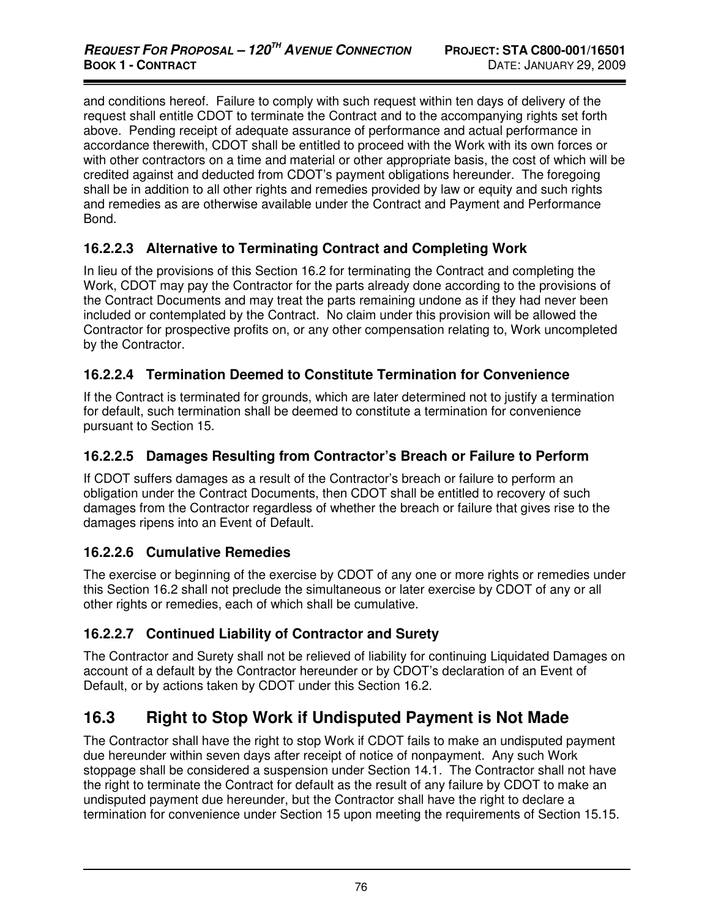and conditions hereof. Failure to comply with such request within ten days of delivery of the request shall entitle CDOT to terminate the Contract and to the accompanying rights set forth above. Pending receipt of adequate assurance of performance and actual performance in accordance therewith, CDOT shall be entitled to proceed with the Work with its own forces or with other contractors on a time and material or other appropriate basis, the cost of which will be credited against and deducted from CDOT's payment obligations hereunder. The foregoing shall be in addition to all other rights and remedies provided by law or equity and such rights and remedies as are otherwise available under the Contract and Payment and Performance Bond.

### 16.2.2.3 Alternative to Terminating Contract and Completing Work

In lieu of the provisions of this Section 16.2 for terminating the Contract and completing the Work, CDOT may pay the Contractor for the parts already done according to the provisions of the Contract Documents and may treat the parts remaining undone as if they had never been included or contemplated by the Contract. No claim under this provision will be allowed the Contractor for prospective profits on, or any other compensation relating to, Work uncompleted by the Contractor.

### 16.2.2.4 Termination Deemed to Constitute Termination for Convenience

If the Contract is terminated for grounds, which are later determined not to justify a termination for default, such termination shall be deemed to constitute a termination for convenience pursuant to Section 15.

### 16.2.2.5 Damages Resulting from Contractor's Breach or Failure to Perform

If CDOT suffers damages as a result of the Contractor's breach or failure to perform an obligation under the Contract Documents, then CDOT shall be entitled to recovery of such damages from the Contractor regardless of whether the breach or failure that gives rise to the damages ripens into an Event of Default.

### 16.2.2.6 Cumulative Remedies

The exercise or beginning of the exercise by CDOT of any one or more rights or remedies under this Section 16.2 shall not preclude the simultaneous or later exercise by CDOT of any or all other rights or remedies, each of which shall be cumulative.

### 16.2.2.7 Continued Liability of Contractor and Surety

The Contractor and Surety shall not be relieved of liability for continuing Liquidated Damages on account of a default by the Contractor hereunder or by CDOT's declaration of an Event of Default, or by actions taken by CDOT under this Section 16.2.

## 16.3 Right to Stop Work if Undisputed Payment is Not Made

The Contractor shall have the right to stop Work if CDOT fails to make an undisputed payment due hereunder within seven days after receipt of notice of nonpayment. Any such Work stoppage shall be considered a suspension under Section 14.1. The Contractor shall not have the right to terminate the Contract for default as the result of any failure by CDOT to make an undisputed payment due hereunder, but the Contractor shall have the right to declare a termination for convenience under Section 15 upon meeting the requirements of Section 15.15.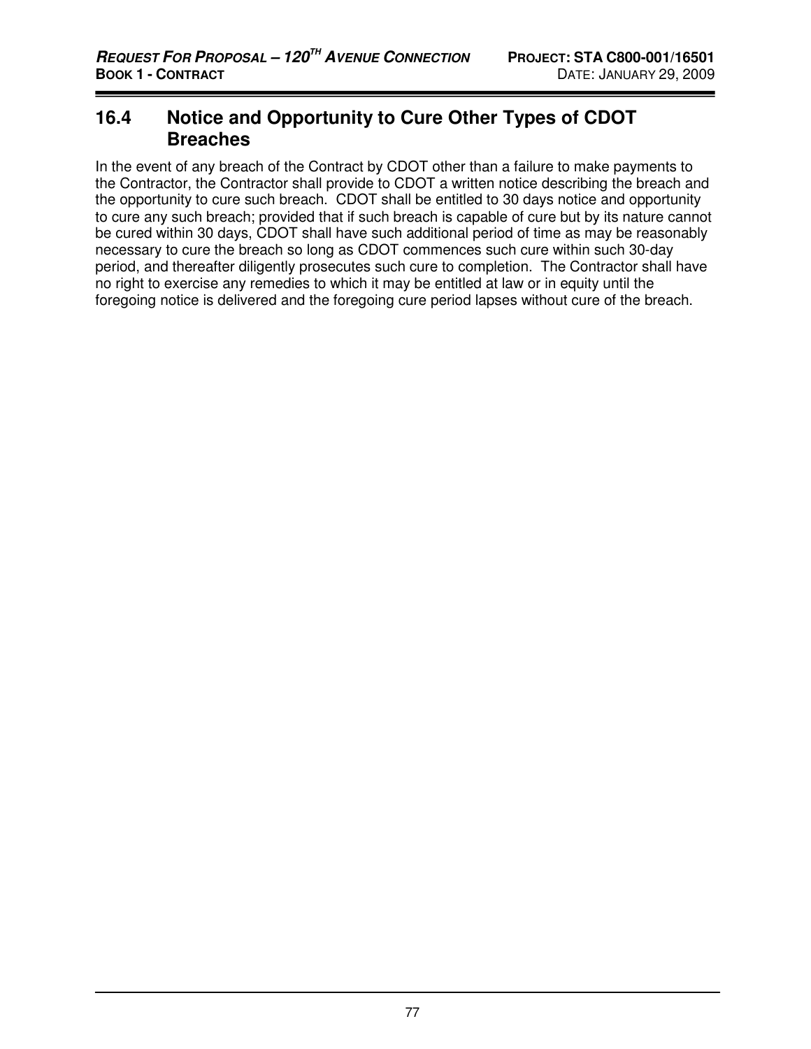## 16.4 Notice and Opportunity to Cure Other Types of CDOT Breaches

In the event of any breach of the Contract by CDOT other than a failure to make payments to the Contractor, the Contractor shall provide to CDOT a written notice describing the breach and the opportunity to cure such breach. CDOT shall be entitled to 30 days notice and opportunity to cure any such breach; provided that if such breach is capable of cure but by its nature cannot be cured within 30 days, CDOT shall have such additional period of time as may be reasonably necessary to cure the breach so long as CDOT commences such cure within such 30-day period, and thereafter diligently prosecutes such cure to completion. The Contractor shall have no right to exercise any remedies to which it may be entitled at law or in equity until the foregoing notice is delivered and the foregoing cure period lapses without cure of the breach.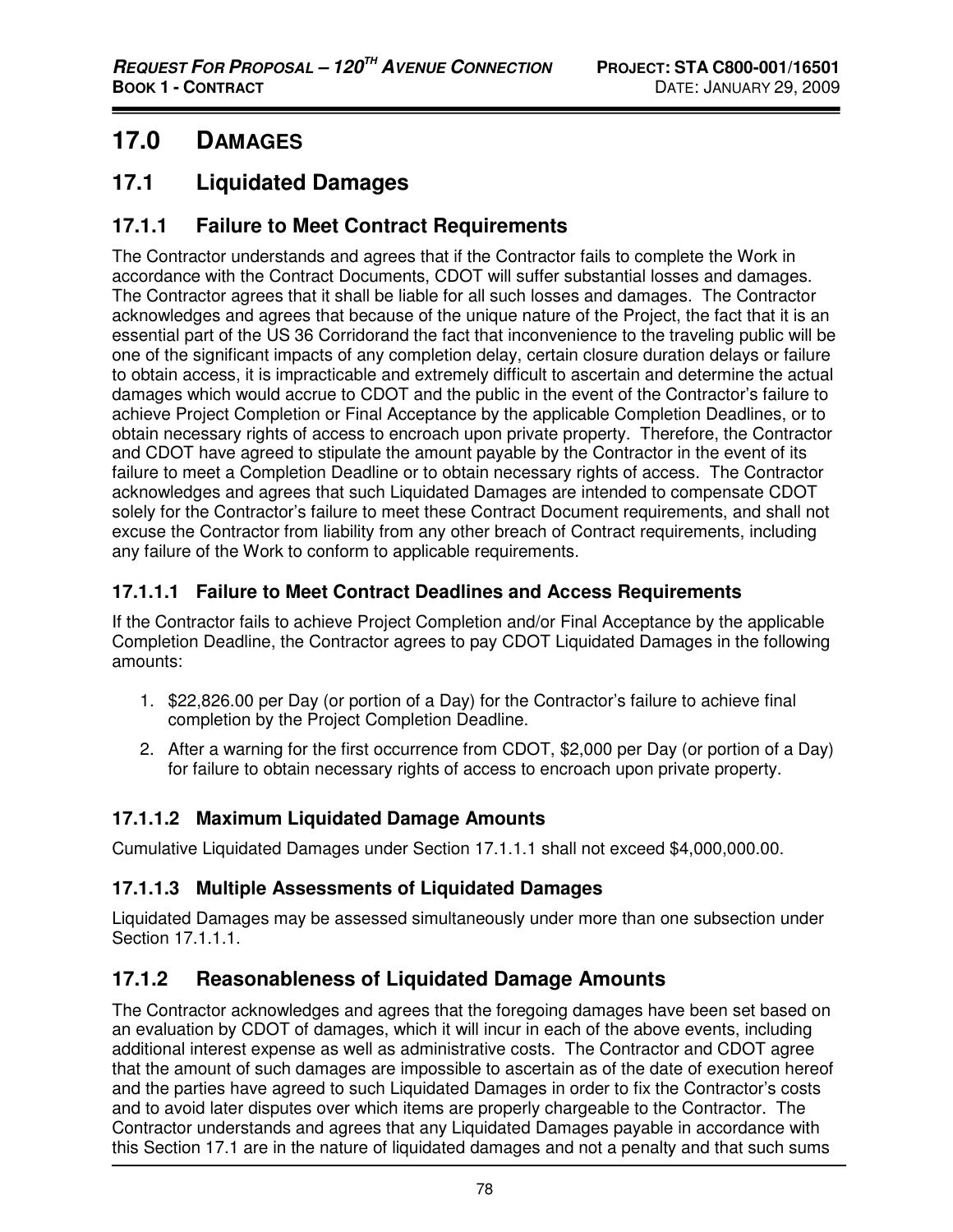# 17.0 DAMAGES

## 17.1 Liquidated Damages

### 17.1.1 Failure to Meet Contract Requirements

The Contractor understands and agrees that if the Contractor fails to complete the Work in accordance with the Contract Documents, CDOT will suffer substantial losses and damages. The Contractor agrees that it shall be liable for all such losses and damages. The Contractor acknowledges and agrees that because of the unique nature of the Project, the fact that it is an essential part of the US 36 Corridorand the fact that inconvenience to the traveling public will be one of the significant impacts of any completion delay, certain closure duration delays or failure to obtain access, it is impracticable and extremely difficult to ascertain and determine the actual damages which would accrue to CDOT and the public in the event of the Contractor's failure to achieve Project Completion or Final Acceptance by the applicable Completion Deadlines, or to obtain necessary rights of access to encroach upon private property. Therefore, the Contractor and CDOT have agreed to stipulate the amount payable by the Contractor in the event of its failure to meet a Completion Deadline or to obtain necessary rights of access. The Contractor acknowledges and agrees that such Liquidated Damages are intended to compensate CDOT solely for the Contractor's failure to meet these Contract Document requirements, and shall not excuse the Contractor from liability from any other breach of Contract requirements, including any failure of the Work to conform to applicable requirements.

#### 17.1.1.1 Failure to Meet Contract Deadlines and Access Requirements

If the Contractor fails to achieve Project Completion and/or Final Acceptance by the applicable Completion Deadline, the Contractor agrees to pay CDOT Liquidated Damages in the following amounts:

1. $22,826.00 per Day (or portion of a Day) for the Contractor's failure to achieve final completion by the Project Completion Deadline.
2. After a warning for the first occurrence from CDOT, $2,000 per Day (or portion of a Day) for failure to obtain necessary rights of access to encroach upon private property.

#### 17.1.1.2 Maximum Liquidated Damage Amounts

Cumulative Liquidated Damages under Section 17.1.1.1 shall not exceed $4,000,000.00.

#### 17.1.1.3 Multiple Assessments of Liquidated Damages

Liquidated Damages may be assessed simultaneously under more than one subsection under Section 17.1.1.1.

### 17.1.2 Reasonableness of Liquidated Damage Amounts

The Contractor acknowledges and agrees that the foregoing damages have been set based on an evaluation by CDOT of damages, which it will incur in each of the above events, including additional interest expense as well as administrative costs. The Contractor and CDOT agree that the amount of such damages are impossible to ascertain as of the date of execution hereof and the parties have agreed to such Liquidated Damages in order to fix the Contractor's costs and to avoid later disputes over which items are properly chargeable to the Contractor. The Contractor understands and agrees that any Liquidated Damages payable in accordance with this Section 17.1 are in the nature of liquidated damages and not a penalty and that such sums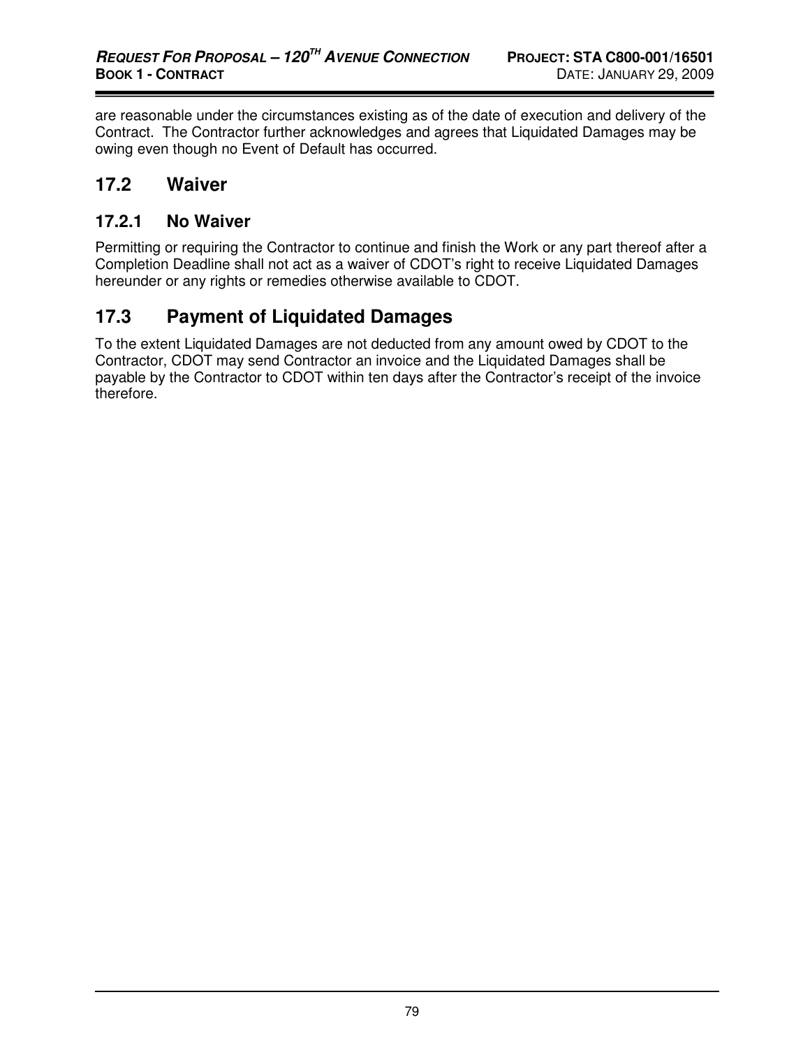are reasonable under the circumstances existing as of the date of execution and delivery of the Contract. The Contractor further acknowledges and agrees that Liquidated Damages may be owing even though no Event of Default has occurred.

## 17.2 Waiver

### 17.2.1 No Waiver

Permitting or requiring the Contractor to continue and finish the Work or any part thereof after a Completion Deadline shall not act as a waiver of CDOT's right to receive Liquidated Damages hereunder or any rights or remedies otherwise available to CDOT.

## 17.3 Payment of Liquidated Damages

To the extent Liquidated Damages are not deducted from any amount owed by CDOT to the Contractor, CDOT may send Contractor an invoice and the Liquidated Damages shall be payable by the Contractor to CDOT within ten days after the Contractor's receipt of the invoice therefore.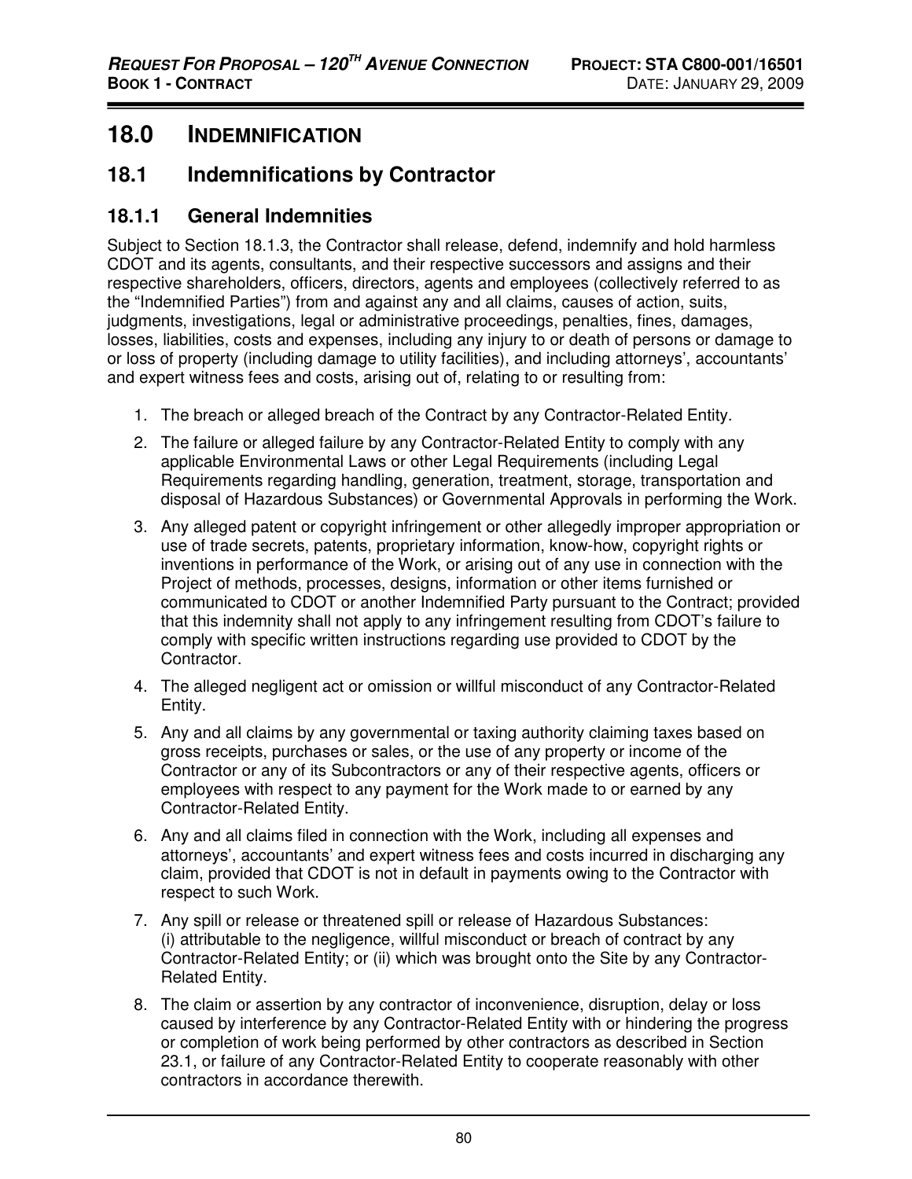# 18.0 INDEMNIFICATION

## 18.1 Indemnifications by Contractor

### 18.1.1 General Indemnities

Subject to Section 18.1.3, the Contractor shall release, defend, indemnify and hold harmless CDOT and its agents, consultants, and their respective successors and assigns and their respective shareholders, officers, directors, agents and employees (collectively referred to as the "Indemnified Parties") from and against any and all claims, causes of action, suits, judgments, investigations, legal or administrative proceedings, penalties, fines, damages, losses, liabilities, costs and expenses, including any injury to or death of persons or damage to or loss of property (including damage to utility facilities), and including attorneys', accountants' and expert witness fees and costs, arising out of, relating to or resulting from:

1. The breach or alleged breach of the Contract by any Contractor-Related Entity.
2. The failure or alleged failure by any Contractor-Related Entity to comply with any applicable Environmental Laws or other Legal Requirements (including Legal Requirements regarding handling, generation, treatment, storage, transportation and disposal of Hazardous Substances) or Governmental Approvals in performing the Work.
3. Any alleged patent or copyright infringement or other allegedly improper appropriation or use of trade secrets, patents, proprietary information, know-how, copyright rights or inventions in performance of the Work, or arising out of any use in connection with the Project of methods, processes, designs, information or other items furnished or communicated to CDOT or another Indemnified Party pursuant to the Contract; provided that this indemnity shall not apply to any infringement resulting from CDOT's failure to comply with specific written instructions regarding use provided to CDOT by the Contractor.
4. The alleged negligent act or omission or willful misconduct of any Contractor-Related Entity.
5. Any and all claims by any governmental or taxing authority claiming taxes based on gross receipts, purchases or sales, or the use of any property or income of the Contractor or any of its Subcontractors or any of their respective agents, officers or employees with respect to any payment for the Work made to or earned by any Contractor-Related Entity.
6. Any and all claims filed in connection with the Work, including all expenses and attorneys', accountants' and expert witness fees and costs incurred in discharging any claim, provided that CDOT is not in default in payments owing to the Contractor with respect to such Work.
7. Any spill or release or threatened spill or release of Hazardous Substances: (i) attributable to the negligence, willful misconduct or breach of contract by any Contractor-Related Entity; or (ii) which was brought onto the Site by any Contractor-Related Entity.
8. The claim or assertion by any contractor of inconvenience, disruption, delay or loss caused by interference by any Contractor-Related Entity with or hindering the progress or completion of work being performed by other contractors as described in Section 23.1, or failure of any Contractor-Related Entity to cooperate reasonably with other contractors in accordance therewith.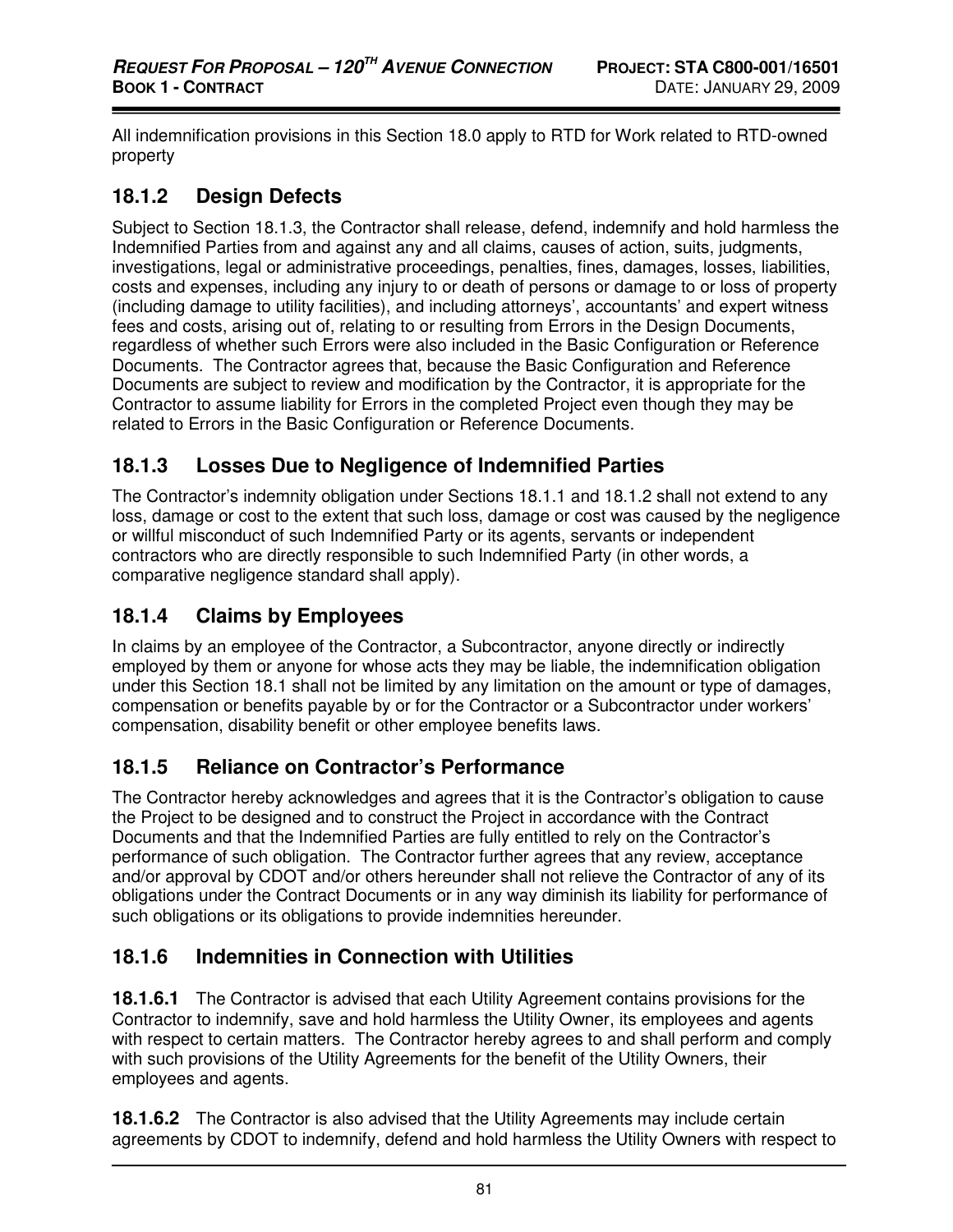All indemnification provisions in this Section 18.0 apply to RTD for Work related to RTD-owned property

### 18.1.2 Design Defects

Subject to Section 18.1.3, the Contractor shall release, defend, indemnify and hold harmless the Indemnified Parties from and against any and all claims, causes of action, suits, judgments, investigations, legal or administrative proceedings, penalties, fines, damages, losses, liabilities, costs and expenses, including any injury to or death of persons or damage to or loss of property (including damage to utility facilities), and including attorneys', accountants' and expert witness fees and costs, arising out of, relating to or resulting from Errors in the Design Documents, regardless of whether such Errors were also included in the Basic Configuration or Reference Documents. The Contractor agrees that, because the Basic Configuration and Reference Documents are subject to review and modification by the Contractor, it is appropriate for the Contractor to assume liability for Errors in the completed Project even though they may be related to Errors in the Basic Configuration or Reference Documents.

### 18.1.3 Losses Due to Negligence of Indemnified Parties

The Contractor's indemnity obligation under Sections 18.1.1 and 18.1.2 shall not extend to any loss, damage or cost to the extent that such loss, damage or cost was caused by the negligence or willful misconduct of such Indemnified Party or its agents, servants or independent contractors who are directly responsible to such Indemnified Party (in other words, a comparative negligence standard shall apply).

### 18.1.4 Claims by Employees

In claims by an employee of the Contractor, a Subcontractor, anyone directly or indirectly employed by them or anyone for whose acts they may be liable, the indemnification obligation under this Section 18.1 shall not be limited by any limitation on the amount or type of damages, compensation or benefits payable by or for the Contractor or a Subcontractor under workers' compensation, disability benefit or other employee benefits laws.

### 18.1.5 Reliance on Contractor's Performance

The Contractor hereby acknowledges and agrees that it is the Contractor's obligation to cause the Project to be designed and to construct the Project in accordance with the Contract Documents and that the Indemnified Parties are fully entitled to rely on the Contractor's performance of such obligation. The Contractor further agrees that any review, acceptance and/or approval by CDOT and/or others hereunder shall not relieve the Contractor of any of its obligations under the Contract Documents or in any way diminish its liability for performance of such obligations or its obligations to provide indemnities hereunder.

### 18.1.6 Indemnities in Connection with Utilities

**18.1.6.1** The Contractor is advised that each Utility Agreement contains provisions for the Contractor to indemnify, save and hold harmless the Utility Owner, its employees and agents with respect to certain matters. The Contractor hereby agrees to and shall perform and comply with such provisions of the Utility Agreements for the benefit of the Utility Owners, their employees and agents.

**18.1.6.2** The Contractor is also advised that the Utility Agreements may include certain agreements by CDOT to indemnify, defend and hold harmless the Utility Owners with respect to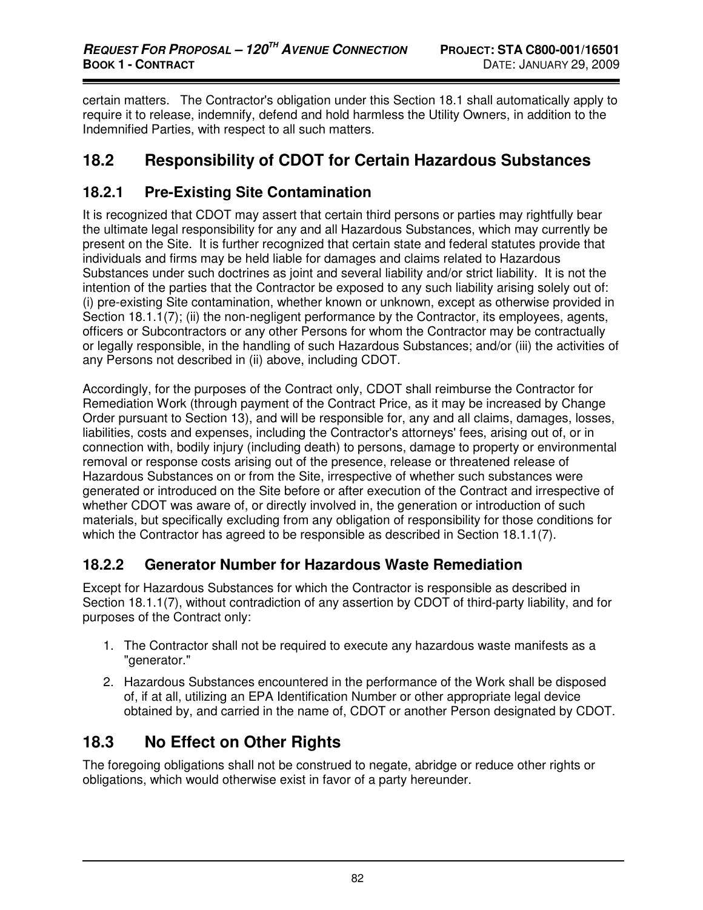certain matters. The Contractor's obligation under this Section 18.1 shall automatically apply to require it to release, indemnify, defend and hold harmless the Utility Owners, in addition to the Indemnified Parties, with respect to all such matters.

## 18.2 Responsibility of CDOT for Certain Hazardous Substances

### 18.2.1 Pre-Existing Site Contamination

It is recognized that CDOT may assert that certain third persons or parties may rightfully bear the ultimate legal responsibility for any and all Hazardous Substances, which may currently be present on the Site. It is further recognized that certain state and federal statutes provide that individuals and firms may be held liable for damages and claims related to Hazardous Substances under such doctrines as joint and several liability and/or strict liability. It is not the intention of the parties that the Contractor be exposed to any such liability arising solely out of: (i) pre-existing Site contamination, whether known or unknown, except as otherwise provided in Section 18.1.1(7); (ii) the non-negligent performance by the Contractor, its employees, agents, officers or Subcontractors or any other Persons for whom the Contractor may be contractually or legally responsible, in the handling of such Hazardous Substances; and/or (iii) the activities of any Persons not described in (ii) above, including CDOT.

Accordingly, for the purposes of the Contract only, CDOT shall reimburse the Contractor for Remediation Work (through payment of the Contract Price, as it may be increased by Change Order pursuant to Section 13), and will be responsible for, any and all claims, damages, losses, liabilities, costs and expenses, including the Contractor's attorneys' fees, arising out of, or in connection with, bodily injury (including death) to persons, damage to property or environmental removal or response costs arising out of the presence, release or threatened release of Hazardous Substances on or from the Site, irrespective of whether such substances were generated or introduced on the Site before or after execution of the Contract and irrespective of whether CDOT was aware of, or directly involved in, the generation or introduction of such materials, but specifically excluding from any obligation of responsibility for those conditions for which the Contractor has agreed to be responsible as described in Section 18.1.1(7).

### 18.2.2 Generator Number for Hazardous Waste Remediation

Except for Hazardous Substances for which the Contractor is responsible as described in Section 18.1.1(7), without contradiction of any assertion by CDOT of third-party liability, and for purposes of the Contract only:

1. The Contractor shall not be required to execute any hazardous waste manifests as a "generator."
2. Hazardous Substances encountered in the performance of the Work shall be disposed of, if at all, utilizing an EPA Identification Number or other appropriate legal device obtained by, and carried in the name of, CDOT or another Person designated by CDOT.

## 18.3 No Effect on Other Rights

The foregoing obligations shall not be construed to negate, abridge or reduce other rights or obligations, which would otherwise exist in favor of a party hereunder.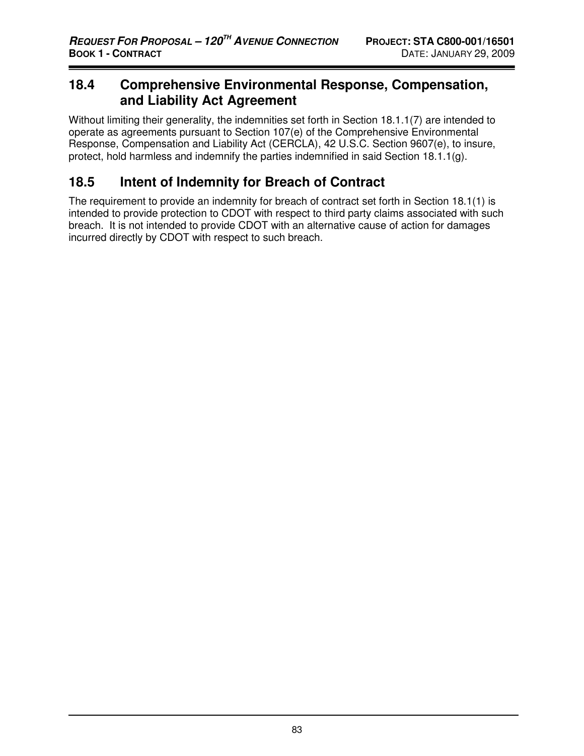## 18.4 Comprehensive Environmental Response, Compensation, and Liability Act Agreement

Without limiting their generality, the indemnities set forth in Section 18.1.1(7) are intended to operate as agreements pursuant to Section 107(e) of the Comprehensive Environmental Response, Compensation and Liability Act (CERCLA), 42 U.S.C. Section 9607(e), to insure, protect, hold harmless and indemnify the parties indemnified in said Section 18.1.1(g).

## 18.5 Intent of Indemnity for Breach of Contract

The requirement to provide an indemnity for breach of contract set forth in Section 18.1(1) is intended to provide protection to CDOT with respect to third party claims associated with such breach. It is not intended to provide CDOT with an alternative cause of action for damages incurred directly by CDOT with respect to such breach.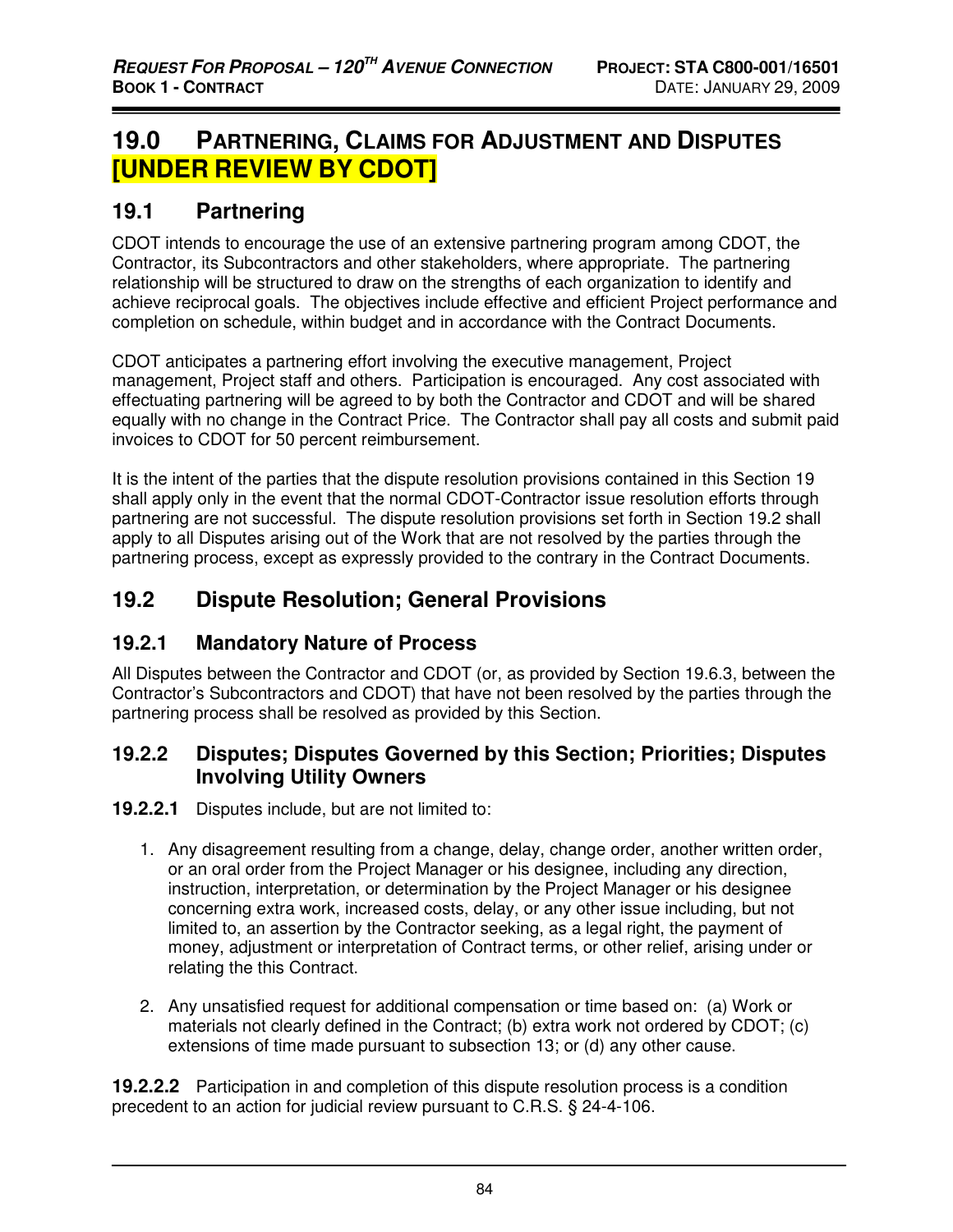# 19.0 PARTNERING, CLAIMS FOR ADJUSTMENT AND DISPUTES [UNDER REVIEW BY CDOT]

## 19.1 Partnering

CDOT intends to encourage the use of an extensive partnering program among CDOT, the Contractor, its Subcontractors and other stakeholders, where appropriate. The partnering relationship will be structured to draw on the strengths of each organization to identify and achieve reciprocal goals. The objectives include effective and efficient Project performance and completion on schedule, within budget and in accordance with the Contract Documents.

CDOT anticipates a partnering effort involving the executive management, Project management, Project staff and others. Participation is encouraged. Any cost associated with effectuating partnering will be agreed to by both the Contractor and CDOT and will be shared equally with no change in the Contract Price. The Contractor shall pay all costs and submit paid invoices to CDOT for 50 percent reimbursement.

It is the intent of the parties that the dispute resolution provisions contained in this Section 19 shall apply only in the event that the normal CDOT-Contractor issue resolution efforts through partnering are not successful. The dispute resolution provisions set forth in Section 19.2 shall apply to all Disputes arising out of the Work that are not resolved by the parties through the partnering process, except as expressly provided to the contrary in the Contract Documents.

## 19.2 Dispute Resolution; General Provisions

### 19.2.1 Mandatory Nature of Process

All Disputes between the Contractor and CDOT (or, as provided by Section 19.6.3, between the Contractor's Subcontractors and CDOT) that have not been resolved by the parties through the partnering process shall be resolved as provided by this Section.

### 19.2.2 Disputes; Disputes Governed by this Section; Priorities; Disputes Involving Utility Owners

**19.2.2.1** Disputes include, but are not limited to:

1. Any disagreement resulting from a change, delay, change order, another written order, or an oral order from the Project Manager or his designee, including any direction, instruction, interpretation, or determination by the Project Manager or his designee concerning extra work, increased costs, delay, or any other issue including, but not limited to, an assertion by the Contractor seeking, as a legal right, the payment of money, adjustment or interpretation of Contract terms, or other relief, arising under or relating the this Contract.
2. Any unsatisfied request for additional compensation or time based on: (a) Work or materials not clearly defined in the Contract; (b) extra work not ordered by CDOT; (c) extensions of time made pursuant to subsection 13; or (d) any other cause.

**19.2.2.2** Participation in and completion of this dispute resolution process is a condition precedent to an action for judicial review pursuant to C.R.S. § 24-4-106.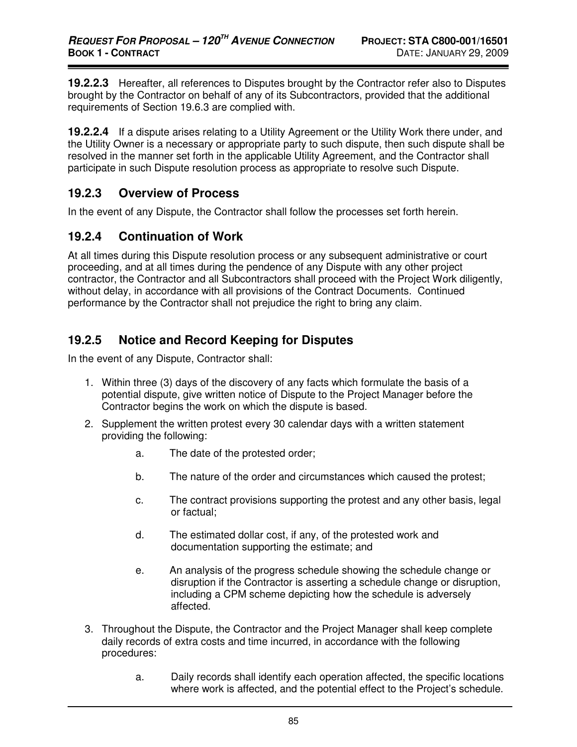**19.2.2.3** Hereafter, all references to Disputes brought by the Contractor refer also to Disputes brought by the Contractor on behalf of any of its Subcontractors, provided that the additional requirements of Section 19.6.3 are complied with.

**19.2.2.4** If a dispute arises relating to a Utility Agreement or the Utility Work there under, and the Utility Owner is a necessary or appropriate party to such dispute, then such dispute shall be resolved in the manner set forth in the applicable Utility Agreement, and the Contractor shall participate in such Dispute resolution process as appropriate to resolve such Dispute.

## 19.2.3 Overview of Process

In the event of any Dispute, the Contractor shall follow the processes set forth herein.

## 19.2.4 Continuation of Work

At all times during this Dispute resolution process or any subsequent administrative or court proceeding, and at all times during the pendence of any Dispute with any other project contractor, the Contractor and all Subcontractors shall proceed with the Project Work diligently, without delay, in accordance with all provisions of the Contract Documents. Continued performance by the Contractor shall not prejudice the right to bring any claim.

## 19.2.5 Notice and Record Keeping for Disputes

In the event of any Dispute, Contractor shall:

1. Within three (3) days of the discovery of any facts which formulate the basis of a potential dispute, give written notice of Dispute to the Project Manager before the Contractor begins the work on which the dispute is based.
2. Supplement the written protest every 30 calendar days with a written statement providing the following:
   - a. The date of the protested order;
   - b. The nature of the order and circumstances which caused the protest;
   - c. The contract provisions supporting the protest and any other basis, legal or factual;
   - d. The estimated dollar cost, if any, of the protested work and documentation supporting the estimate; and
   - e. An analysis of the progress schedule showing the schedule change or disruption if the Contractor is asserting a schedule change or disruption, including a CPM scheme depicting how the schedule is adversely affected.
3. Throughout the Dispute, the Contractor and the Project Manager shall keep complete daily records of extra costs and time incurred, in accordance with the following procedures:
   - a. Daily records shall identify each operation affected, the specific locations where work is affected, and the potential effect to the Project's schedule.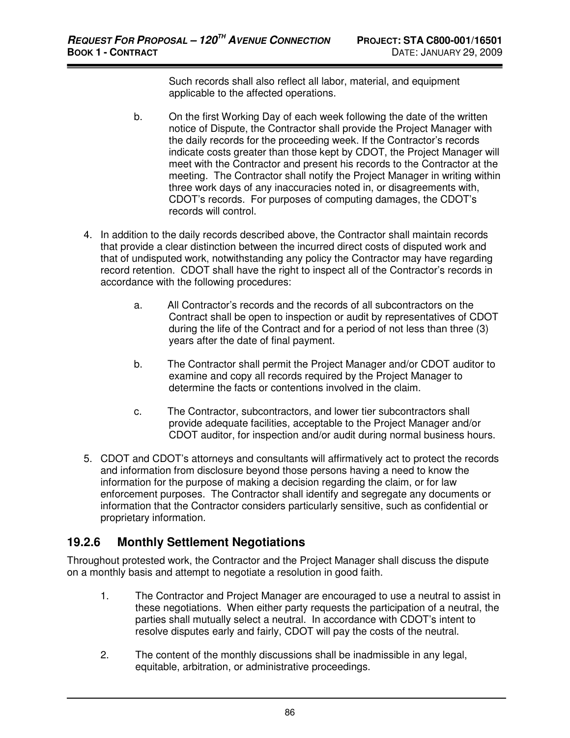Such records shall also reflect all labor, material, and equipment applicable to the affected operations.

b. On the first Working Day of each week following the date of the written notice of Dispute, the Contractor shall provide the Project Manager with the daily records for the proceeding week. If the Contractor's records indicate costs greater than those kept by CDOT, the Project Manager will meet with the Contractor and present his records to the Contractor at the meeting. The Contractor shall notify the Project Manager in writing within three work days of any inaccuracies noted in, or disagreements with, CDOT's records. For purposes of computing damages, the CDOT's records will control.

4. In addition to the daily records described above, the Contractor shall maintain records that provide a clear distinction between the incurred direct costs of disputed work and that of undisputed work, notwithstanding any policy the Contractor may have regarding record retention. CDOT shall have the right to inspect all of the Contractor's records in accordance with the following procedures:

   a. All Contractor's records and the records of all subcontractors on the Contract shall be open to inspection or audit by representatives of CDOT during the life of the Contract and for a period of not less than three (3) years after the date of final payment.

   b. The Contractor shall permit the Project Manager and/or CDOT auditor to examine and copy all records required by the Project Manager to determine the facts or contentions involved in the claim.

   c. The Contractor, subcontractors, and lower tier subcontractors shall provide adequate facilities, acceptable to the Project Manager and/or CDOT auditor, for inspection and/or audit during normal business hours.

5. CDOT and CDOT's attorneys and consultants will affirmatively act to protect the records and information from disclosure beyond those persons having a need to know the information for the purpose of making a decision regarding the claim, or for law enforcement purposes. The Contractor shall identify and segregate any documents or information that the Contractor considers particularly sensitive, such as confidential or proprietary information.

### 19.2.6 Monthly Settlement Negotiations

Throughout protested work, the Contractor and the Project Manager shall discuss the dispute on a monthly basis and attempt to negotiate a resolution in good faith.

1. The Contractor and Project Manager are encouraged to use a neutral to assist in these negotiations. When either party requests the participation of a neutral, the parties shall mutually select a neutral. In accordance with CDOT's intent to resolve disputes early and fairly, CDOT will pay the costs of the neutral.

2. The content of the monthly discussions shall be inadmissible in any legal, equitable, arbitration, or administrative proceedings.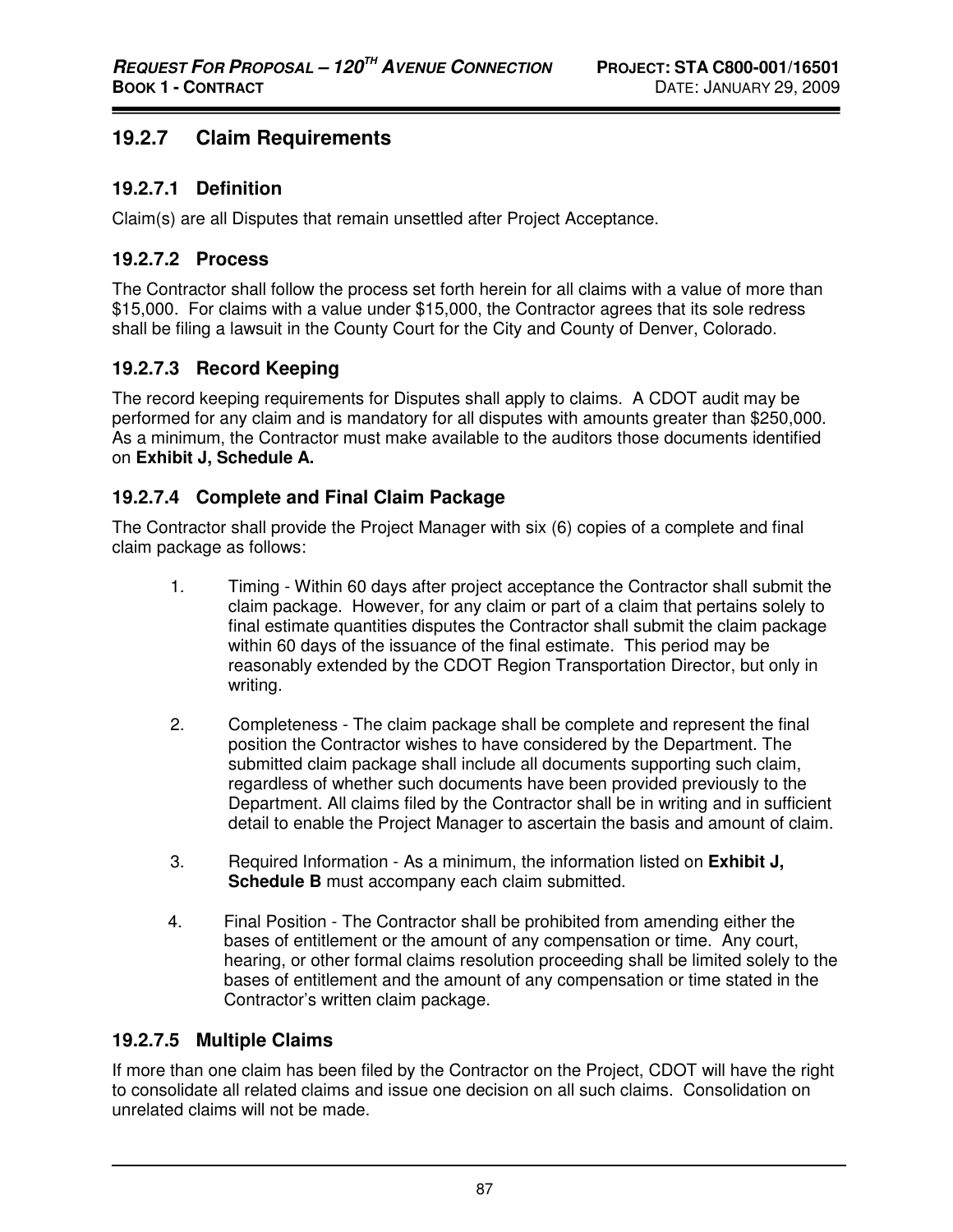## 19.2.7 Claim Requirements

### 19.2.7.1 Definition

Claim(s) are all Disputes that remain unsettled after Project Acceptance.

### 19.2.7.2 Process

The Contractor shall follow the process set forth herein for all claims with a value of more than $15,000. For claims with a value under $15,000, the Contractor agrees that its sole redress shall be filing a lawsuit in the County Court for the City and County of Denver, Colorado.

### 19.2.7.3 Record Keeping

The record keeping requirements for Disputes shall apply to claims. A CDOT audit may be performed for any claim and is mandatory for all disputes with amounts greater than $250,000. As a minimum, the Contractor must make available to the auditors those documents identified on **Exhibit J, Schedule A.**

### 19.2.7.4 Complete and Final Claim Package

The Contractor shall provide the Project Manager with six (6) copies of a complete and final claim package as follows:

1. Timing - Within 60 days after project acceptance the Contractor shall submit the claim package. However, for any claim or part of a claim that pertains solely to final estimate quantities disputes the Contractor shall submit the claim package within 60 days of the issuance of the final estimate. This period may be reasonably extended by the CDOT Region Transportation Director, but only in writing.

2. Completeness - The claim package shall be complete and represent the final position the Contractor wishes to have considered by the Department. The submitted claim package shall include all documents supporting such claim, regardless of whether such documents have been provided previously to the Department. All claims filed by the Contractor shall be in writing and in sufficient detail to enable the Project Manager to ascertain the basis and amount of claim.

3. Required Information - As a minimum, the information listed on **Exhibit J, Schedule B** must accompany each claim submitted.

4. Final Position - The Contractor shall be prohibited from amending either the bases of entitlement or the amount of any compensation or time. Any court, hearing, or other formal claims resolution proceeding shall be limited solely to the bases of entitlement and the amount of any compensation or time stated in the Contractor's written claim package.

### 19.2.7.5 Multiple Claims

If more than one claim has been filed by the Contractor on the Project, CDOT will have the right to consolidate all related claims and issue one decision on all such claims. Consolidation on unrelated claims will not be made.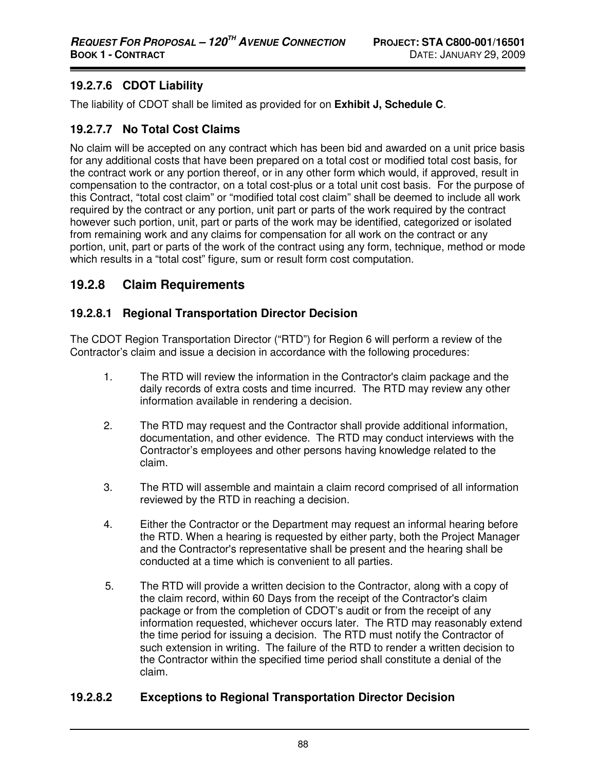#### 19.2.7.6 CDOT Liability

The liability of CDOT shall be limited as provided for on **Exhibit J, Schedule C**.

#### 19.2.7.7 No Total Cost Claims

No claim will be accepted on any contract which has been bid and awarded on a unit price basis for any additional costs that have been prepared on a total cost or modified total cost basis, for the contract work or any portion thereof, or in any other form which would, if approved, result in compensation to the contractor, on a total cost-plus or a total unit cost basis. For the purpose of this Contract, "total cost claim" or "modified total cost claim" shall be deemed to include all work required by the contract or any portion, unit part or parts of the work required by the contract however such portion, unit, part or parts of the work may be identified, categorized or isolated from remaining work and any claims for compensation for all work on the contract or any portion, unit, part or parts of the work of the contract using any form, technique, method or mode which results in a "total cost" figure, sum or result form cost computation.

### 19.2.8 Claim Requirements

#### 19.2.8.1 Regional Transportation Director Decision

The CDOT Region Transportation Director ("RTD") for Region 6 will perform a review of the Contractor's claim and issue a decision in accordance with the following procedures:

1. The RTD will review the information in the Contractor's claim package and the daily records of extra costs and time incurred. The RTD may review any other information available in rendering a decision.

2. The RTD may request and the Contractor shall provide additional information, documentation, and other evidence. The RTD may conduct interviews with the Contractor's employees and other persons having knowledge related to the claim.

3. The RTD will assemble and maintain a claim record comprised of all information reviewed by the RTD in reaching a decision.

4. Either the Contractor or the Department may request an informal hearing before the RTD. When a hearing is requested by either party, both the Project Manager and the Contractor's representative shall be present and the hearing shall be conducted at a time which is convenient to all parties.

5. The RTD will provide a written decision to the Contractor, along with a copy of the claim record, within 60 Days from the receipt of the Contractor's claim package or from the completion of CDOT's audit or from the receipt of any information requested, whichever occurs later. The RTD may reasonably extend the time period for issuing a decision. The RTD must notify the Contractor of such extension in writing. The failure of the RTD to render a written decision to the Contractor within the specified time period shall constitute a denial of the claim.

#### 19.2.8.2 Exceptions to Regional Transportation Director Decision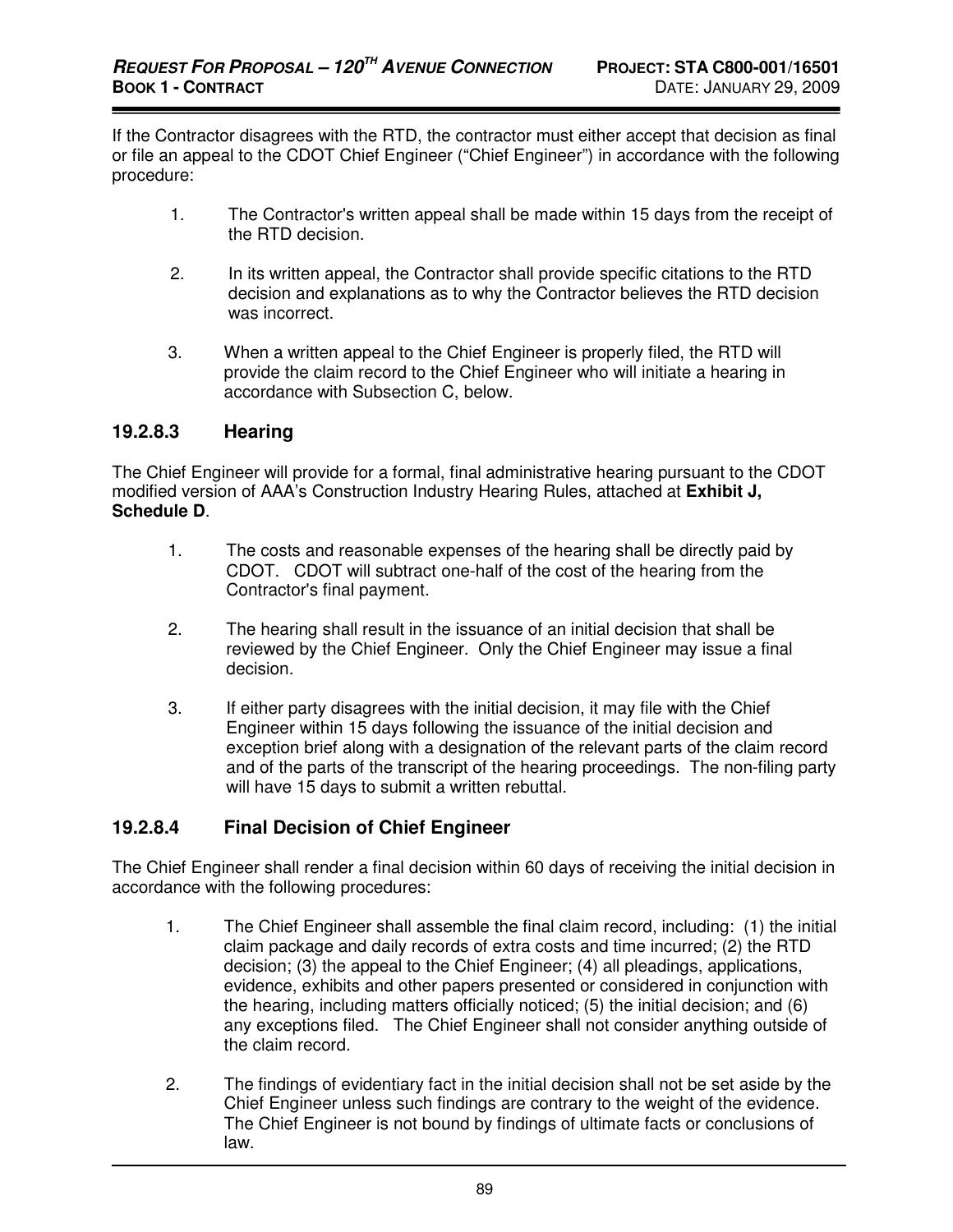If the Contractor disagrees with the RTD, the contractor must either accept that decision as final or file an appeal to the CDOT Chief Engineer ("Chief Engineer") in accordance with the following procedure:

1. The Contractor's written appeal shall be made within 15 days from the receipt of the RTD decision.

2. In its written appeal, the Contractor shall provide specific citations to the RTD decision and explanations as to why the Contractor believes the RTD decision was incorrect.

3. When a written appeal to the Chief Engineer is properly filed, the RTD will provide the claim record to the Chief Engineer who will initiate a hearing in accordance with Subsection C, below.

### 19.2.8.3 Hearing

The Chief Engineer will provide for a formal, final administrative hearing pursuant to the CDOT modified version of AAA's Construction Industry Hearing Rules, attached at **Exhibit J, Schedule D**.

1. The costs and reasonable expenses of the hearing shall be directly paid by CDOT. CDOT will subtract one-half of the cost of the hearing from the Contractor's final payment.

2. The hearing shall result in the issuance of an initial decision that shall be reviewed by the Chief Engineer. Only the Chief Engineer may issue a final decision.

3. If either party disagrees with the initial decision, it may file with the Chief Engineer within 15 days following the issuance of the initial decision and exception brief along with a designation of the relevant parts of the claim record and of the parts of the transcript of the hearing proceedings. The non-filing party will have 15 days to submit a written rebuttal.

### 19.2.8.4 Final Decision of Chief Engineer

The Chief Engineer shall render a final decision within 60 days of receiving the initial decision in accordance with the following procedures:

1. The Chief Engineer shall assemble the final claim record, including: (1) the initial claim package and daily records of extra costs and time incurred; (2) the RTD decision; (3) the appeal to the Chief Engineer; (4) all pleadings, applications, evidence, exhibits and other papers presented or considered in conjunction with the hearing, including matters officially noticed; (5) the initial decision; and (6) any exceptions filed. The Chief Engineer shall not consider anything outside of the claim record.

2. The findings of evidentiary fact in the initial decision shall not be set aside by the Chief Engineer unless such findings are contrary to the weight of the evidence. The Chief Engineer is not bound by findings of ultimate facts or conclusions of law.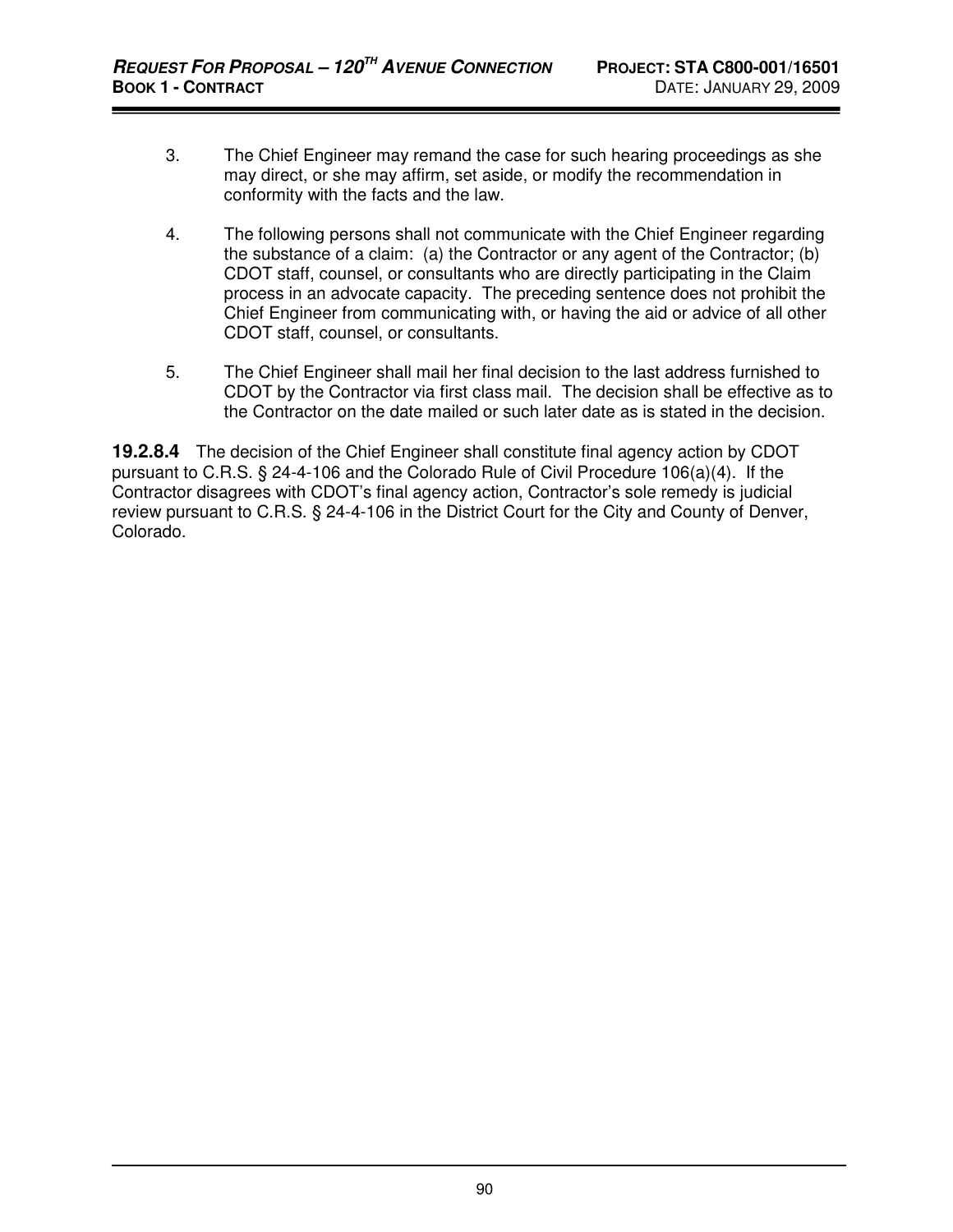3. The Chief Engineer may remand the case for such hearing proceedings as she may direct, or she may affirm, set aside, or modify the recommendation in conformity with the facts and the law.

4. The following persons shall not communicate with the Chief Engineer regarding the substance of a claim: (a) the Contractor or any agent of the Contractor; (b) CDOT staff, counsel, or consultants who are directly participating in the Claim process in an advocate capacity. The preceding sentence does not prohibit the Chief Engineer from communicating with, or having the aid or advice of all other CDOT staff, counsel, or consultants.

5. The Chief Engineer shall mail her final decision to the last address furnished to CDOT by the Contractor via first class mail. The decision shall be effective as to the Contractor on the date mailed or such later date as is stated in the decision.

**19.2.8.4** The decision of the Chief Engineer shall constitute final agency action by CDOT pursuant to C.R.S. § 24-4-106 and the Colorado Rule of Civil Procedure 106(a)(4). If the Contractor disagrees with CDOT's final agency action, Contractor's sole remedy is judicial review pursuant to C.R.S. § 24-4-106 in the District Court for the City and County of Denver, Colorado.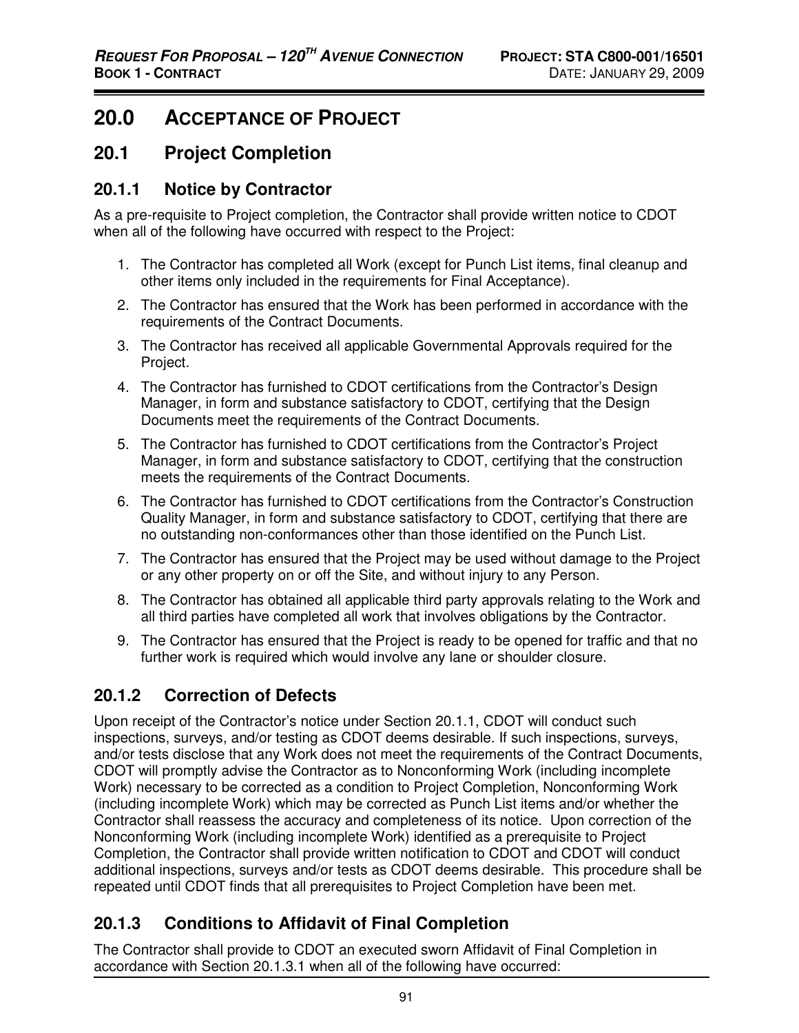# 20.0 ACCEPTANCE OF PROJECT

## 20.1 Project Completion

### 20.1.1 Notice by Contractor

As a pre-requisite to Project completion, the Contractor shall provide written notice to CDOT when all of the following have occurred with respect to the Project:

1. The Contractor has completed all Work (except for Punch List items, final cleanup and other items only included in the requirements for Final Acceptance).
2. The Contractor has ensured that the Work has been performed in accordance with the requirements of the Contract Documents.
3. The Contractor has received all applicable Governmental Approvals required for the Project.
4. The Contractor has furnished to CDOT certifications from the Contractor's Design Manager, in form and substance satisfactory to CDOT, certifying that the Design Documents meet the requirements of the Contract Documents.
5. The Contractor has furnished to CDOT certifications from the Contractor's Project Manager, in form and substance satisfactory to CDOT, certifying that the construction meets the requirements of the Contract Documents.
6. The Contractor has furnished to CDOT certifications from the Contractor's Construction Quality Manager, in form and substance satisfactory to CDOT, certifying that there are no outstanding non-conformances other than those identified on the Punch List.
7. The Contractor has ensured that the Project may be used without damage to the Project or any other property on or off the Site, and without injury to any Person.
8. The Contractor has obtained all applicable third party approvals relating to the Work and all third parties have completed all work that involves obligations by the Contractor.
9. The Contractor has ensured that the Project is ready to be opened for traffic and that no further work is required which would involve any lane or shoulder closure.

### 20.1.2 Correction of Defects

Upon receipt of the Contractor's notice under Section 20.1.1, CDOT will conduct such inspections, surveys, and/or testing as CDOT deems desirable. If such inspections, surveys, and/or tests disclose that any Work does not meet the requirements of the Contract Documents, CDOT will promptly advise the Contractor as to Nonconforming Work (including incomplete Work) necessary to be corrected as a condition to Project Completion, Nonconforming Work (including incomplete Work) which may be corrected as Punch List items and/or whether the Contractor shall reassess the accuracy and completeness of its notice. Upon correction of the Nonconforming Work (including incomplete Work) identified as a prerequisite to Project Completion, the Contractor shall provide written notification to CDOT and CDOT will conduct additional inspections, surveys and/or tests as CDOT deems desirable. This procedure shall be repeated until CDOT finds that all prerequisites to Project Completion have been met.

### 20.1.3 Conditions to Affidavit of Final Completion

The Contractor shall provide to CDOT an executed sworn Affidavit of Final Completion in accordance with Section 20.1.3.1 when all of the following have occurred: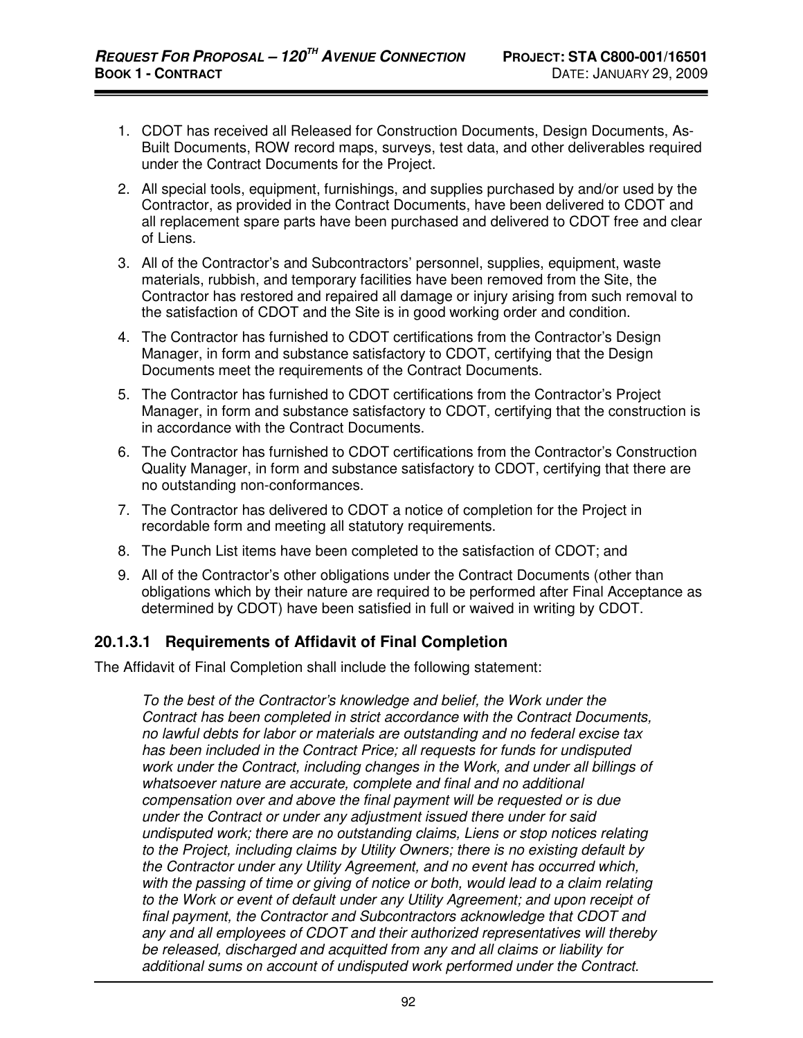1. CDOT has received all Released for Construction Documents, Design Documents, As-Built Documents, ROW record maps, surveys, test data, and other deliverables required under the Contract Documents for the Project.
2. All special tools, equipment, furnishings, and supplies purchased by and/or used by the Contractor, as provided in the Contract Documents, have been delivered to CDOT and all replacement spare parts have been purchased and delivered to CDOT free and clear of Liens.
3. All of the Contractor's and Subcontractors' personnel, supplies, equipment, waste materials, rubbish, and temporary facilities have been removed from the Site, the Contractor has restored and repaired all damage or injury arising from such removal to the satisfaction of CDOT and the Site is in good working order and condition.
4. The Contractor has furnished to CDOT certifications from the Contractor's Design Manager, in form and substance satisfactory to CDOT, certifying that the Design Documents meet the requirements of the Contract Documents.
5. The Contractor has furnished to CDOT certifications from the Contractor's Project Manager, in form and substance satisfactory to CDOT, certifying that the construction is in accordance with the Contract Documents.
6. The Contractor has furnished to CDOT certifications from the Contractor's Construction Quality Manager, in form and substance satisfactory to CDOT, certifying that there are no outstanding non-conformances.
7. The Contractor has delivered to CDOT a notice of completion for the Project in recordable form and meeting all statutory requirements.
8. The Punch List items have been completed to the satisfaction of CDOT; and
9. All of the Contractor's other obligations under the Contract Documents (other than obligations which by their nature are required to be performed after Final Acceptance as determined by CDOT) have been satisfied in full or waived in writing by CDOT.

#### 20.1.3.1 Requirements of Affidavit of Final Completion

The Affidavit of Final Completion shall include the following statement:

> *To the best of the Contractor's knowledge and belief, the Work under the Contract has been completed in strict accordance with the Contract Documents, no lawful debts for labor or materials are outstanding and no federal excise tax has been included in the Contract Price; all requests for funds for undisputed work under the Contract, including changes in the Work, and under all billings of whatsoever nature are accurate, complete and final and no additional compensation over and above the final payment will be requested or is due under the Contract or under any adjustment issued there under for said undisputed work; there are no outstanding claims, Liens or stop notices relating to the Project, including claims by Utility Owners; there is no existing default by the Contractor under any Utility Agreement, and no event has occurred which, with the passing of time or giving of notice or both, would lead to a claim relating to the Work or event of default under any Utility Agreement; and upon receipt of final payment, the Contractor and Subcontractors acknowledge that CDOT and any and all employees of CDOT and their authorized representatives will thereby be released, discharged and acquitted from any and all claims or liability for additional sums on account of undisputed work performed under the Contract.*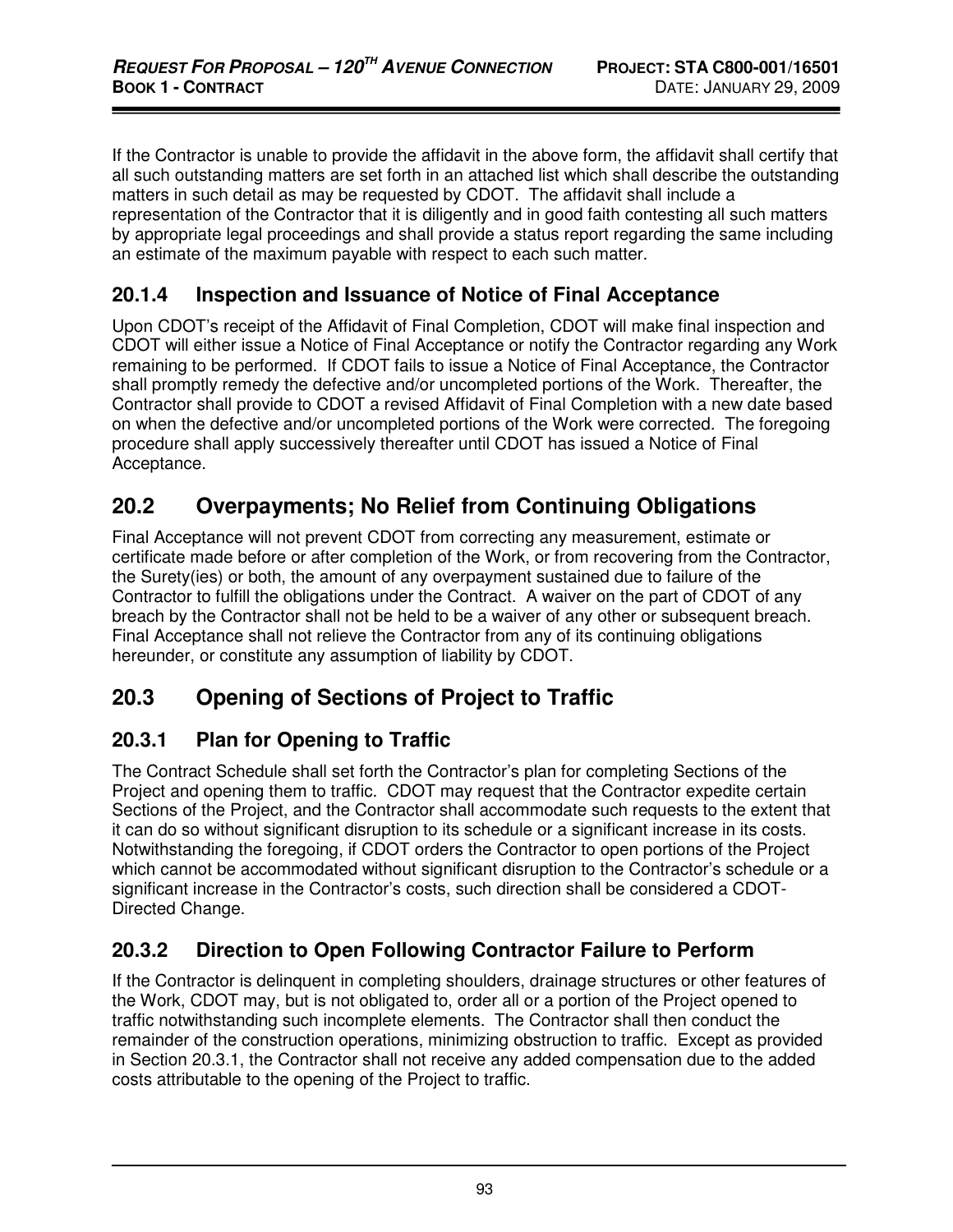If the Contractor is unable to provide the affidavit in the above form, the affidavit shall certify that all such outstanding matters are set forth in an attached list which shall describe the outstanding matters in such detail as may be requested by CDOT. The affidavit shall include a representation of the Contractor that it is diligently and in good faith contesting all such matters by appropriate legal proceedings and shall provide a status report regarding the same including an estimate of the maximum payable with respect to each such matter.

### 20.1.4 Inspection and Issuance of Notice of Final Acceptance

Upon CDOT's receipt of the Affidavit of Final Completion, CDOT will make final inspection and CDOT will either issue a Notice of Final Acceptance or notify the Contractor regarding any Work remaining to be performed. If CDOT fails to issue a Notice of Final Acceptance, the Contractor shall promptly remedy the defective and/or uncompleted portions of the Work. Thereafter, the Contractor shall provide to CDOT a revised Affidavit of Final Completion with a new date based on when the defective and/or uncompleted portions of the Work were corrected. The foregoing procedure shall apply successively thereafter until CDOT has issued a Notice of Final Acceptance.

## 20.2 Overpayments; No Relief from Continuing Obligations

Final Acceptance will not prevent CDOT from correcting any measurement, estimate or certificate made before or after completion of the Work, or from recovering from the Contractor, the Surety(ies) or both, the amount of any overpayment sustained due to failure of the Contractor to fulfill the obligations under the Contract. A waiver on the part of CDOT of any breach by the Contractor shall not be held to be a waiver of any other or subsequent breach. Final Acceptance shall not relieve the Contractor from any of its continuing obligations hereunder, or constitute any assumption of liability by CDOT.

## 20.3 Opening of Sections of Project to Traffic

### 20.3.1 Plan for Opening to Traffic

The Contract Schedule shall set forth the Contractor's plan for completing Sections of the Project and opening them to traffic. CDOT may request that the Contractor expedite certain Sections of the Project, and the Contractor shall accommodate such requests to the extent that it can do so without significant disruption to its schedule or a significant increase in its costs. Notwithstanding the foregoing, if CDOT orders the Contractor to open portions of the Project which cannot be accommodated without significant disruption to the Contractor's schedule or a significant increase in the Contractor's costs, such direction shall be considered a CDOT-Directed Change.

### 20.3.2 Direction to Open Following Contractor Failure to Perform

If the Contractor is delinquent in completing shoulders, drainage structures or other features of the Work, CDOT may, but is not obligated to, order all or a portion of the Project opened to traffic notwithstanding such incomplete elements. The Contractor shall then conduct the remainder of the construction operations, minimizing obstruction to traffic. Except as provided in Section 20.3.1, the Contractor shall not receive any added compensation due to the added costs attributable to the opening of the Project to traffic.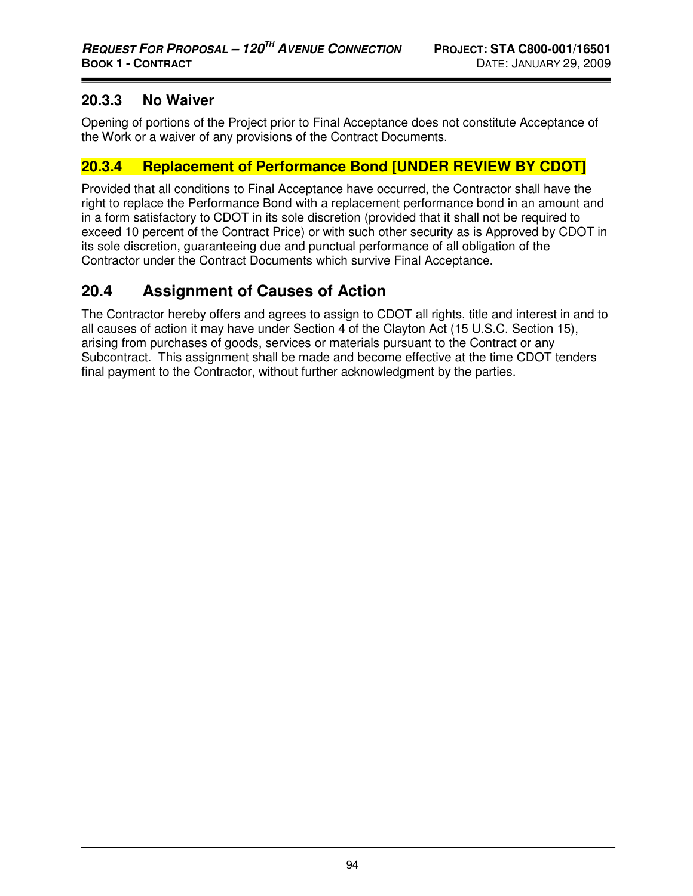### 20.3.3 No Waiver

Opening of portions of the Project prior to Final Acceptance does not constitute Acceptance of the Work or a waiver of any provisions of the Contract Documents.

### 20.3.4 Replacement of Performance Bond [UNDER REVIEW BY CDOT]

Provided that all conditions to Final Acceptance have occurred, the Contractor shall have the right to replace the Performance Bond with a replacement performance bond in an amount and in a form satisfactory to CDOT in its sole discretion (provided that it shall not be required to exceed 10 percent of the Contract Price) or with such other security as is Approved by CDOT in its sole discretion, guaranteeing due and punctual performance of all obligation of the Contractor under the Contract Documents which survive Final Acceptance.

## 20.4 Assignment of Causes of Action

The Contractor hereby offers and agrees to assign to CDOT all rights, title and interest in and to all causes of action it may have under Section 4 of the Clayton Act (15 U.S.C. Section 15), arising from purchases of goods, services or materials pursuant to the Contract or any Subcontract. This assignment shall be made and become effective at the time CDOT tenders final payment to the Contractor, without further acknowledgment by the parties.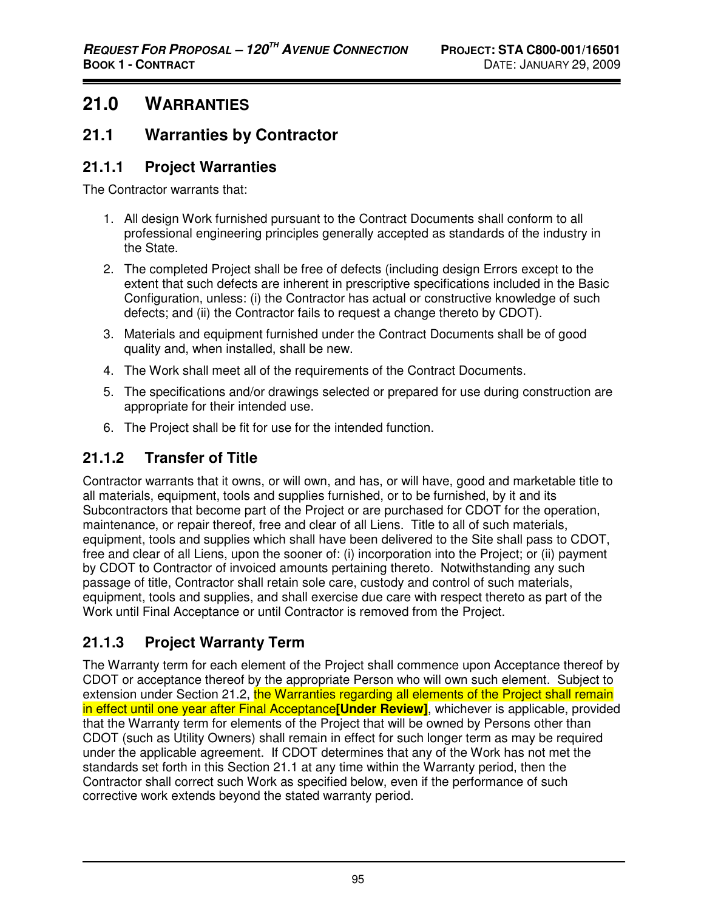# 21.0 WARRANTIES

## 21.1 Warranties by Contractor

### 21.1.1 Project Warranties

The Contractor warrants that:

1. All design Work furnished pursuant to the Contract Documents shall conform to all professional engineering principles generally accepted as standards of the industry in the State.
2. The completed Project shall be free of defects (including design Errors except to the extent that such defects are inherent in prescriptive specifications included in the Basic Configuration, unless: (i) the Contractor has actual or constructive knowledge of such defects; and (ii) the Contractor fails to request a change thereto by CDOT).
3. Materials and equipment furnished under the Contract Documents shall be of good quality and, when installed, shall be new.
4. The Work shall meet all of the requirements of the Contract Documents.
5. The specifications and/or drawings selected or prepared for use during construction are appropriate for their intended use.
6. The Project shall be fit for use for the intended function.

### 21.1.2 Transfer of Title

Contractor warrants that it owns, or will own, and has, or will have, good and marketable title to all materials, equipment, tools and supplies furnished, or to be furnished, by it and its Subcontractors that become part of the Project or are purchased for CDOT for the operation, maintenance, or repair thereof, free and clear of all Liens. Title to all of such materials, equipment, tools and supplies which shall have been delivered to the Site shall pass to CDOT, free and clear of all Liens, upon the sooner of: (i) incorporation into the Project; or (ii) payment by CDOT to Contractor of invoiced amounts pertaining thereto. Notwithstanding any such passage of title, Contractor shall retain sole care, custody and control of such materials, equipment, tools and supplies, and shall exercise due care with respect thereto as part of the Work until Final Acceptance or until Contractor is removed from the Project.

### 21.1.3 Project Warranty Term

The Warranty term for each element of the Project shall commence upon Acceptance thereof by CDOT or acceptance thereof by the appropriate Person who will own such element. Subject to extension under Section 21.2, the Warranties regarding all elements of the Project shall remain in effect until one year after Final Acceptance**[Under Review]**, whichever is applicable, provided that the Warranty term for elements of the Project that will be owned by Persons other than CDOT (such as Utility Owners) shall remain in effect for such longer term as may be required under the applicable agreement. If CDOT determines that any of the Work has not met the standards set forth in this Section 21.1 at any time within the Warranty period, then the Contractor shall correct such Work as specified below, even if the performance of such corrective work extends beyond the stated warranty period.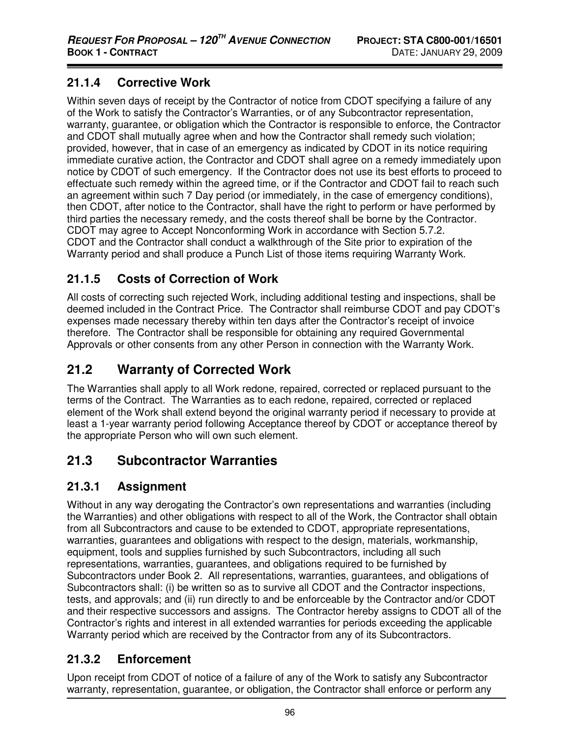### 21.1.4 Corrective Work

Within seven days of receipt by the Contractor of notice from CDOT specifying a failure of any of the Work to satisfy the Contractor's Warranties, or of any Subcontractor representation, warranty, guarantee, or obligation which the Contractor is responsible to enforce, the Contractor and CDOT shall mutually agree when and how the Contractor shall remedy such violation; provided, however, that in case of an emergency as indicated by CDOT in its notice requiring immediate curative action, the Contractor and CDOT shall agree on a remedy immediately upon notice by CDOT of such emergency. If the Contractor does not use its best efforts to proceed to effectuate such remedy within the agreed time, or if the Contractor and CDOT fail to reach such an agreement within such 7 Day period (or immediately, in the case of emergency conditions), then CDOT, after notice to the Contractor, shall have the right to perform or have performed by third parties the necessary remedy, and the costs thereof shall be borne by the Contractor. CDOT may agree to Accept Nonconforming Work in accordance with Section 5.7.2.
CDOT and the Contractor shall conduct a walkthrough of the Site prior to expiration of the Warranty period and shall produce a Punch List of those items requiring Warranty Work.

### 21.1.5 Costs of Correction of Work

All costs of correcting such rejected Work, including additional testing and inspections, shall be deemed included in the Contract Price. The Contractor shall reimburse CDOT and pay CDOT's expenses made necessary thereby within ten days after the Contractor's receipt of invoice therefore. The Contractor shall be responsible for obtaining any required Governmental Approvals or other consents from any other Person in connection with the Warranty Work.

## 21.2 Warranty of Corrected Work

The Warranties shall apply to all Work redone, repaired, corrected or replaced pursuant to the terms of the Contract. The Warranties as to each redone, repaired, corrected or replaced element of the Work shall extend beyond the original warranty period if necessary to provide at least a 1-year warranty period following Acceptance thereof by CDOT or acceptance thereof by the appropriate Person who will own such element.

## 21.3 Subcontractor Warranties

### 21.3.1 Assignment

Without in any way derogating the Contractor's own representations and warranties (including the Warranties) and other obligations with respect to all of the Work, the Contractor shall obtain from all Subcontractors and cause to be extended to CDOT, appropriate representations, warranties, guarantees and obligations with respect to the design, materials, workmanship, equipment, tools and supplies furnished by such Subcontractors, including all such representations, warranties, guarantees, and obligations required to be furnished by Subcontractors under Book 2. All representations, warranties, guarantees, and obligations of Subcontractors shall: (i) be written so as to survive all CDOT and the Contractor inspections, tests, and approvals; and (ii) run directly to and be enforceable by the Contractor and/or CDOT and their respective successors and assigns. The Contractor hereby assigns to CDOT all of the Contractor's rights and interest in all extended warranties for periods exceeding the applicable Warranty period which are received by the Contractor from any of its Subcontractors.

### 21.3.2 Enforcement

Upon receipt from CDOT of notice of a failure of any of the Work to satisfy any Subcontractor warranty, representation, guarantee, or obligation, the Contractor shall enforce or perform any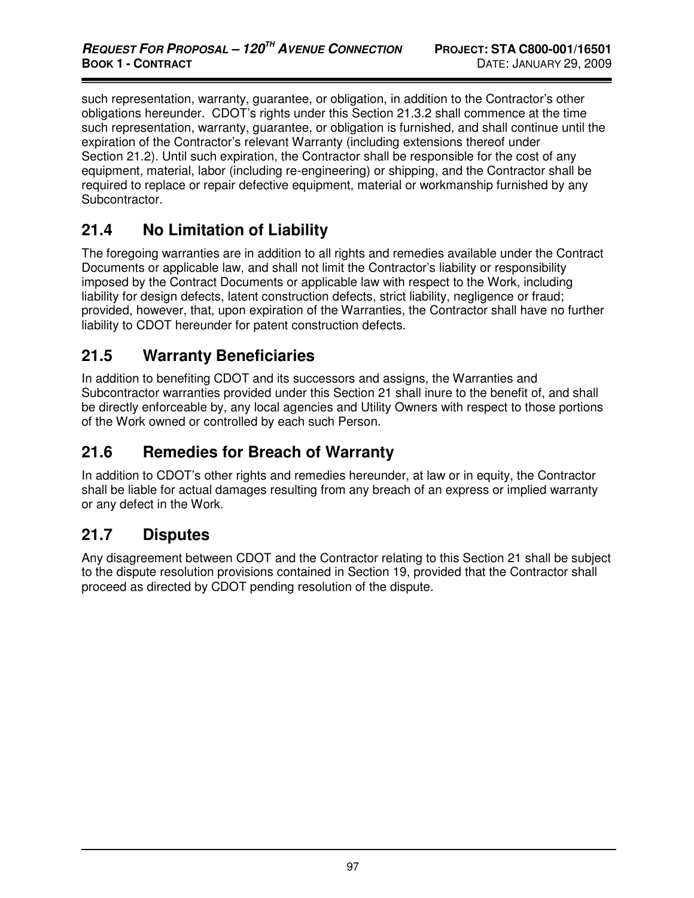such representation, warranty, guarantee, or obligation, in addition to the Contractor's other obligations hereunder. CDOT's rights under this Section 21.3.2 shall commence at the time such representation, warranty, guarantee, or obligation is furnished, and shall continue until the expiration of the Contractor's relevant Warranty (including extensions thereof under Section 21.2). Until such expiration, the Contractor shall be responsible for the cost of any equipment, material, labor (including re-engineering) or shipping, and the Contractor shall be required to replace or repair defective equipment, material or workmanship furnished by any Subcontractor.

## 21.4 No Limitation of Liability

The foregoing warranties are in addition to all rights and remedies available under the Contract Documents or applicable law, and shall not limit the Contractor's liability or responsibility imposed by the Contract Documents or applicable law with respect to the Work, including liability for design defects, latent construction defects, strict liability, negligence or fraud; provided, however, that, upon expiration of the Warranties, the Contractor shall have no further liability to CDOT hereunder for patent construction defects.

## 21.5 Warranty Beneficiaries

In addition to benefiting CDOT and its successors and assigns, the Warranties and Subcontractor warranties provided under this Section 21 shall inure to the benefit of, and shall be directly enforceable by, any local agencies and Utility Owners with respect to those portions of the Work owned or controlled by each such Person.

## 21.6 Remedies for Breach of Warranty

In addition to CDOT's other rights and remedies hereunder, at law or in equity, the Contractor shall be liable for actual damages resulting from any breach of an express or implied warranty or any defect in the Work.

## 21.7 Disputes

Any disagreement between CDOT and the Contractor relating to this Section 21 shall be subject to the dispute resolution provisions contained in Section 19, provided that the Contractor shall proceed as directed by CDOT pending resolution of the dispute.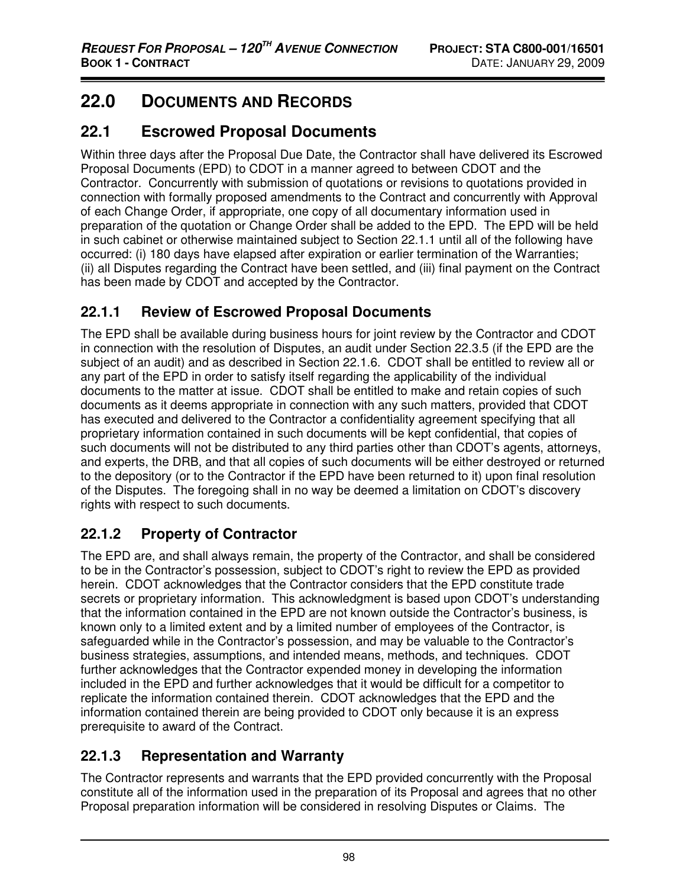# 22.0 DOCUMENTS AND RECORDS

## 22.1 Escrowed Proposal Documents

Within three days after the Proposal Due Date, the Contractor shall have delivered its Escrowed Proposal Documents (EPD) to CDOT in a manner agreed to between CDOT and the Contractor. Concurrently with submission of quotations or revisions to quotations provided in connection with formally proposed amendments to the Contract and concurrently with Approval of each Change Order, if appropriate, one copy of all documentary information used in preparation of the quotation or Change Order shall be added to the EPD. The EPD will be held in such cabinet or otherwise maintained subject to Section 22.1.1 until all of the following have occurred: (i) 180 days have elapsed after expiration or earlier termination of the Warranties; (ii) all Disputes regarding the Contract have been settled, and (iii) final payment on the Contract has been made by CDOT and accepted by the Contractor.

### 22.1.1 Review of Escrowed Proposal Documents

The EPD shall be available during business hours for joint review by the Contractor and CDOT in connection with the resolution of Disputes, an audit under Section 22.3.5 (if the EPD are the subject of an audit) and as described in Section 22.1.6. CDOT shall be entitled to review all or any part of the EPD in order to satisfy itself regarding the applicability of the individual documents to the matter at issue. CDOT shall be entitled to make and retain copies of such documents as it deems appropriate in connection with any such matters, provided that CDOT has executed and delivered to the Contractor a confidentiality agreement specifying that all proprietary information contained in such documents will be kept confidential, that copies of such documents will not be distributed to any third parties other than CDOT's agents, attorneys, and experts, the DRB, and that all copies of such documents will be either destroyed or returned to the depository (or to the Contractor if the EPD have been returned to it) upon final resolution of the Disputes. The foregoing shall in no way be deemed a limitation on CDOT's discovery rights with respect to such documents.

### 22.1.2 Property of Contractor

The EPD are, and shall always remain, the property of the Contractor, and shall be considered to be in the Contractor's possession, subject to CDOT's right to review the EPD as provided herein. CDOT acknowledges that the Contractor considers that the EPD constitute trade secrets or proprietary information. This acknowledgment is based upon CDOT's understanding that the information contained in the EPD are not known outside the Contractor's business, is known only to a limited extent and by a limited number of employees of the Contractor, is safeguarded while in the Contractor's possession, and may be valuable to the Contractor's business strategies, assumptions, and intended means, methods, and techniques. CDOT further acknowledges that the Contractor expended money in developing the information included in the EPD and further acknowledges that it would be difficult for a competitor to replicate the information contained therein. CDOT acknowledges that the EPD and the information contained therein are being provided to CDOT only because it is an express prerequisite to award of the Contract.

### 22.1.3 Representation and Warranty

The Contractor represents and warrants that the EPD provided concurrently with the Proposal constitute all of the information used in the preparation of its Proposal and agrees that no other Proposal preparation information will be considered in resolving Disputes or Claims. The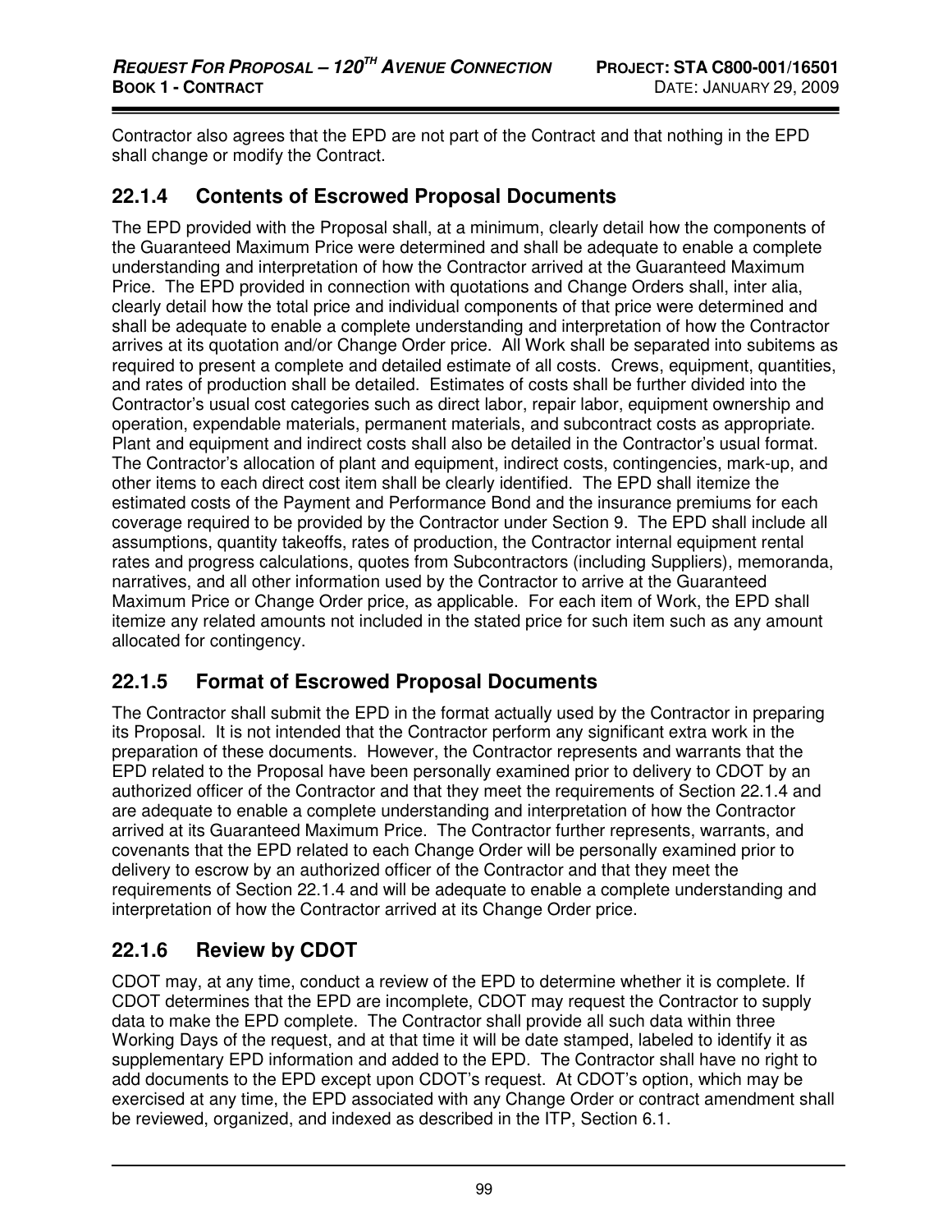Contractor also agrees that the EPD are not part of the Contract and that nothing in the EPD shall change or modify the Contract.

### 22.1.4 Contents of Escrowed Proposal Documents

The EPD provided with the Proposal shall, at a minimum, clearly detail how the components of the Guaranteed Maximum Price were determined and shall be adequate to enable a complete understanding and interpretation of how the Contractor arrived at the Guaranteed Maximum Price. The EPD provided in connection with quotations and Change Orders shall, inter alia, clearly detail how the total price and individual components of that price were determined and shall be adequate to enable a complete understanding and interpretation of how the Contractor arrives at its quotation and/or Change Order price. All Work shall be separated into subitems as required to present a complete and detailed estimate of all costs. Crews, equipment, quantities, and rates of production shall be detailed. Estimates of costs shall be further divided into the Contractor's usual cost categories such as direct labor, repair labor, equipment ownership and operation, expendable materials, permanent materials, and subcontract costs as appropriate. Plant and equipment and indirect costs shall also be detailed in the Contractor's usual format. The Contractor's allocation of plant and equipment, indirect costs, contingencies, mark-up, and other items to each direct cost item shall be clearly identified. The EPD shall itemize the estimated costs of the Payment and Performance Bond and the insurance premiums for each coverage required to be provided by the Contractor under Section 9. The EPD shall include all assumptions, quantity takeoffs, rates of production, the Contractor internal equipment rental rates and progress calculations, quotes from Subcontractors (including Suppliers), memoranda, narratives, and all other information used by the Contractor to arrive at the Guaranteed Maximum Price or Change Order price, as applicable. For each item of Work, the EPD shall itemize any related amounts not included in the stated price for such item such as any amount allocated for contingency.

### 22.1.5 Format of Escrowed Proposal Documents

The Contractor shall submit the EPD in the format actually used by the Contractor in preparing its Proposal. It is not intended that the Contractor perform any significant extra work in the preparation of these documents. However, the Contractor represents and warrants that the EPD related to the Proposal have been personally examined prior to delivery to CDOT by an authorized officer of the Contractor and that they meet the requirements of Section 22.1.4 and are adequate to enable a complete understanding and interpretation of how the Contractor arrived at its Guaranteed Maximum Price. The Contractor further represents, warrants, and covenants that the EPD related to each Change Order will be personally examined prior to delivery to escrow by an authorized officer of the Contractor and that they meet the requirements of Section 22.1.4 and will be adequate to enable a complete understanding and interpretation of how the Contractor arrived at its Change Order price.

### 22.1.6 Review by CDOT

CDOT may, at any time, conduct a review of the EPD to determine whether it is complete. If CDOT determines that the EPD are incomplete, CDOT may request the Contractor to supply data to make the EPD complete. The Contractor shall provide all such data within three Working Days of the request, and at that time it will be date stamped, labeled to identify it as supplementary EPD information and added to the EPD. The Contractor shall have no right to add documents to the EPD except upon CDOT's request. At CDOT's option, which may be exercised at any time, the EPD associated with any Change Order or contract amendment shall be reviewed, organized, and indexed as described in the ITP, Section 6.1.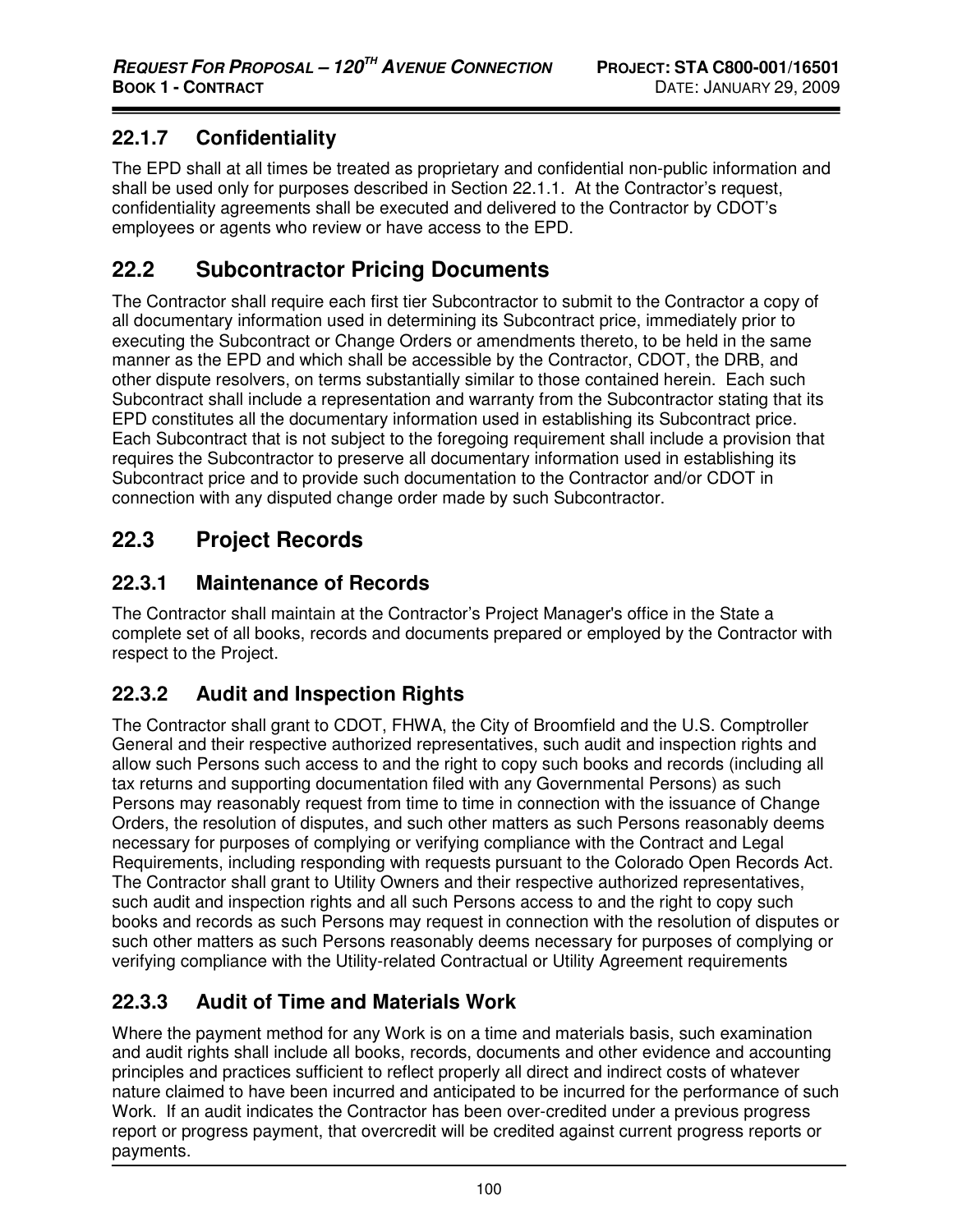### 22.1.7 Confidentiality

The EPD shall at all times be treated as proprietary and confidential non-public information and shall be used only for purposes described in Section 22.1.1. At the Contractor's request, confidentiality agreements shall be executed and delivered to the Contractor by CDOT's employees or agents who review or have access to the EPD.

## 22.2 Subcontractor Pricing Documents

The Contractor shall require each first tier Subcontractor to submit to the Contractor a copy of all documentary information used in determining its Subcontract price, immediately prior to executing the Subcontract or Change Orders or amendments thereto, to be held in the same manner as the EPD and which shall be accessible by the Contractor, CDOT, the DRB, and other dispute resolvers, on terms substantially similar to those contained herein. Each such Subcontract shall include a representation and warranty from the Subcontractor stating that its EPD constitutes all the documentary information used in establishing its Subcontract price. Each Subcontract that is not subject to the foregoing requirement shall include a provision that requires the Subcontractor to preserve all documentary information used in establishing its Subcontract price and to provide such documentation to the Contractor and/or CDOT in connection with any disputed change order made by such Subcontractor.

## 22.3 Project Records

### 22.3.1 Maintenance of Records

The Contractor shall maintain at the Contractor's Project Manager's office in the State a complete set of all books, records and documents prepared or employed by the Contractor with respect to the Project.

### 22.3.2 Audit and Inspection Rights

The Contractor shall grant to CDOT, FHWA, the City of Broomfield and the U.S. Comptroller General and their respective authorized representatives, such audit and inspection rights and allow such Persons such access to and the right to copy such books and records (including all tax returns and supporting documentation filed with any Governmental Persons) as such Persons may reasonably request from time to time in connection with the issuance of Change Orders, the resolution of disputes, and such other matters as such Persons reasonably deems necessary for purposes of complying or verifying compliance with the Contract and Legal Requirements, including responding with requests pursuant to the Colorado Open Records Act. The Contractor shall grant to Utility Owners and their respective authorized representatives, such audit and inspection rights and all such Persons access to and the right to copy such books and records as such Persons may request in connection with the resolution of disputes or such other matters as such Persons reasonably deems necessary for purposes of complying or verifying compliance with the Utility-related Contractual or Utility Agreement requirements

### 22.3.3 Audit of Time and Materials Work

Where the payment method for any Work is on a time and materials basis, such examination and audit rights shall include all books, records, documents and other evidence and accounting principles and practices sufficient to reflect properly all direct and indirect costs of whatever nature claimed to have been incurred and anticipated to be incurred for the performance of such Work. If an audit indicates the Contractor has been over-credited under a previous progress report or progress payment, that overcredit will be credited against current progress reports or payments.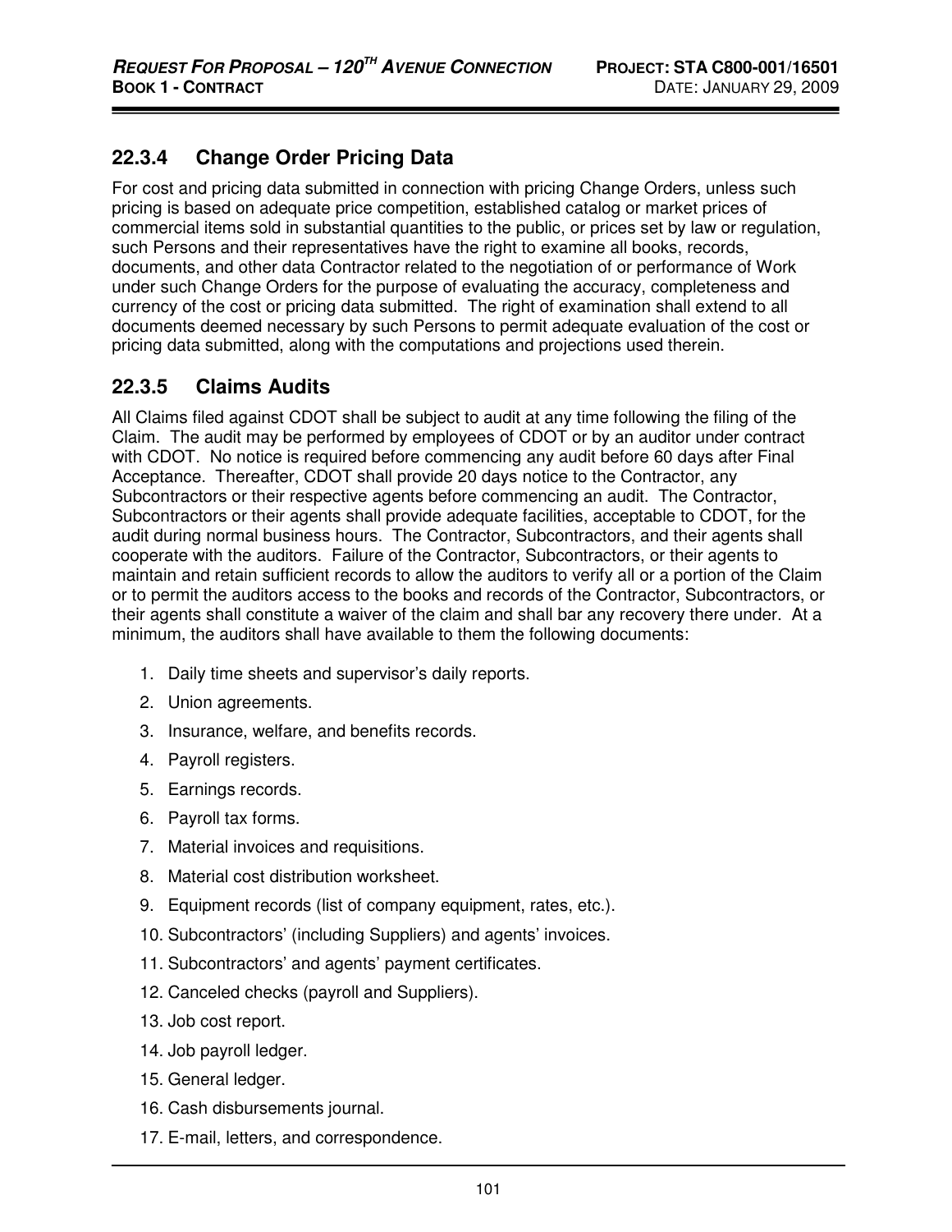## 22.3.4 Change Order Pricing Data

For cost and pricing data submitted in connection with pricing Change Orders, unless such pricing is based on adequate price competition, established catalog or market prices of commercial items sold in substantial quantities to the public, or prices set by law or regulation, such Persons and their representatives have the right to examine all books, records, documents, and other data Contractor related to the negotiation of or performance of Work under such Change Orders for the purpose of evaluating the accuracy, completeness and currency of the cost or pricing data submitted. The right of examination shall extend to all documents deemed necessary by such Persons to permit adequate evaluation of the cost or pricing data submitted, along with the computations and projections used therein.

## 22.3.5 Claims Audits

All Claims filed against CDOT shall be subject to audit at any time following the filing of the Claim. The audit may be performed by employees of CDOT or by an auditor under contract with CDOT. No notice is required before commencing any audit before 60 days after Final Acceptance. Thereafter, CDOT shall provide 20 days notice to the Contractor, any Subcontractors or their respective agents before commencing an audit. The Contractor, Subcontractors or their agents shall provide adequate facilities, acceptable to CDOT, for the audit during normal business hours. The Contractor, Subcontractors, and their agents shall cooperate with the auditors. Failure of the Contractor, Subcontractors, or their agents to maintain and retain sufficient records to allow the auditors to verify all or a portion of the Claim or to permit the auditors access to the books and records of the Contractor, Subcontractors, or their agents shall constitute a waiver of the claim and shall bar any recovery there under. At a minimum, the auditors shall have available to them the following documents:

1. Daily time sheets and supervisor's daily reports.
2. Union agreements.
3. Insurance, welfare, and benefits records.
4. Payroll registers.
5. Earnings records.
6. Payroll tax forms.
7. Material invoices and requisitions.
8. Material cost distribution worksheet.
9. Equipment records (list of company equipment, rates, etc.).
10. Subcontractors' (including Suppliers) and agents' invoices.
11. Subcontractors' and agents' payment certificates.
12. Canceled checks (payroll and Suppliers).
13. Job cost report.
14. Job payroll ledger.
15. General ledger.
16. Cash disbursements journal.
17. E-mail, letters, and correspondence.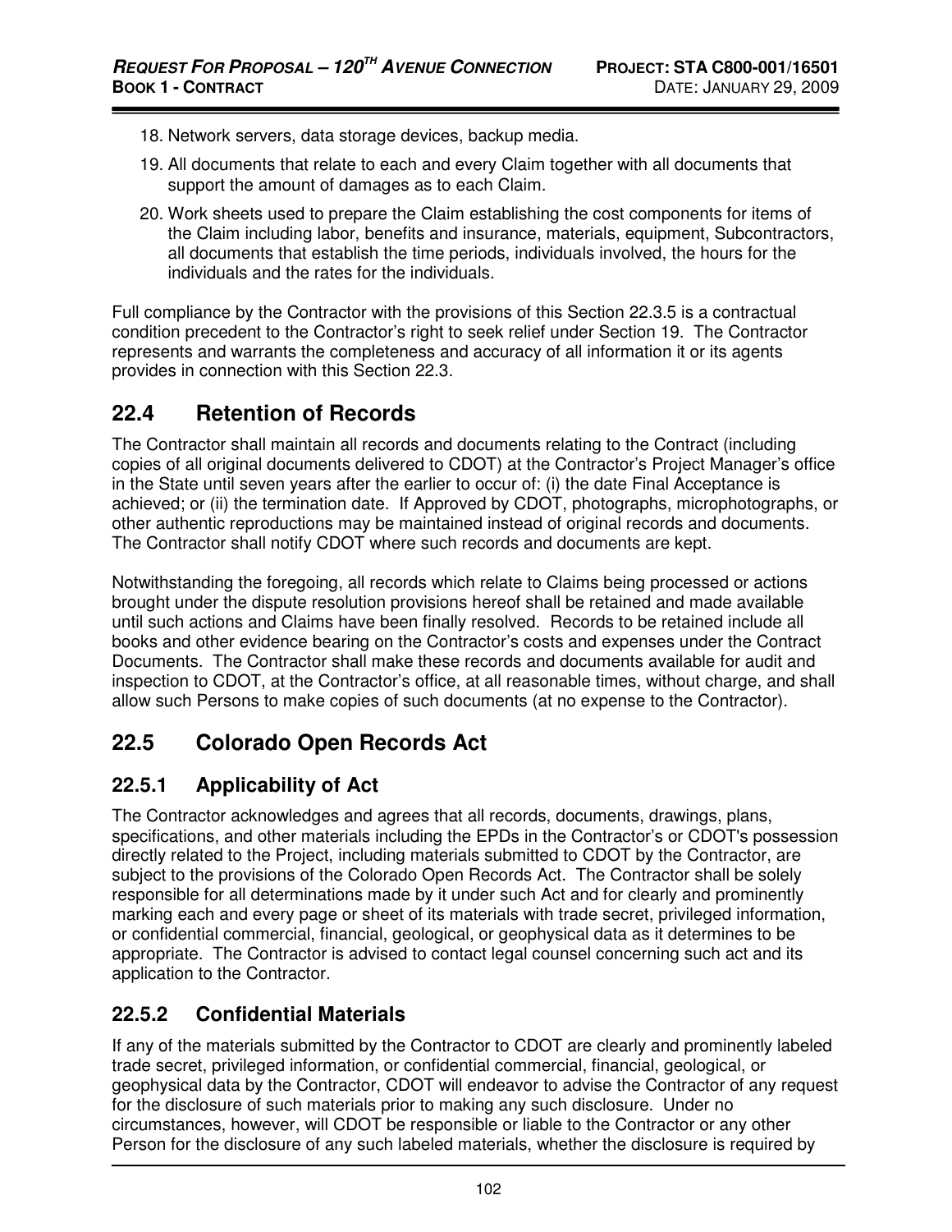18. Network servers, data storage devices, backup media.
19. All documents that relate to each and every Claim together with all documents that support the amount of damages as to each Claim.
20. Work sheets used to prepare the Claim establishing the cost components for items of the Claim including labor, benefits and insurance, materials, equipment, Subcontractors, all documents that establish the time periods, individuals involved, the hours for the individuals and the rates for the individuals.

Full compliance by the Contractor with the provisions of this Section 22.3.5 is a contractual condition precedent to the Contractor's right to seek relief under Section 19. The Contractor represents and warrants the completeness and accuracy of all information it or its agents provides in connection with this Section 22.3.

## 22.4 Retention of Records

The Contractor shall maintain all records and documents relating to the Contract (including copies of all original documents delivered to CDOT) at the Contractor's Project Manager's office in the State until seven years after the earlier to occur of: (i) the date Final Acceptance is achieved; or (ii) the termination date. If Approved by CDOT, photographs, microphotographs, or other authentic reproductions may be maintained instead of original records and documents. The Contractor shall notify CDOT where such records and documents are kept.

Notwithstanding the foregoing, all records which relate to Claims being processed or actions brought under the dispute resolution provisions hereof shall be retained and made available until such actions and Claims have been finally resolved. Records to be retained include all books and other evidence bearing on the Contractor's costs and expenses under the Contract Documents. The Contractor shall make these records and documents available for audit and inspection to CDOT, at the Contractor's office, at all reasonable times, without charge, and shall allow such Persons to make copies of such documents (at no expense to the Contractor).

## 22.5 Colorado Open Records Act

### 22.5.1 Applicability of Act

The Contractor acknowledges and agrees that all records, documents, drawings, plans, specifications, and other materials including the EPDs in the Contractor's or CDOT's possession directly related to the Project, including materials submitted to CDOT by the Contractor, are subject to the provisions of the Colorado Open Records Act. The Contractor shall be solely responsible for all determinations made by it under such Act and for clearly and prominently marking each and every page or sheet of its materials with trade secret, privileged information, or confidential commercial, financial, geological, or geophysical data as it determines to be appropriate. The Contractor is advised to contact legal counsel concerning such act and its application to the Contractor.

### 22.5.2 Confidential Materials

If any of the materials submitted by the Contractor to CDOT are clearly and prominently labeled trade secret, privileged information, or confidential commercial, financial, geological, or geophysical data by the Contractor, CDOT will endeavor to advise the Contractor of any request for the disclosure of such materials prior to making any such disclosure. Under no circumstances, however, will CDOT be responsible or liable to the Contractor or any other Person for the disclosure of any such labeled materials, whether the disclosure is required by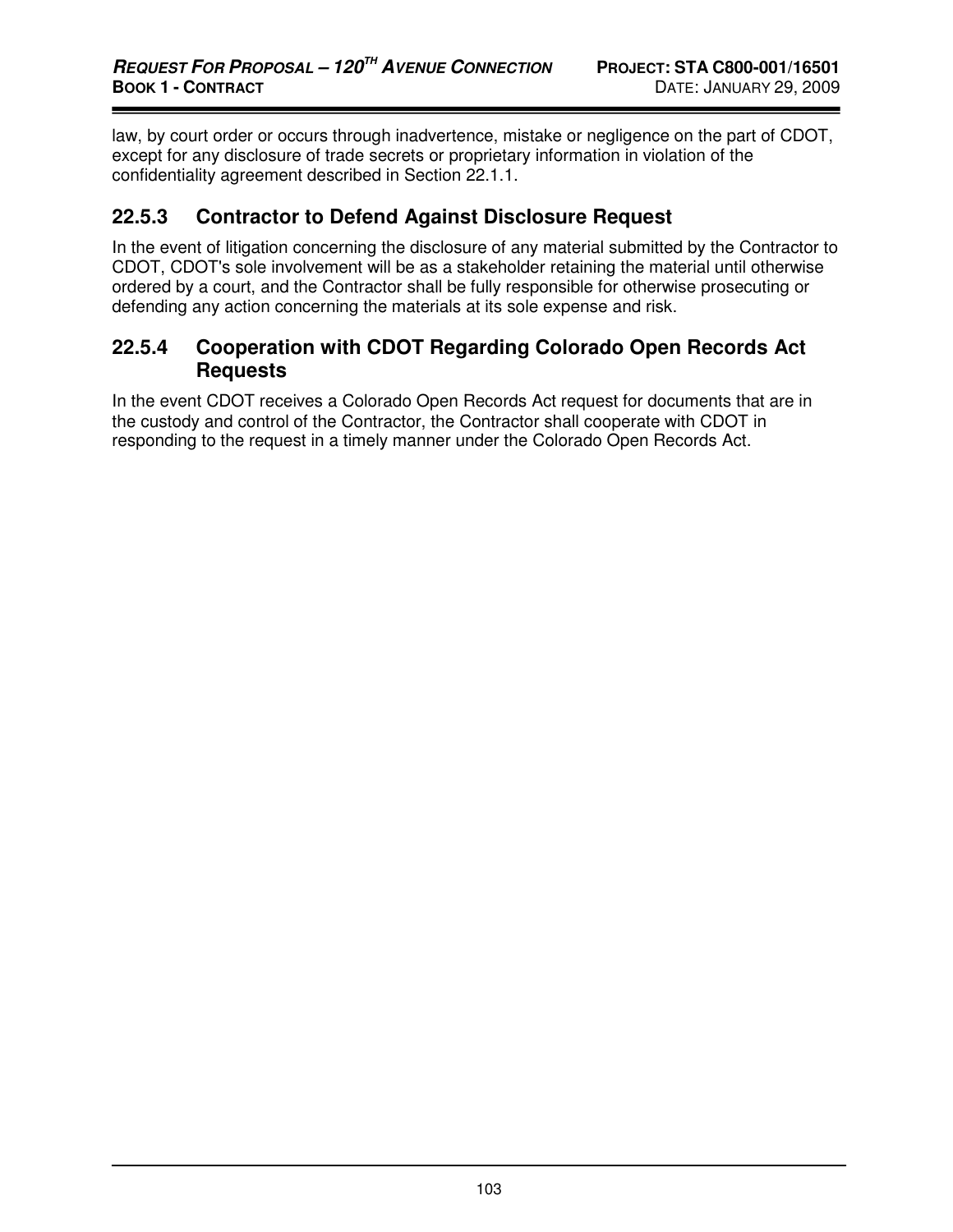law, by court order or occurs through inadvertence, mistake or negligence on the part of CDOT, except for any disclosure of trade secrets or proprietary information in violation of the confidentiality agreement described in Section 22.1.1.

### 22.5.3 Contractor to Defend Against Disclosure Request

In the event of litigation concerning the disclosure of any material submitted by the Contractor to CDOT, CDOT's sole involvement will be as a stakeholder retaining the material until otherwise ordered by a court, and the Contractor shall be fully responsible for otherwise prosecuting or defending any action concerning the materials at its sole expense and risk.

### 22.5.4 Cooperation with CDOT Regarding Colorado Open Records Act Requests

In the event CDOT receives a Colorado Open Records Act request for documents that are in the custody and control of the Contractor, the Contractor shall cooperate with CDOT in responding to the request in a timely manner under the Colorado Open Records Act.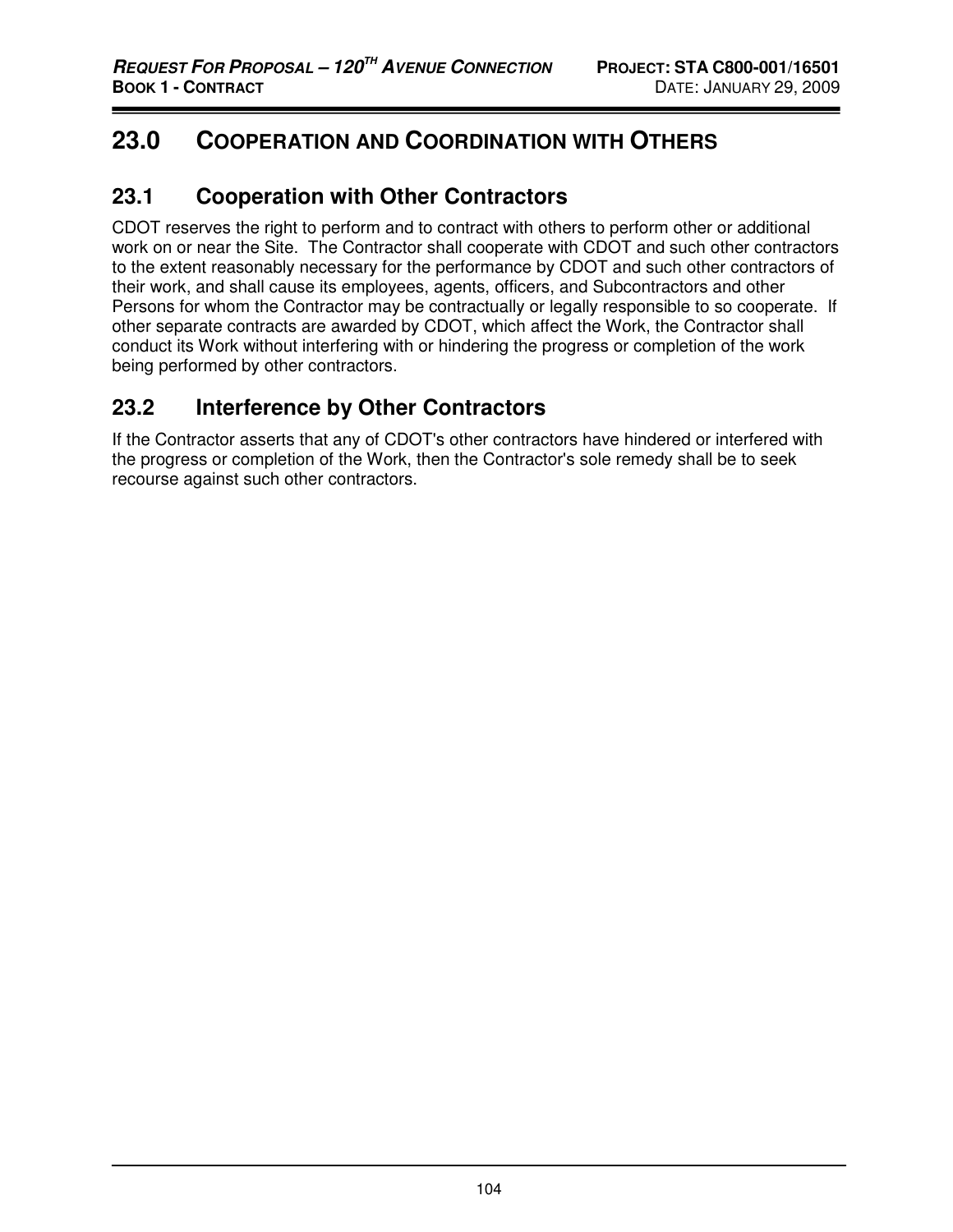# 23.0 COOPERATION AND COORDINATION WITH OTHERS

## 23.1 Cooperation with Other Contractors

CDOT reserves the right to perform and to contract with others to perform other or additional work on or near the Site. The Contractor shall cooperate with CDOT and such other contractors to the extent reasonably necessary for the performance by CDOT and such other contractors of their work, and shall cause its employees, agents, officers, and Subcontractors and other Persons for whom the Contractor may be contractually or legally responsible to so cooperate. If other separate contracts are awarded by CDOT, which affect the Work, the Contractor shall conduct its Work without interfering with or hindering the progress or completion of the work being performed by other contractors.

## 23.2 Interference by Other Contractors

If the Contractor asserts that any of CDOT's other contractors have hindered or interfered with the progress or completion of the Work, then the Contractor's sole remedy shall be to seek recourse against such other contractors.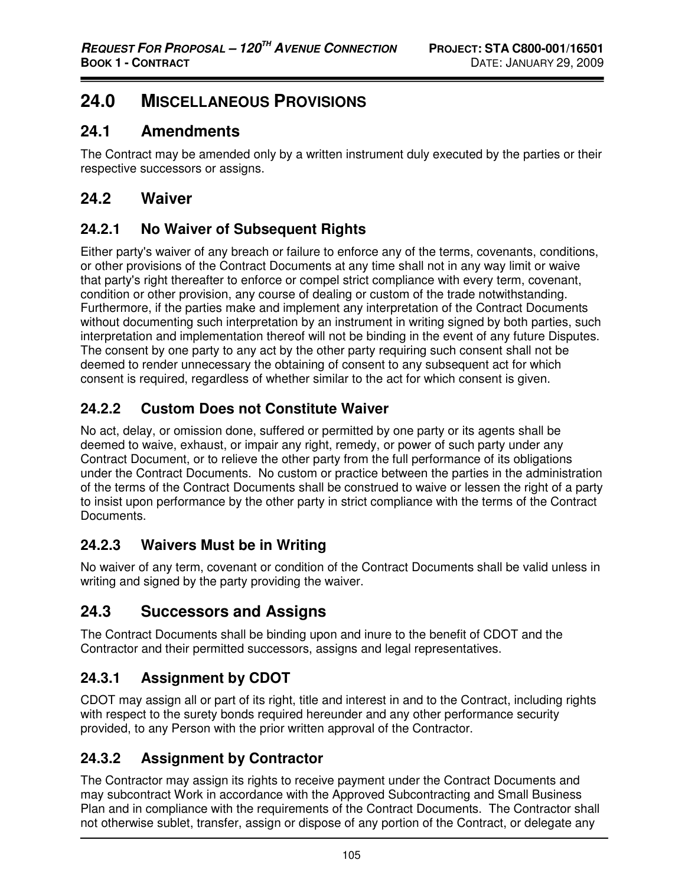# 24.0 MISCELLANEOUS PROVISIONS

## 24.1 Amendments

The Contract may be amended only by a written instrument duly executed by the parties or their respective successors or assigns.

## 24.2 Waiver

### 24.2.1 No Waiver of Subsequent Rights

Either party's waiver of any breach or failure to enforce any of the terms, covenants, conditions, or other provisions of the Contract Documents at any time shall not in any way limit or waive that party's right thereafter to enforce or compel strict compliance with every term, covenant, condition or other provision, any course of dealing or custom of the trade notwithstanding. Furthermore, if the parties make and implement any interpretation of the Contract Documents without documenting such interpretation by an instrument in writing signed by both parties, such interpretation and implementation thereof will not be binding in the event of any future Disputes. The consent by one party to any act by the other party requiring such consent shall not be deemed to render unnecessary the obtaining of consent to any subsequent act for which consent is required, regardless of whether similar to the act for which consent is given.

### 24.2.2 Custom Does not Constitute Waiver

No act, delay, or omission done, suffered or permitted by one party or its agents shall be deemed to waive, exhaust, or impair any right, remedy, or power of such party under any Contract Document, or to relieve the other party from the full performance of its obligations under the Contract Documents. No custom or practice between the parties in the administration of the terms of the Contract Documents shall be construed to waive or lessen the right of a party to insist upon performance by the other party in strict compliance with the terms of the Contract Documents.

### 24.2.3 Waivers Must be in Writing

No waiver of any term, covenant or condition of the Contract Documents shall be valid unless in writing and signed by the party providing the waiver.

## 24.3 Successors and Assigns

The Contract Documents shall be binding upon and inure to the benefit of CDOT and the Contractor and their permitted successors, assigns and legal representatives.

### 24.3.1 Assignment by CDOT

CDOT may assign all or part of its right, title and interest in and to the Contract, including rights with respect to the surety bonds required hereunder and any other performance security provided, to any Person with the prior written approval of the Contractor.

### 24.3.2 Assignment by Contractor

The Contractor may assign its rights to receive payment under the Contract Documents and may subcontract Work in accordance with the Approved Subcontracting and Small Business Plan and in compliance with the requirements of the Contract Documents. The Contractor shall not otherwise sublet, transfer, assign or dispose of any portion of the Contract, or delegate any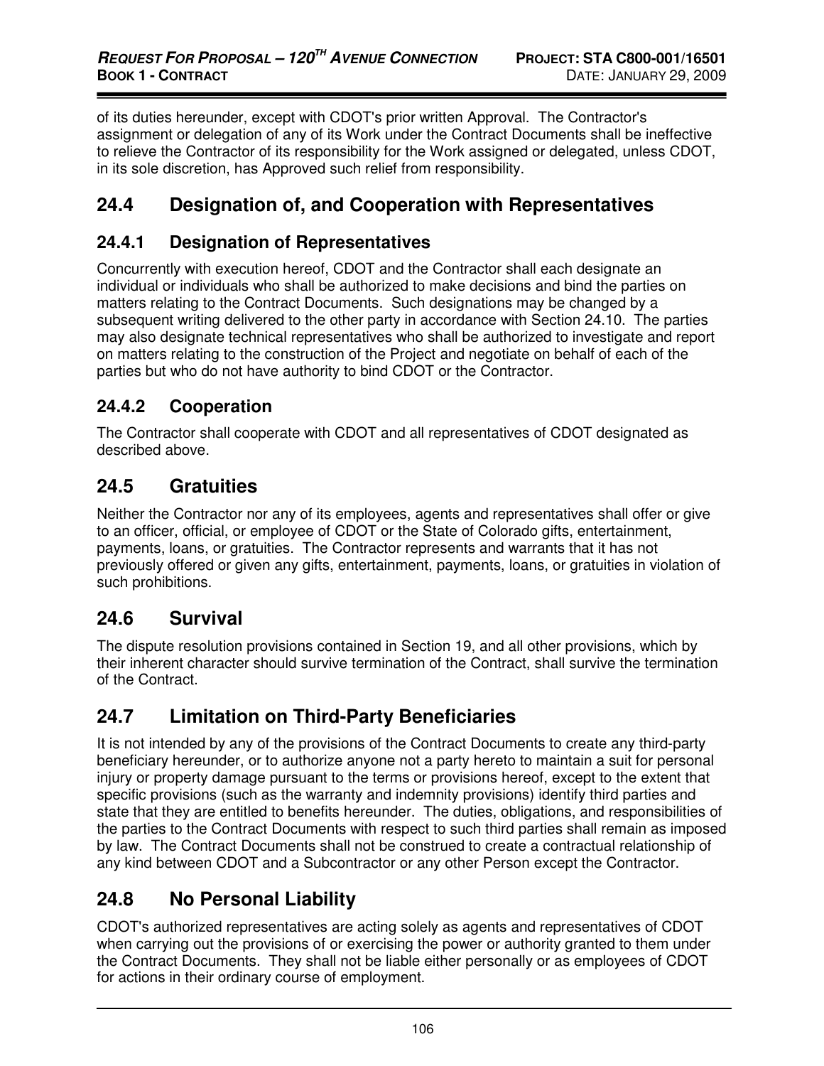of its duties hereunder, except with CDOT's prior written Approval. The Contractor's assignment or delegation of any of its Work under the Contract Documents shall be ineffective to relieve the Contractor of its responsibility for the Work assigned or delegated, unless CDOT, in its sole discretion, has Approved such relief from responsibility.

## 24.4 Designation of, and Cooperation with Representatives

### 24.4.1 Designation of Representatives

Concurrently with execution hereof, CDOT and the Contractor shall each designate an individual or individuals who shall be authorized to make decisions and bind the parties on matters relating to the Contract Documents. Such designations may be changed by a subsequent writing delivered to the other party in accordance with Section 24.10. The parties may also designate technical representatives who shall be authorized to investigate and report on matters relating to the construction of the Project and negotiate on behalf of each of the parties but who do not have authority to bind CDOT or the Contractor.

### 24.4.2 Cooperation

The Contractor shall cooperate with CDOT and all representatives of CDOT designated as described above.

## 24.5 Gratuities

Neither the Contractor nor any of its employees, agents and representatives shall offer or give to an officer, official, or employee of CDOT or the State of Colorado gifts, entertainment, payments, loans, or gratuities. The Contractor represents and warrants that it has not previously offered or given any gifts, entertainment, payments, loans, or gratuities in violation of such prohibitions.

## 24.6 Survival

The dispute resolution provisions contained in Section 19, and all other provisions, which by their inherent character should survive termination of the Contract, shall survive the termination of the Contract.

## 24.7 Limitation on Third-Party Beneficiaries

It is not intended by any of the provisions of the Contract Documents to create any third-party beneficiary hereunder, or to authorize anyone not a party hereto to maintain a suit for personal injury or property damage pursuant to the terms or provisions hereof, except to the extent that specific provisions (such as the warranty and indemnity provisions) identify third parties and state that they are entitled to benefits hereunder. The duties, obligations, and responsibilities of the parties to the Contract Documents with respect to such third parties shall remain as imposed by law. The Contract Documents shall not be construed to create a contractual relationship of any kind between CDOT and a Subcontractor or any other Person except the Contractor.

## 24.8 No Personal Liability

CDOT's authorized representatives are acting solely as agents and representatives of CDOT when carrying out the provisions of or exercising the power or authority granted to them under the Contract Documents. They shall not be liable either personally or as employees of CDOT for actions in their ordinary course of employment.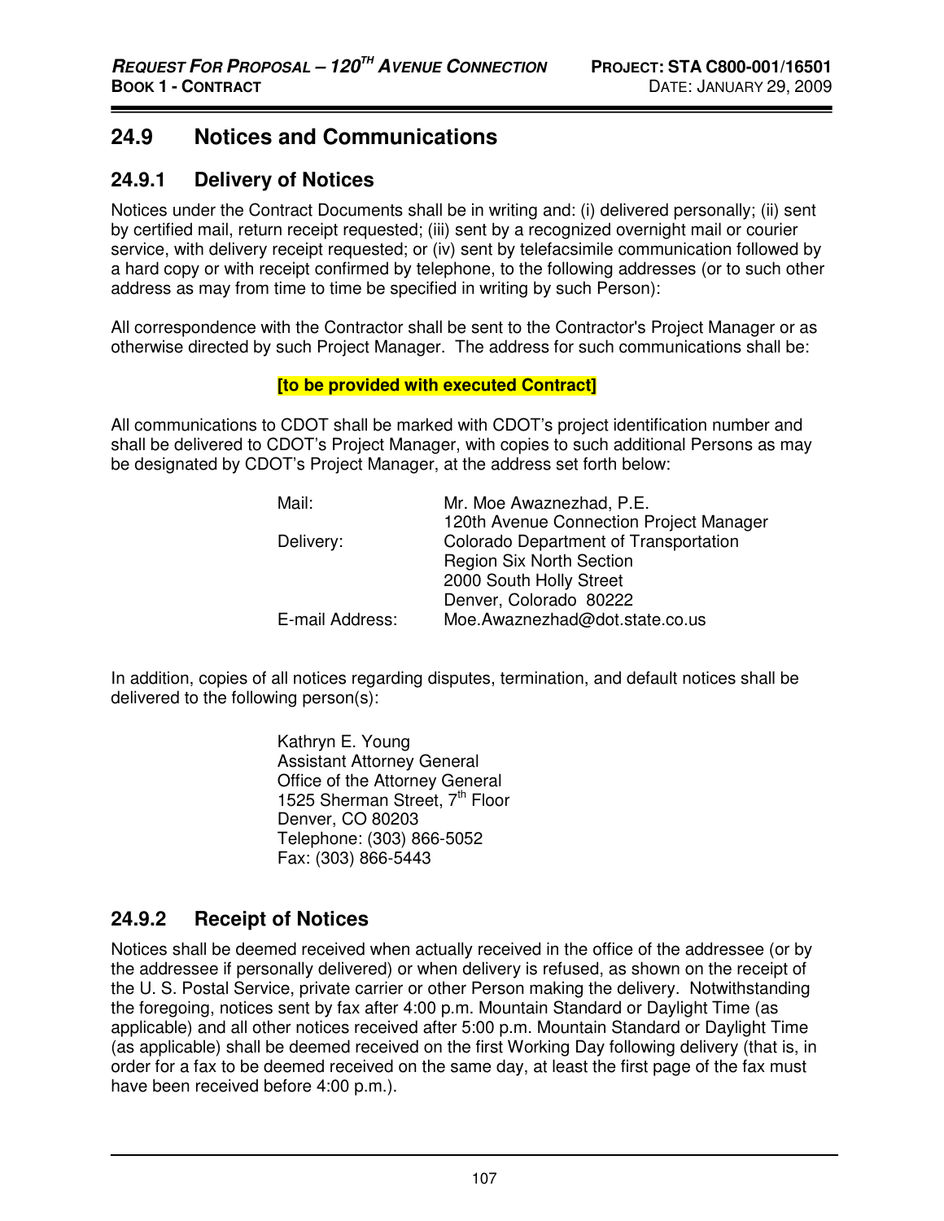## 24.9 Notices and Communications

### 24.9.1 Delivery of Notices

Notices under the Contract Documents shall be in writing and: (i) delivered personally; (ii) sent by certified mail, return receipt requested; (iii) sent by a recognized overnight mail or courier service, with delivery receipt requested; or (iv) sent by telefacsimile communication followed by a hard copy or with receipt confirmed by telephone, to the following addresses (or to such other address as may from time to time be specified in writing by such Person):

All correspondence with the Contractor shall be sent to the Contractor's Project Manager or as otherwise directed by such Project Manager. The address for such communications shall be:

**[to be provided with executed Contract]**

All communications to CDOT shall be marked with CDOT's project identification number and shall be delivered to CDOT's Project Manager, with copies to such additional Persons as may be designated by CDOT's Project Manager, at the address set forth below:

| | |
|---|---|
| Mail: | Mr. Moe Awaznezhad, P.E. |
| | 120th Avenue Connection Project Manager |
| Delivery: | Colorado Department of Transportation |
| | Region Six North Section |
| | 2000 South Holly Street |
| | Denver, Colorado 80222 |
| E-mail Address: | Moe.Awaznezhad@dot.state.co.us |

In addition, copies of all notices regarding disputes, termination, and default notices shall be delivered to the following person(s):

Kathryn E. Young
Assistant Attorney General
Office of the Attorney General
1525 Sherman Street, 7th Floor
Denver, CO 80203
Telephone: (303) 866-5052
Fax: (303) 866-5443

### 24.9.2 Receipt of Notices

Notices shall be deemed received when actually received in the office of the addressee (or by the addressee if personally delivered) or when delivery is refused, as shown on the receipt of the U. S. Postal Service, private carrier or other Person making the delivery. Notwithstanding the foregoing, notices sent by fax after 4:00 p.m. Mountain Standard or Daylight Time (as applicable) and all other notices received after 5:00 p.m. Mountain Standard or Daylight Time (as applicable) shall be deemed received on the first Working Day following delivery (that is, in order for a fax to be deemed received on the same day, at least the first page of the fax must have been received before 4:00 p.m.).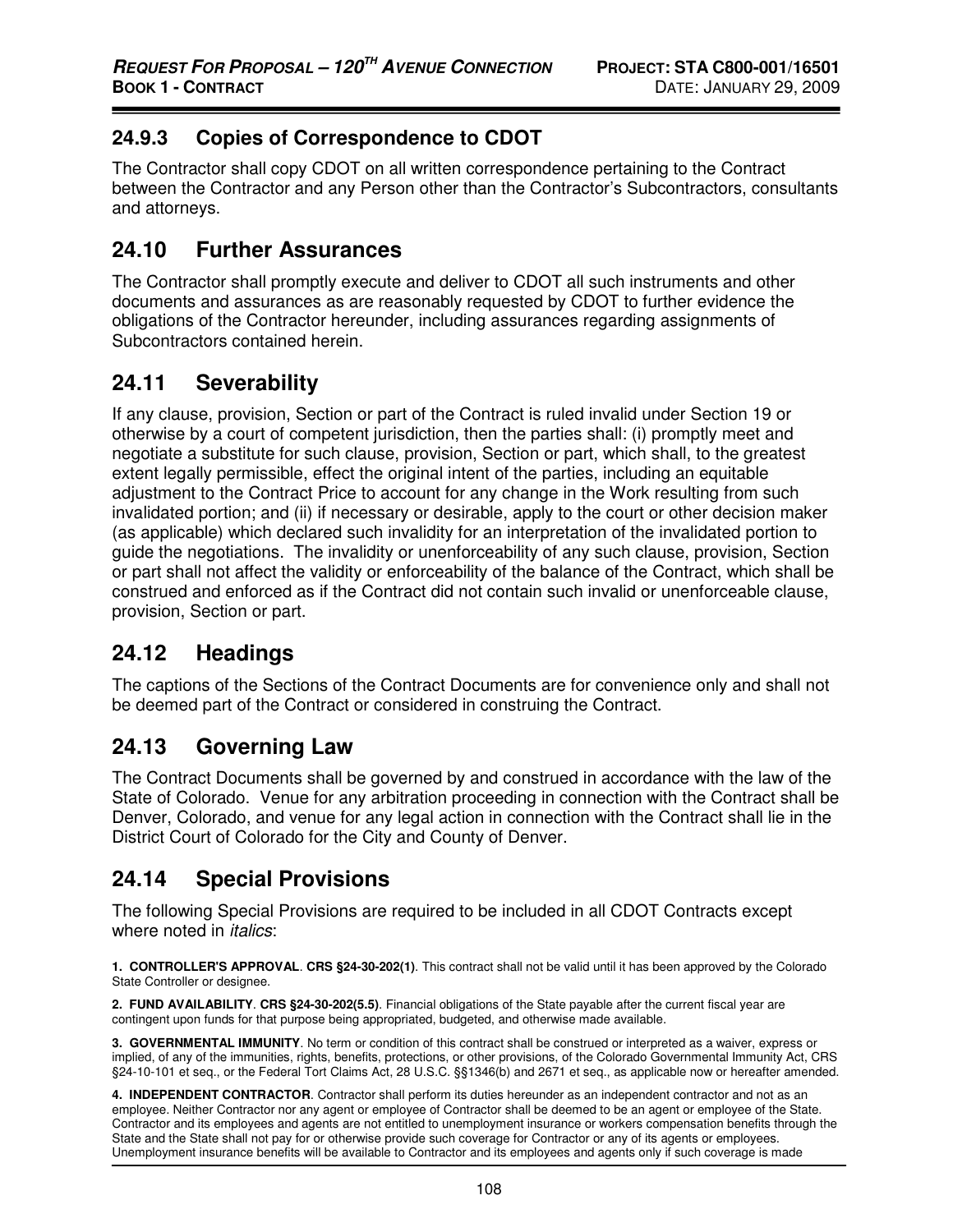### 24.9.3 Copies of Correspondence to CDOT

The Contractor shall copy CDOT on all written correspondence pertaining to the Contract between the Contractor and any Person other than the Contractor's Subcontractors, consultants and attorneys.

## 24.10 Further Assurances

The Contractor shall promptly execute and deliver to CDOT all such instruments and other documents and assurances as are reasonably requested by CDOT to further evidence the obligations of the Contractor hereunder, including assurances regarding assignments of Subcontractors contained herein.

## 24.11 Severability

If any clause, provision, Section or part of the Contract is ruled invalid under Section 19 or otherwise by a court of competent jurisdiction, then the parties shall: (i) promptly meet and negotiate a substitute for such clause, provision, Section or part, which shall, to the greatest extent legally permissible, effect the original intent of the parties, including an equitable adjustment to the Contract Price to account for any change in the Work resulting from such invalidated portion; and (ii) if necessary or desirable, apply to the court or other decision maker (as applicable) which declared such invalidity for an interpretation of the invalidated portion to guide the negotiations. The invalidity or unenforceability of any such clause, provision, Section or part shall not affect the validity or enforceability of the balance of the Contract, which shall be construed and enforced as if the Contract did not contain such invalid or unenforceable clause, provision, Section or part.

## 24.12 Headings

The captions of the Sections of the Contract Documents are for convenience only and shall not be deemed part of the Contract or considered in construing the Contract.

## 24.13 Governing Law

The Contract Documents shall be governed by and construed in accordance with the law of the State of Colorado. Venue for any arbitration proceeding in connection with the Contract shall be Denver, Colorado, and venue for any legal action in connection with the Contract shall lie in the District Court of Colorado for the City and County of Denver.

## 24.14 Special Provisions

The following Special Provisions are required to be included in all CDOT Contracts except where noted in *italics*:

**1. CONTROLLER'S APPROVAL**. **CRS §24-30-202(1)**. This contract shall not be valid until it has been approved by the Colorado State Controller or designee.

**2. FUND AVAILABILITY**. **CRS §24-30-202(5.5)**. Financial obligations of the State payable after the current fiscal year are contingent upon funds for that purpose being appropriated, budgeted, and otherwise made available.

**3. GOVERNMENTAL IMMUNITY**. No term or condition of this contract shall be construed or interpreted as a waiver, express or implied, of any of the immunities, rights, benefits, protections, or other provisions, of the Colorado Governmental Immunity Act, CRS §24-10-101 et seq., or the Federal Tort Claims Act, 28 U.S.C. §§1346(b) and 2671 et seq., as applicable now or hereafter amended.

**4. INDEPENDENT CONTRACTOR**. Contractor shall perform its duties hereunder as an independent contractor and not as an employee. Neither Contractor nor any agent or employee of Contractor shall be deemed to be an agent or employee of the State. Contractor and its employees and agents are not entitled to unemployment insurance or workers compensation benefits through the State and the State shall not pay for or otherwise provide such coverage for Contractor or any of its agents or employees. Unemployment insurance benefits will be available to Contractor and its employees and agents only if such coverage is made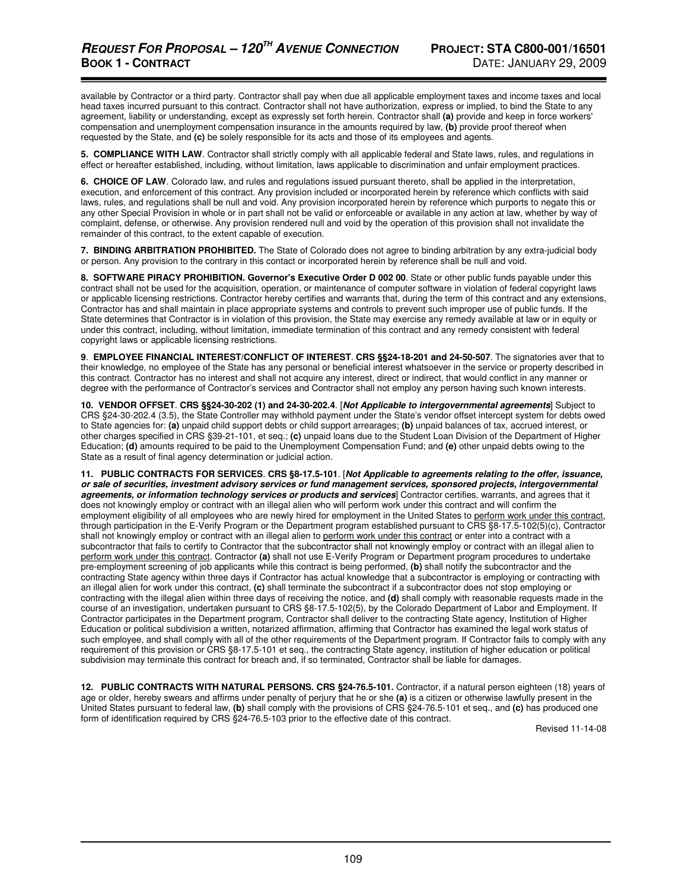available by Contractor or a third party. Contractor shall pay when due all applicable employment taxes and income taxes and local head taxes incurred pursuant to this contract. Contractor shall not have authorization, express or implied, to bind the State to any agreement, liability or understanding, except as expressly set forth herein. Contractor shall **(a)** provide and keep in force workers' compensation and unemployment compensation insurance in the amounts required by law, **(b)** provide proof thereof when requested by the State, and **(c)** be solely responsible for its acts and those of its employees and agents.

**5. COMPLIANCE WITH LAW**. Contractor shall strictly comply with all applicable federal and State laws, rules, and regulations in effect or hereafter established, including, without limitation, laws applicable to discrimination and unfair employment practices.

**6. CHOICE OF LAW**. Colorado law, and rules and regulations issued pursuant thereto, shall be applied in the interpretation, execution, and enforcement of this contract. Any provision included or incorporated herein by reference which conflicts with said laws, rules, and regulations shall be null and void. Any provision incorporated herein by reference which purports to negate this or any other Special Provision in whole or in part shall not be valid or enforceable or available in any action at law, whether by way of complaint, defense, or otherwise. Any provision rendered null and void by the operation of this provision shall not invalidate the remainder of this contract, to the extent capable of execution.

**7. BINDING ARBITRATION PROHIBITED.** The State of Colorado does not agree to binding arbitration by any extra-judicial body or person. Any provision to the contrary in this contact or incorporated herein by reference shall be null and void.

**8. SOFTWARE PIRACY PROHIBITION. Governor's Executive Order D 002 00**. State or other public funds payable under this contract shall not be used for the acquisition, operation, or maintenance of computer software in violation of federal copyright laws or applicable licensing restrictions. Contractor hereby certifies and warrants that, during the term of this contract and any extensions, Contractor has and shall maintain in place appropriate systems and controls to prevent such improper use of public funds. If the State determines that Contractor is in violation of this provision, the State may exercise any remedy available at law or in equity or under this contract, including, without limitation, immediate termination of this contract and any remedy consistent with federal copyright laws or applicable licensing restrictions.

**9**. **EMPLOYEE FINANCIAL INTEREST/CONFLICT OF INTEREST**. **CRS §§24-18-201 and 24-50-507**. The signatories aver that to their knowledge, no employee of the State has any personal or beneficial interest whatsoever in the service or property described in this contract. Contractor has no interest and shall not acquire any interest, direct or indirect, that would conflict in any manner or degree with the performance of Contractor's services and Contractor shall not employ any person having such known interests.

**10. VENDOR OFFSET**. **CRS §§24-30-202 (1) and 24-30-202.4**. [***Not Applicable to intergovernmental agreements***] Subject to CRS §24-30-202.4 (3.5), the State Controller may withhold payment under the State's vendor offset intercept system for debts owed to State agencies for: **(a)** unpaid child support debts or child support arrearages; **(b)** unpaid balances of tax, accrued interest, or other charges specified in CRS §39-21-101, et seq.; **(c)** unpaid loans due to the Student Loan Division of the Department of Higher Education; **(d)** amounts required to be paid to the Unemployment Compensation Fund; and **(e)** other unpaid debts owing to the State as a result of final agency determination or judicial action.

**11. PUBLIC CONTRACTS FOR SERVICES**. **CRS §8-17.5-101**. [***Not Applicable to agreements relating to the offer, issuance, or sale of securities, investment advisory services or fund management services, sponsored projects, intergovernmental agreements, or information technology services or products and services***] Contractor certifies, warrants, and agrees that it does not knowingly employ or contract with an illegal alien who will perform work under this contract and will confirm the employment eligibility of all employees who are newly hired for employment in the United States to perform work under this contract, through participation in the E-Verify Program or the Department program established pursuant to CRS §8-17.5-102(5)(c), Contractor shall not knowingly employ or contract with an illegal alien to perform work under this contract or enter into a contract with a subcontractor that fails to certify to Contractor that the subcontractor shall not knowingly employ or contract with an illegal alien to perform work under this contract. Contractor **(a)** shall not use E-Verify Program or Department program procedures to undertake pre-employment screening of job applicants while this contract is being performed, **(b)** shall notify the subcontractor and the contracting State agency within three days if Contractor has actual knowledge that a subcontractor is employing or contracting with an illegal alien for work under this contract, **(c)** shall terminate the subcontract if a subcontractor does not stop employing or contracting with the illegal alien within three days of receiving the notice, and **(d)** shall comply with reasonable requests made in the course of an investigation, undertaken pursuant to CRS §8-17.5-102(5), by the Colorado Department of Labor and Employment. If Contractor participates in the Department program, Contractor shall deliver to the contracting State agency, Institution of Higher Education or political subdivision a written, notarized affirmation, affirming that Contractor has examined the legal work status of such employee, and shall comply with all of the other requirements of the Department program. If Contractor fails to comply with any requirement of this provision or CRS §8-17.5-101 et seq., the contracting State agency, institution of higher education or political subdivision may terminate this contract for breach and, if so terminated, Contractor shall be liable for damages.

**12. PUBLIC CONTRACTS WITH NATURAL PERSONS. CRS §24-76.5-101.** Contractor, if a natural person eighteen (18) years of age or older, hereby swears and affirms under penalty of perjury that he or she **(a)** is a citizen or otherwise lawfully present in the United States pursuant to federal law, **(b)** shall comply with the provisions of CRS §24-76.5-101 et seq., and **(c)** has produced one form of identification required by CRS §24-76.5-103 prior to the effective date of this contract.

Revised 11-14-08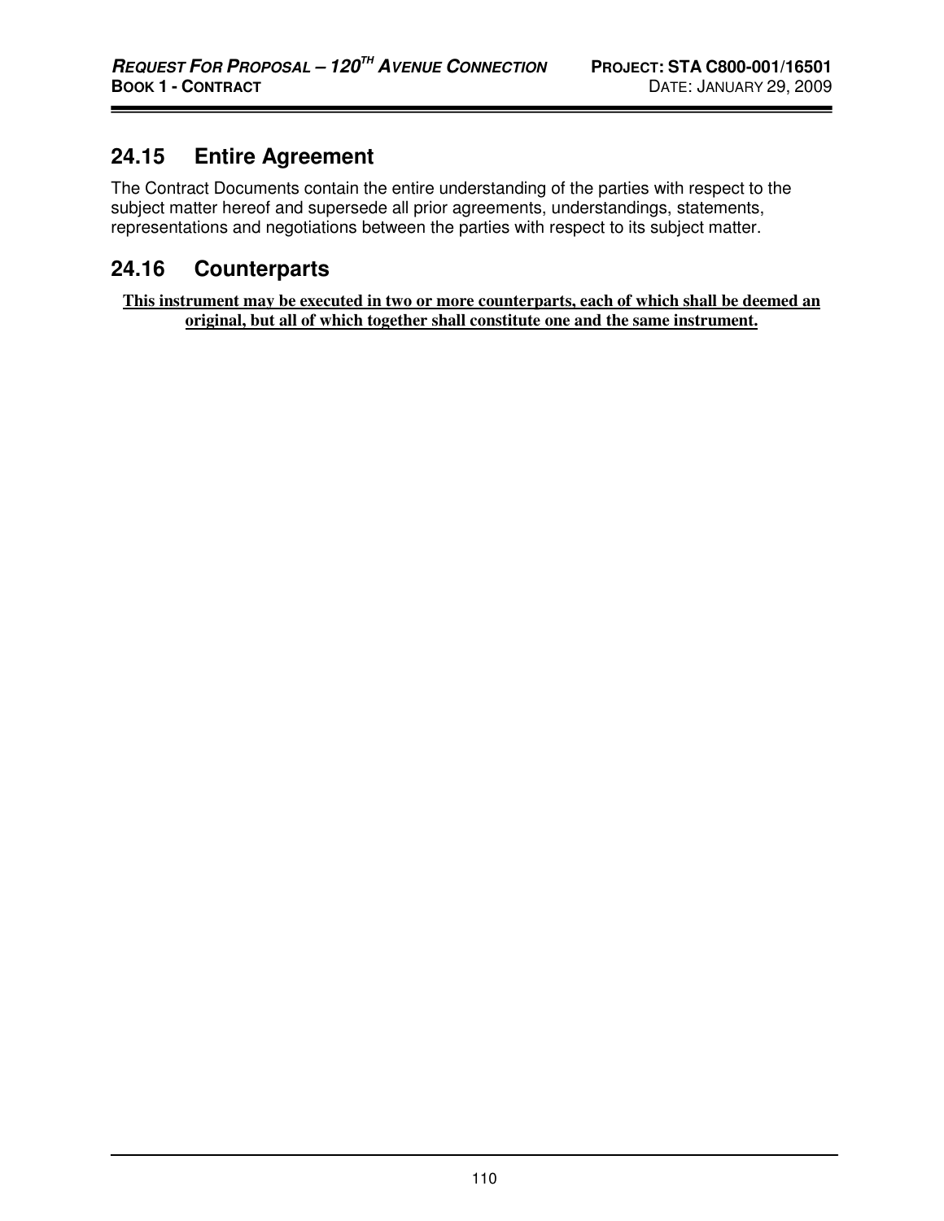## 24.15 Entire Agreement

The Contract Documents contain the entire understanding of the parties with respect to the subject matter hereof and supersede all prior agreements, understandings, statements, representations and negotiations between the parties with respect to its subject matter.

## 24.16 Counterparts

**This instrument may be executed in two or more counterparts, each of which shall be deemed an original, but all of which together shall constitute one and the same instrument.**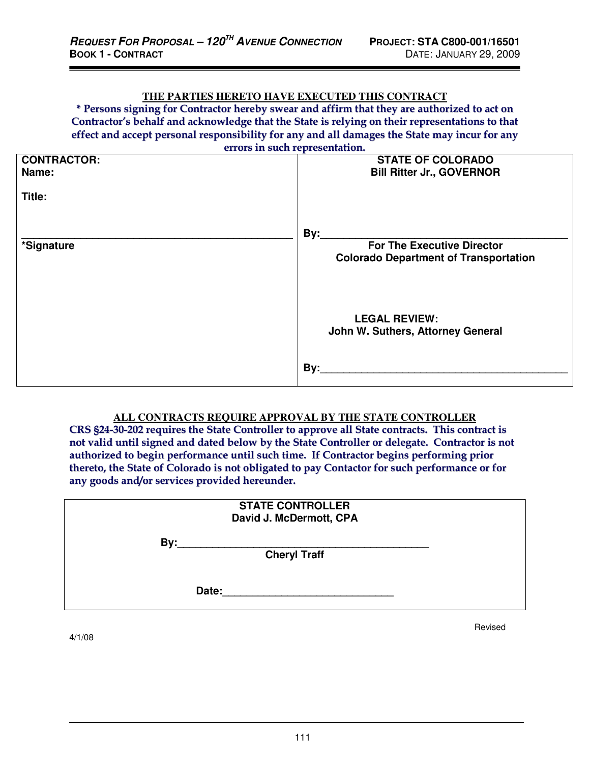**THE PARTIES HERETO HAVE EXECUTED THIS CONTRACT**

**\* Persons signing for Contractor hereby swear and affirm that they are authorized to act on Contractor's behalf and acknowledge that the State is relying on their representations to that effect and accept personal responsibility for any and all damages the State may incur for any errors in such representation.**

| | |
|---|---|
| **CONTRACTOR:**<br>**Name:**<br><br>**Title:**<br><br>\_\_\_\_\_\_\_\_\_\_\_\_\_\_\_\_\_\_\_\_\_\_\_\_\_\_\_\_\_\_\_\_\_\_\_\_\_\_\_\_<br>**\*Signature** | **STATE OF COLORADO**<br>**Bill Ritter Jr., GOVERNOR**<br><br>**By:**\_\_\_\_\_\_\_\_\_\_\_\_\_\_\_\_\_\_\_\_\_\_\_\_\_\_\_\_\_\_\_\_\_\_\_\_\_\_<br>**For The Executive Director**<br>**Colorado Department of Transportation**<br><br>**LEGAL REVIEW:**<br>**John W. Suthers, Attorney General**<br><br>**By:**\_\_\_\_\_\_\_\_\_\_\_\_\_\_\_\_\_\_\_\_\_\_\_\_\_\_\_\_\_\_\_\_\_\_\_\_\_\_ |

**ALL CONTRACTS REQUIRE APPROVAL BY THE STATE CONTROLLER**

**CRS §24-30-202 requires the State Controller to approve all State contracts. This contract is not valid until signed and dated below by the State Controller or delegate. Contractor is not authorized to begin performance until such time. If Contractor begins performing prior thereto, the State of Colorado is not obligated to pay Contactor for such performance or for any goods and/or services provided hereunder.**

| |
|---|
| **STATE CONTROLLER**<br>**David J. McDermott, CPA**<br><br>**By:**\_\_\_\_\_\_\_\_\_\_\_\_\_\_\_\_\_\_\_\_\_\_\_\_\_\_\_\_\_\_\_\_\_\_\_\_\_\_<br>**Cheryl Traff**<br><br>**Date:**\_\_\_\_\_\_\_\_\_\_\_\_\_\_\_\_\_\_\_\_\_\_\_\_\_\_ |

Revised 4/1/08